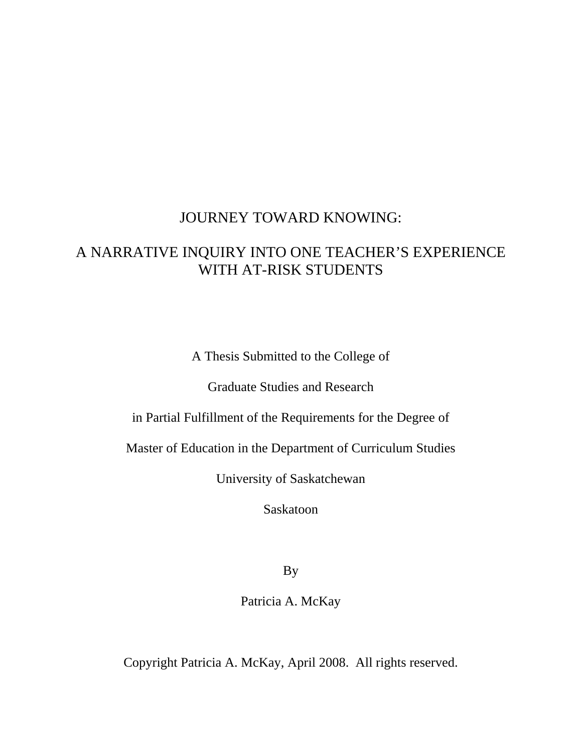# JOURNEY TOWARD KNOWING:

## A NARRATIVE INQUIRY INTO ONE TEACHER'S EXPERIENCE WITH AT-RISK STUDENTS

A Thesis Submitted to the College of

Graduate Studies and Research

in Partial Fulfillment of the Requirements for the Degree of

Master of Education in the Department of Curriculum Studies

University of Saskatchewan

Saskatoon

By

Patricia A. McKay

Copyright Patricia A. McKay, April 2008. All rights reserved.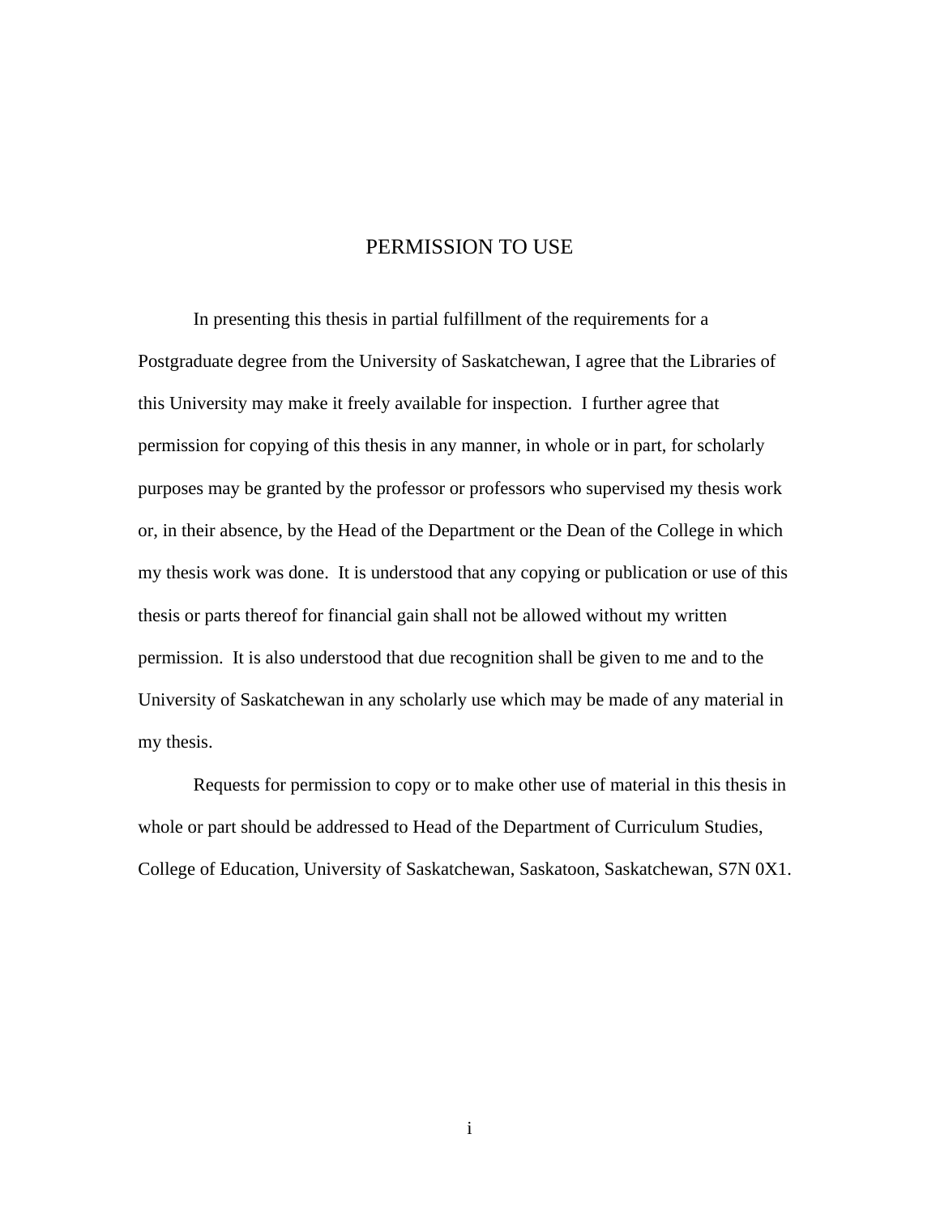# PERMISSION TO USE

In presenting this thesis in partial fulfillment of the requirements for a Postgraduate degree from the University of Saskatchewan, I agree that the Libraries of this University may make it freely available for inspection. I further agree that permission for copying of this thesis in any manner, in whole or in part, for scholarly purposes may be granted by the professor or professors who supervised my thesis work or, in their absence, by the Head of the Department or the Dean of the College in which my thesis work was done. It is understood that any copying or publication or use of this thesis or parts thereof for financial gain shall not be allowed without my written permission. It is also understood that due recognition shall be given to me and to the University of Saskatchewan in any scholarly use which may be made of any material in my thesis.

Requests for permission to copy or to make other use of material in this thesis in whole or part should be addressed to Head of the Department of Curriculum Studies, College of Education, University of Saskatchewan, Saskatoon, Saskatchewan, S7N 0X1.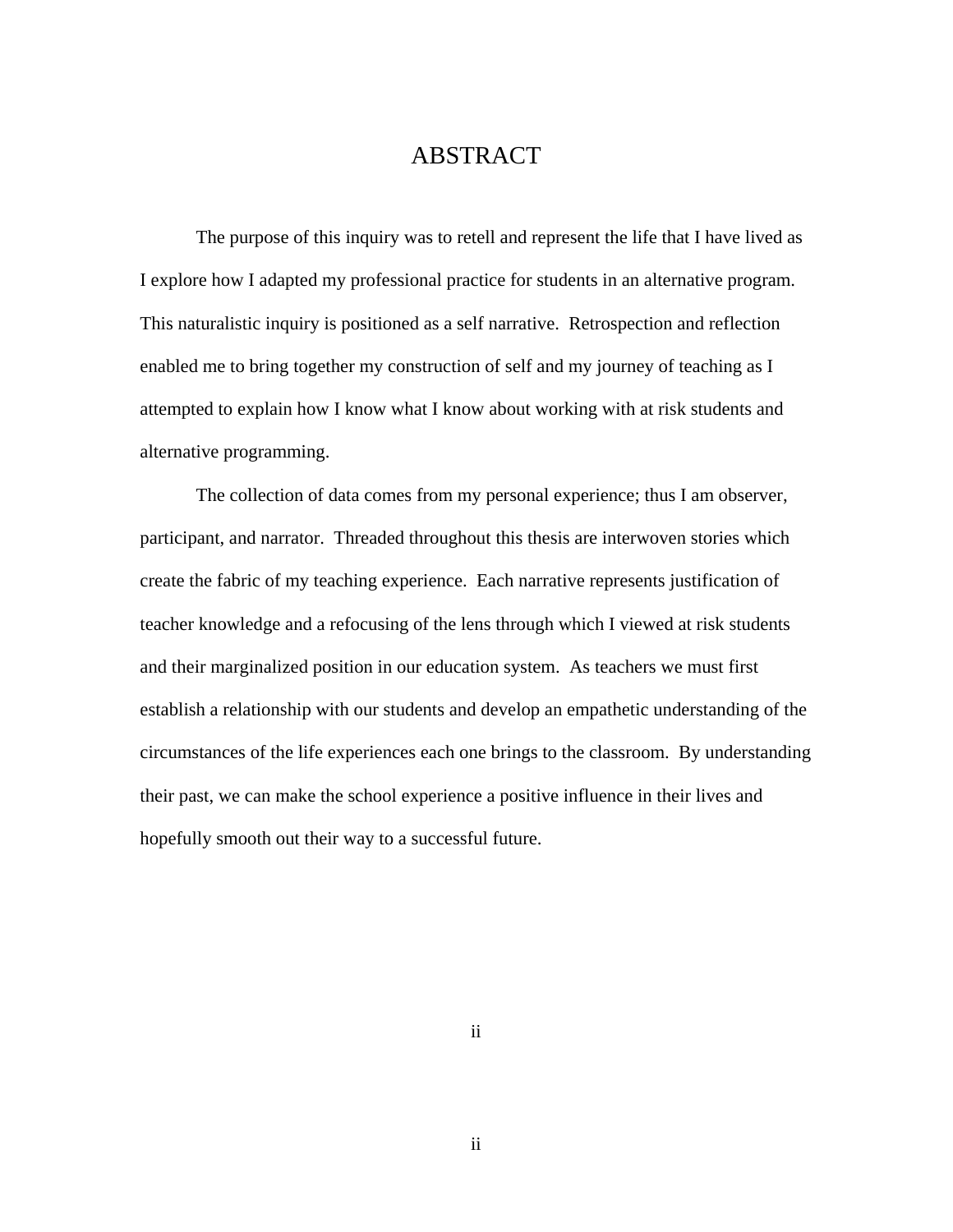# ABSTRACT

The purpose of this inquiry was to retell and represent the life that I have lived as I explore how I adapted my professional practice for students in an alternative program. This naturalistic inquiry is positioned as a self narrative. Retrospection and reflection enabled me to bring together my construction of self and my journey of teaching as I attempted to explain how I know what I know about working with at risk students and alternative programming.

The collection of data comes from my personal experience; thus I am observer, participant, and narrator. Threaded throughout this thesis are interwoven stories which create the fabric of my teaching experience. Each narrative represents justification of teacher knowledge and a refocusing of the lens through which I viewed at risk students and their marginalized position in our education system. As teachers we must first establish a relationship with our students and develop an empathetic understanding of the circumstances of the life experiences each one brings to the classroom. By understanding their past, we can make the school experience a positive influence in their lives and hopefully smooth out their way to a successful future.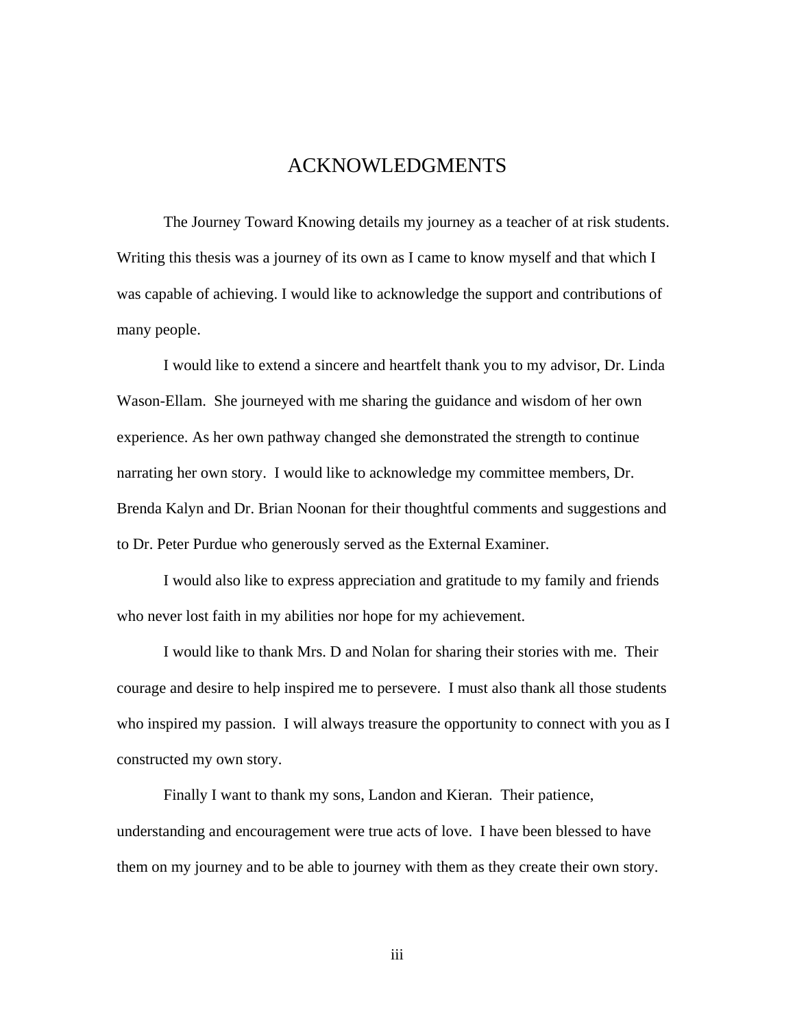# ACKNOWLEDGMENTS

The Journey Toward Knowing details my journey as a teacher of at risk students. Writing this thesis was a journey of its own as I came to know myself and that which I was capable of achieving. I would like to acknowledge the support and contributions of many people.

I would like to extend a sincere and heartfelt thank you to my advisor, Dr. Linda Wason-Ellam. She journeyed with me sharing the guidance and wisdom of her own experience. As her own pathway changed she demonstrated the strength to continue narrating her own story. I would like to acknowledge my committee members, Dr. Brenda Kalyn and Dr. Brian Noonan for their thoughtful comments and suggestions and to Dr. Peter Purdue who generously served as the External Examiner.

I would also like to express appreciation and gratitude to my family and friends who never lost faith in my abilities nor hope for my achievement.

I would like to thank Mrs. D and Nolan for sharing their stories with me. Their courage and desire to help inspired me to persevere. I must also thank all those students who inspired my passion. I will always treasure the opportunity to connect with you as I constructed my own story.

Finally I want to thank my sons, Landon and Kieran. Their patience, understanding and encouragement were true acts of love. I have been blessed to have them on my journey and to be able to journey with them as they create their own story.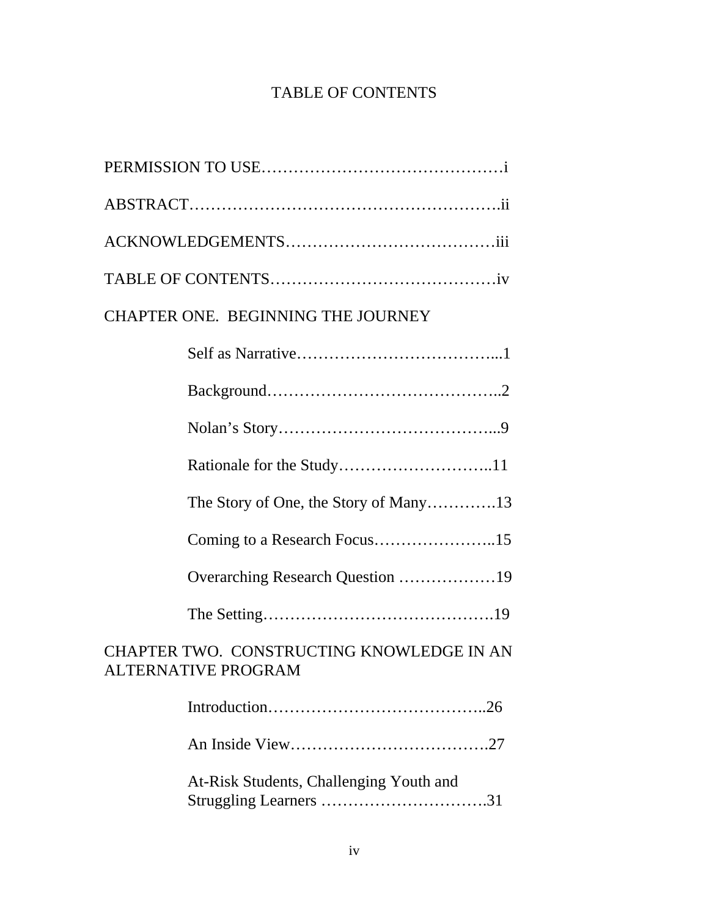# TABLE OF CONTENTS

PERMISSION TO USE……………………………………i

ABSTRACT………………………………………………ii

ACKNOWLEDGEMENTS………………………………iii

TABLE OF CONTENTS…………………………………iv

CHAPTER ONE. BEGINNING THE JOURNEY

- Self as Narrative………………………………...1
- Background……………………………………..2
- Nolan's Story…………………………………...9
- Rationale for the Study………………………..11
- The Story of One, the Story of Many………….13
- Coming to a Research Focus…………………..15
- Overarching Research Question ………………19
- The Setting…………………………………….19

CHAPTER TWO. CONSTRUCTING KNOWLEDGE IN AN ALTERNATIVE PROGRAM

- Introduction…………………………………..26
- An Inside View……………………………….27
- At-Risk Students, Challenging Youth and Struggling Learners ………………………….31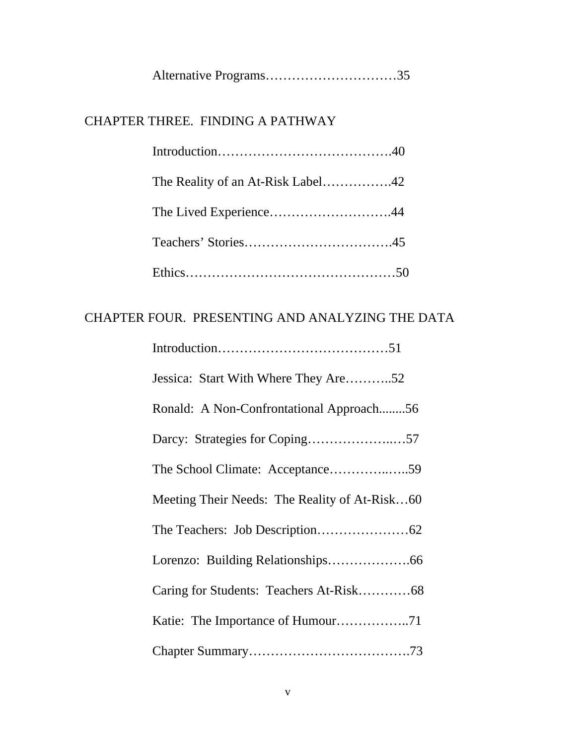Alternative Programs…………………………35

CHAPTER THREE. FINDING A PATHWAY

Introduction………………………………….40

The Reality of an At-Risk Label…………….42

The Lived Experience……………………….44

Teachers' Stories…………………………….45

Ethics…………………………………………50

CHAPTER FOUR. PRESENTING AND ANALYZING THE DATA

Introduction…………………………………51

Jessica: Start With Where They Are………..52

Ronald: A Non-Confrontational Approach........56

Darcy: Strategies for Coping………………..…57

The School Climate: Acceptance…………..…..59

Meeting Their Needs: The Reality of At-Risk…60

The Teachers: Job Description…………………62

Lorenzo: Building Relationships……………….66

Caring for Students: Teachers At-Risk…………68

Katie: The Importance of Humour……………..71

Chapter Summary……………………………….73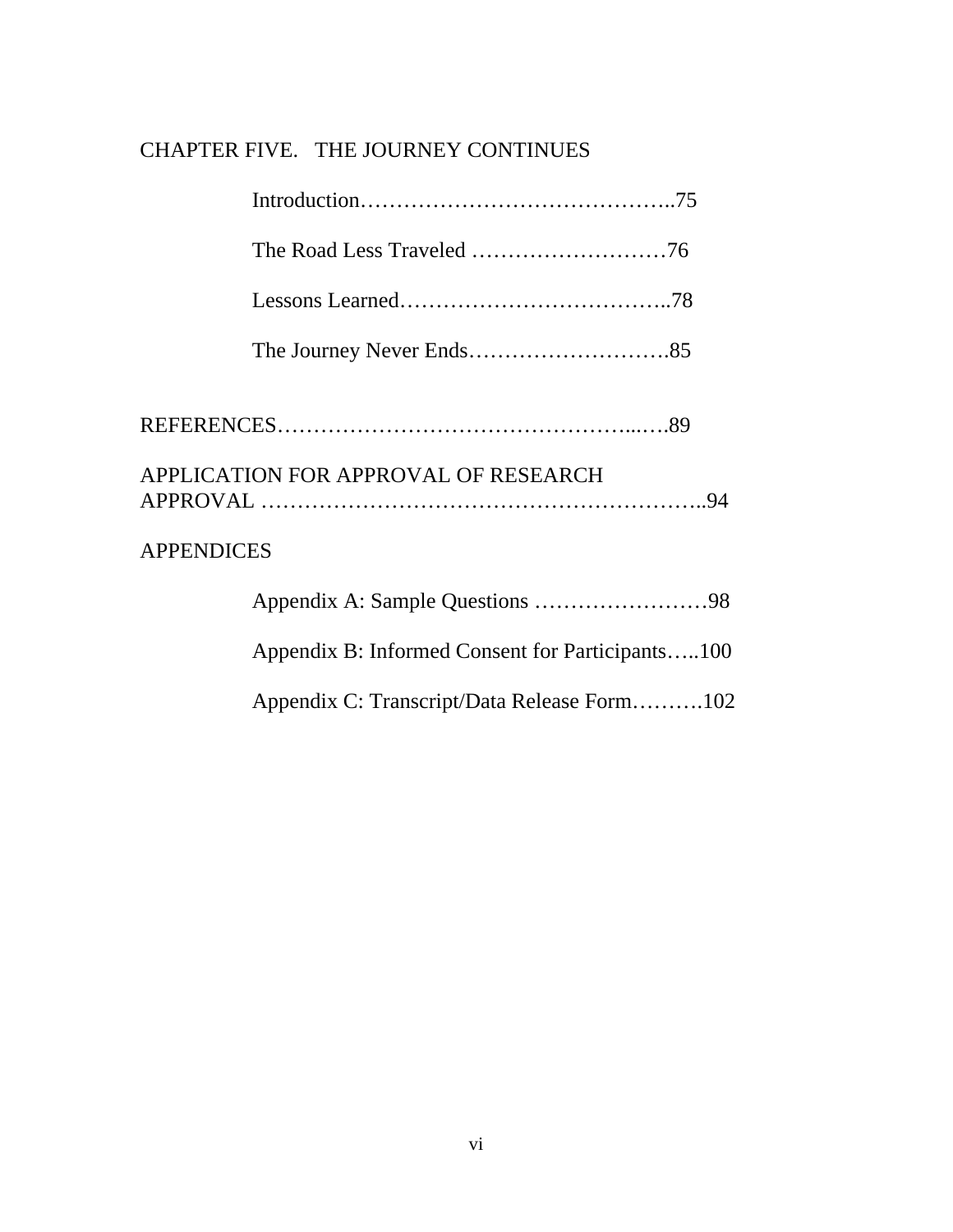CHAPTER FIVE. THE JOURNEY CONTINUES

Introduction……………………………………..75

The Road Less Traveled ………………………76

Lessons Learned………………………………..78

The Journey Never Ends……………………….85

REFERENCES……………………………………………...….89

APPLICATION FOR APPROVAL OF RESEARCH APPROVAL …………………………………………………..94

APPENDICES

Appendix A: Sample Questions ……………………98

Appendix B: Informed Consent for Participants…..100

Appendix C: Transcript/Data Release Form……….102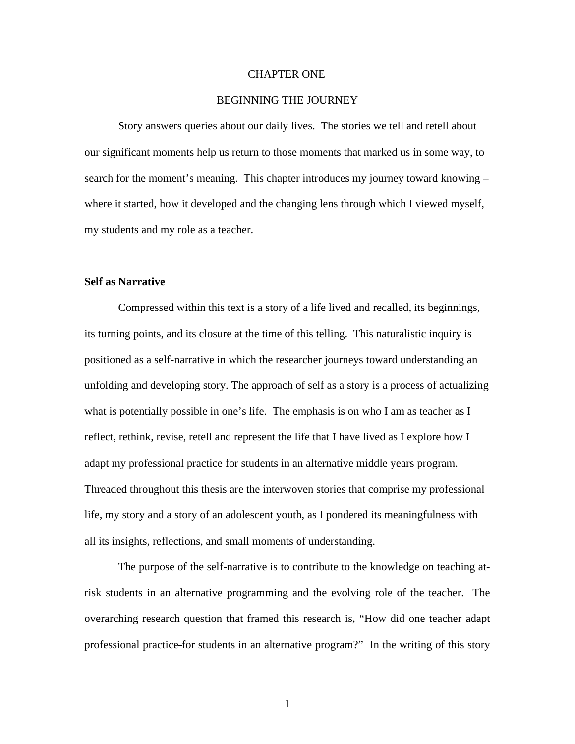# CHAPTER ONE

# BEGINNING THE JOURNEY

Story answers queries about our daily lives. The stories we tell and retell about our significant moments help us return to those moments that marked us in some way, to search for the moment's meaning. This chapter introduces my journey toward knowing – where it started, how it developed and the changing lens through which I viewed myself, my students and my role as a teacher.

## Self as Narrative

Compressed within this text is a story of a life lived and recalled, its beginnings, its turning points, and its closure at the time of this telling. This naturalistic inquiry is positioned as a self-narrative in which the researcher journeys toward understanding an unfolding and developing story. The approach of self as a story is a process of actualizing what is potentially possible in one's life. The emphasis is on who I am as teacher as I reflect, rethink, revise, retell and represent the life that I have lived as I explore how I adapt my professional practice for students in an alternative middle years program. Threaded throughout this thesis are the interwoven stories that comprise my professional life, my story and a story of an adolescent youth, as I pondered its meaningfulness with all its insights, reflections, and small moments of understanding.

The purpose of the self-narrative is to contribute to the knowledge on teaching at-risk students in an alternative programming and the evolving role of the teacher. The overarching research question that framed this research is, "How did one teacher adapt professional practice for students in an alternative program?" In the writing of this story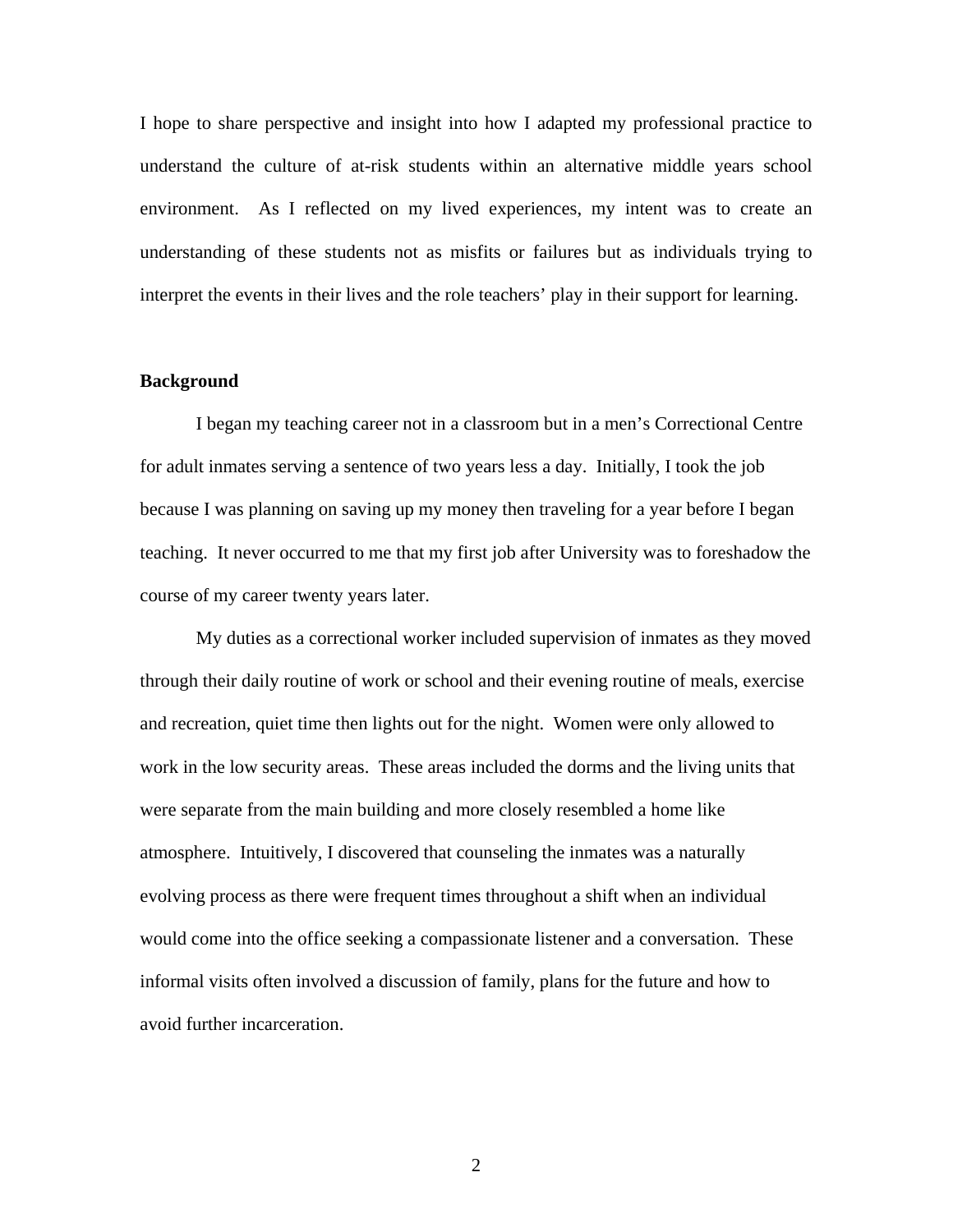I hope to share perspective and insight into how I adapted my professional practice to understand the culture of at-risk students within an alternative middle years school environment. As I reflected on my lived experiences, my intent was to create an understanding of these students not as misfits or failures but as individuals trying to interpret the events in their lives and the role teachers' play in their support for learning.

**Background**

I began my teaching career not in a classroom but in a men's Correctional Centre for adult inmates serving a sentence of two years less a day. Initially, I took the job because I was planning on saving up my money then traveling for a year before I began teaching. It never occurred to me that my first job after University was to foreshadow the course of my career twenty years later.

My duties as a correctional worker included supervision of inmates as they moved through their daily routine of work or school and their evening routine of meals, exercise and recreation, quiet time then lights out for the night. Women were only allowed to work in the low security areas. These areas included the dorms and the living units that were separate from the main building and more closely resembled a home like atmosphere. Intuitively, I discovered that counseling the inmates was a naturally evolving process as there were frequent times throughout a shift when an individual would come into the office seeking a compassionate listener and a conversation. These informal visits often involved a discussion of family, plans for the future and how to avoid further incarceration.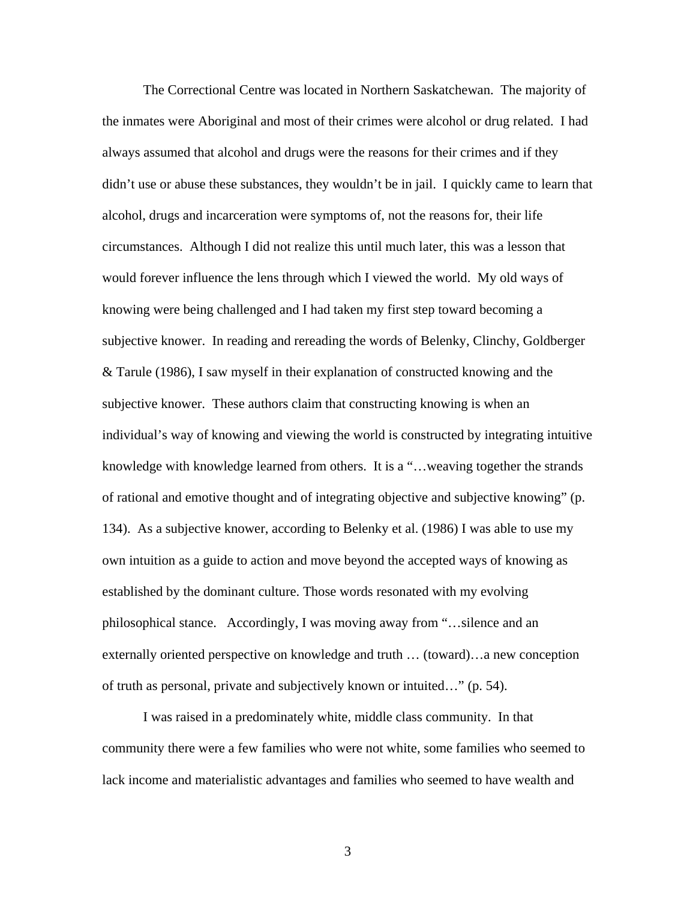The Correctional Centre was located in Northern Saskatchewan. The majority of the inmates were Aboriginal and most of their crimes were alcohol or drug related. I had always assumed that alcohol and drugs were the reasons for their crimes and if they didn't use or abuse these substances, they wouldn't be in jail. I quickly came to learn that alcohol, drugs and incarceration were symptoms of, not the reasons for, their life circumstances. Although I did not realize this until much later, this was a lesson that would forever influence the lens through which I viewed the world. My old ways of knowing were being challenged and I had taken my first step toward becoming a subjective knower. In reading and rereading the words of Belenky, Clinchy, Goldberger & Tarule (1986), I saw myself in their explanation of constructed knowing and the subjective knower. These authors claim that constructing knowing is when an individual's way of knowing and viewing the world is constructed by integrating intuitive knowledge with knowledge learned from others. It is a "…weaving together the strands of rational and emotive thought and of integrating objective and subjective knowing" (p. 134). As a subjective knower, according to Belenky et al. (1986) I was able to use my own intuition as a guide to action and move beyond the accepted ways of knowing as established by the dominant culture. Those words resonated with my evolving philosophical stance. Accordingly, I was moving away from "…silence and an externally oriented perspective on knowledge and truth … (toward)…a new conception of truth as personal, private and subjectively known or intuited…" (p. 54).

I was raised in a predominately white, middle class community. In that community there were a few families who were not white, some families who seemed to lack income and materialistic advantages and families who seemed to have wealth and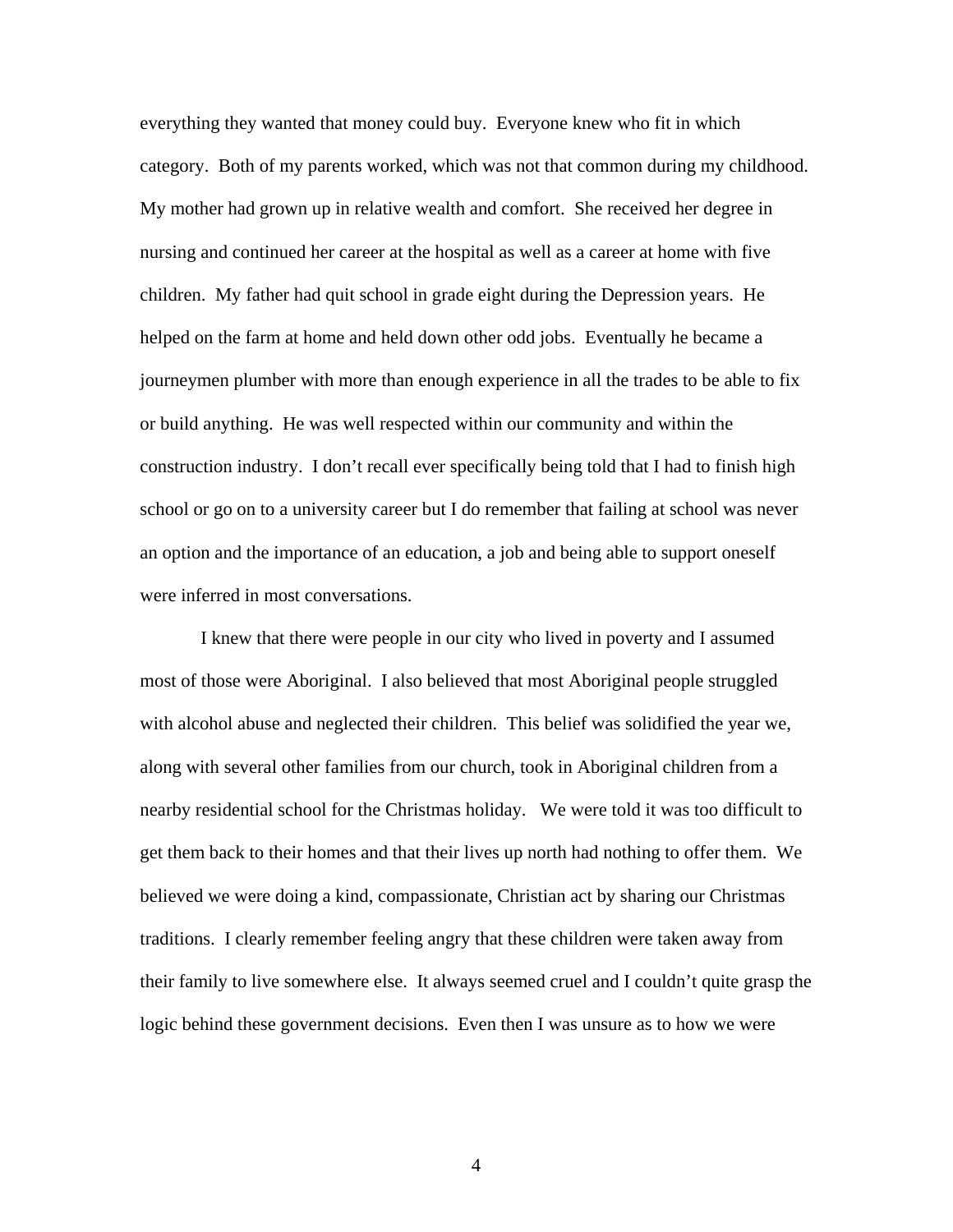everything they wanted that money could buy. Everyone knew who fit in which category. Both of my parents worked, which was not that common during my childhood. My mother had grown up in relative wealth and comfort. She received her degree in nursing and continued her career at the hospital as well as a career at home with five children. My father had quit school in grade eight during the Depression years. He helped on the farm at home and held down other odd jobs. Eventually he became a journeymen plumber with more than enough experience in all the trades to be able to fix or build anything. He was well respected within our community and within the construction industry. I don't recall ever specifically being told that I had to finish high school or go on to a university career but I do remember that failing at school was never an option and the importance of an education, a job and being able to support oneself were inferred in most conversations.

I knew that there were people in our city who lived in poverty and I assumed most of those were Aboriginal. I also believed that most Aboriginal people struggled with alcohol abuse and neglected their children. This belief was solidified the year we, along with several other families from our church, took in Aboriginal children from a nearby residential school for the Christmas holiday. We were told it was too difficult to get them back to their homes and that their lives up north had nothing to offer them. We believed we were doing a kind, compassionate, Christian act by sharing our Christmas traditions. I clearly remember feeling angry that these children were taken away from their family to live somewhere else. It always seemed cruel and I couldn't quite grasp the logic behind these government decisions. Even then I was unsure as to how we were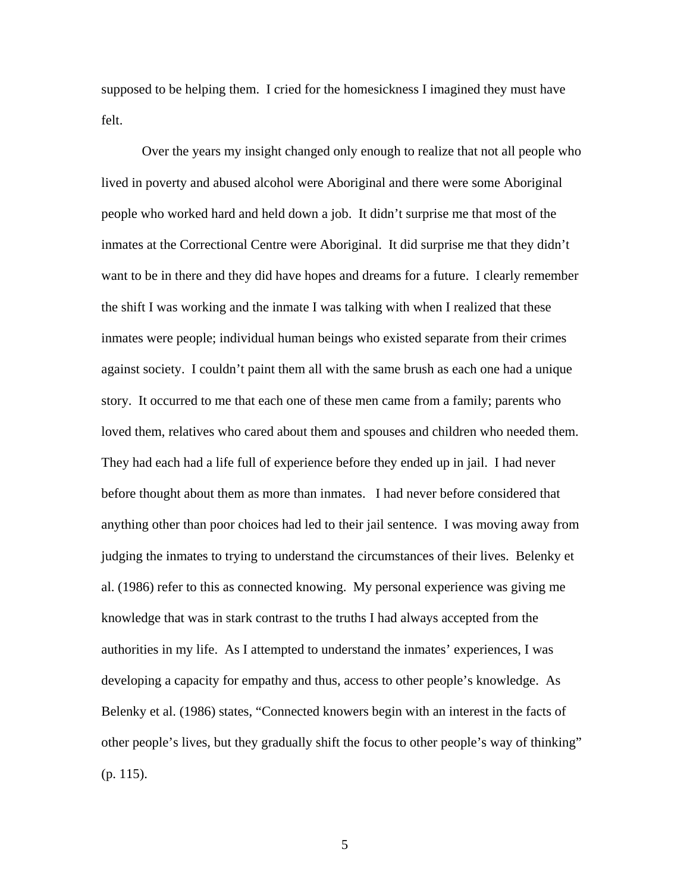supposed to be helping them. I cried for the homesickness I imagined they must have felt.

Over the years my insight changed only enough to realize that not all people who lived in poverty and abused alcohol were Aboriginal and there were some Aboriginal people who worked hard and held down a job. It didn't surprise me that most of the inmates at the Correctional Centre were Aboriginal. It did surprise me that they didn't want to be in there and they did have hopes and dreams for a future. I clearly remember the shift I was working and the inmate I was talking with when I realized that these inmates were people; individual human beings who existed separate from their crimes against society. I couldn't paint them all with the same brush as each one had a unique story. It occurred to me that each one of these men came from a family; parents who loved them, relatives who cared about them and spouses and children who needed them. They had each had a life full of experience before they ended up in jail. I had never before thought about them as more than inmates. I had never before considered that anything other than poor choices had led to their jail sentence. I was moving away from judging the inmates to trying to understand the circumstances of their lives. Belenky et al. (1986) refer to this as connected knowing. My personal experience was giving me knowledge that was in stark contrast to the truths I had always accepted from the authorities in my life. As I attempted to understand the inmates' experiences, I was developing a capacity for empathy and thus, access to other people's knowledge. As Belenky et al. (1986) states, "Connected knowers begin with an interest in the facts of other people's lives, but they gradually shift the focus to other people's way of thinking" (p. 115).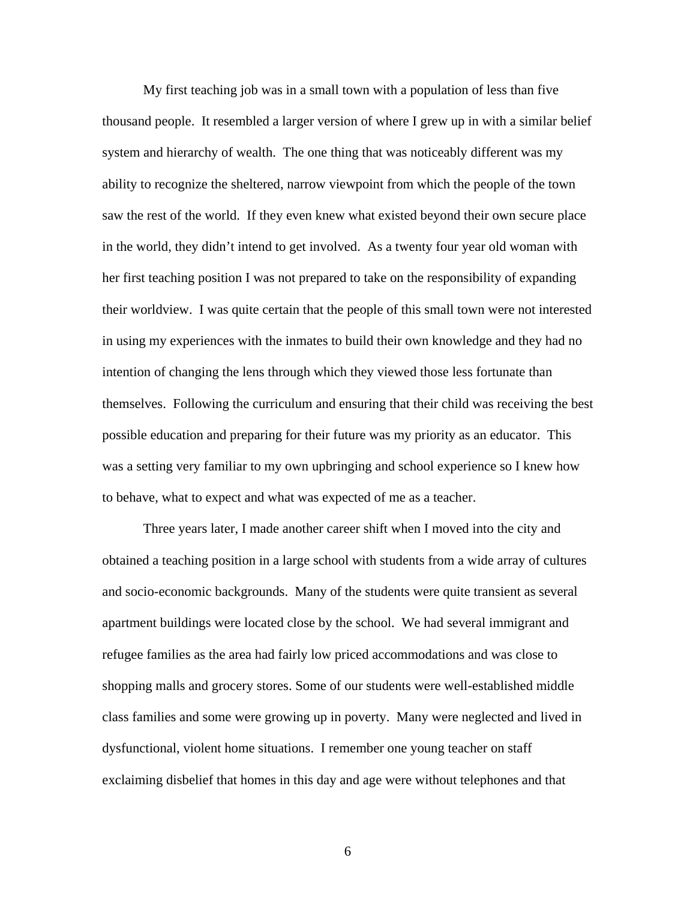My first teaching job was in a small town with a population of less than five thousand people. It resembled a larger version of where I grew up in with a similar belief system and hierarchy of wealth. The one thing that was noticeably different was my ability to recognize the sheltered, narrow viewpoint from which the people of the town saw the rest of the world. If they even knew what existed beyond their own secure place in the world, they didn't intend to get involved. As a twenty four year old woman with her first teaching position I was not prepared to take on the responsibility of expanding their worldview. I was quite certain that the people of this small town were not interested in using my experiences with the inmates to build their own knowledge and they had no intention of changing the lens through which they viewed those less fortunate than themselves. Following the curriculum and ensuring that their child was receiving the best possible education and preparing for their future was my priority as an educator. This was a setting very familiar to my own upbringing and school experience so I knew how to behave, what to expect and what was expected of me as a teacher.

Three years later, I made another career shift when I moved into the city and obtained a teaching position in a large school with students from a wide array of cultures and socio-economic backgrounds. Many of the students were quite transient as several apartment buildings were located close by the school. We had several immigrant and refugee families as the area had fairly low priced accommodations and was close to shopping malls and grocery stores. Some of our students were well-established middle class families and some were growing up in poverty. Many were neglected and lived in dysfunctional, violent home situations. I remember one young teacher on staff exclaiming disbelief that homes in this day and age were without telephones and that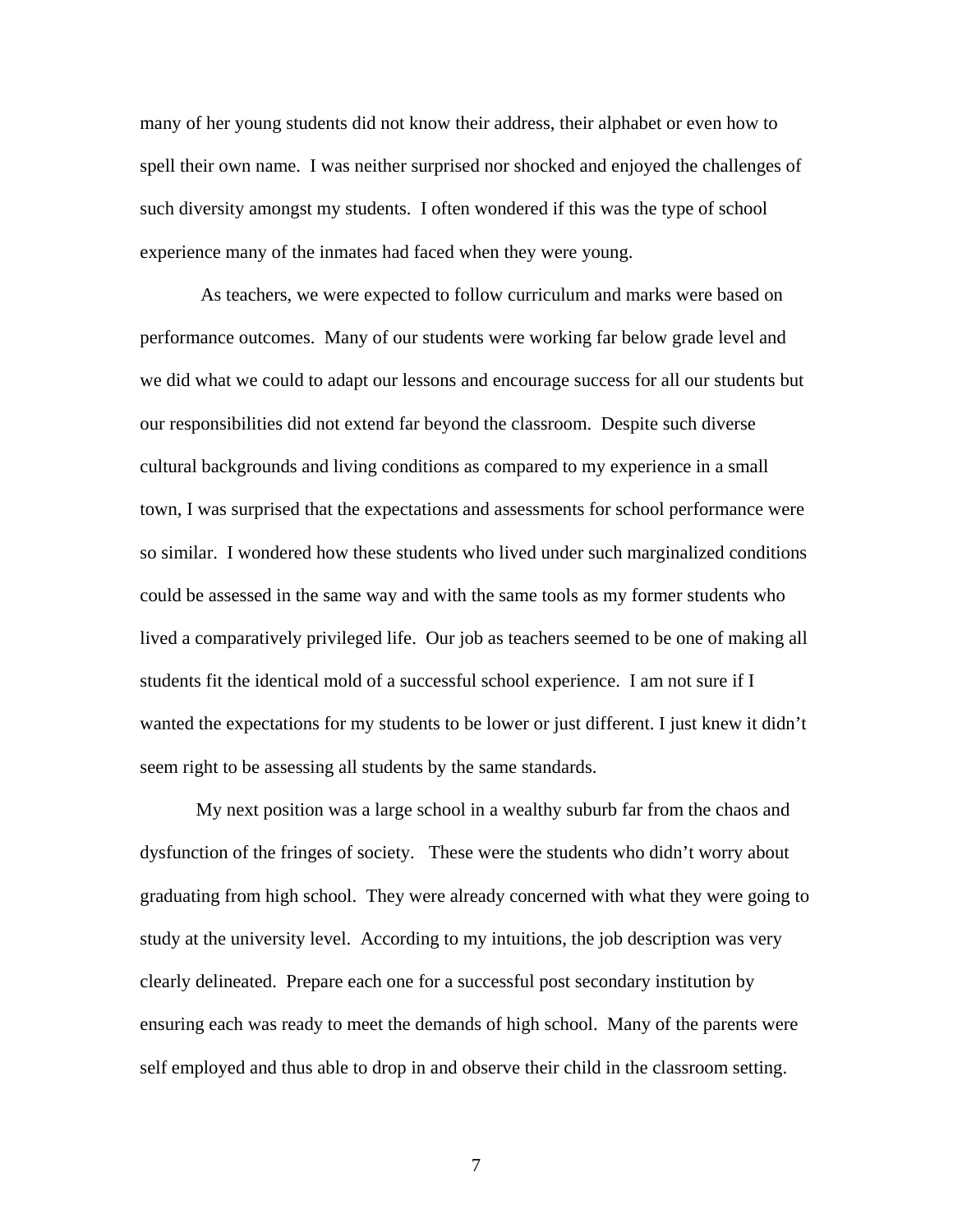many of her young students did not know their address, their alphabet or even how to spell their own name. I was neither surprised nor shocked and enjoyed the challenges of such diversity amongst my students. I often wondered if this was the type of school experience many of the inmates had faced when they were young.

As teachers, we were expected to follow curriculum and marks were based on performance outcomes. Many of our students were working far below grade level and we did what we could to adapt our lessons and encourage success for all our students but our responsibilities did not extend far beyond the classroom. Despite such diverse cultural backgrounds and living conditions as compared to my experience in a small town, I was surprised that the expectations and assessments for school performance were so similar. I wondered how these students who lived under such marginalized conditions could be assessed in the same way and with the same tools as my former students who lived a comparatively privileged life. Our job as teachers seemed to be one of making all students fit the identical mold of a successful school experience. I am not sure if I wanted the expectations for my students to be lower or just different. I just knew it didn't seem right to be assessing all students by the same standards.

My next position was a large school in a wealthy suburb far from the chaos and dysfunction of the fringes of society. These were the students who didn't worry about graduating from high school. They were already concerned with what they were going to study at the university level. According to my intuitions, the job description was very clearly delineated. Prepare each one for a successful post secondary institution by ensuring each was ready to meet the demands of high school. Many of the parents were self employed and thus able to drop in and observe their child in the classroom setting.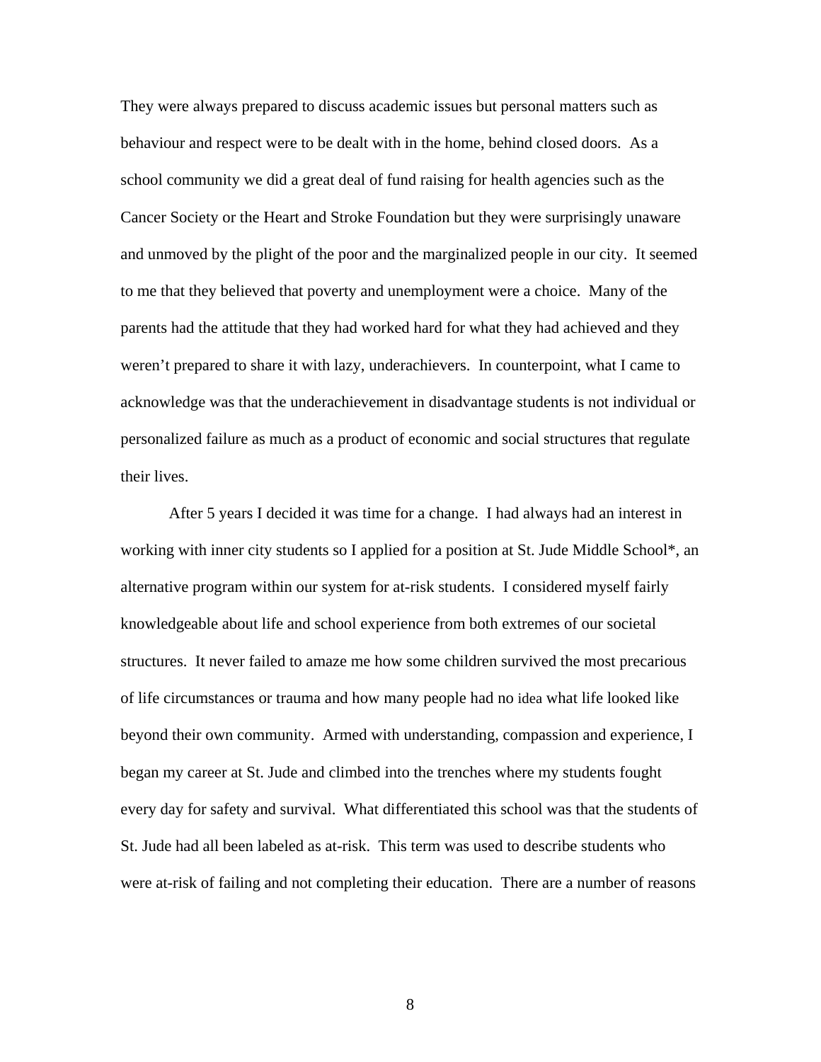They were always prepared to discuss academic issues but personal matters such as behaviour and respect were to be dealt with in the home, behind closed doors. As a school community we did a great deal of fund raising for health agencies such as the Cancer Society or the Heart and Stroke Foundation but they were surprisingly unaware and unmoved by the plight of the poor and the marginalized people in our city. It seemed to me that they believed that poverty and unemployment were a choice. Many of the parents had the attitude that they had worked hard for what they had achieved and they weren't prepared to share it with lazy, underachievers. In counterpoint, what I came to acknowledge was that the underachievement in disadvantage students is not individual or personalized failure as much as a product of economic and social structures that regulate their lives.

After 5 years I decided it was time for a change. I had always had an interest in working with inner city students so I applied for a position at St. Jude Middle School*, an alternative program within our system for at-risk students. I considered myself fairly knowledgeable about life and school experience from both extremes of our societal structures. It never failed to amaze me how some children survived the most precarious of life circumstances or trauma and how many people had no idea what life looked like beyond their own community. Armed with understanding, compassion and experience, I began my career at St. Jude and climbed into the trenches where my students fought every day for safety and survival. What differentiated this school was that the students of St. Jude had all been labeled as at-risk. This term was used to describe students who were at-risk of failing and not completing their education. There are a number of reasons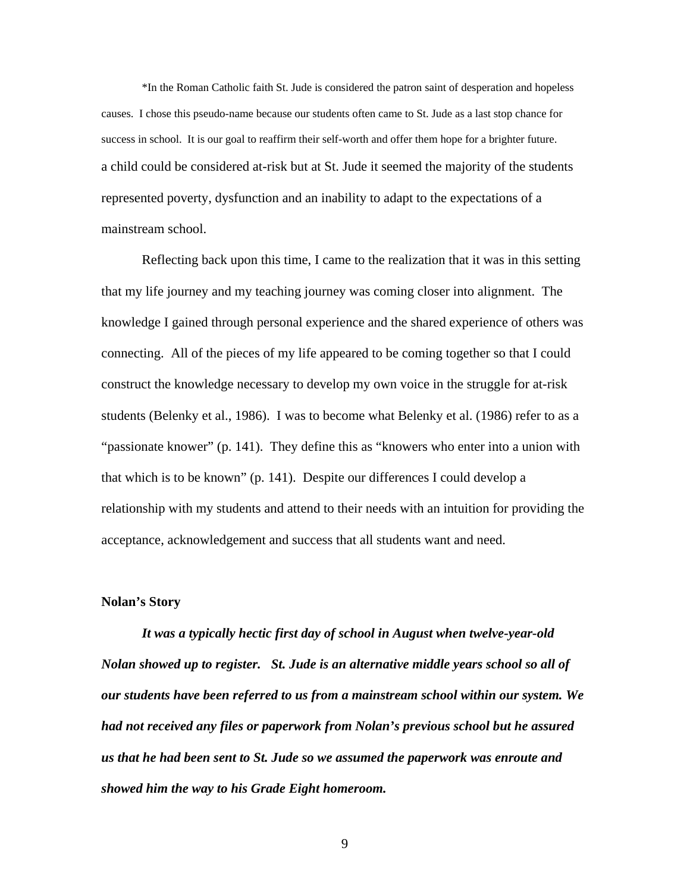*In the Roman Catholic faith St. Jude is considered the patron saint of desperation and hopeless causes. I chose this pseudo-name because our students often came to St. Jude as a last stop chance for success in school. It is our goal to reaffirm their self-worth and offer them hope for a brighter future.

a child could be considered at-risk but at St. Jude it seemed the majority of the students represented poverty, dysfunction and an inability to adapt to the expectations of a mainstream school.

Reflecting back upon this time, I came to the realization that it was in this setting that my life journey and my teaching journey was coming closer into alignment. The knowledge I gained through personal experience and the shared experience of others was connecting. All of the pieces of my life appeared to be coming together so that I could construct the knowledge necessary to develop my own voice in the struggle for at-risk students (Belenky et al., 1986). I was to become what Belenky et al. (1986) refer to as a "passionate knower" (p. 141). They define this as "knowers who enter into a union with that which is to be known" (p. 141). Despite our differences I could develop a relationship with my students and attend to their needs with an intuition for providing the acceptance, acknowledgement and success that all students want and need.

**Nolan's Story**

***It was a typically hectic first day of school in August when twelve-year-old Nolan showed up to register. St. Jude is an alternative middle years school so all of our students have been referred to us from a mainstream school within our system. We had not received any files or paperwork from Nolan's previous school but he assured us that he had been sent to St. Jude so we assumed the paperwork was enroute and showed him the way to his Grade Eight homeroom.***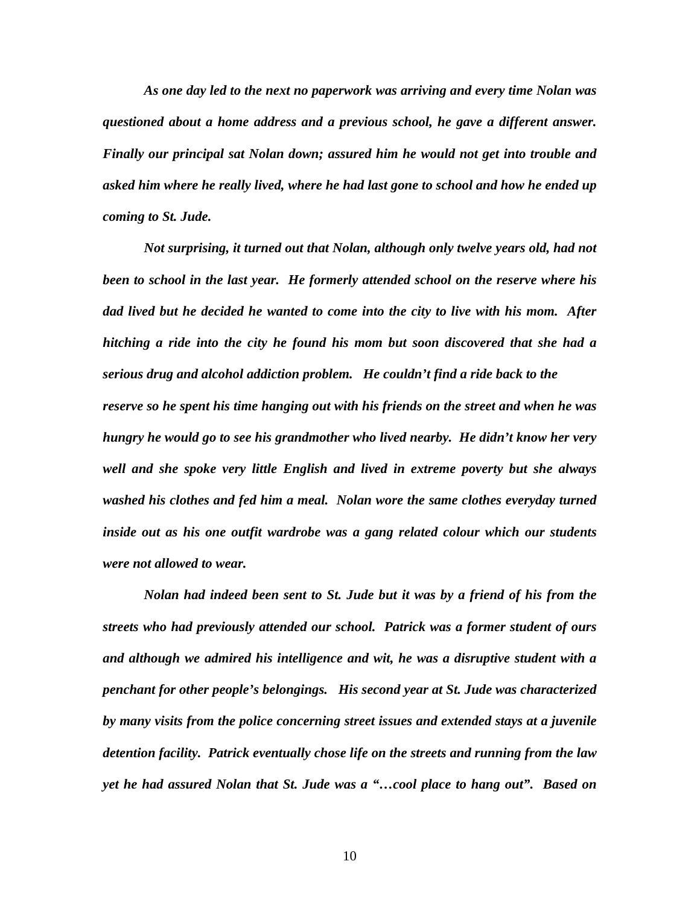*As one day led to the next no paperwork was arriving and every time Nolan was questioned about a home address and a previous school, he gave a different answer. Finally our principal sat Nolan down; assured him he would not get into trouble and asked him where he really lived, where he had last gone to school and how he ended up coming to St. Jude.*

*Not surprising, it turned out that Nolan, although only twelve years old, had not been to school in the last year. He formerly attended school on the reserve where his dad lived but he decided he wanted to come into the city to live with his mom. After hitching a ride into the city he found his mom but soon discovered that she had a serious drug and alcohol addiction problem. He couldn't find a ride back to the reserve so he spent his time hanging out with his friends on the street and when he was hungry he would go to see his grandmother who lived nearby. He didn't know her very well and she spoke very little English and lived in extreme poverty but she always washed his clothes and fed him a meal. Nolan wore the same clothes everyday turned inside out as his one outfit wardrobe was a gang related colour which our students were not allowed to wear.*

*Nolan had indeed been sent to St. Jude but it was by a friend of his from the streets who had previously attended our school. Patrick was a former student of ours and although we admired his intelligence and wit, he was a disruptive student with a penchant for other people's belongings. His second year at St. Jude was characterized by many visits from the police concerning street issues and extended stays at a juvenile detention facility. Patrick eventually chose life on the streets and running from the law yet he had assured Nolan that St. Jude was a "…cool place to hang out". Based on*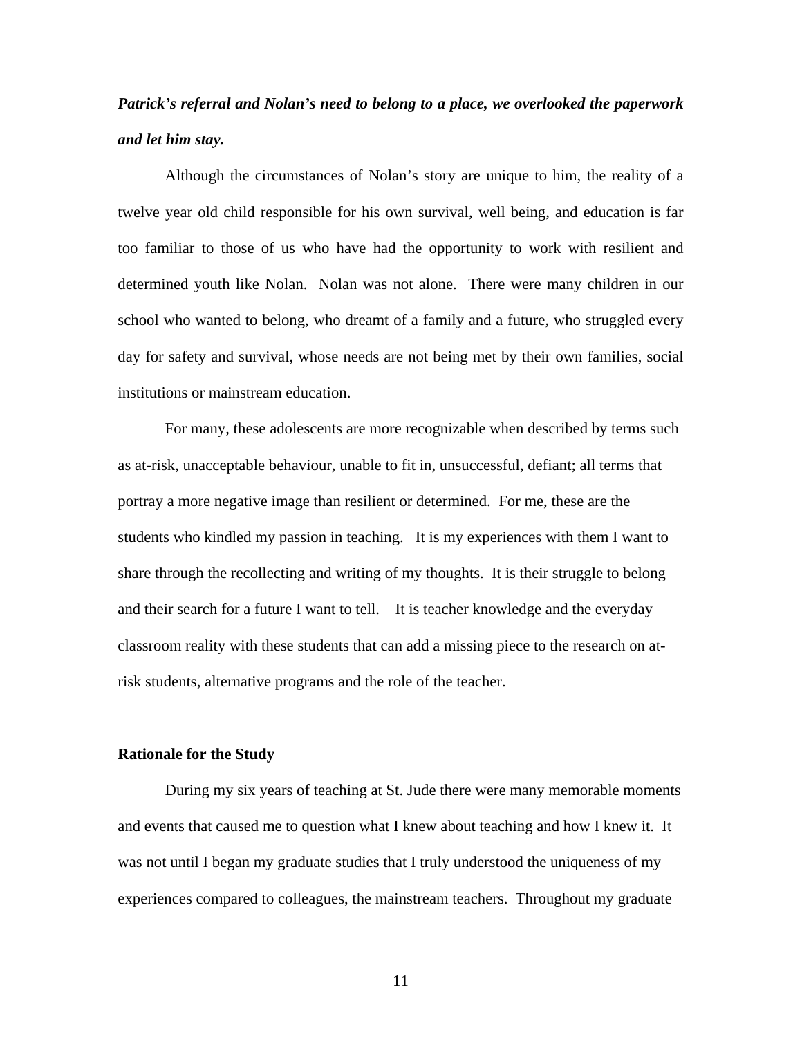***Patrick's referral and Nolan's need to belong to a place, we overlooked the paperwork and let him stay.***

Although the circumstances of Nolan's story are unique to him, the reality of a twelve year old child responsible for his own survival, well being, and education is far too familiar to those of us who have had the opportunity to work with resilient and determined youth like Nolan. Nolan was not alone. There were many children in our school who wanted to belong, who dreamt of a family and a future, who struggled every day for safety and survival, whose needs are not being met by their own families, social institutions or mainstream education.

For many, these adolescents are more recognizable when described by terms such as at-risk, unacceptable behaviour, unable to fit in, unsuccessful, defiant; all terms that portray a more negative image than resilient or determined. For me, these are the students who kindled my passion in teaching. It is my experiences with them I want to share through the recollecting and writing of my thoughts. It is their struggle to belong and their search for a future I want to tell. It is teacher knowledge and the everyday classroom reality with these students that can add a missing piece to the research on at-risk students, alternative programs and the role of the teacher.

## Rationale for the Study

During my six years of teaching at St. Jude there were many memorable moments and events that caused me to question what I knew about teaching and how I knew it. It was not until I began my graduate studies that I truly understood the uniqueness of my experiences compared to colleagues, the mainstream teachers. Throughout my graduate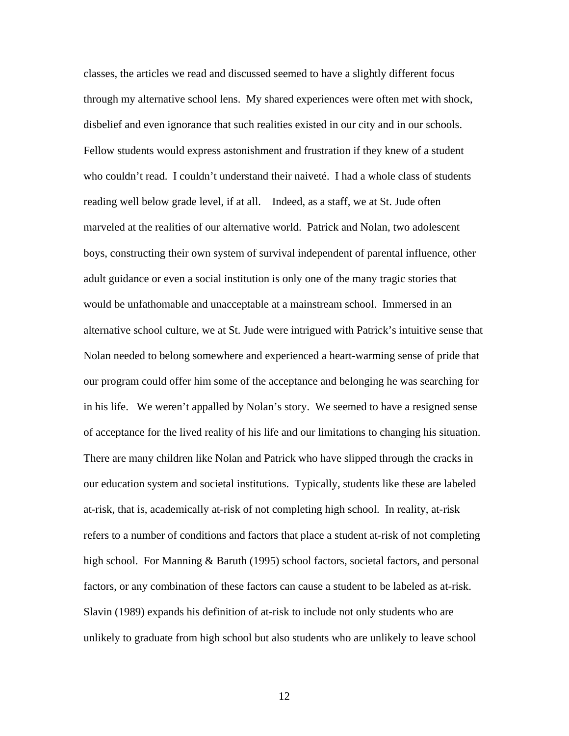classes, the articles we read and discussed seemed to have a slightly different focus through my alternative school lens. My shared experiences were often met with shock, disbelief and even ignorance that such realities existed in our city and in our schools. Fellow students would express astonishment and frustration if they knew of a student who couldn't read. I couldn't understand their naiveté. I had a whole class of students reading well below grade level, if at all. Indeed, as a staff, we at St. Jude often marveled at the realities of our alternative world. Patrick and Nolan, two adolescent boys, constructing their own system of survival independent of parental influence, other adult guidance or even a social institution is only one of the many tragic stories that would be unfathomable and unacceptable at a mainstream school. Immersed in an alternative school culture, we at St. Jude were intrigued with Patrick's intuitive sense that Nolan needed to belong somewhere and experienced a heart-warming sense of pride that our program could offer him some of the acceptance and belonging he was searching for in his life. We weren't appalled by Nolan's story. We seemed to have a resigned sense of acceptance for the lived reality of his life and our limitations to changing his situation. There are many children like Nolan and Patrick who have slipped through the cracks in our education system and societal institutions. Typically, students like these are labeled at-risk, that is, academically at-risk of not completing high school. In reality, at-risk refers to a number of conditions and factors that place a student at-risk of not completing high school. For Manning & Baruth (1995) school factors, societal factors, and personal factors, or any combination of these factors can cause a student to be labeled as at-risk. Slavin (1989) expands his definition of at-risk to include not only students who are unlikely to graduate from high school but also students who are unlikely to leave school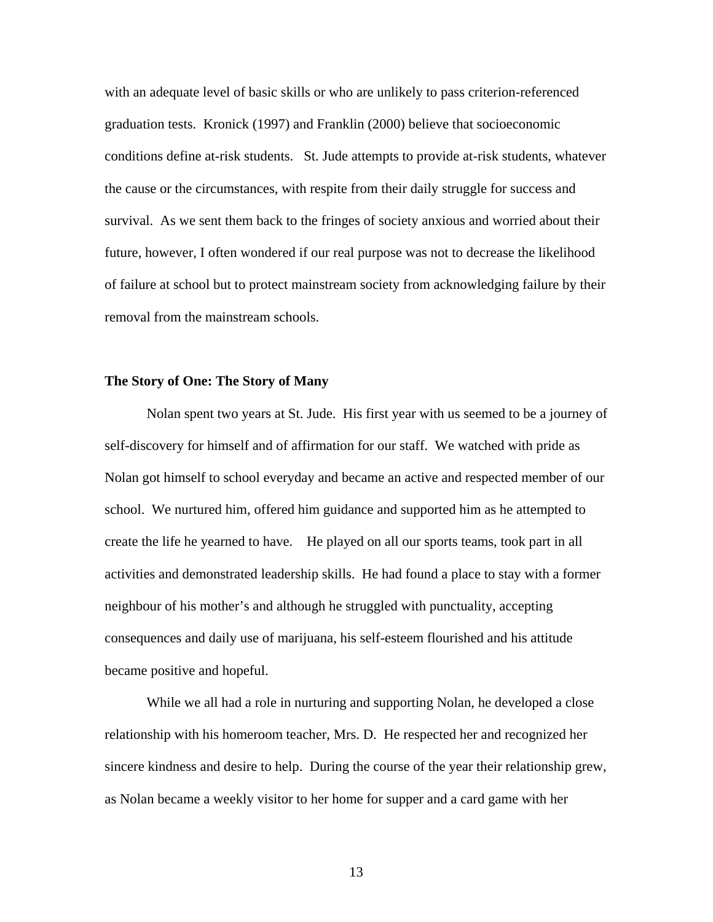with an adequate level of basic skills or who are unlikely to pass criterion-referenced graduation tests. Kronick (1997) and Franklin (2000) believe that socioeconomic conditions define at-risk students. St. Jude attempts to provide at-risk students, whatever the cause or the circumstances, with respite from their daily struggle for success and survival. As we sent them back to the fringes of society anxious and worried about their future, however, I often wondered if our real purpose was not to decrease the likelihood of failure at school but to protect mainstream society from acknowledging failure by their removal from the mainstream schools.

**The Story of One: The Story of Many**

Nolan spent two years at St. Jude. His first year with us seemed to be a journey of self-discovery for himself and of affirmation for our staff. We watched with pride as Nolan got himself to school everyday and became an active and respected member of our school. We nurtured him, offered him guidance and supported him as he attempted to create the life he yearned to have. He played on all our sports teams, took part in all activities and demonstrated leadership skills. He had found a place to stay with a former neighbour of his mother's and although he struggled with punctuality, accepting consequences and daily use of marijuana, his self-esteem flourished and his attitude became positive and hopeful.

While we all had a role in nurturing and supporting Nolan, he developed a close relationship with his homeroom teacher, Mrs. D. He respected her and recognized her sincere kindness and desire to help. During the course of the year their relationship grew, as Nolan became a weekly visitor to her home for supper and a card game with her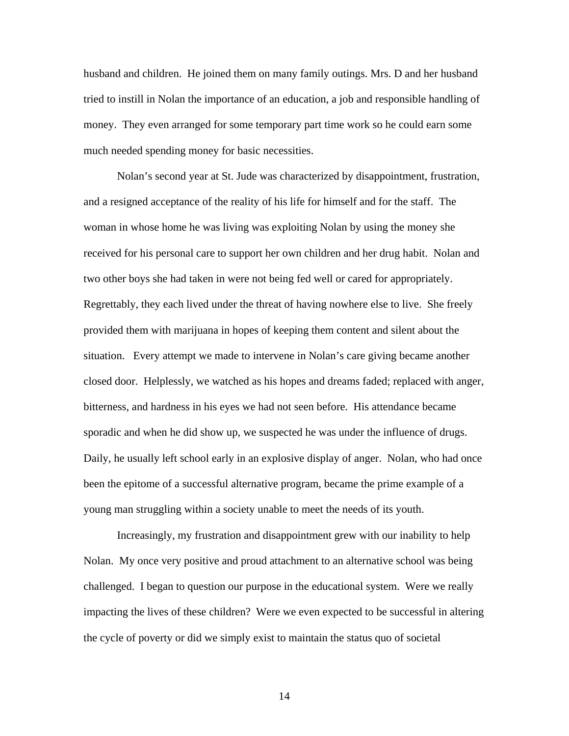husband and children. He joined them on many family outings. Mrs. D and her husband tried to instill in Nolan the importance of an education, a job and responsible handling of money. They even arranged for some temporary part time work so he could earn some much needed spending money for basic necessities.

Nolan's second year at St. Jude was characterized by disappointment, frustration, and a resigned acceptance of the reality of his life for himself and for the staff. The woman in whose home he was living was exploiting Nolan by using the money she received for his personal care to support her own children and her drug habit. Nolan and two other boys she had taken in were not being fed well or cared for appropriately. Regrettably, they each lived under the threat of having nowhere else to live. She freely provided them with marijuana in hopes of keeping them content and silent about the situation. Every attempt we made to intervene in Nolan's care giving became another closed door. Helplessly, we watched as his hopes and dreams faded; replaced with anger, bitterness, and hardness in his eyes we had not seen before. His attendance became sporadic and when he did show up, we suspected he was under the influence of drugs. Daily, he usually left school early in an explosive display of anger. Nolan, who had once been the epitome of a successful alternative program, became the prime example of a young man struggling within a society unable to meet the needs of its youth.

Increasingly, my frustration and disappointment grew with our inability to help Nolan. My once very positive and proud attachment to an alternative school was being challenged. I began to question our purpose in the educational system. Were we really impacting the lives of these children? Were we even expected to be successful in altering the cycle of poverty or did we simply exist to maintain the status quo of societal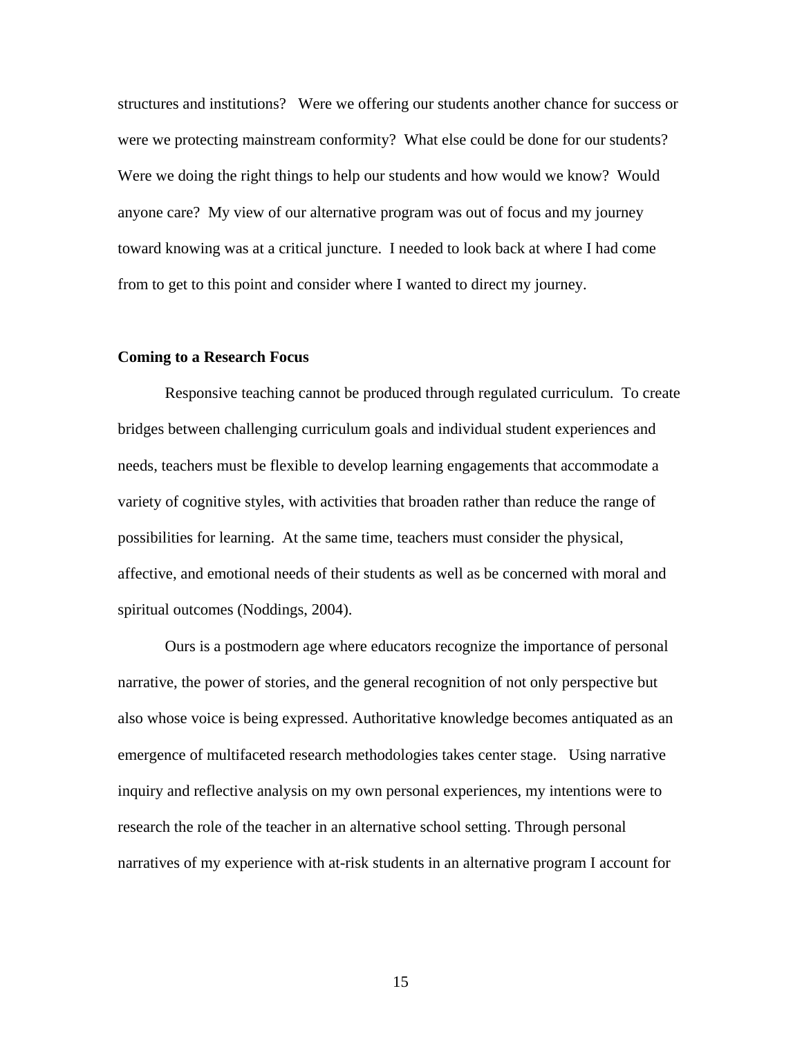structures and institutions? Were we offering our students another chance for success or were we protecting mainstream conformity? What else could be done for our students? Were we doing the right things to help our students and how would we know? Would anyone care? My view of our alternative program was out of focus and my journey toward knowing was at a critical juncture. I needed to look back at where I had come from to get to this point and consider where I wanted to direct my journey.

**Coming to a Research Focus**

Responsive teaching cannot be produced through regulated curriculum. To create bridges between challenging curriculum goals and individual student experiences and needs, teachers must be flexible to develop learning engagements that accommodate a variety of cognitive styles, with activities that broaden rather than reduce the range of possibilities for learning. At the same time, teachers must consider the physical, affective, and emotional needs of their students as well as be concerned with moral and spiritual outcomes (Noddings, 2004).

Ours is a postmodern age where educators recognize the importance of personal narrative, the power of stories, and the general recognition of not only perspective but also whose voice is being expressed. Authoritative knowledge becomes antiquated as an emergence of multifaceted research methodologies takes center stage. Using narrative inquiry and reflective analysis on my own personal experiences, my intentions were to research the role of the teacher in an alternative school setting. Through personal narratives of my experience with at-risk students in an alternative program I account for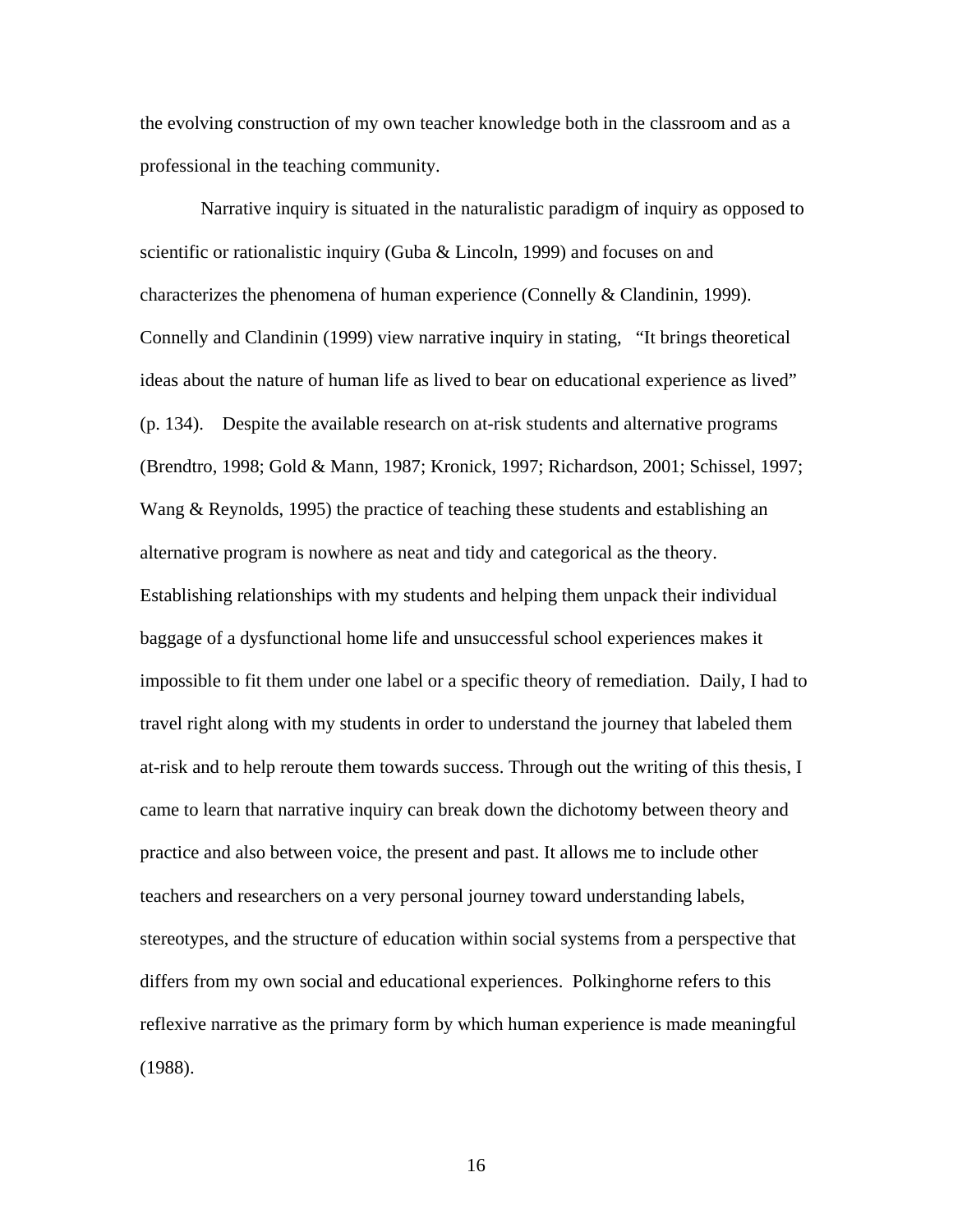the evolving construction of my own teacher knowledge both in the classroom and as a professional in the teaching community.

Narrative inquiry is situated in the naturalistic paradigm of inquiry as opposed to scientific or rationalistic inquiry (Guba & Lincoln, 1999) and focuses on and characterizes the phenomena of human experience (Connelly & Clandinin, 1999). Connelly and Clandinin (1999) view narrative inquiry in stating, "It brings theoretical ideas about the nature of human life as lived to bear on educational experience as lived" (p. 134). Despite the available research on at-risk students and alternative programs (Brendtro, 1998; Gold & Mann, 1987; Kronick, 1997; Richardson, 2001; Schissel, 1997; Wang & Reynolds, 1995) the practice of teaching these students and establishing an alternative program is nowhere as neat and tidy and categorical as the theory. Establishing relationships with my students and helping them unpack their individual baggage of a dysfunctional home life and unsuccessful school experiences makes it impossible to fit them under one label or a specific theory of remediation. Daily, I had to travel right along with my students in order to understand the journey that labeled them at-risk and to help reroute them towards success. Through out the writing of this thesis, I came to learn that narrative inquiry can break down the dichotomy between theory and practice and also between voice, the present and past. It allows me to include other teachers and researchers on a very personal journey toward understanding labels, stereotypes, and the structure of education within social systems from a perspective that differs from my own social and educational experiences. Polkinghorne refers to this reflexive narrative as the primary form by which human experience is made meaningful (1988).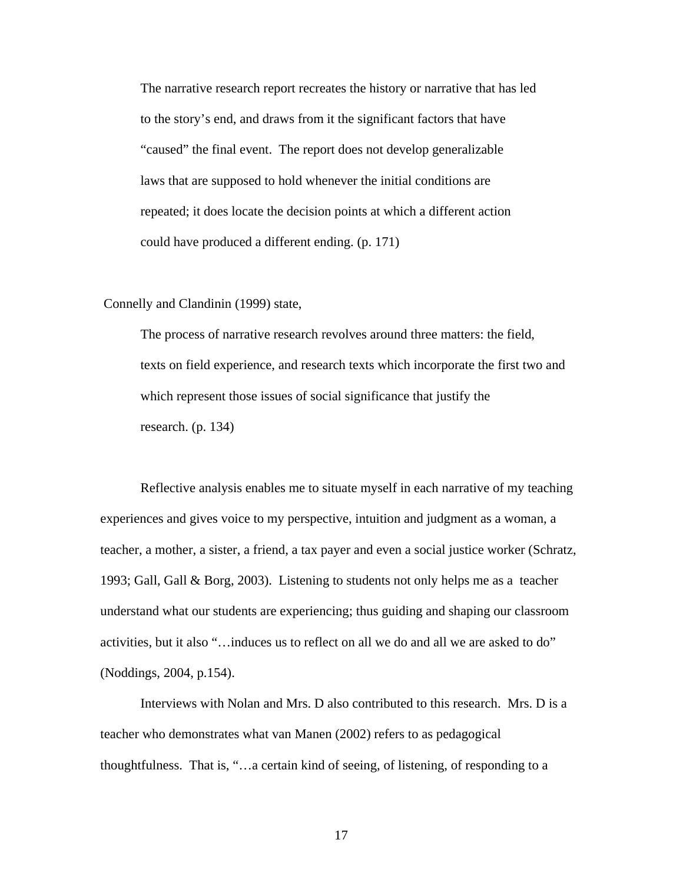> The narrative research report recreates the history or narrative that has led to the story's end, and draws from it the significant factors that have "caused" the final event. The report does not develop generalizable laws that are supposed to hold whenever the initial conditions are repeated; it does locate the decision points at which a different action could have produced a different ending. (p. 171)

Connelly and Clandinin (1999) state,

> The process of narrative research revolves around three matters: the field, texts on field experience, and research texts which incorporate the first two and which represent those issues of social significance that justify the research. (p. 134)

Reflective analysis enables me to situate myself in each narrative of my teaching experiences and gives voice to my perspective, intuition and judgment as a woman, a teacher, a mother, a sister, a friend, a tax payer and even a social justice worker (Schratz, 1993; Gall, Gall & Borg, 2003). Listening to students not only helps me as a teacher understand what our students are experiencing; thus guiding and shaping our classroom activities, but it also "…induces us to reflect on all we do and all we are asked to do" (Noddings, 2004, p.154).

Interviews with Nolan and Mrs. D also contributed to this research. Mrs. D is a teacher who demonstrates what van Manen (2002) refers to as pedagogical thoughtfulness. That is, "…a certain kind of seeing, of listening, of responding to a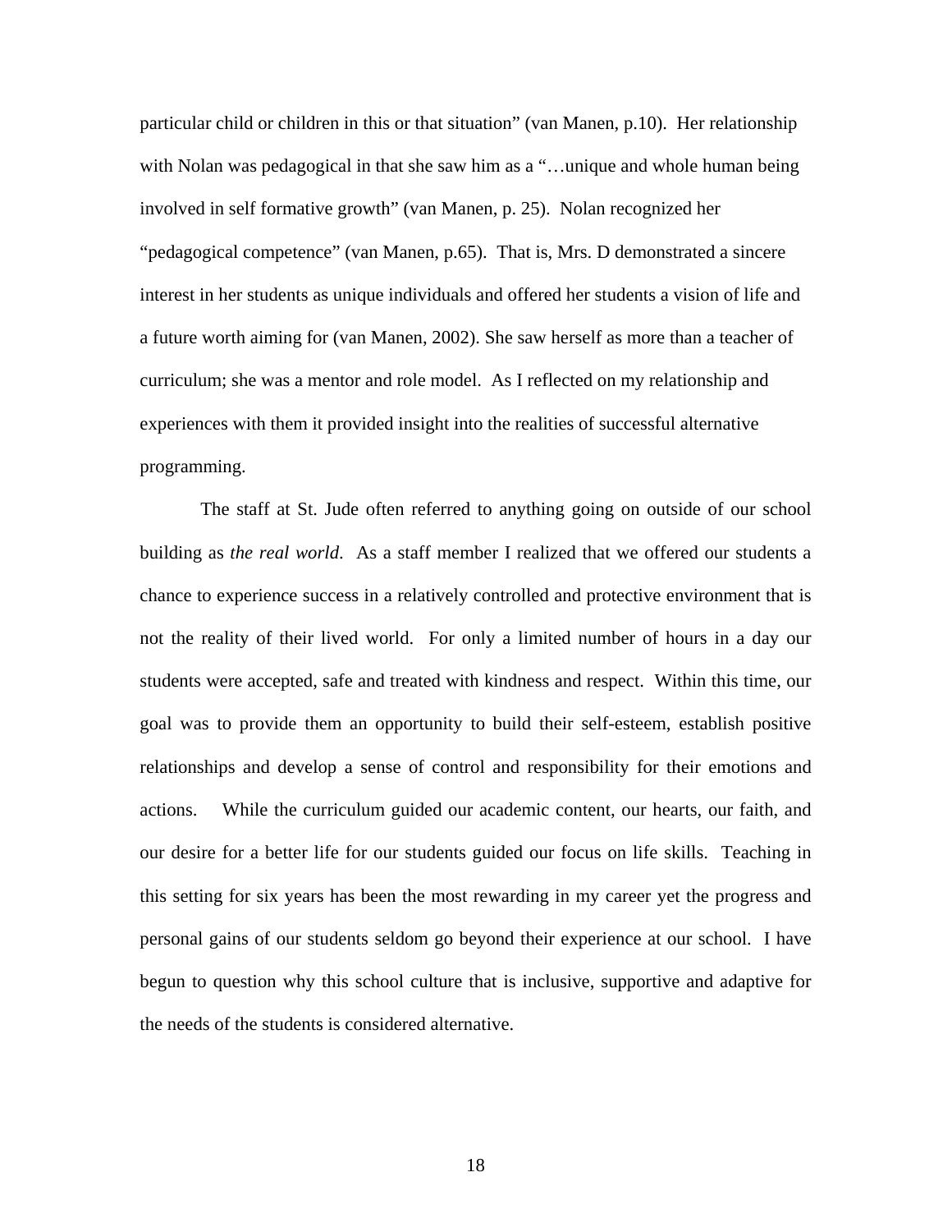particular child or children in this or that situation" (van Manen, p.10). Her relationship with Nolan was pedagogical in that she saw him as a "…unique and whole human being involved in self formative growth" (van Manen, p. 25). Nolan recognized her "pedagogical competence" (van Manen, p.65). That is, Mrs. D demonstrated a sincere interest in her students as unique individuals and offered her students a vision of life and a future worth aiming for (van Manen, 2002). She saw herself as more than a teacher of curriculum; she was a mentor and role model. As I reflected on my relationship and experiences with them it provided insight into the realities of successful alternative programming.

The staff at St. Jude often referred to anything going on outside of our school building as *the real world*. As a staff member I realized that we offered our students a chance to experience success in a relatively controlled and protective environment that is not the reality of their lived world. For only a limited number of hours in a day our students were accepted, safe and treated with kindness and respect. Within this time, our goal was to provide them an opportunity to build their self-esteem, establish positive relationships and develop a sense of control and responsibility for their emotions and actions. While the curriculum guided our academic content, our hearts, our faith, and our desire for a better life for our students guided our focus on life skills. Teaching in this setting for six years has been the most rewarding in my career yet the progress and personal gains of our students seldom go beyond their experience at our school. I have begun to question why this school culture that is inclusive, supportive and adaptive for the needs of the students is considered alternative.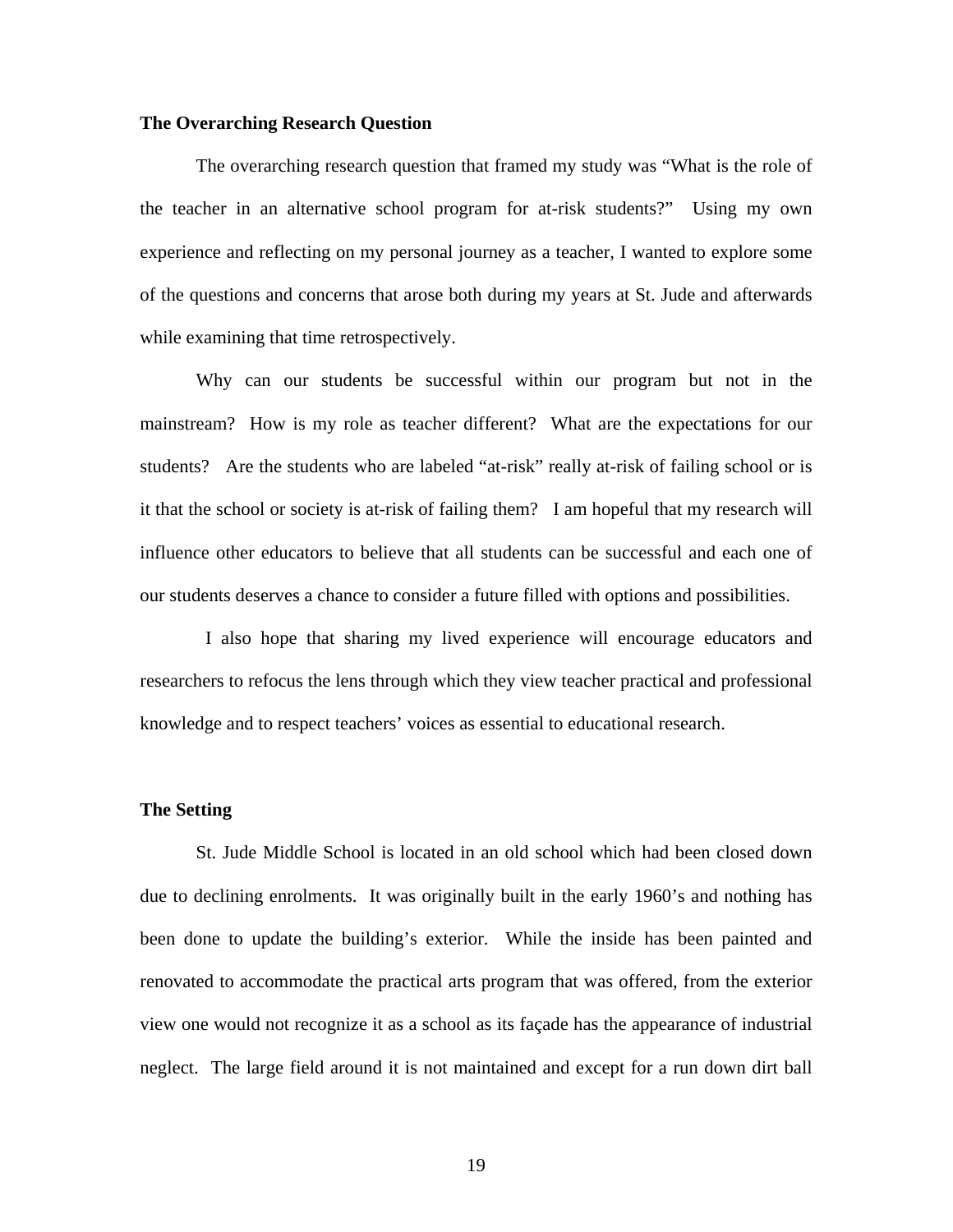**The Overarching Research Question**

The overarching research question that framed my study was "What is the role of the teacher in an alternative school program for at-risk students?" Using my own experience and reflecting on my personal journey as a teacher, I wanted to explore some of the questions and concerns that arose both during my years at St. Jude and afterwards while examining that time retrospectively.

Why can our students be successful within our program but not in the mainstream? How is my role as teacher different? What are the expectations for our students? Are the students who are labeled "at-risk" really at-risk of failing school or is it that the school or society is at-risk of failing them? I am hopeful that my research will influence other educators to believe that all students can be successful and each one of our students deserves a chance to consider a future filled with options and possibilities.

I also hope that sharing my lived experience will encourage educators and researchers to refocus the lens through which they view teacher practical and professional knowledge and to respect teachers' voices as essential to educational research.

**The Setting**

St. Jude Middle School is located in an old school which had been closed down due to declining enrolments. It was originally built in the early 1960's and nothing has been done to update the building's exterior. While the inside has been painted and renovated to accommodate the practical arts program that was offered, from the exterior view one would not recognize it as a school as its façade has the appearance of industrial neglect. The large field around it is not maintained and except for a run down dirt ball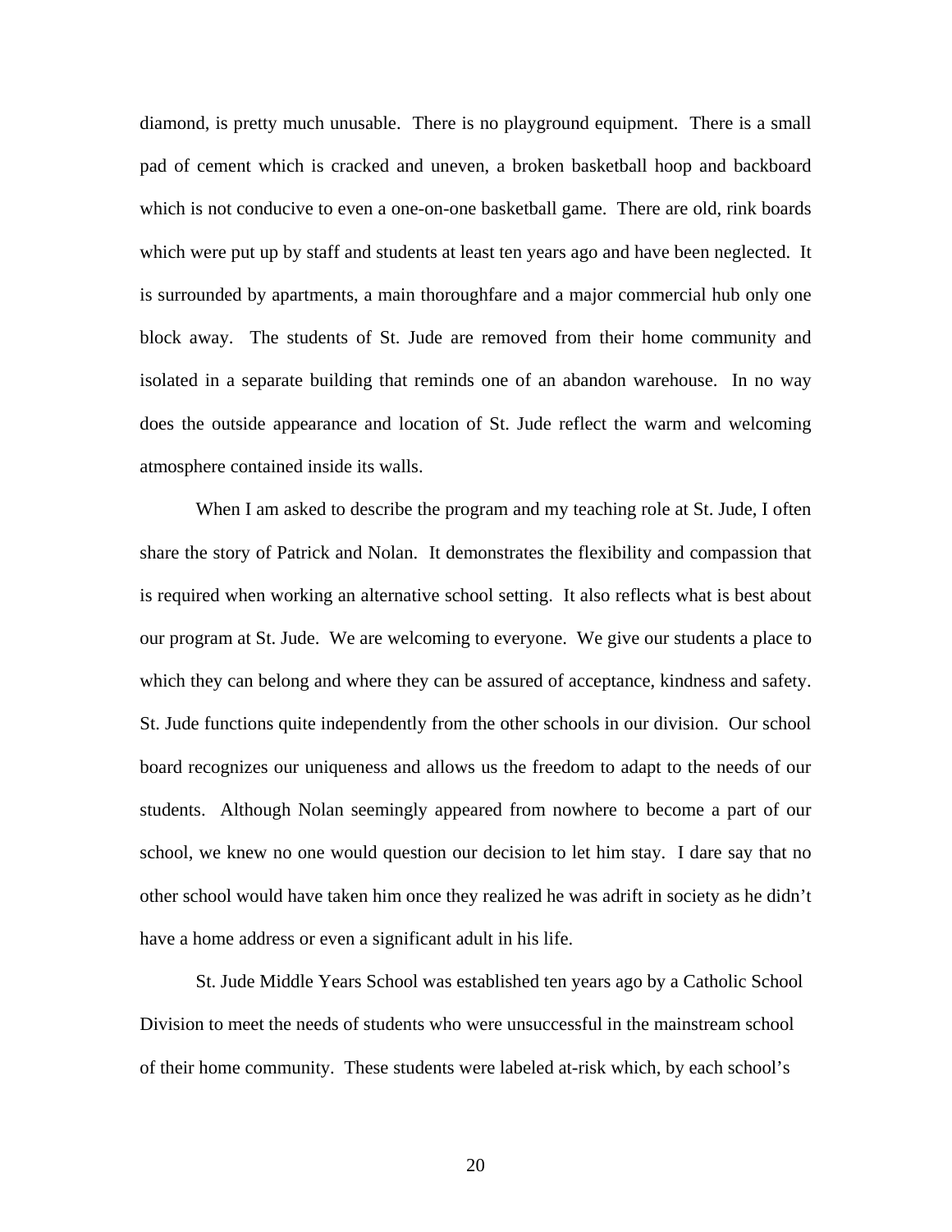diamond, is pretty much unusable. There is no playground equipment. There is a small pad of cement which is cracked and uneven, a broken basketball hoop and backboard which is not conducive to even a one-on-one basketball game. There are old, rink boards which were put up by staff and students at least ten years ago and have been neglected. It is surrounded by apartments, a main thoroughfare and a major commercial hub only one block away. The students of St. Jude are removed from their home community and isolated in a separate building that reminds one of an abandon warehouse. In no way does the outside appearance and location of St. Jude reflect the warm and welcoming atmosphere contained inside its walls.

When I am asked to describe the program and my teaching role at St. Jude, I often share the story of Patrick and Nolan. It demonstrates the flexibility and compassion that is required when working an alternative school setting. It also reflects what is best about our program at St. Jude. We are welcoming to everyone. We give our students a place to which they can belong and where they can be assured of acceptance, kindness and safety. St. Jude functions quite independently from the other schools in our division. Our school board recognizes our uniqueness and allows us the freedom to adapt to the needs of our students. Although Nolan seemingly appeared from nowhere to become a part of our school, we knew no one would question our decision to let him stay. I dare say that no other school would have taken him once they realized he was adrift in society as he didn't have a home address or even a significant adult in his life.

St. Jude Middle Years School was established ten years ago by a Catholic School Division to meet the needs of students who were unsuccessful in the mainstream school of their home community. These students were labeled at-risk which, by each school's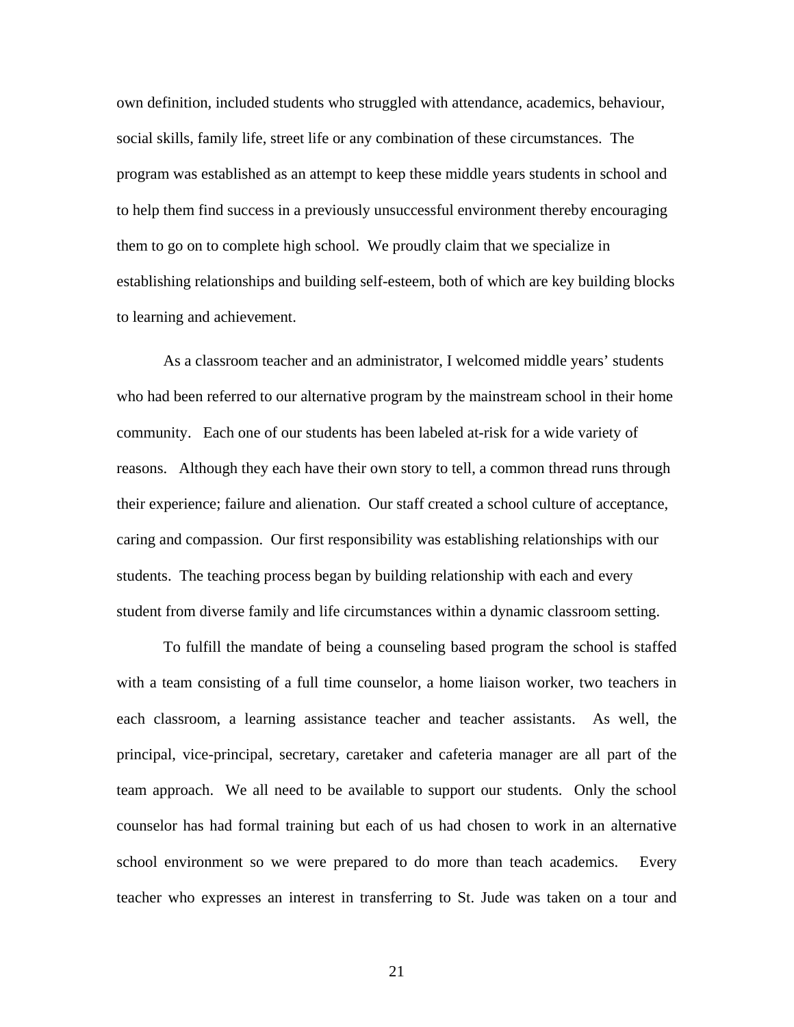own definition, included students who struggled with attendance, academics, behaviour, social skills, family life, street life or any combination of these circumstances. The program was established as an attempt to keep these middle years students in school and to help them find success in a previously unsuccessful environment thereby encouraging them to go on to complete high school. We proudly claim that we specialize in establishing relationships and building self-esteem, both of which are key building blocks to learning and achievement.

As a classroom teacher and an administrator, I welcomed middle years' students who had been referred to our alternative program by the mainstream school in their home community. Each one of our students has been labeled at-risk for a wide variety of reasons. Although they each have their own story to tell, a common thread runs through their experience; failure and alienation. Our staff created a school culture of acceptance, caring and compassion. Our first responsibility was establishing relationships with our students. The teaching process began by building relationship with each and every student from diverse family and life circumstances within a dynamic classroom setting.

To fulfill the mandate of being a counseling based program the school is staffed with a team consisting of a full time counselor, a home liaison worker, two teachers in each classroom, a learning assistance teacher and teacher assistants. As well, the principal, vice-principal, secretary, caretaker and cafeteria manager are all part of the team approach. We all need to be available to support our students. Only the school counselor has had formal training but each of us had chosen to work in an alternative school environment so we were prepared to do more than teach academics. Every teacher who expresses an interest in transferring to St. Jude was taken on a tour and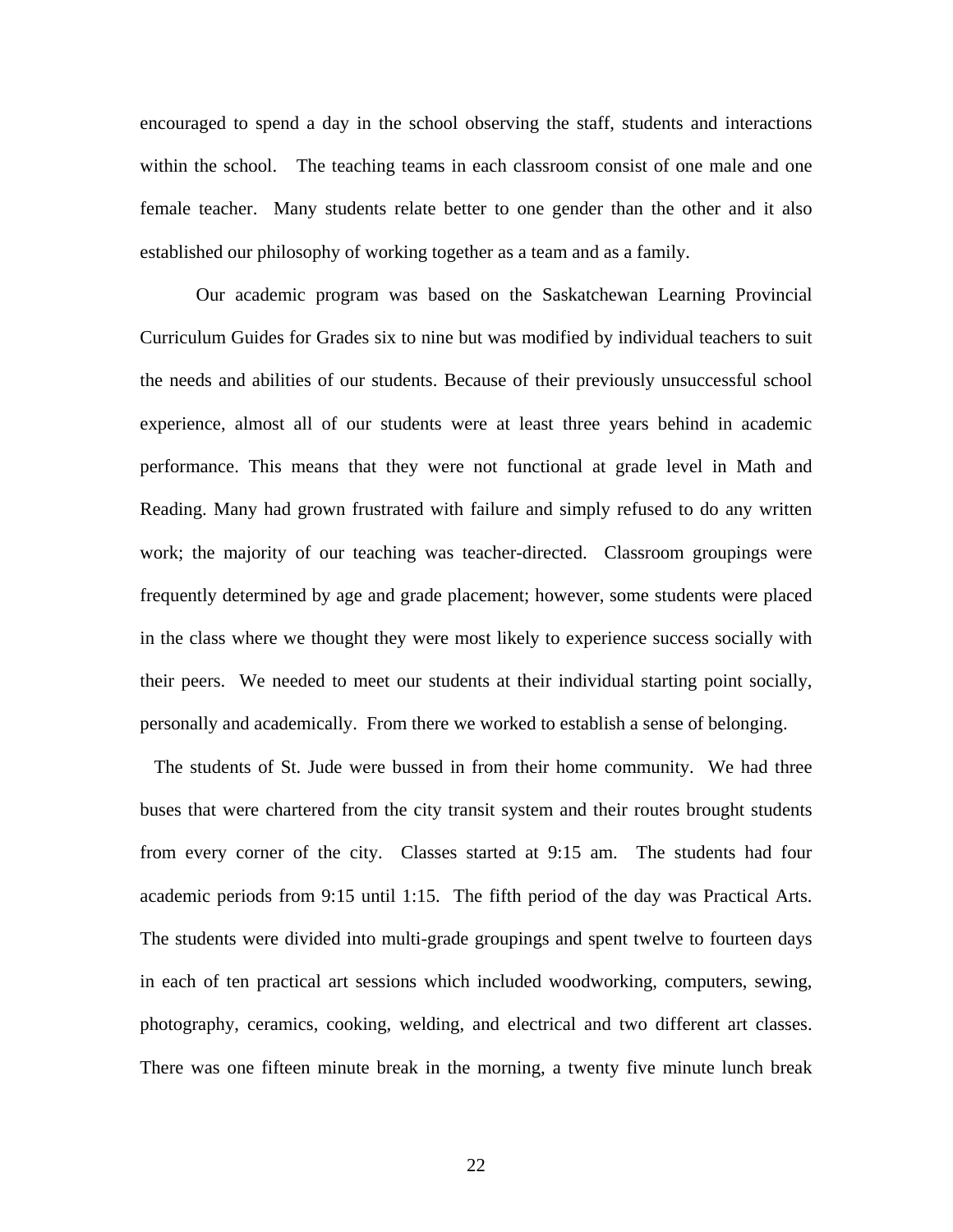encouraged to spend a day in the school observing the staff, students and interactions within the school. The teaching teams in each classroom consist of one male and one female teacher. Many students relate better to one gender than the other and it also established our philosophy of working together as a team and as a family.

Our academic program was based on the Saskatchewan Learning Provincial Curriculum Guides for Grades six to nine but was modified by individual teachers to suit the needs and abilities of our students. Because of their previously unsuccessful school experience, almost all of our students were at least three years behind in academic performance. This means that they were not functional at grade level in Math and Reading. Many had grown frustrated with failure and simply refused to do any written work; the majority of our teaching was teacher-directed. Classroom groupings were frequently determined by age and grade placement; however, some students were placed in the class where we thought they were most likely to experience success socially with their peers. We needed to meet our students at their individual starting point socially, personally and academically. From there we worked to establish a sense of belonging.

The students of St. Jude were bussed in from their home community. We had three buses that were chartered from the city transit system and their routes brought students from every corner of the city. Classes started at 9:15 am. The students had four academic periods from 9:15 until 1:15. The fifth period of the day was Practical Arts. The students were divided into multi-grade groupings and spent twelve to fourteen days in each of ten practical art sessions which included woodworking, computers, sewing, photography, ceramics, cooking, welding, and electrical and two different art classes. There was one fifteen minute break in the morning, a twenty five minute lunch break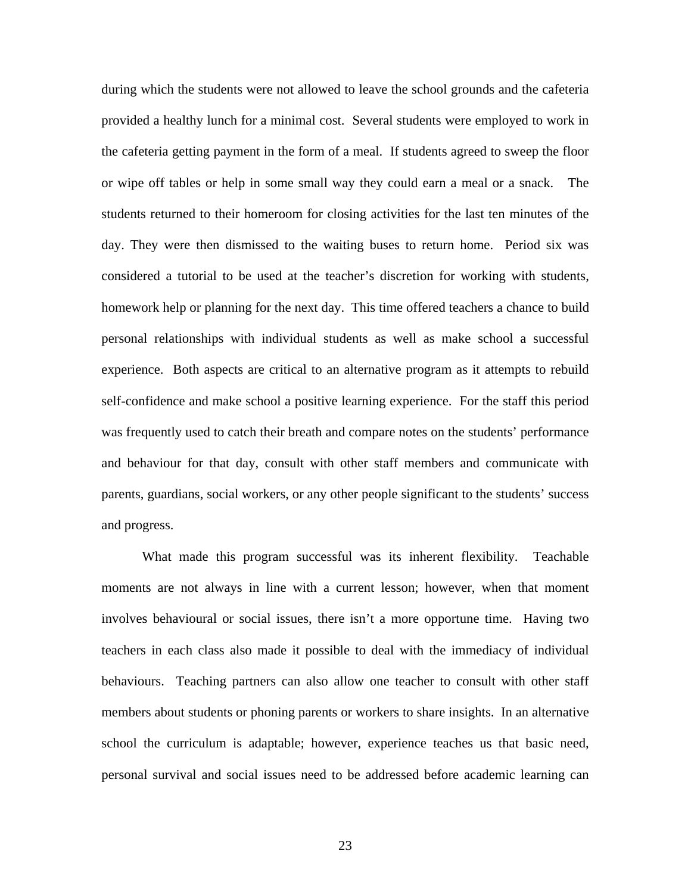during which the students were not allowed to leave the school grounds and the cafeteria provided a healthy lunch for a minimal cost. Several students were employed to work in the cafeteria getting payment in the form of a meal. If students agreed to sweep the floor or wipe off tables or help in some small way they could earn a meal or a snack. The students returned to their homeroom for closing activities for the last ten minutes of the day. They were then dismissed to the waiting buses to return home. Period six was considered a tutorial to be used at the teacher's discretion for working with students, homework help or planning for the next day. This time offered teachers a chance to build personal relationships with individual students as well as make school a successful experience. Both aspects are critical to an alternative program as it attempts to rebuild self-confidence and make school a positive learning experience. For the staff this period was frequently used to catch their breath and compare notes on the students' performance and behaviour for that day, consult with other staff members and communicate with parents, guardians, social workers, or any other people significant to the students' success and progress.

What made this program successful was its inherent flexibility. Teachable moments are not always in line with a current lesson; however, when that moment involves behavioural or social issues, there isn't a more opportune time. Having two teachers in each class also made it possible to deal with the immediacy of individual behaviours. Teaching partners can also allow one teacher to consult with other staff members about students or phoning parents or workers to share insights. In an alternative school the curriculum is adaptable; however, experience teaches us that basic need, personal survival and social issues need to be addressed before academic learning can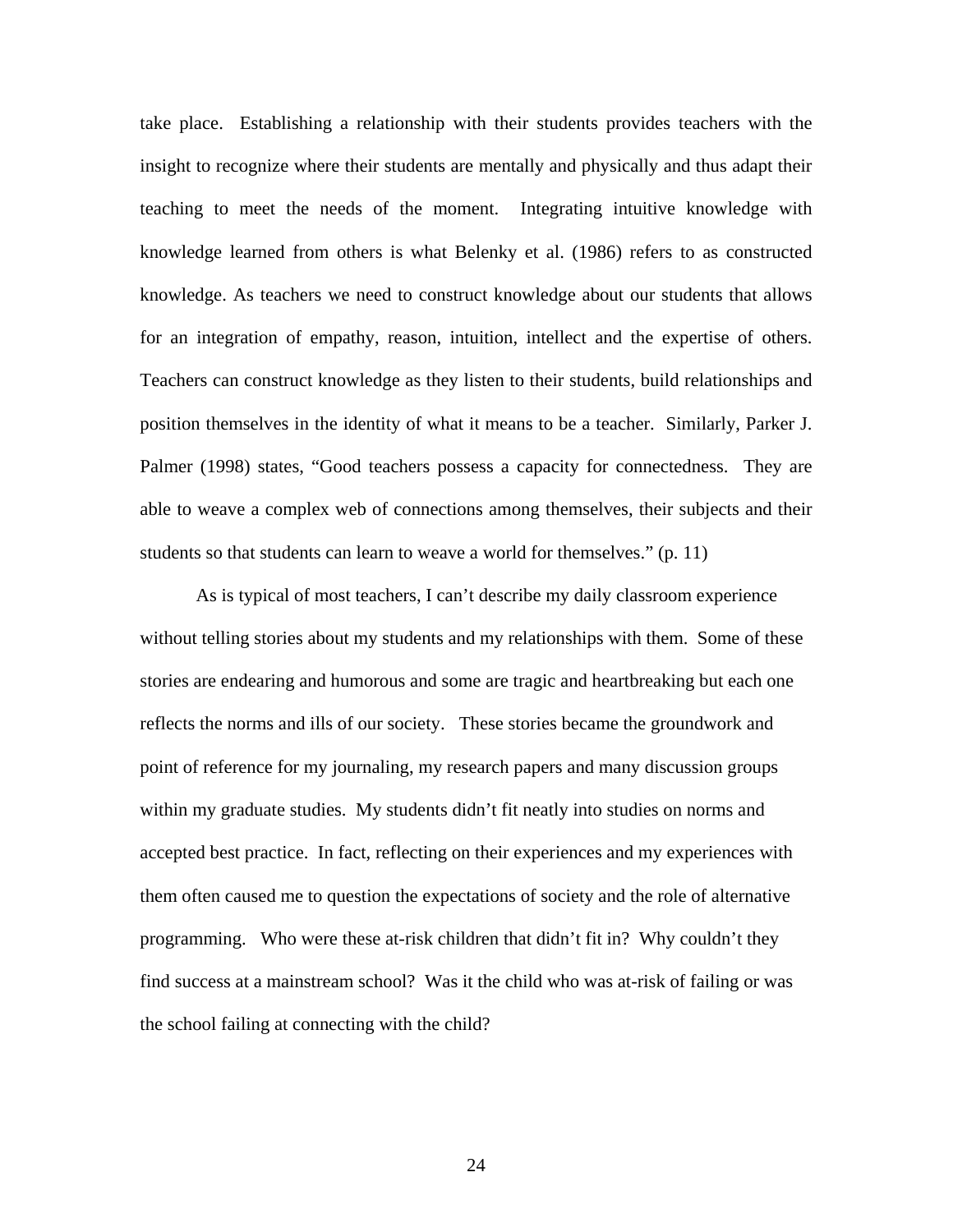take place. Establishing a relationship with their students provides teachers with the insight to recognize where their students are mentally and physically and thus adapt their teaching to meet the needs of the moment. Integrating intuitive knowledge with knowledge learned from others is what Belenky et al. (1986) refers to as constructed knowledge. As teachers we need to construct knowledge about our students that allows for an integration of empathy, reason, intuition, intellect and the expertise of others. Teachers can construct knowledge as they listen to their students, build relationships and position themselves in the identity of what it means to be a teacher. Similarly, Parker J. Palmer (1998) states, "Good teachers possess a capacity for connectedness. They are able to weave a complex web of connections among themselves, their subjects and their students so that students can learn to weave a world for themselves." (p. 11)

As is typical of most teachers, I can't describe my daily classroom experience without telling stories about my students and my relationships with them. Some of these stories are endearing and humorous and some are tragic and heartbreaking but each one reflects the norms and ills of our society. These stories became the groundwork and point of reference for my journaling, my research papers and many discussion groups within my graduate studies. My students didn't fit neatly into studies on norms and accepted best practice. In fact, reflecting on their experiences and my experiences with them often caused me to question the expectations of society and the role of alternative programming. Who were these at-risk children that didn't fit in? Why couldn't they find success at a mainstream school? Was it the child who was at-risk of failing or was the school failing at connecting with the child?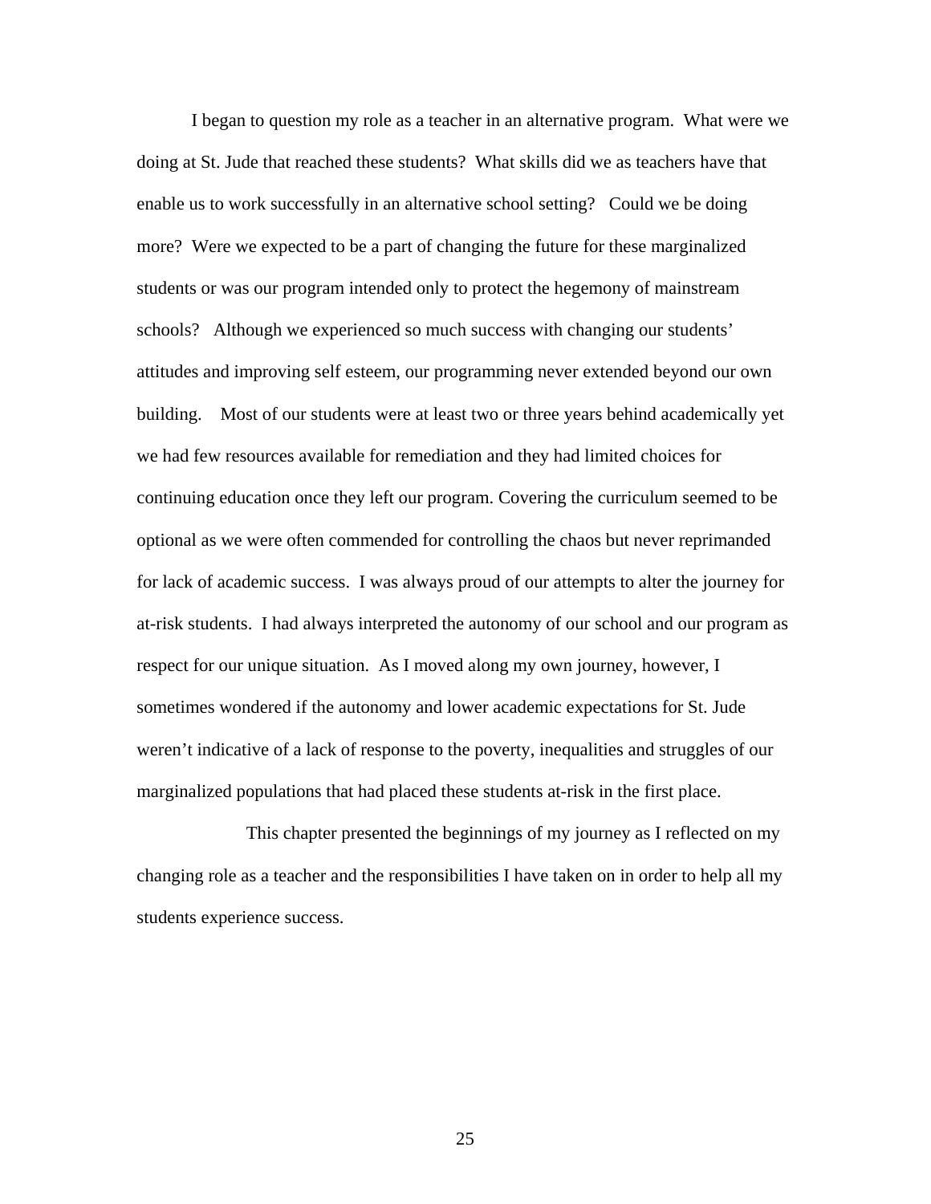I began to question my role as a teacher in an alternative program. What were we doing at St. Jude that reached these students? What skills did we as teachers have that enable us to work successfully in an alternative school setting? Could we be doing more? Were we expected to be a part of changing the future for these marginalized students or was our program intended only to protect the hegemony of mainstream schools? Although we experienced so much success with changing our students' attitudes and improving self esteem, our programming never extended beyond our own building. Most of our students were at least two or three years behind academically yet we had few resources available for remediation and they had limited choices for continuing education once they left our program. Covering the curriculum seemed to be optional as we were often commended for controlling the chaos but never reprimanded for lack of academic success. I was always proud of our attempts to alter the journey for at-risk students. I had always interpreted the autonomy of our school and our program as respect for our unique situation. As I moved along my own journey, however, I sometimes wondered if the autonomy and lower academic expectations for St. Jude weren't indicative of a lack of response to the poverty, inequalities and struggles of our marginalized populations that had placed these students at-risk in the first place.

This chapter presented the beginnings of my journey as I reflected on my changing role as a teacher and the responsibilities I have taken on in order to help all my students experience success.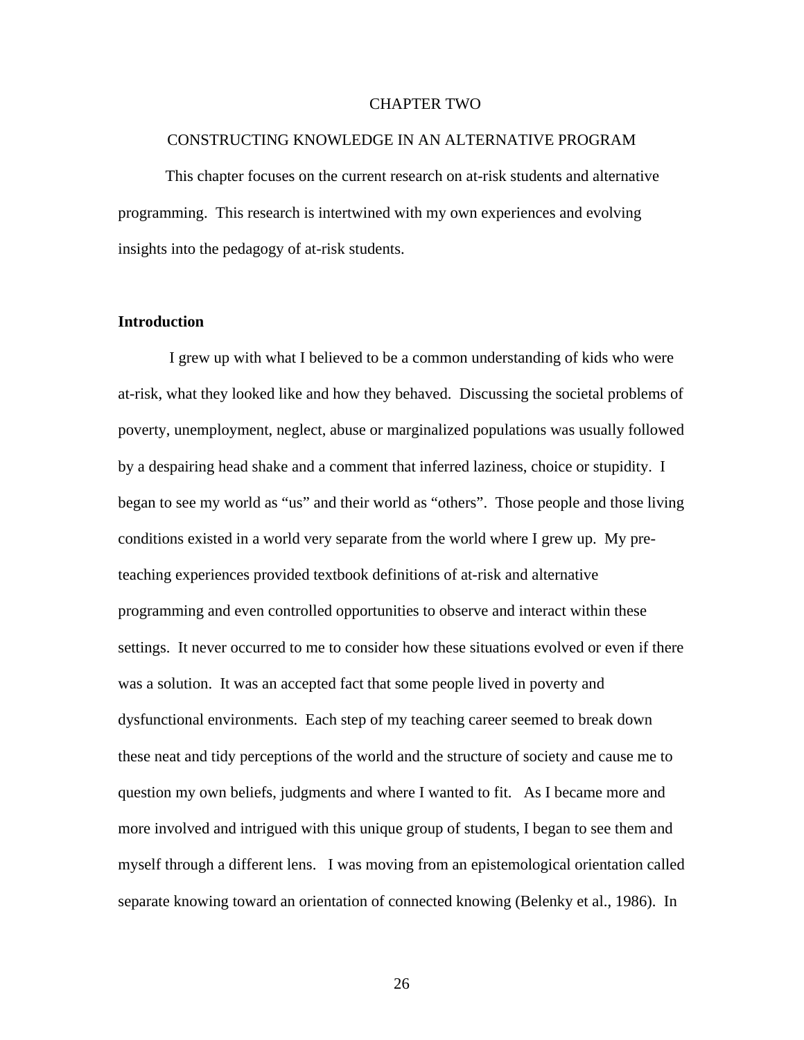# CHAPTER TWO

## CONSTRUCTING KNOWLEDGE IN AN ALTERNATIVE PROGRAM

This chapter focuses on the current research on at-risk students and alternative programming. This research is intertwined with my own experiences and evolving insights into the pedagogy of at-risk students.

### Introduction

I grew up with what I believed to be a common understanding of kids who were at-risk, what they looked like and how they behaved. Discussing the societal problems of poverty, unemployment, neglect, abuse or marginalized populations was usually followed by a despairing head shake and a comment that inferred laziness, choice or stupidity. I began to see my world as "us" and their world as "others". Those people and those living conditions existed in a world very separate from the world where I grew up. My pre-teaching experiences provided textbook definitions of at-risk and alternative programming and even controlled opportunities to observe and interact within these settings. It never occurred to me to consider how these situations evolved or even if there was a solution. It was an accepted fact that some people lived in poverty and dysfunctional environments. Each step of my teaching career seemed to break down these neat and tidy perceptions of the world and the structure of society and cause me to question my own beliefs, judgments and where I wanted to fit. As I became more and more involved and intrigued with this unique group of students, I began to see them and myself through a different lens. I was moving from an epistemological orientation called separate knowing toward an orientation of connected knowing (Belenky et al., 1986). In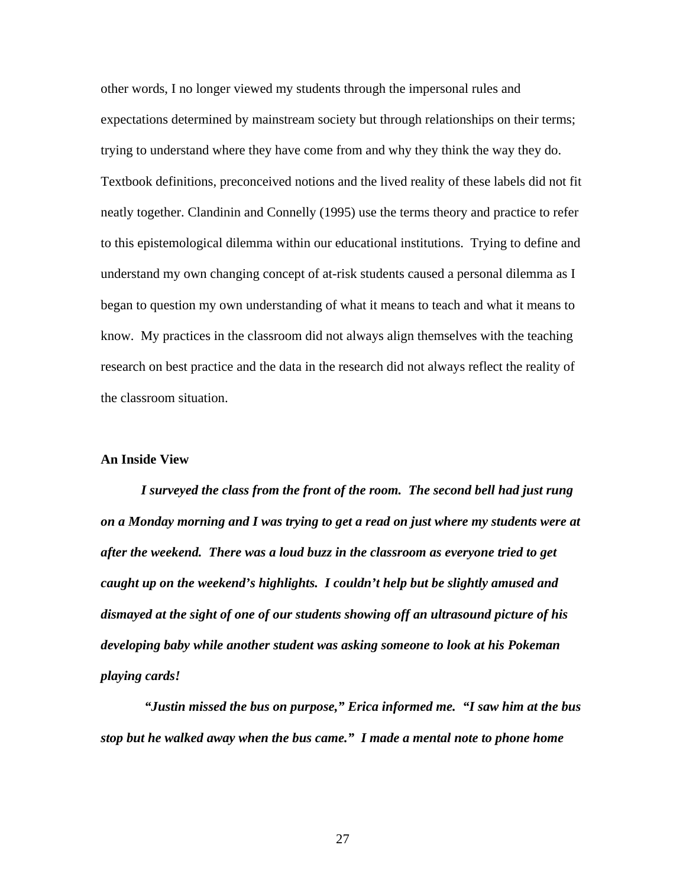other words, I no longer viewed my students through the impersonal rules and expectations determined by mainstream society but through relationships on their terms; trying to understand where they have come from and why they think the way they do. Textbook definitions, preconceived notions and the lived reality of these labels did not fit neatly together. Clandinin and Connelly (1995) use the terms theory and practice to refer to this epistemological dilemma within our educational institutions. Trying to define and understand my own changing concept of at-risk students caused a personal dilemma as I began to question my own understanding of what it means to teach and what it means to know. My practices in the classroom did not always align themselves with the teaching research on best practice and the data in the research did not always reflect the reality of the classroom situation.

### An Inside View

***I surveyed the class from the front of the room. The second bell had just rung on a Monday morning and I was trying to get a read on just where my students were at after the weekend. There was a loud buzz in the classroom as everyone tried to get caught up on the weekend's highlights. I couldn't help but be slightly amused and dismayed at the sight of one of our students showing off an ultrasound picture of his developing baby while another student was asking someone to look at his Pokeman playing cards!***

***"Justin missed the bus on purpose," Erica informed me. "I saw him at the bus stop but he walked away when the bus came." I made a mental note to phone home***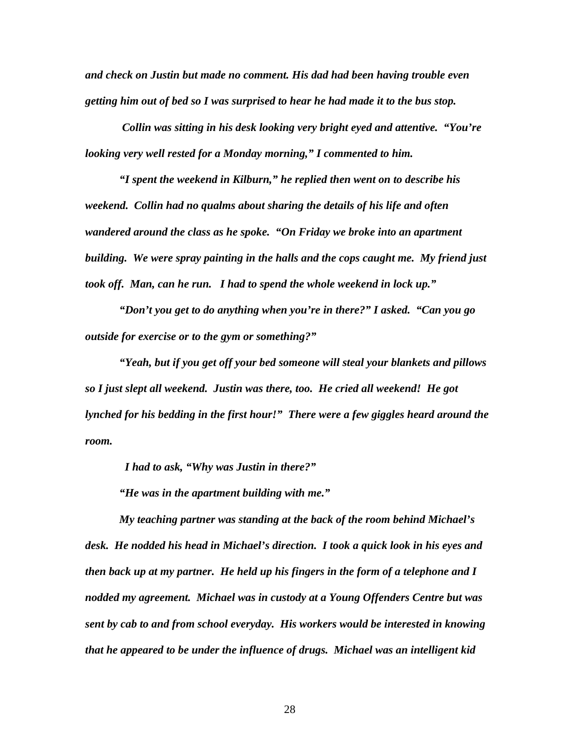*and check on Justin but made no comment. His dad had been having trouble even getting him out of bed so I was surprised to hear he had made it to the bus stop.*

*Collin was sitting in his desk looking very bright eyed and attentive. "You're looking very well rested for a Monday morning," I commented to him.*

*"I spent the weekend in Kilburn," he replied then went on to describe his weekend. Collin had no qualms about sharing the details of his life and often wandered around the class as he spoke. "On Friday we broke into an apartment building. We were spray painting in the halls and the cops caught me. My friend just took off. Man, can he run. I had to spend the whole weekend in lock up."*

*"Don't you get to do anything when you're in there?" I asked. "Can you go outside for exercise or to the gym or something?"*

*"Yeah, but if you get off your bed someone will steal your blankets and pillows so I just slept all weekend. Justin was there, too. He cried all weekend! He got lynched for his bedding in the first hour!" There were a few giggles heard around the room.*

*I had to ask, "Why was Justin in there?"*

*"He was in the apartment building with me."*

*My teaching partner was standing at the back of the room behind Michael's desk. He nodded his head in Michael's direction. I took a quick look in his eyes and then back up at my partner. He held up his fingers in the form of a telephone and I nodded my agreement. Michael was in custody at a Young Offenders Centre but was sent by cab to and from school everyday. His workers would be interested in knowing that he appeared to be under the influence of drugs. Michael was an intelligent kid*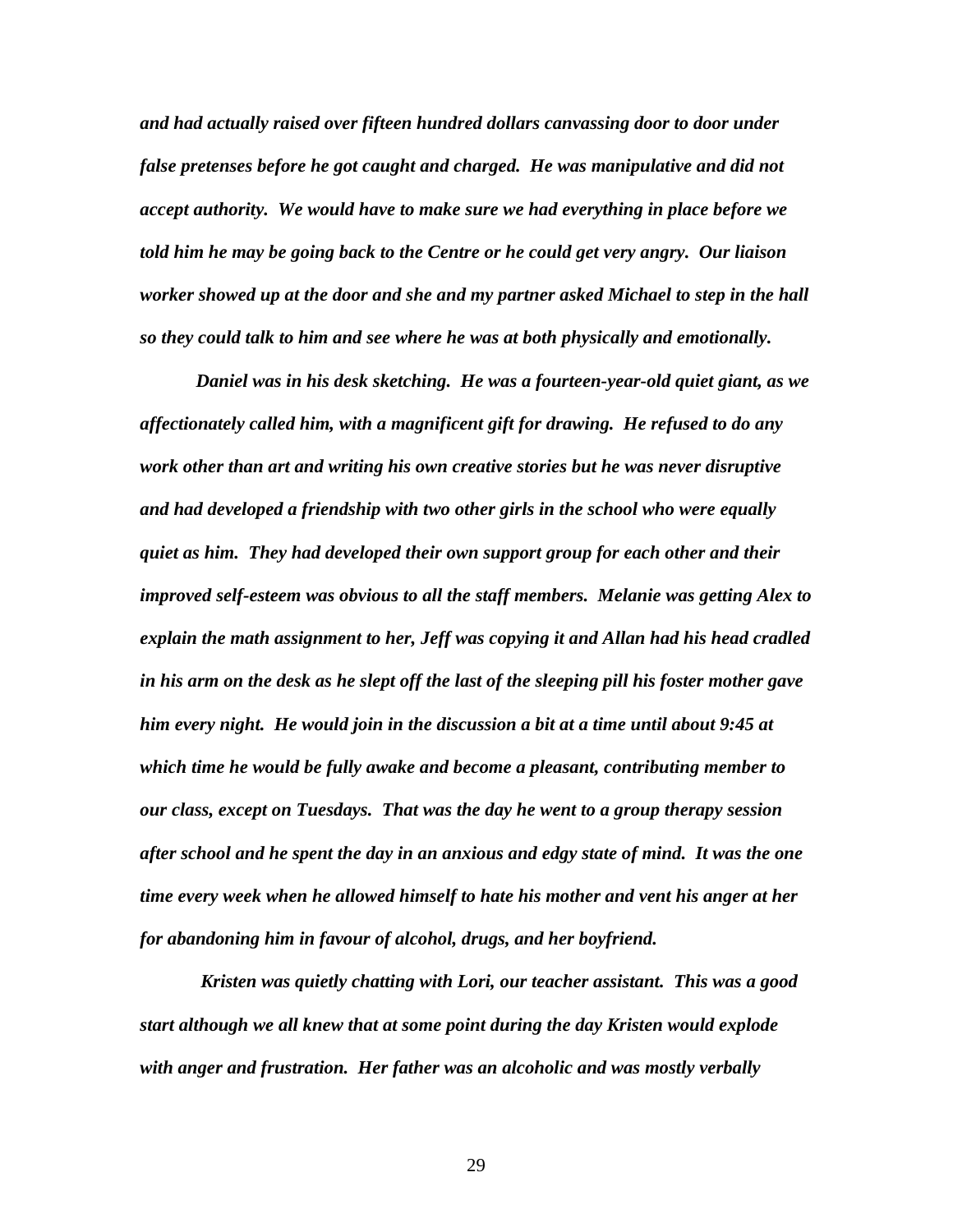*and had actually raised over fifteen hundred dollars canvassing door to door under false pretenses before he got caught and charged. He was manipulative and did not accept authority. We would have to make sure we had everything in place before we told him he may be going back to the Centre or he could get very angry. Our liaison worker showed up at the door and she and my partner asked Michael to step in the hall so they could talk to him and see where he was at both physically and emotionally.*

*Daniel was in his desk sketching. He was a fourteen-year-old quiet giant, as we affectionately called him, with a magnificent gift for drawing. He refused to do any work other than art and writing his own creative stories but he was never disruptive and had developed a friendship with two other girls in the school who were equally quiet as him. They had developed their own support group for each other and their improved self-esteem was obvious to all the staff members. Melanie was getting Alex to explain the math assignment to her, Jeff was copying it and Allan had his head cradled in his arm on the desk as he slept off the last of the sleeping pill his foster mother gave him every night. He would join in the discussion a bit at a time until about 9:45 at which time he would be fully awake and become a pleasant, contributing member to our class, except on Tuesdays. That was the day he went to a group therapy session after school and he spent the day in an anxious and edgy state of mind. It was the one time every week when he allowed himself to hate his mother and vent his anger at her for abandoning him in favour of alcohol, drugs, and her boyfriend.*

*Kristen was quietly chatting with Lori, our teacher assistant. This was a good start although we all knew that at some point during the day Kristen would explode with anger and frustration. Her father was an alcoholic and was mostly verbally*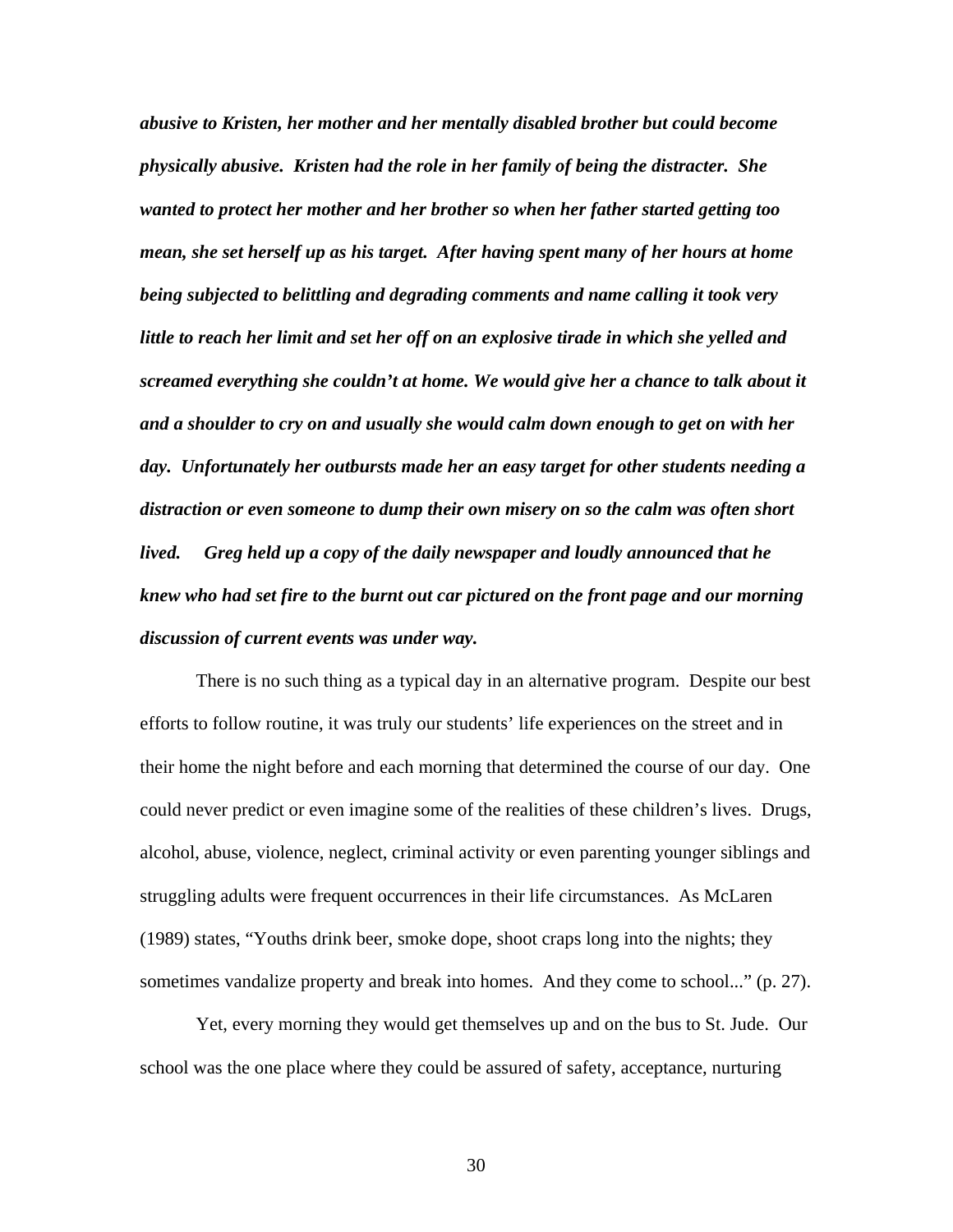***abusive to Kristen, her mother and her mentally disabled brother but could become physically abusive. Kristen had the role in her family of being the distracter. She wanted to protect her mother and her brother so when her father started getting too mean, she set herself up as his target. After having spent many of her hours at home being subjected to belittling and degrading comments and name calling it took very little to reach her limit and set her off on an explosive tirade in which she yelled and screamed everything she couldn't at home. We would give her a chance to talk about it and a shoulder to cry on and usually she would calm down enough to get on with her day. Unfortunately her outbursts made her an easy target for other students needing a distraction or even someone to dump their own misery on so the calm was often short lived. Greg held up a copy of the daily newspaper and loudly announced that he knew who had set fire to the burnt out car pictured on the front page and our morning discussion of current events was under way.***

There is no such thing as a typical day in an alternative program. Despite our best efforts to follow routine, it was truly our students' life experiences on the street and in their home the night before and each morning that determined the course of our day. One could never predict or even imagine some of the realities of these children's lives. Drugs, alcohol, abuse, violence, neglect, criminal activity or even parenting younger siblings and struggling adults were frequent occurrences in their life circumstances. As McLaren (1989) states, "Youths drink beer, smoke dope, shoot craps long into the nights; they sometimes vandalize property and break into homes. And they come to school..." (p. 27).

Yet, every morning they would get themselves up and on the bus to St. Jude. Our school was the one place where they could be assured of safety, acceptance, nurturing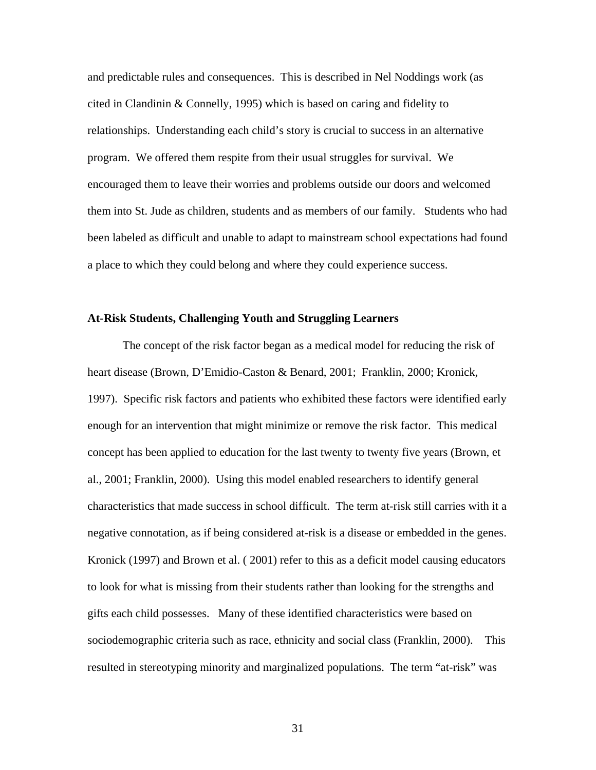and predictable rules and consequences. This is described in Nel Noddings work (as cited in Clandinin & Connelly, 1995) which is based on caring and fidelity to relationships. Understanding each child's story is crucial to success in an alternative program. We offered them respite from their usual struggles for survival. We encouraged them to leave their worries and problems outside our doors and welcomed them into St. Jude as children, students and as members of our family. Students who had been labeled as difficult and unable to adapt to mainstream school expectations had found a place to which they could belong and where they could experience success.

**At-Risk Students, Challenging Youth and Struggling Learners**

The concept of the risk factor began as a medical model for reducing the risk of heart disease (Brown, D'Emidio-Caston & Benard, 2001; Franklin, 2000; Kronick, 1997). Specific risk factors and patients who exhibited these factors were identified early enough for an intervention that might minimize or remove the risk factor. This medical concept has been applied to education for the last twenty to twenty five years (Brown, et al., 2001; Franklin, 2000). Using this model enabled researchers to identify general characteristics that made success in school difficult. The term at-risk still carries with it a negative connotation, as if being considered at-risk is a disease or embedded in the genes. Kronick (1997) and Brown et al. ( 2001) refer to this as a deficit model causing educators to look for what is missing from their students rather than looking for the strengths and gifts each child possesses. Many of these identified characteristics were based on sociodemographic criteria such as race, ethnicity and social class (Franklin, 2000). This resulted in stereotyping minority and marginalized populations. The term "at-risk" was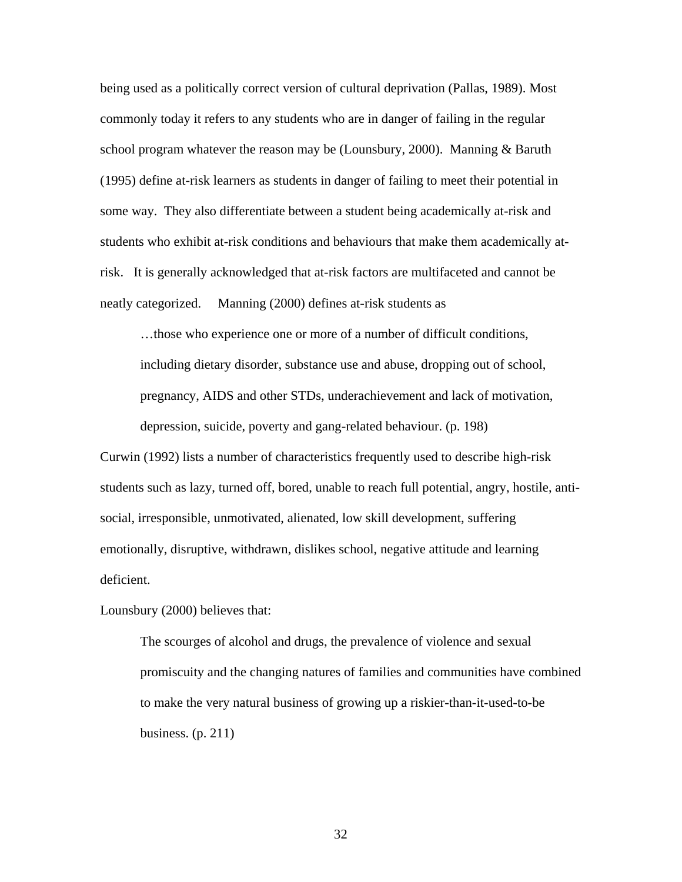being used as a politically correct version of cultural deprivation (Pallas, 1989). Most commonly today it refers to any students who are in danger of failing in the regular school program whatever the reason may be (Lounsbury, 2000). Manning & Baruth (1995) define at-risk learners as students in danger of failing to meet their potential in some way. They also differentiate between a student being academically at-risk and students who exhibit at-risk conditions and behaviours that make them academically at-risk. It is generally acknowledged that at-risk factors are multifaceted and cannot be neatly categorized. Manning (2000) defines at-risk students as

> …those who experience one or more of a number of difficult conditions, including dietary disorder, substance use and abuse, dropping out of school, pregnancy, AIDS and other STDs, underachievement and lack of motivation, depression, suicide, poverty and gang-related behaviour. (p. 198)

Curwin (1992) lists a number of characteristics frequently used to describe high-risk students such as lazy, turned off, bored, unable to reach full potential, angry, hostile, anti-social, irresponsible, unmotivated, alienated, low skill development, suffering emotionally, disruptive, withdrawn, dislikes school, negative attitude and learning deficient.

Lounsbury (2000) believes that:

> The scourges of alcohol and drugs, the prevalence of violence and sexual promiscuity and the changing natures of families and communities have combined to make the very natural business of growing up a riskier-than-it-used-to-be business. (p. 211)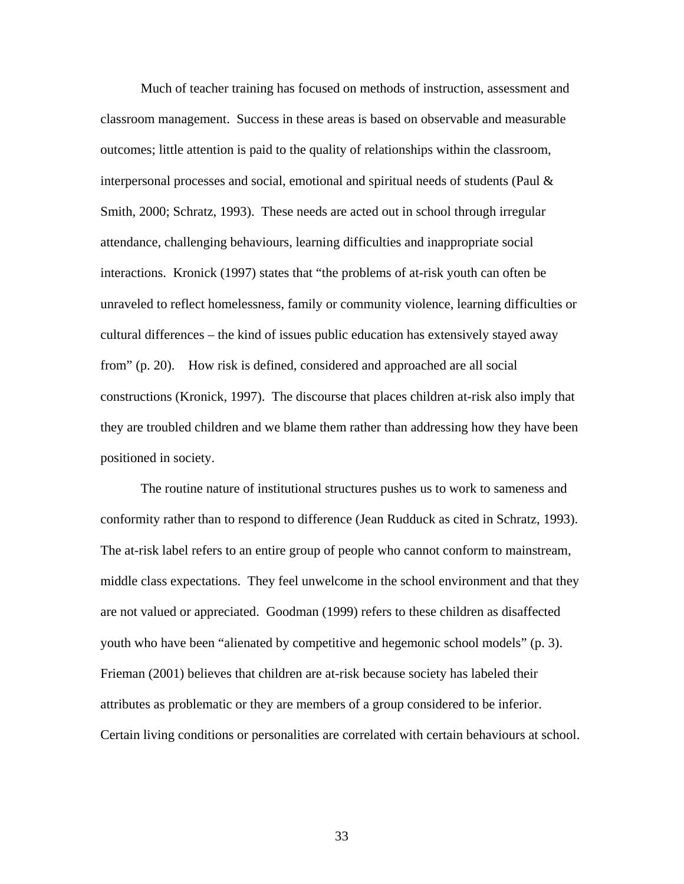Much of teacher training has focused on methods of instruction, assessment and classroom management. Success in these areas is based on observable and measurable outcomes; little attention is paid to the quality of relationships within the classroom, interpersonal processes and social, emotional and spiritual needs of students (Paul & Smith, 2000; Schratz, 1993). These needs are acted out in school through irregular attendance, challenging behaviours, learning difficulties and inappropriate social interactions. Kronick (1997) states that "the problems of at-risk youth can often be unraveled to reflect homelessness, family or community violence, learning difficulties or cultural differences – the kind of issues public education has extensively stayed away from" (p. 20). How risk is defined, considered and approached are all social constructions (Kronick, 1997). The discourse that places children at-risk also imply that they are troubled children and we blame them rather than addressing how they have been positioned in society.

The routine nature of institutional structures pushes us to work to sameness and conformity rather than to respond to difference (Jean Rudduck as cited in Schratz, 1993). The at-risk label refers to an entire group of people who cannot conform to mainstream, middle class expectations. They feel unwelcome in the school environment and that they are not valued or appreciated. Goodman (1999) refers to these children as disaffected youth who have been "alienated by competitive and hegemonic school models" (p. 3). Frieman (2001) believes that children are at-risk because society has labeled their attributes as problematic or they are members of a group considered to be inferior. Certain living conditions or personalities are correlated with certain behaviours at school.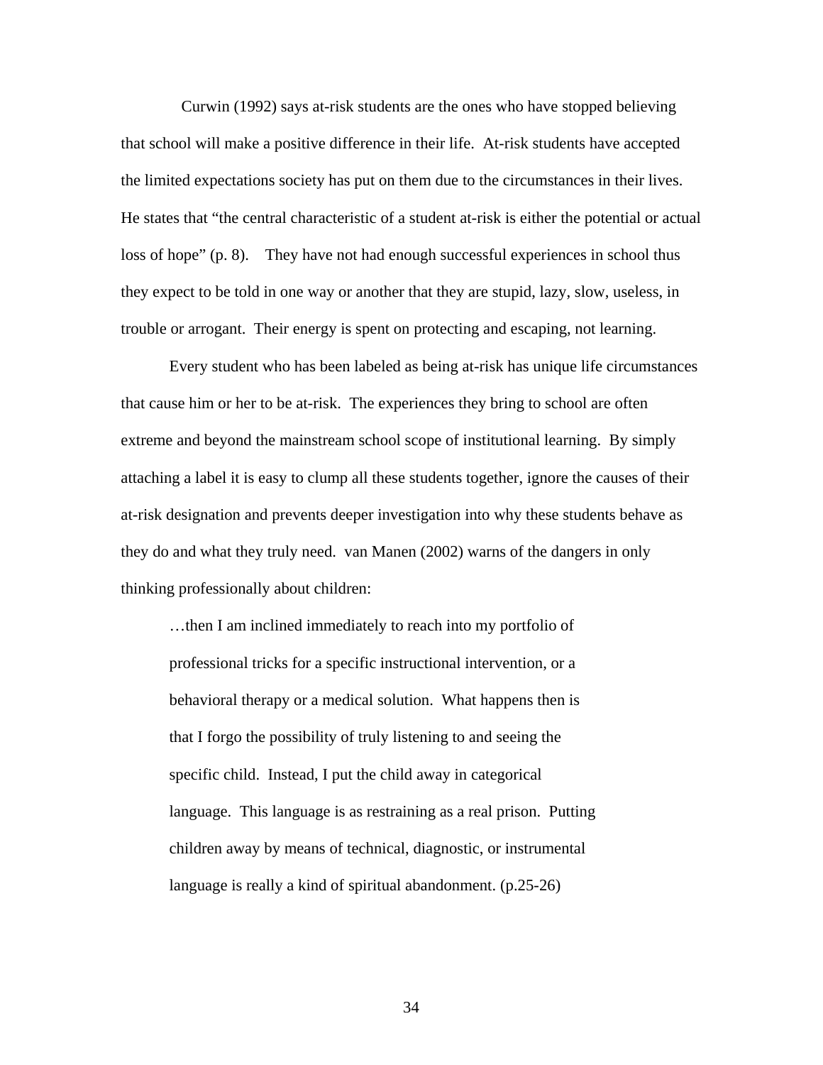Curwin (1992) says at-risk students are the ones who have stopped believing that school will make a positive difference in their life. At-risk students have accepted the limited expectations society has put on them due to the circumstances in their lives. He states that "the central characteristic of a student at-risk is either the potential or actual loss of hope" (p. 8). They have not had enough successful experiences in school thus they expect to be told in one way or another that they are stupid, lazy, slow, useless, in trouble or arrogant. Their energy is spent on protecting and escaping, not learning.

Every student who has been labeled as being at-risk has unique life circumstances that cause him or her to be at-risk. The experiences they bring to school are often extreme and beyond the mainstream school scope of institutional learning. By simply attaching a label it is easy to clump all these students together, ignore the causes of their at-risk designation and prevents deeper investigation into why these students behave as they do and what they truly need. van Manen (2002) warns of the dangers in only thinking professionally about children:

> …then I am inclined immediately to reach into my portfolio of professional tricks for a specific instructional intervention, or a behavioral therapy or a medical solution. What happens then is that I forgo the possibility of truly listening to and seeing the specific child. Instead, I put the child away in categorical language. This language is as restraining as a real prison. Putting children away by means of technical, diagnostic, or instrumental language is really a kind of spiritual abandonment. (p.25-26)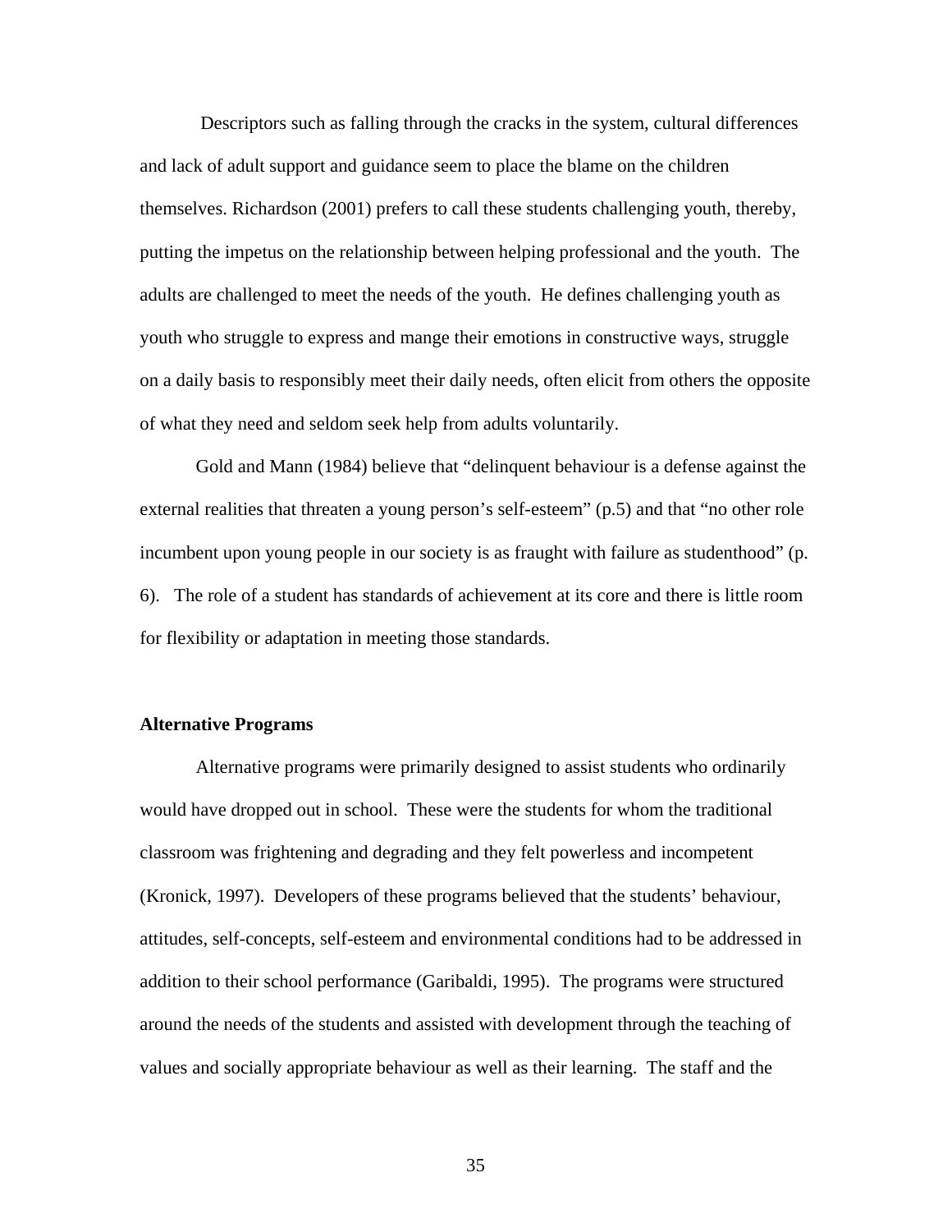Descriptors such as falling through the cracks in the system, cultural differences and lack of adult support and guidance seem to place the blame on the children themselves. Richardson (2001) prefers to call these students challenging youth, thereby, putting the impetus on the relationship between helping professional and the youth. The adults are challenged to meet the needs of the youth. He defines challenging youth as youth who struggle to express and mange their emotions in constructive ways, struggle on a daily basis to responsibly meet their daily needs, often elicit from others the opposite of what they need and seldom seek help from adults voluntarily.

Gold and Mann (1984) believe that “delinquent behaviour is a defense against the external realities that threaten a young person’s self-esteem” (p.5) and that “no other role incumbent upon young people in our society is as fraught with failure as studenthood” (p. 6). The role of a student has standards of achievement at its core and there is little room for flexibility or adaptation in meeting those standards.

**Alternative Programs**

Alternative programs were primarily designed to assist students who ordinarily would have dropped out in school. These were the students for whom the traditional classroom was frightening and degrading and they felt powerless and incompetent (Kronick, 1997). Developers of these programs believed that the students’ behaviour, attitudes, self-concepts, self-esteem and environmental conditions had to be addressed in addition to their school performance (Garibaldi, 1995). The programs were structured around the needs of the students and assisted with development through the teaching of values and socially appropriate behaviour as well as their learning. The staff and the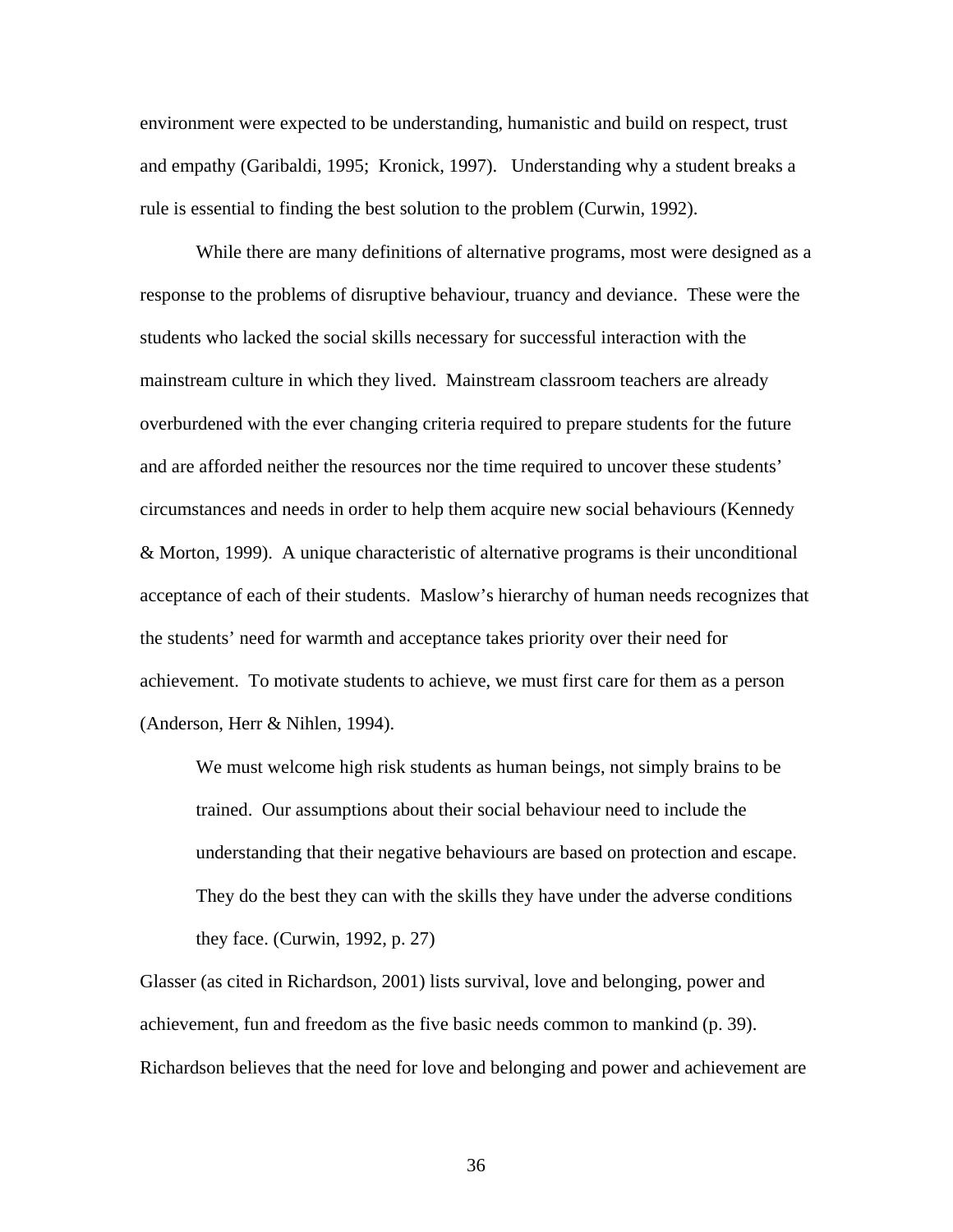environment were expected to be understanding, humanistic and build on respect, trust and empathy (Garibaldi, 1995; Kronick, 1997). Understanding why a student breaks a rule is essential to finding the best solution to the problem (Curwin, 1992).

While there are many definitions of alternative programs, most were designed as a response to the problems of disruptive behaviour, truancy and deviance. These were the students who lacked the social skills necessary for successful interaction with the mainstream culture in which they lived. Mainstream classroom teachers are already overburdened with the ever changing criteria required to prepare students for the future and are afforded neither the resources nor the time required to uncover these students' circumstances and needs in order to help them acquire new social behaviours (Kennedy & Morton, 1999). A unique characteristic of alternative programs is their unconditional acceptance of each of their students. Maslow's hierarchy of human needs recognizes that the students' need for warmth and acceptance takes priority over their need for achievement. To motivate students to achieve, we must first care for them as a person (Anderson, Herr & Nihlen, 1994).

> We must welcome high risk students as human beings, not simply brains to be trained. Our assumptions about their social behaviour need to include the understanding that their negative behaviours are based on protection and escape. They do the best they can with the skills they have under the adverse conditions they face. (Curwin, 1992, p. 27)

Glasser (as cited in Richardson, 2001) lists survival, love and belonging, power and achievement, fun and freedom as the five basic needs common to mankind (p. 39). Richardson believes that the need for love and belonging and power and achievement are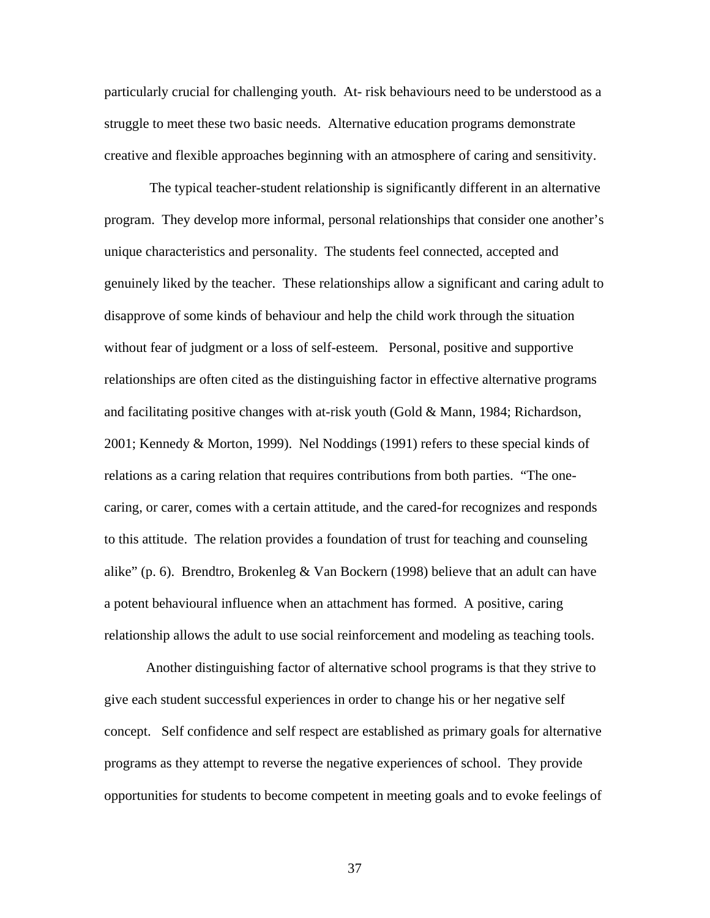particularly crucial for challenging youth. At- risk behaviours need to be understood as a struggle to meet these two basic needs. Alternative education programs demonstrate creative and flexible approaches beginning with an atmosphere of caring and sensitivity.

The typical teacher-student relationship is significantly different in an alternative program. They develop more informal, personal relationships that consider one another's unique characteristics and personality. The students feel connected, accepted and genuinely liked by the teacher. These relationships allow a significant and caring adult to disapprove of some kinds of behaviour and help the child work through the situation without fear of judgment or a loss of self-esteem. Personal, positive and supportive relationships are often cited as the distinguishing factor in effective alternative programs and facilitating positive changes with at-risk youth (Gold & Mann, 1984; Richardson, 2001; Kennedy & Morton, 1999). Nel Noddings (1991) refers to these special kinds of relations as a caring relation that requires contributions from both parties. "The one-caring, or carer, comes with a certain attitude, and the cared-for recognizes and responds to this attitude. The relation provides a foundation of trust for teaching and counseling alike" (p. 6). Brendtro, Brokenleg & Van Bockern (1998) believe that an adult can have a potent behavioural influence when an attachment has formed. A positive, caring relationship allows the adult to use social reinforcement and modeling as teaching tools.

Another distinguishing factor of alternative school programs is that they strive to give each student successful experiences in order to change his or her negative self concept. Self confidence and self respect are established as primary goals for alternative programs as they attempt to reverse the negative experiences of school. They provide opportunities for students to become competent in meeting goals and to evoke feelings of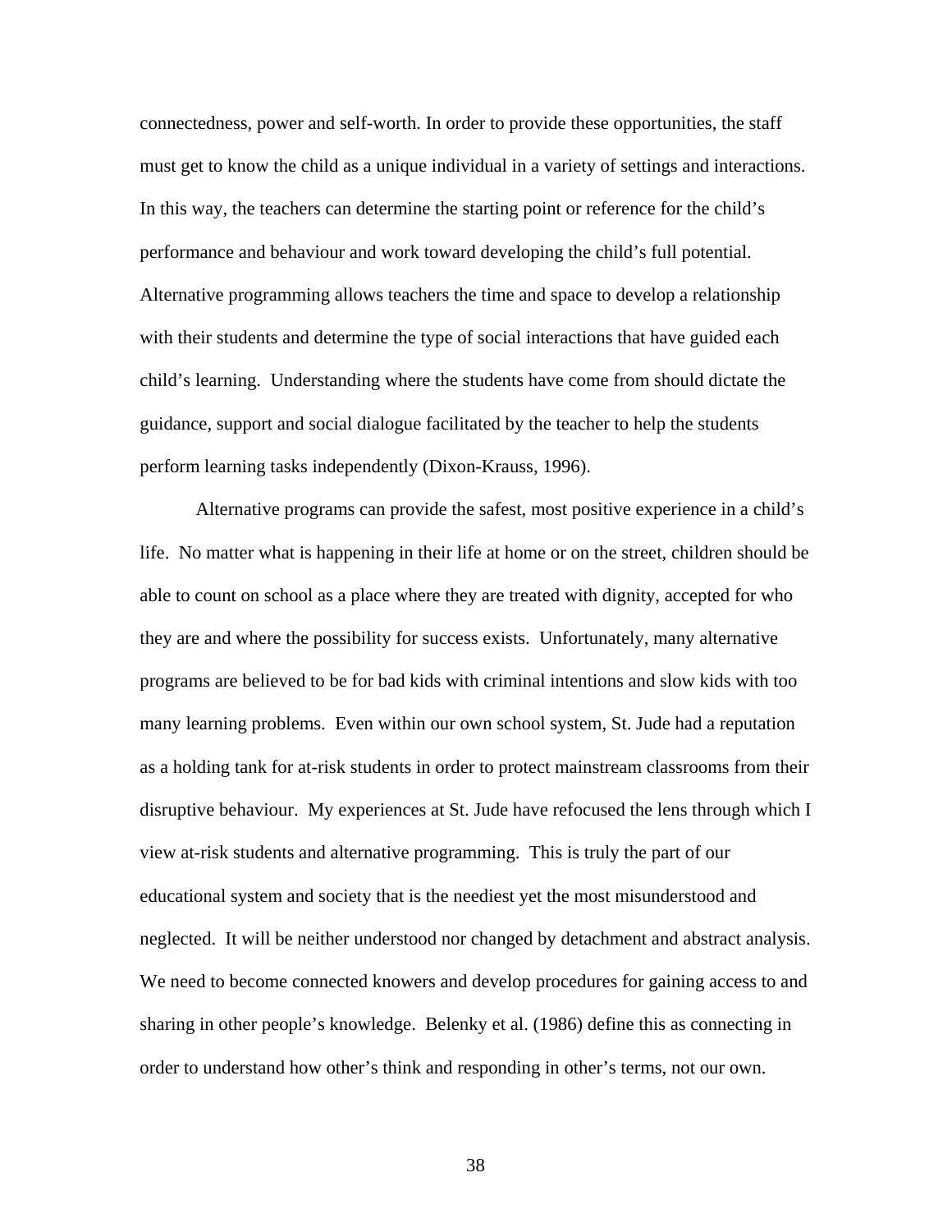connectedness, power and self-worth. In order to provide these opportunities, the staff must get to know the child as a unique individual in a variety of settings and interactions. In this way, the teachers can determine the starting point or reference for the child's performance and behaviour and work toward developing the child's full potential. Alternative programming allows teachers the time and space to develop a relationship with their students and determine the type of social interactions that have guided each child's learning. Understanding where the students have come from should dictate the guidance, support and social dialogue facilitated by the teacher to help the students perform learning tasks independently (Dixon-Krauss, 1996).

Alternative programs can provide the safest, most positive experience in a child's life. No matter what is happening in their life at home or on the street, children should be able to count on school as a place where they are treated with dignity, accepted for who they are and where the possibility for success exists. Unfortunately, many alternative programs are believed to be for bad kids with criminal intentions and slow kids with too many learning problems. Even within our own school system, St. Jude had a reputation as a holding tank for at-risk students in order to protect mainstream classrooms from their disruptive behaviour. My experiences at St. Jude have refocused the lens through which I view at-risk students and alternative programming. This is truly the part of our educational system and society that is the neediest yet the most misunderstood and neglected. It will be neither understood nor changed by detachment and abstract analysis. We need to become connected knowers and develop procedures for gaining access to and sharing in other people's knowledge. Belenky et al. (1986) define this as connecting in order to understand how other's think and responding in other's terms, not our own.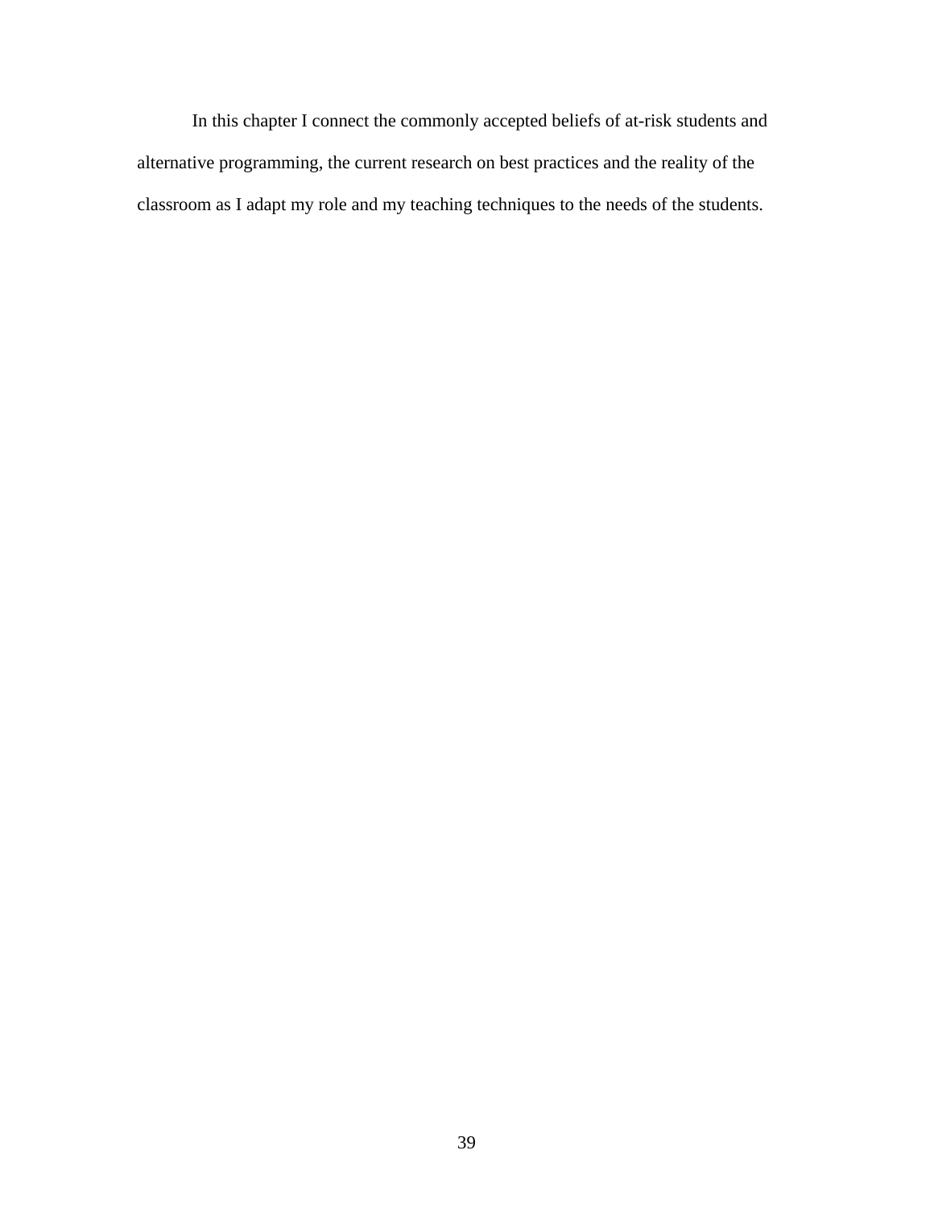In this chapter I connect the commonly accepted beliefs of at-risk students and alternative programming, the current research on best practices and the reality of the classroom as I adapt my role and my teaching techniques to the needs of the students.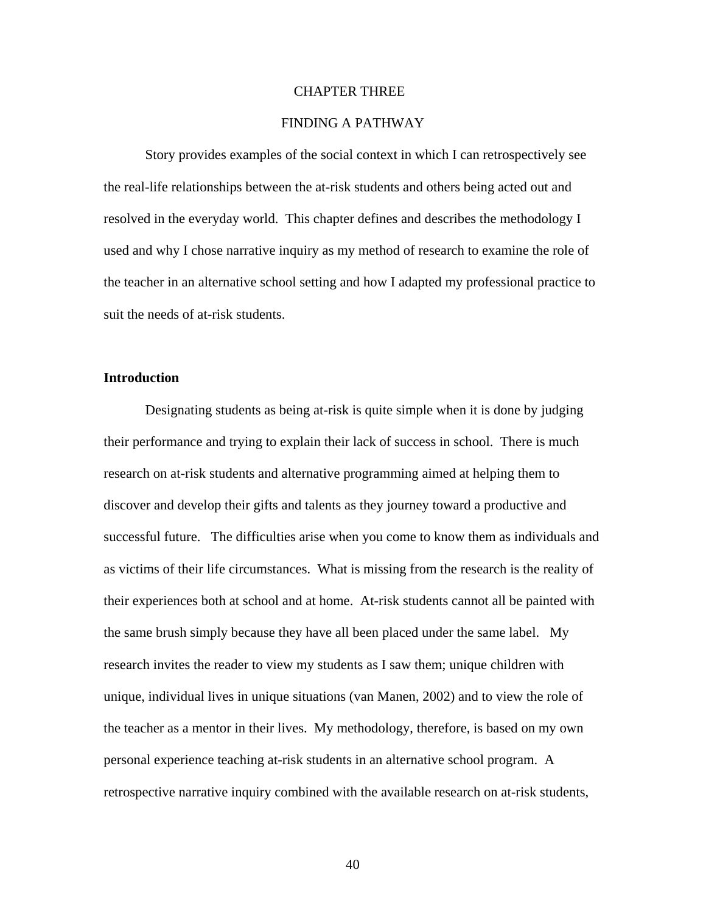# CHAPTER THREE

# FINDING A PATHWAY

Story provides examples of the social context in which I can retrospectively see the real-life relationships between the at-risk students and others being acted out and resolved in the everyday world. This chapter defines and describes the methodology I used and why I chose narrative inquiry as my method of research to examine the role of the teacher in an alternative school setting and how I adapted my professional practice to suit the needs of at-risk students.

**Introduction**

Designating students as being at-risk is quite simple when it is done by judging their performance and trying to explain their lack of success in school. There is much research on at-risk students and alternative programming aimed at helping them to discover and develop their gifts and talents as they journey toward a productive and successful future. The difficulties arise when you come to know them as individuals and as victims of their life circumstances. What is missing from the research is the reality of their experiences both at school and at home. At-risk students cannot all be painted with the same brush simply because they have all been placed under the same label. My research invites the reader to view my students as I saw them; unique children with unique, individual lives in unique situations (van Manen, 2002) and to view the role of the teacher as a mentor in their lives. My methodology, therefore, is based on my own personal experience teaching at-risk students in an alternative school program. A retrospective narrative inquiry combined with the available research on at-risk students,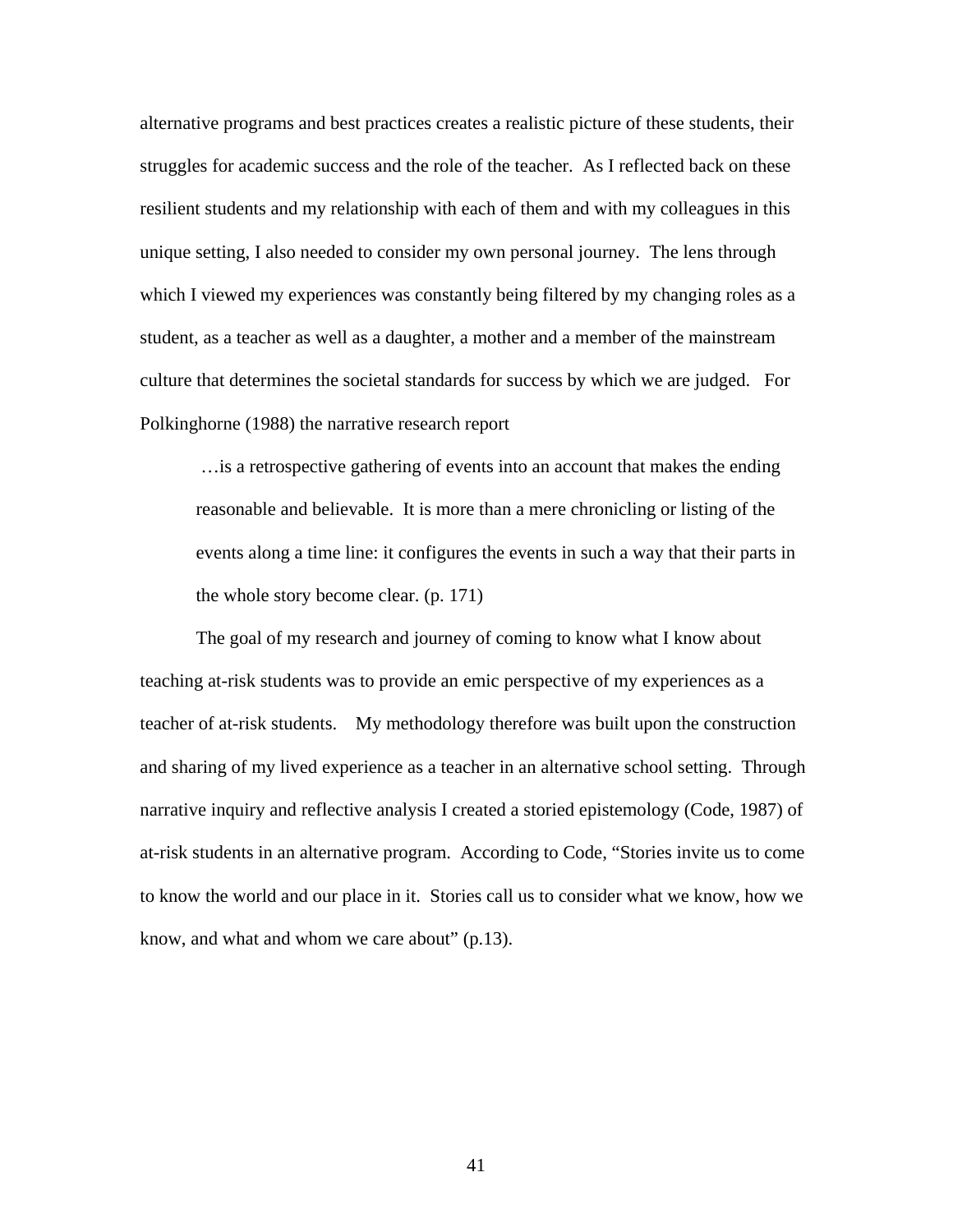alternative programs and best practices creates a realistic picture of these students, their struggles for academic success and the role of the teacher. As I reflected back on these resilient students and my relationship with each of them and with my colleagues in this unique setting, I also needed to consider my own personal journey. The lens through which I viewed my experiences was constantly being filtered by my changing roles as a student, as a teacher as well as a daughter, a mother and a member of the mainstream culture that determines the societal standards for success by which we are judged. For Polkinghorne (1988) the narrative research report

> …is a retrospective gathering of events into an account that makes the ending reasonable and believable. It is more than a mere chronicling or listing of the events along a time line: it configures the events in such a way that their parts in the whole story become clear. (p. 171)

The goal of my research and journey of coming to know what I know about teaching at-risk students was to provide an emic perspective of my experiences as a teacher of at-risk students. My methodology therefore was built upon the construction and sharing of my lived experience as a teacher in an alternative school setting. Through narrative inquiry and reflective analysis I created a storied epistemology (Code, 1987) of at-risk students in an alternative program. According to Code, "Stories invite us to come to know the world and our place in it. Stories call us to consider what we know, how we know, and what and whom we care about" (p.13).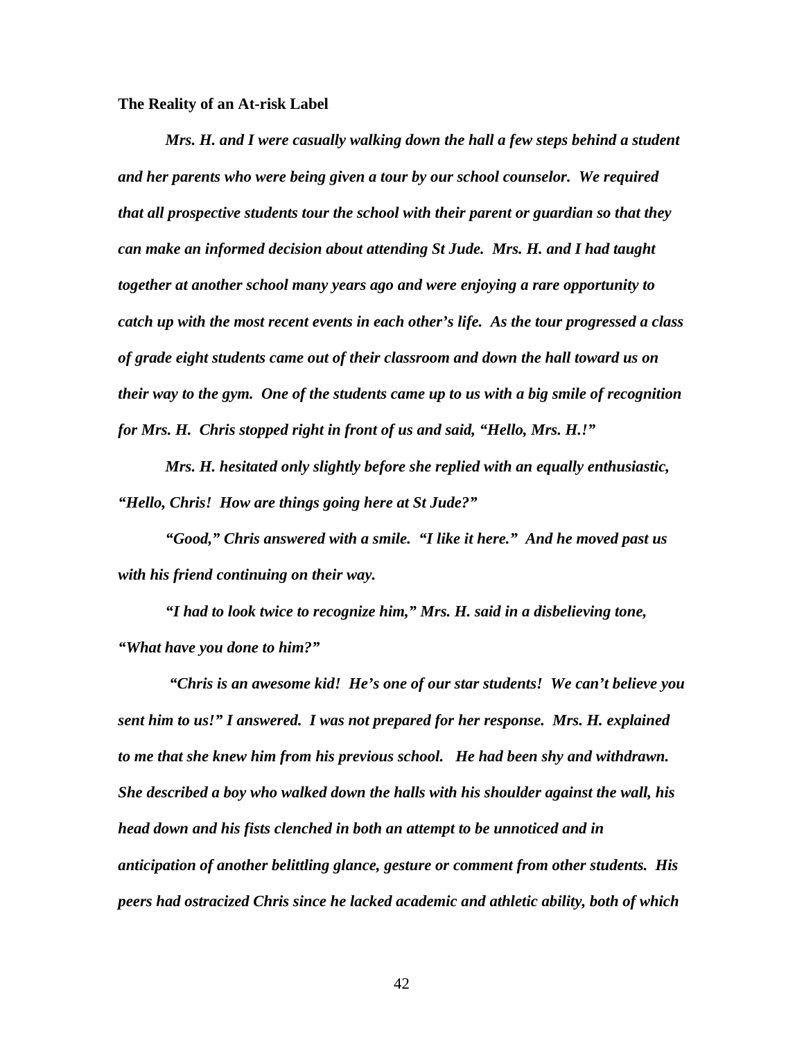**The Reality of an At-risk Label**

***Mrs. H. and I were casually walking down the hall a few steps behind a student and her parents who were being given a tour by our school counselor. We required that all prospective students tour the school with their parent or guardian so that they can make an informed decision about attending St Jude. Mrs. H. and I had taught together at another school many years ago and were enjoying a rare opportunity to catch up with the most recent events in each other's life. As the tour progressed a class of grade eight students came out of their classroom and down the hall toward us on their way to the gym. One of the students came up to us with a big smile of recognition for Mrs. H. Chris stopped right in front of us and said, "Hello, Mrs. H.!"***

***Mrs. H. hesitated only slightly before she replied with an equally enthusiastic, "Hello, Chris! How are things going here at St Jude?"***

***"Good," Chris answered with a smile. "I like it here." And he moved past us with his friend continuing on their way.***

***"I had to look twice to recognize him," Mrs. H. said in a disbelieving tone, "What have you done to him?"***

***"Chris is an awesome kid! He's one of our star students! We can't believe you sent him to us!" I answered. I was not prepared for her response. Mrs. H. explained to me that she knew him from his previous school. He had been shy and withdrawn. She described a boy who walked down the halls with his shoulder against the wall, his head down and his fists clenched in both an attempt to be unnoticed and in anticipation of another belittling glance, gesture or comment from other students. His peers had ostracized Chris since he lacked academic and athletic ability, both of which***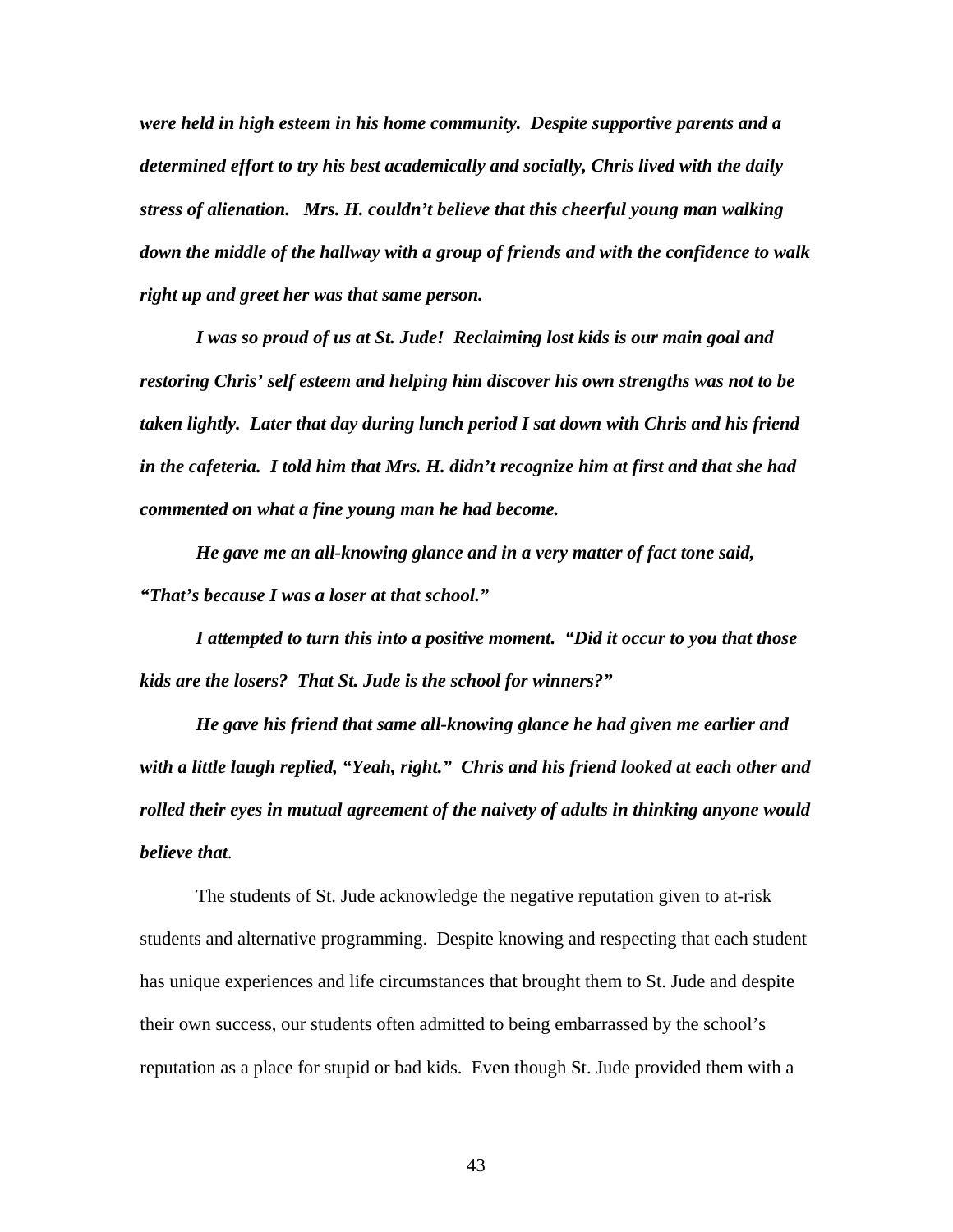*were held in high esteem in his home community. Despite supportive parents and a determined effort to try his best academically and socially, Chris lived with the daily stress of alienation. Mrs. H. couldn't believe that this cheerful young man walking down the middle of the hallway with a group of friends and with the confidence to walk right up and greet her was that same person.*

*I was so proud of us at St. Jude! Reclaiming lost kids is our main goal and restoring Chris' self esteem and helping him discover his own strengths was not to be taken lightly. Later that day during lunch period I sat down with Chris and his friend in the cafeteria. I told him that Mrs. H. didn't recognize him at first and that she had commented on what a fine young man he had become.*

*He gave me an all-knowing glance and in a very matter of fact tone said, "That's because I was a loser at that school."*

*I attempted to turn this into a positive moment. "Did it occur to you that those kids are the losers? That St. Jude is the school for winners?"*

*He gave his friend that same all-knowing glance he had given me earlier and with a little laugh replied, "Yeah, right." Chris and his friend looked at each other and rolled their eyes in mutual agreement of the naivety of adults in thinking anyone would believe that.*

The students of St. Jude acknowledge the negative reputation given to at-risk students and alternative programming. Despite knowing and respecting that each student has unique experiences and life circumstances that brought them to St. Jude and despite their own success, our students often admitted to being embarrassed by the school's reputation as a place for stupid or bad kids. Even though St. Jude provided them with a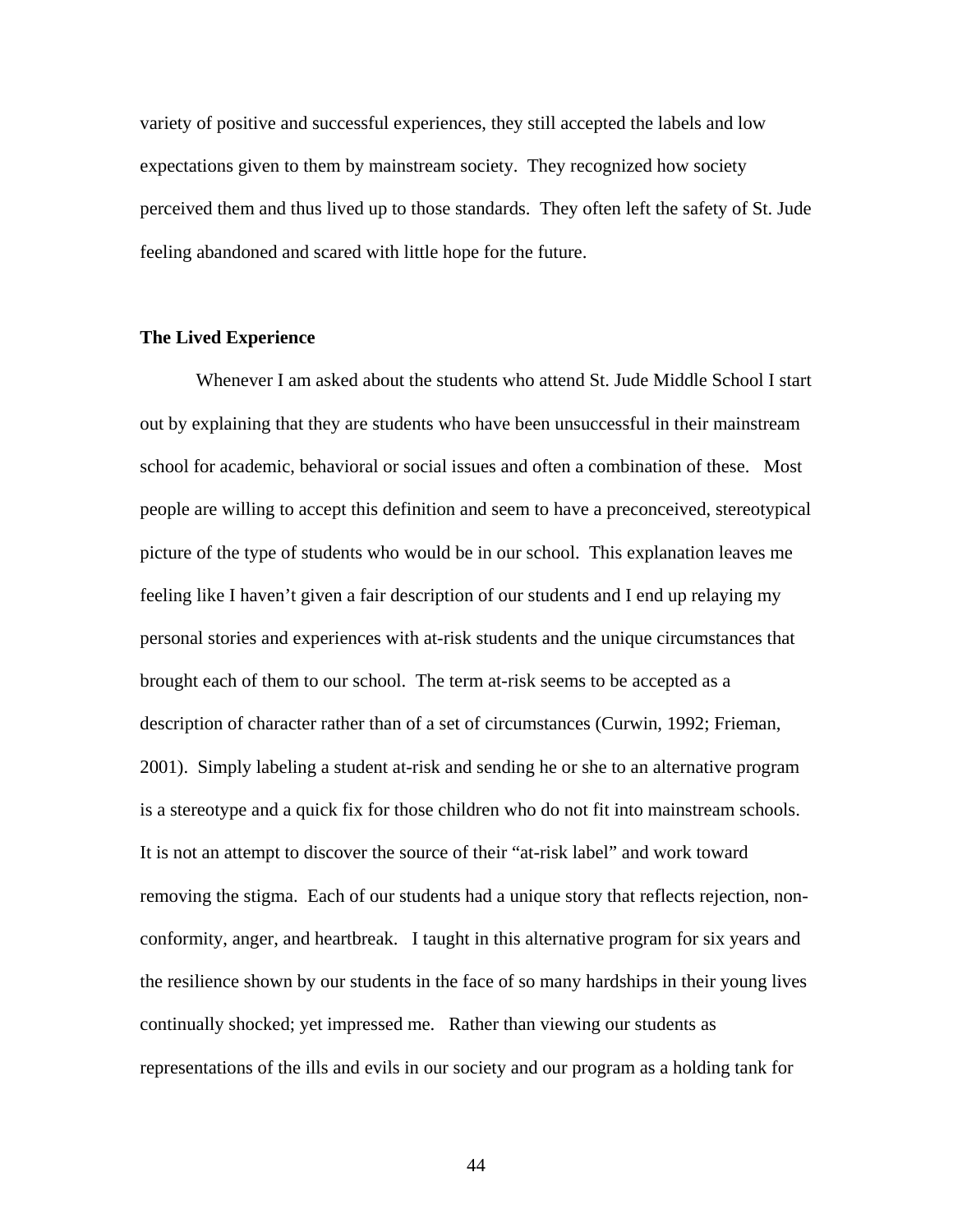variety of positive and successful experiences, they still accepted the labels and low expectations given to them by mainstream society. They recognized how society perceived them and thus lived up to those standards. They often left the safety of St. Jude feeling abandoned and scared with little hope for the future.

**The Lived Experience**

Whenever I am asked about the students who attend St. Jude Middle School I start out by explaining that they are students who have been unsuccessful in their mainstream school for academic, behavioral or social issues and often a combination of these. Most people are willing to accept this definition and seem to have a preconceived, stereotypical picture of the type of students who would be in our school. This explanation leaves me feeling like I haven't given a fair description of our students and I end up relaying my personal stories and experiences with at-risk students and the unique circumstances that brought each of them to our school. The term at-risk seems to be accepted as a description of character rather than of a set of circumstances (Curwin, 1992; Frieman, 2001). Simply labeling a student at-risk and sending he or she to an alternative program is a stereotype and a quick fix for those children who do not fit into mainstream schools. It is not an attempt to discover the source of their "at-risk label" and work toward removing the stigma. Each of our students had a unique story that reflects rejection, non-conformity, anger, and heartbreak. I taught in this alternative program for six years and the resilience shown by our students in the face of so many hardships in their young lives continually shocked; yet impressed me. Rather than viewing our students as representations of the ills and evils in our society and our program as a holding tank for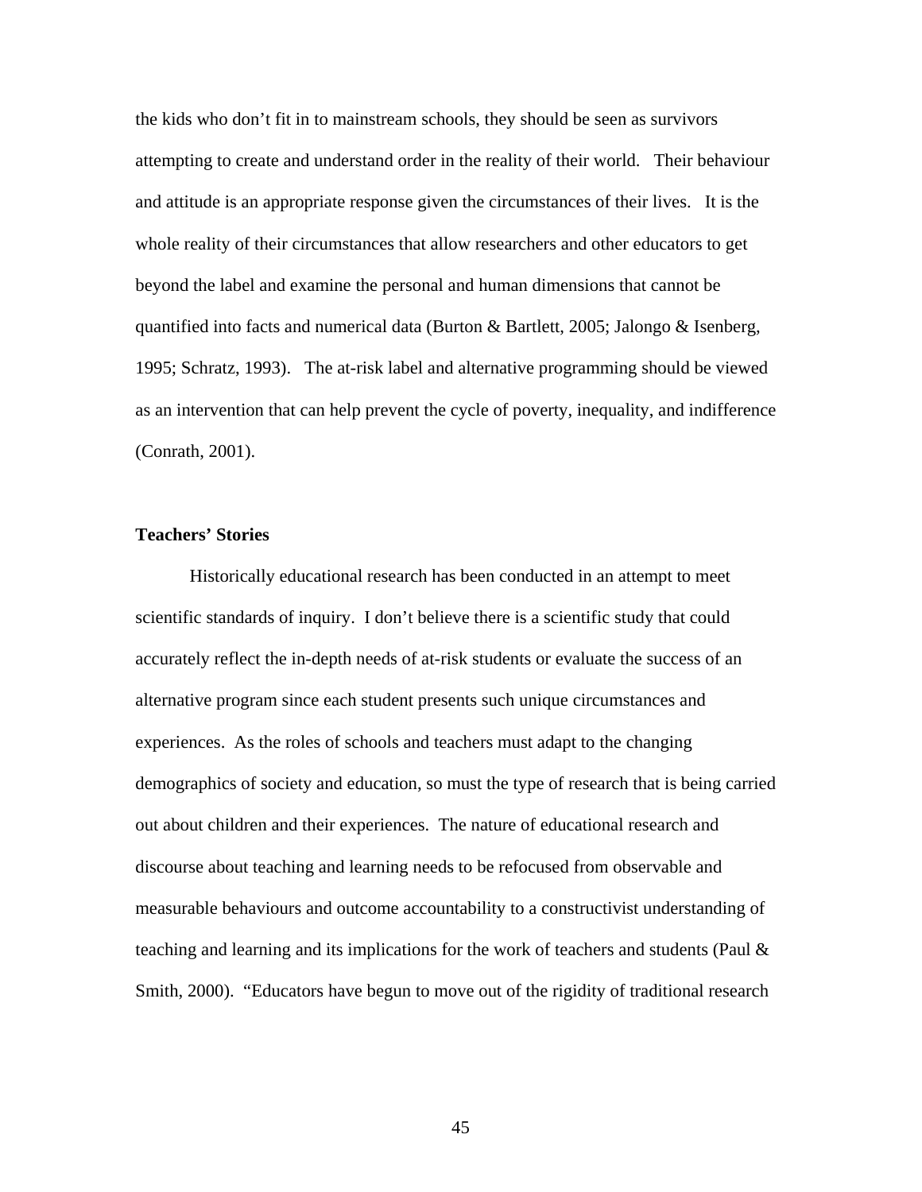the kids who don’t fit in to mainstream schools, they should be seen as survivors attempting to create and understand order in the reality of their world. Their behaviour and attitude is an appropriate response given the circumstances of their lives. It is the whole reality of their circumstances that allow researchers and other educators to get beyond the label and examine the personal and human dimensions that cannot be quantified into facts and numerical data (Burton & Bartlett, 2005; Jalongo & Isenberg, 1995; Schratz, 1993). The at-risk label and alternative programming should be viewed as an intervention that can help prevent the cycle of poverty, inequality, and indifference (Conrath, 2001).

**Teachers’ Stories**

Historically educational research has been conducted in an attempt to meet scientific standards of inquiry. I don’t believe there is a scientific study that could accurately reflect the in-depth needs of at-risk students or evaluate the success of an alternative program since each student presents such unique circumstances and experiences. As the roles of schools and teachers must adapt to the changing demographics of society and education, so must the type of research that is being carried out about children and their experiences. The nature of educational research and discourse about teaching and learning needs to be refocused from observable and measurable behaviours and outcome accountability to a constructivist understanding of teaching and learning and its implications for the work of teachers and students (Paul & Smith, 2000). “Educators have begun to move out of the rigidity of traditional research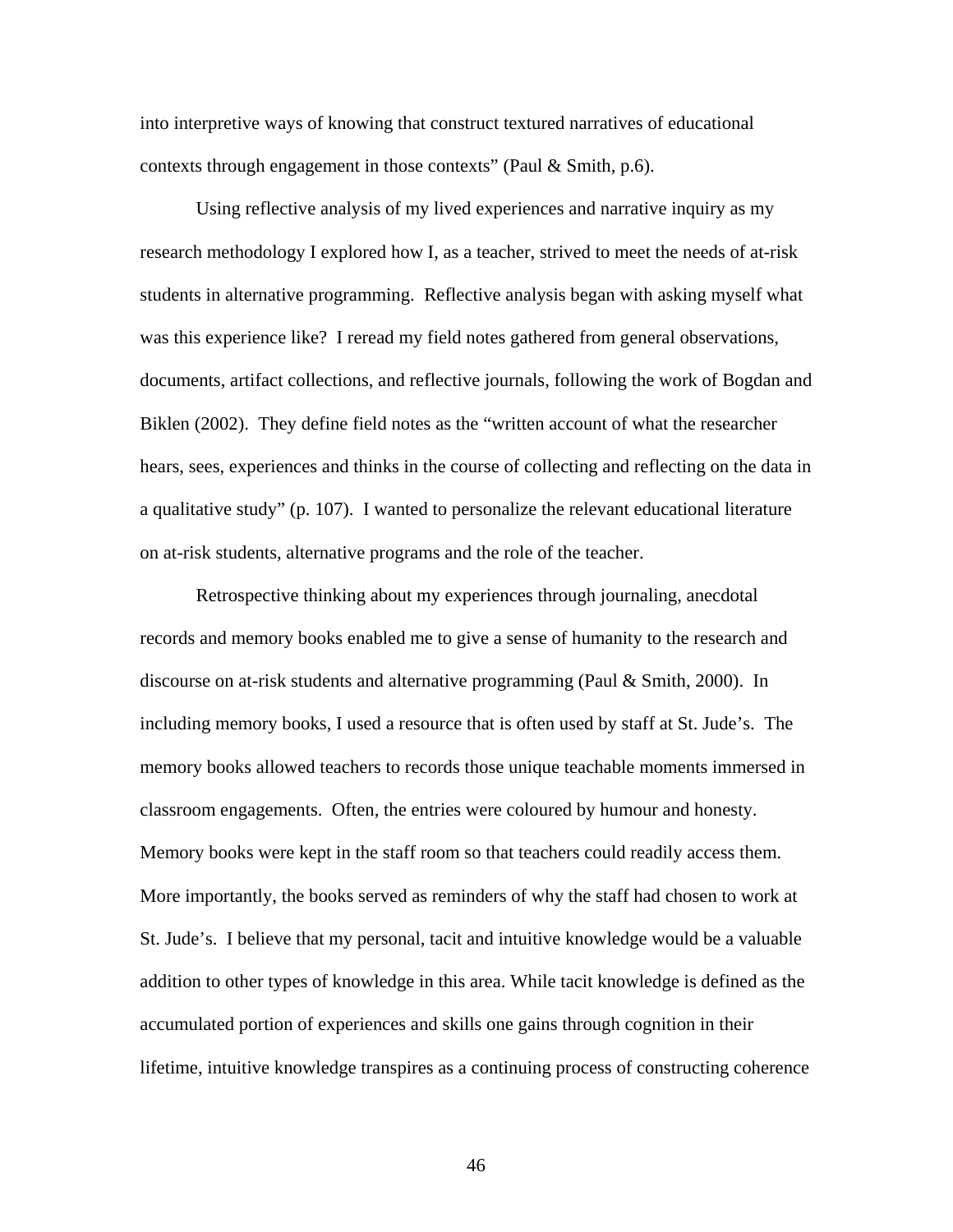into interpretive ways of knowing that construct textured narratives of educational contexts through engagement in those contexts" (Paul & Smith, p.6).

Using reflective analysis of my lived experiences and narrative inquiry as my research methodology I explored how I, as a teacher, strived to meet the needs of at-risk students in alternative programming. Reflective analysis began with asking myself what was this experience like? I reread my field notes gathered from general observations, documents, artifact collections, and reflective journals, following the work of Bogdan and Biklen (2002). They define field notes as the "written account of what the researcher hears, sees, experiences and thinks in the course of collecting and reflecting on the data in a qualitative study" (p. 107). I wanted to personalize the relevant educational literature on at-risk students, alternative programs and the role of the teacher.

Retrospective thinking about my experiences through journaling, anecdotal records and memory books enabled me to give a sense of humanity to the research and discourse on at-risk students and alternative programming (Paul & Smith, 2000). In including memory books, I used a resource that is often used by staff at St. Jude's. The memory books allowed teachers to records those unique teachable moments immersed in classroom engagements. Often, the entries were coloured by humour and honesty. Memory books were kept in the staff room so that teachers could readily access them. More importantly, the books served as reminders of why the staff had chosen to work at St. Jude's. I believe that my personal, tacit and intuitive knowledge would be a valuable addition to other types of knowledge in this area. While tacit knowledge is defined as the accumulated portion of experiences and skills one gains through cognition in their lifetime, intuitive knowledge transpires as a continuing process of constructing coherence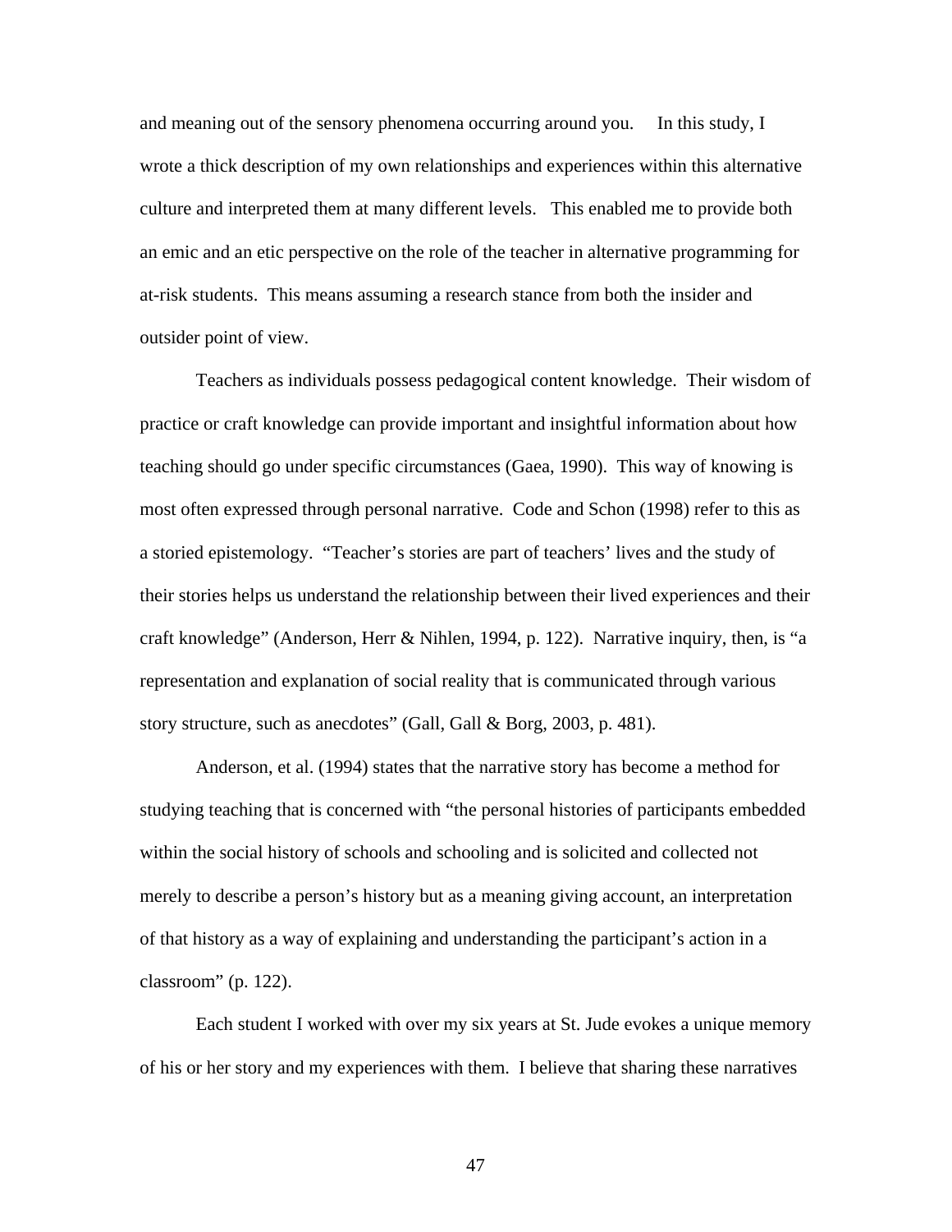and meaning out of the sensory phenomena occurring around you. In this study, I wrote a thick description of my own relationships and experiences within this alternative culture and interpreted them at many different levels. This enabled me to provide both an emic and an etic perspective on the role of the teacher in alternative programming for at-risk students. This means assuming a research stance from both the insider and outsider point of view.

Teachers as individuals possess pedagogical content knowledge. Their wisdom of practice or craft knowledge can provide important and insightful information about how teaching should go under specific circumstances (Gaea, 1990). This way of knowing is most often expressed through personal narrative. Code and Schon (1998) refer to this as a storied epistemology. "Teacher's stories are part of teachers' lives and the study of their stories helps us understand the relationship between their lived experiences and their craft knowledge" (Anderson, Herr & Nihlen, 1994, p. 122). Narrative inquiry, then, is "a representation and explanation of social reality that is communicated through various story structure, such as anecdotes" (Gall, Gall & Borg, 2003, p. 481).

Anderson, et al. (1994) states that the narrative story has become a method for studying teaching that is concerned with "the personal histories of participants embedded within the social history of schools and schooling and is solicited and collected not merely to describe a person's history but as a meaning giving account, an interpretation of that history as a way of explaining and understanding the participant's action in a classroom" (p. 122).

Each student I worked with over my six years at St. Jude evokes a unique memory of his or her story and my experiences with them. I believe that sharing these narratives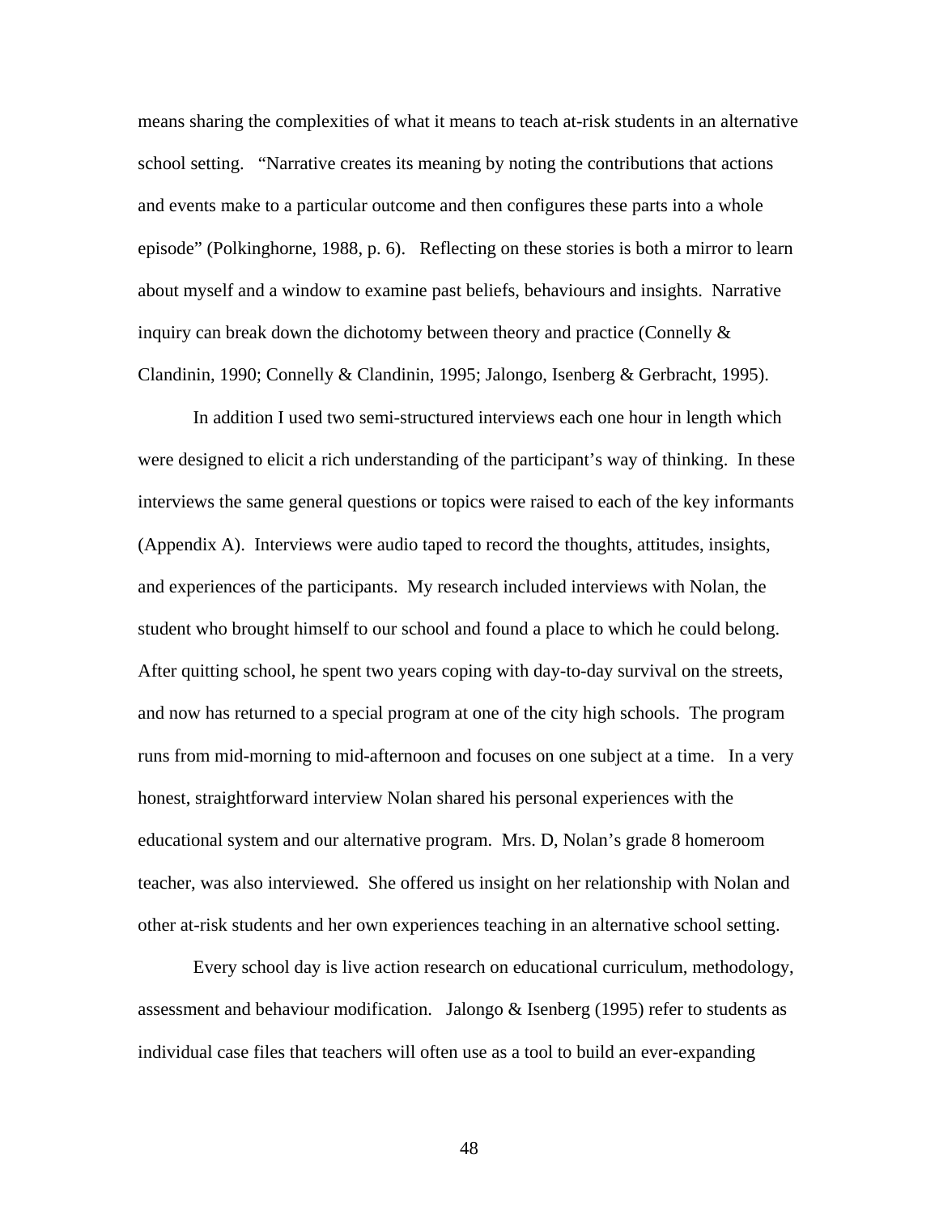means sharing the complexities of what it means to teach at-risk students in an alternative school setting. "Narrative creates its meaning by noting the contributions that actions and events make to a particular outcome and then configures these parts into a whole episode" (Polkinghorne, 1988, p. 6). Reflecting on these stories is both a mirror to learn about myself and a window to examine past beliefs, behaviours and insights. Narrative inquiry can break down the dichotomy between theory and practice (Connelly & Clandinin, 1990; Connelly & Clandinin, 1995; Jalongo, Isenberg & Gerbracht, 1995).

In addition I used two semi-structured interviews each one hour in length which were designed to elicit a rich understanding of the participant's way of thinking. In these interviews the same general questions or topics were raised to each of the key informants (Appendix A). Interviews were audio taped to record the thoughts, attitudes, insights, and experiences of the participants. My research included interviews with Nolan, the student who brought himself to our school and found a place to which he could belong. After quitting school, he spent two years coping with day-to-day survival on the streets, and now has returned to a special program at one of the city high schools. The program runs from mid-morning to mid-afternoon and focuses on one subject at a time. In a very honest, straightforward interview Nolan shared his personal experiences with the educational system and our alternative program. Mrs. D, Nolan's grade 8 homeroom teacher, was also interviewed. She offered us insight on her relationship with Nolan and other at-risk students and her own experiences teaching in an alternative school setting.

Every school day is live action research on educational curriculum, methodology, assessment and behaviour modification. Jalongo & Isenberg (1995) refer to students as individual case files that teachers will often use as a tool to build an ever-expanding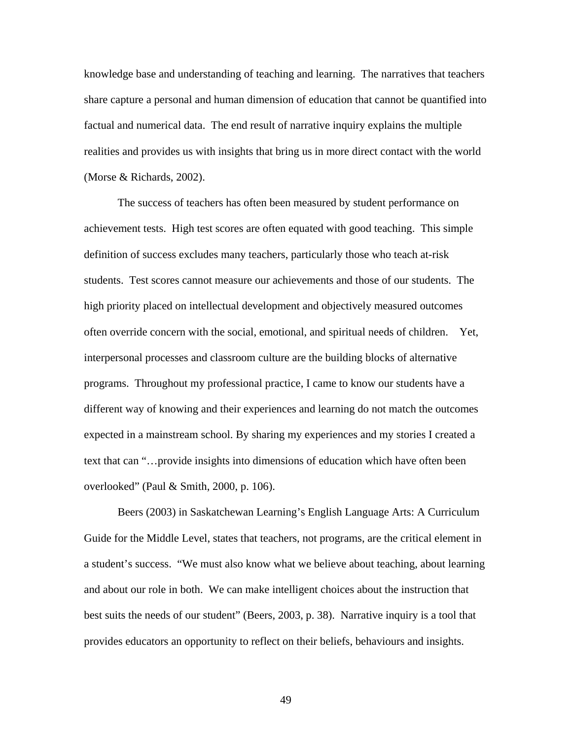knowledge base and understanding of teaching and learning. The narratives that teachers share capture a personal and human dimension of education that cannot be quantified into factual and numerical data. The end result of narrative inquiry explains the multiple realities and provides us with insights that bring us in more direct contact with the world (Morse & Richards, 2002).

The success of teachers has often been measured by student performance on achievement tests. High test scores are often equated with good teaching. This simple definition of success excludes many teachers, particularly those who teach at-risk students. Test scores cannot measure our achievements and those of our students. The high priority placed on intellectual development and objectively measured outcomes often override concern with the social, emotional, and spiritual needs of children. Yet, interpersonal processes and classroom culture are the building blocks of alternative programs. Throughout my professional practice, I came to know our students have a different way of knowing and their experiences and learning do not match the outcomes expected in a mainstream school. By sharing my experiences and my stories I created a text that can "…provide insights into dimensions of education which have often been overlooked" (Paul & Smith, 2000, p. 106).

Beers (2003) in Saskatchewan Learning's English Language Arts: A Curriculum Guide for the Middle Level, states that teachers, not programs, are the critical element in a student's success. "We must also know what we believe about teaching, about learning and about our role in both. We can make intelligent choices about the instruction that best suits the needs of our student" (Beers, 2003, p. 38). Narrative inquiry is a tool that provides educators an opportunity to reflect on their beliefs, behaviours and insights.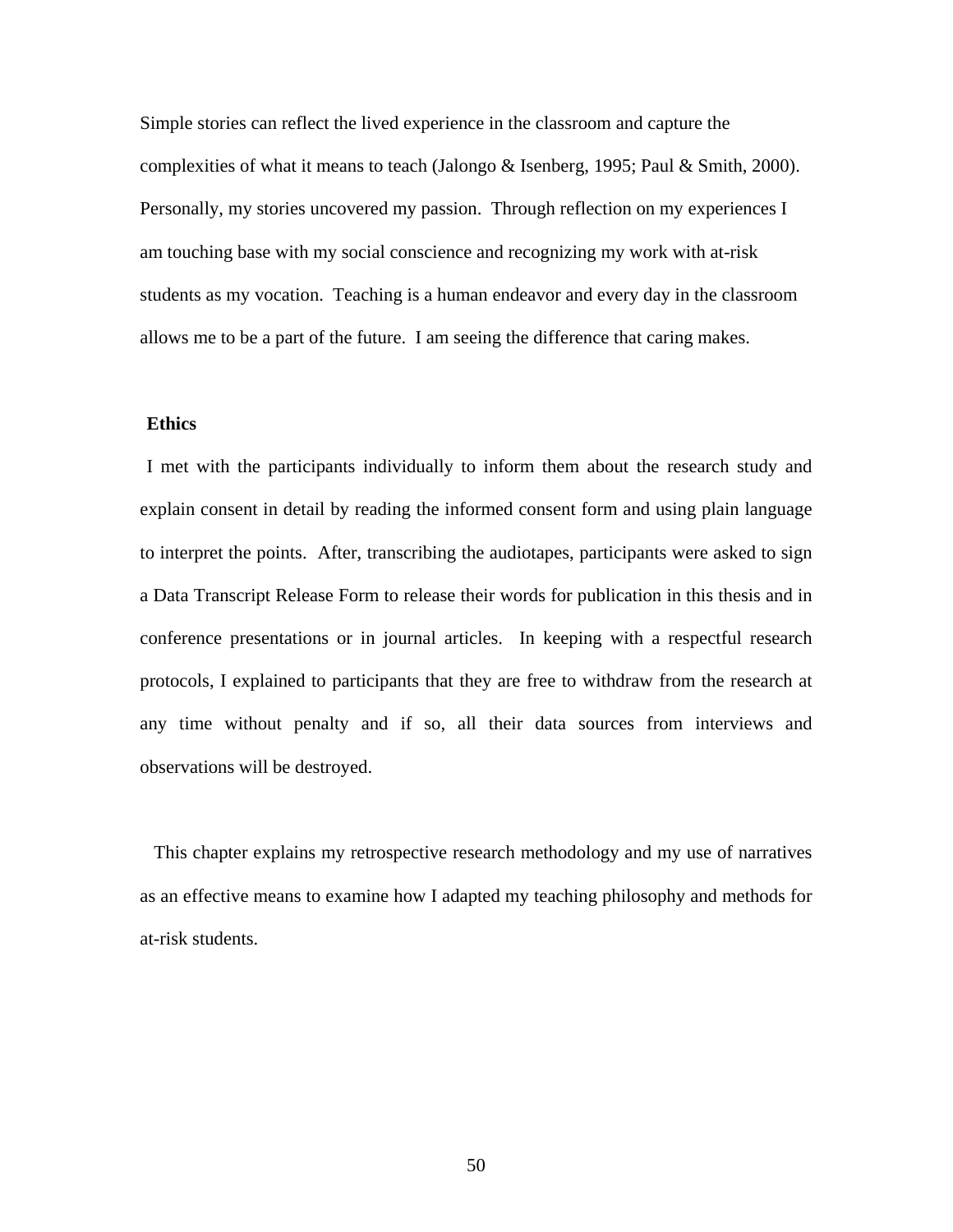Simple stories can reflect the lived experience in the classroom and capture the complexities of what it means to teach (Jalongo & Isenberg, 1995; Paul & Smith, 2000). Personally, my stories uncovered my passion. Through reflection on my experiences I am touching base with my social conscience and recognizing my work with at-risk students as my vocation. Teaching is a human endeavor and every day in the classroom allows me to be a part of the future. I am seeing the difference that caring makes.

**Ethics**

I met with the participants individually to inform them about the research study and explain consent in detail by reading the informed consent form and using plain language to interpret the points. After, transcribing the audiotapes, participants were asked to sign a Data Transcript Release Form to release their words for publication in this thesis and in conference presentations or in journal articles. In keeping with a respectful research protocols, I explained to participants that they are free to withdraw from the research at any time without penalty and if so, all their data sources from interviews and observations will be destroyed.

This chapter explains my retrospective research methodology and my use of narratives as an effective means to examine how I adapted my teaching philosophy and methods for at-risk students.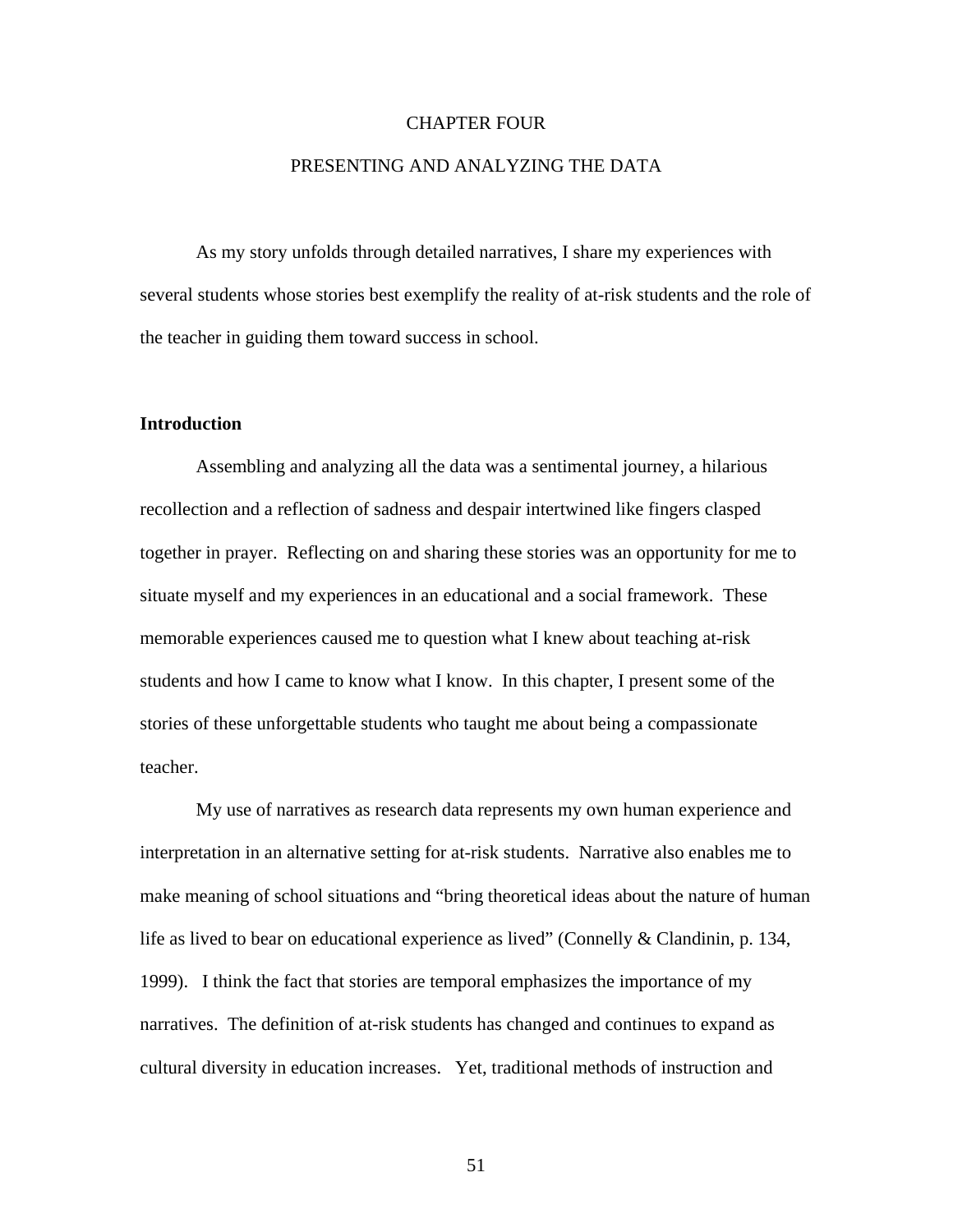# CHAPTER FOUR

## PRESENTING AND ANALYZING THE DATA

As my story unfolds through detailed narratives, I share my experiences with several students whose stories best exemplify the reality of at-risk students and the role of the teacher in guiding them toward success in school.

### Introduction

Assembling and analyzing all the data was a sentimental journey, a hilarious recollection and a reflection of sadness and despair intertwined like fingers clasped together in prayer. Reflecting on and sharing these stories was an opportunity for me to situate myself and my experiences in an educational and a social framework. These memorable experiences caused me to question what I knew about teaching at-risk students and how I came to know what I know. In this chapter, I present some of the stories of these unforgettable students who taught me about being a compassionate teacher.

My use of narratives as research data represents my own human experience and interpretation in an alternative setting for at-risk students. Narrative also enables me to make meaning of school situations and "bring theoretical ideas about the nature of human life as lived to bear on educational experience as lived" (Connelly & Clandinin, p. 134, 1999). I think the fact that stories are temporal emphasizes the importance of my narratives. The definition of at-risk students has changed and continues to expand as cultural diversity in education increases. Yet, traditional methods of instruction and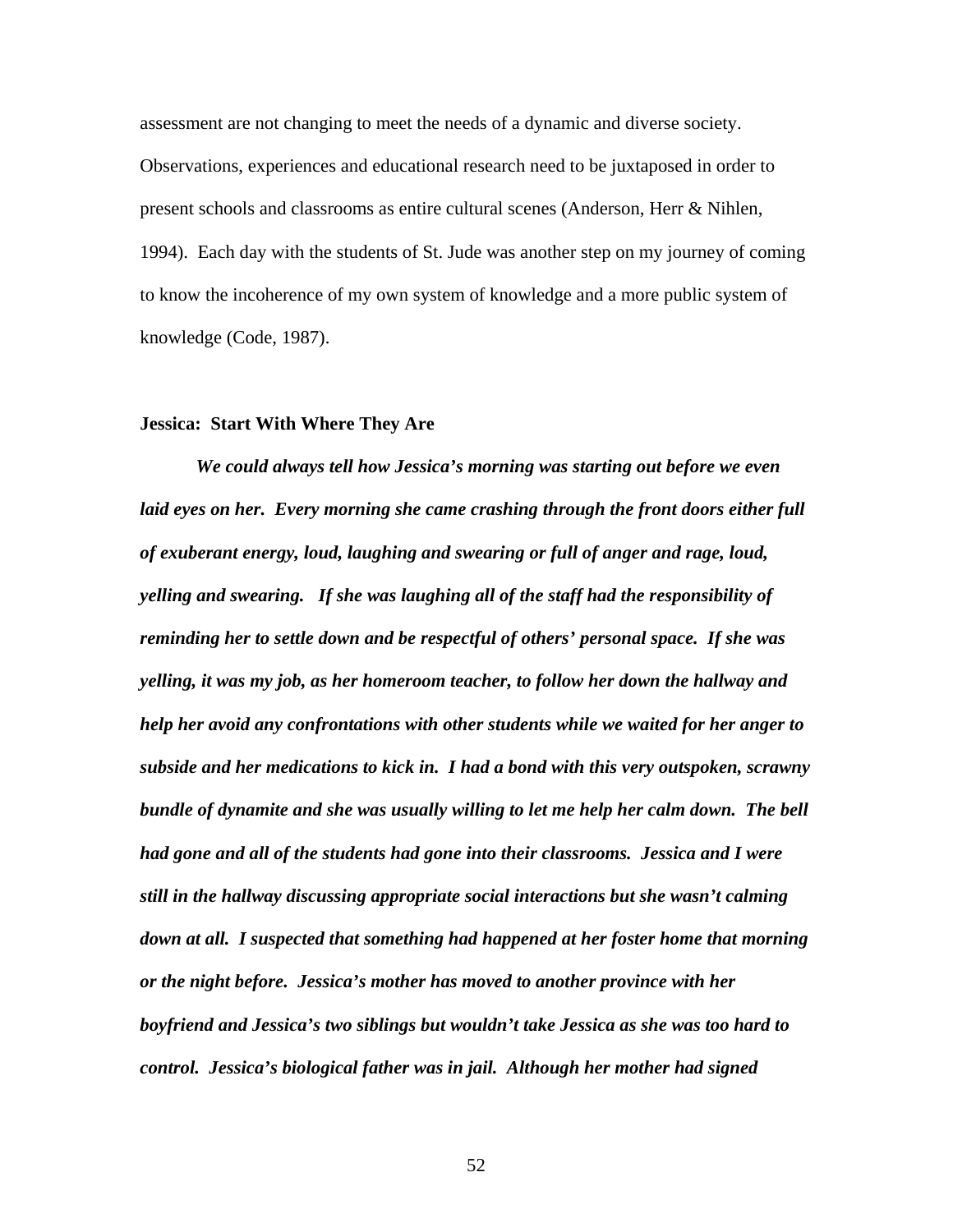assessment are not changing to meet the needs of a dynamic and diverse society. Observations, experiences and educational research need to be juxtaposed in order to present schools and classrooms as entire cultural scenes (Anderson, Herr & Nihlen, 1994). Each day with the students of St. Jude was another step on my journey of coming to know the incoherence of my own system of knowledge and a more public system of knowledge (Code, 1987).

**Jessica: Start With Where They Are**

***We could always tell how Jessica's morning was starting out before we even laid eyes on her. Every morning she came crashing through the front doors either full of exuberant energy, loud, laughing and swearing or full of anger and rage, loud, yelling and swearing. If she was laughing all of the staff had the responsibility of reminding her to settle down and be respectful of others' personal space. If she was yelling, it was my job, as her homeroom teacher, to follow her down the hallway and help her avoid any confrontations with other students while we waited for her anger to subside and her medications to kick in. I had a bond with this very outspoken, scrawny bundle of dynamite and she was usually willing to let me help her calm down. The bell had gone and all of the students had gone into their classrooms. Jessica and I were still in the hallway discussing appropriate social interactions but she wasn't calming down at all. I suspected that something had happened at her foster home that morning or the night before. Jessica's mother has moved to another province with her boyfriend and Jessica's two siblings but wouldn't take Jessica as she was too hard to control. Jessica's biological father was in jail. Although her mother had signed***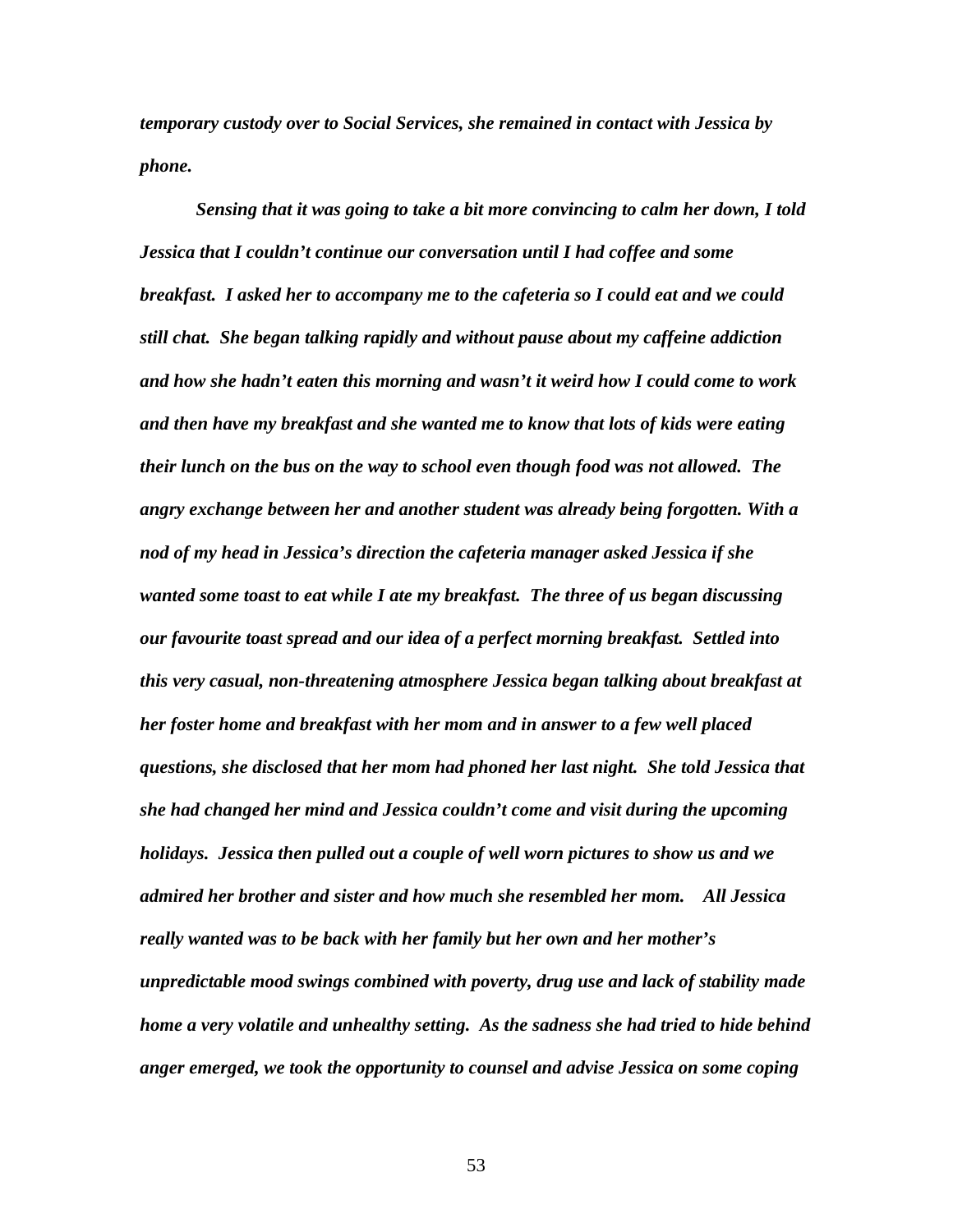***temporary custody over to Social Services, she remained in contact with Jessica by phone.***

***Sensing that it was going to take a bit more convincing to calm her down, I told Jessica that I couldn't continue our conversation until I had coffee and some breakfast. I asked her to accompany me to the cafeteria so I could eat and we could still chat. She began talking rapidly and without pause about my caffeine addiction and how she hadn't eaten this morning and wasn't it weird how I could come to work and then have my breakfast and she wanted me to know that lots of kids were eating their lunch on the bus on the way to school even though food was not allowed. The angry exchange between her and another student was already being forgotten. With a nod of my head in Jessica's direction the cafeteria manager asked Jessica if she wanted some toast to eat while I ate my breakfast. The three of us began discussing our favourite toast spread and our idea of a perfect morning breakfast. Settled into this very casual, non-threatening atmosphere Jessica began talking about breakfast at her foster home and breakfast with her mom and in answer to a few well placed questions, she disclosed that her mom had phoned her last night. She told Jessica that she had changed her mind and Jessica couldn't come and visit during the upcoming holidays. Jessica then pulled out a couple of well worn pictures to show us and we admired her brother and sister and how much she resembled her mom. All Jessica really wanted was to be back with her family but her own and her mother's unpredictable mood swings combined with poverty, drug use and lack of stability made home a very volatile and unhealthy setting. As the sadness she had tried to hide behind anger emerged, we took the opportunity to counsel and advise Jessica on some coping***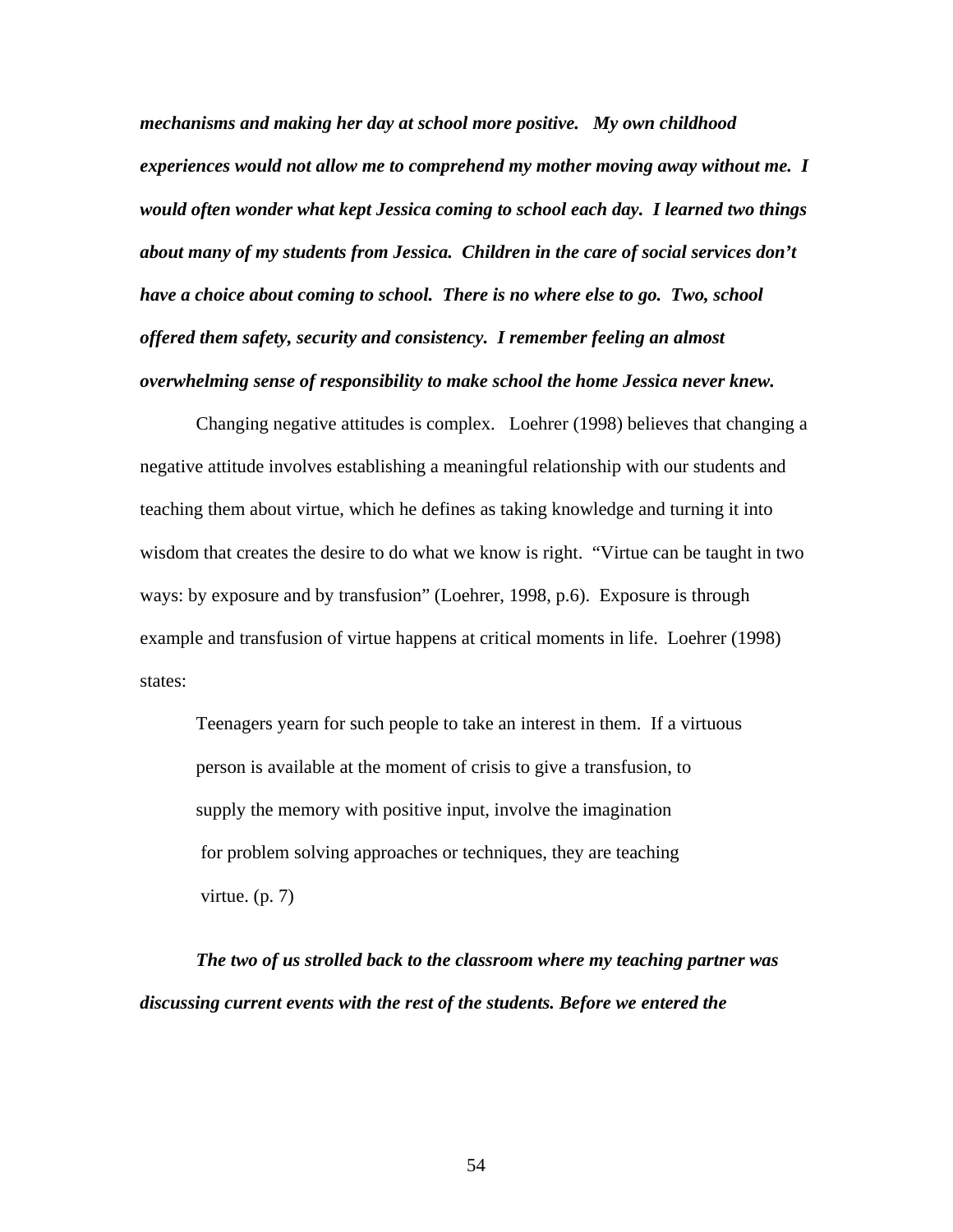***mechanisms and making her day at school more positive. My own childhood experiences would not allow me to comprehend my mother moving away without me. I would often wonder what kept Jessica coming to school each day. I learned two things about many of my students from Jessica. Children in the care of social services don't have a choice about coming to school. There is no where else to go. Two, school offered them safety, security and consistency. I remember feeling an almost overwhelming sense of responsibility to make school the home Jessica never knew.***

Changing negative attitudes is complex. Loehrer (1998) believes that changing a negative attitude involves establishing a meaningful relationship with our students and teaching them about virtue, which he defines as taking knowledge and turning it into wisdom that creates the desire to do what we know is right. "Virtue can be taught in two ways: by exposure and by transfusion" (Loehrer, 1998, p.6). Exposure is through example and transfusion of virtue happens at critical moments in life. Loehrer (1998) states:

> Teenagers yearn for such people to take an interest in them. If a virtuous person is available at the moment of crisis to give a transfusion, to supply the memory with positive input, involve the imagination for problem solving approaches or techniques, they are teaching virtue. (p. 7)

***The two of us strolled back to the classroom where my teaching partner was discussing current events with the rest of the students. Before we entered the***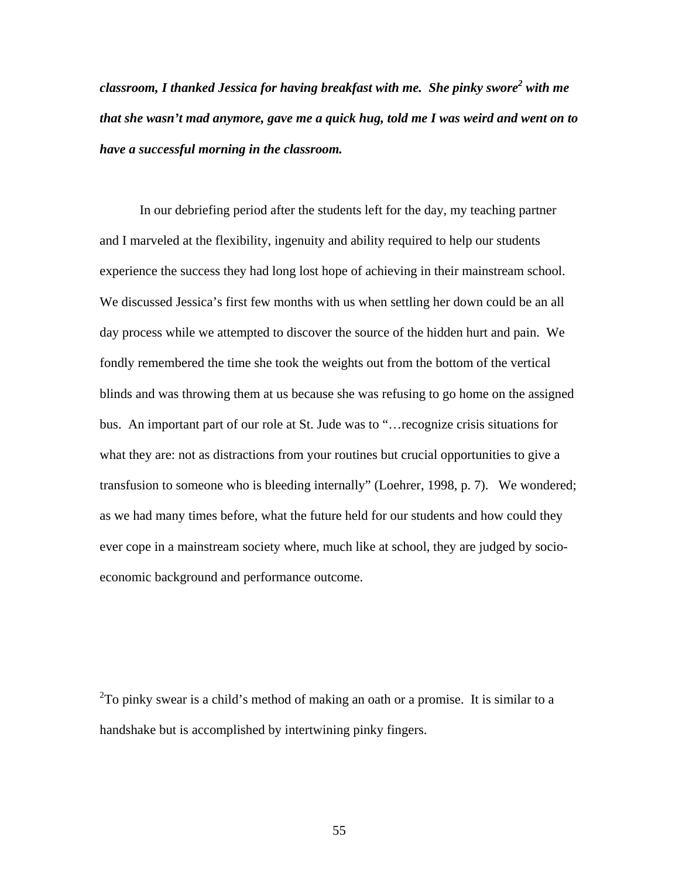***classroom, I thanked Jessica for having breakfast with me. She pinky swore[2] with me that she wasn't mad anymore, gave me a quick hug, told me I was weird and went on to have a successful morning in the classroom.***

In our debriefing period after the students left for the day, my teaching partner and I marveled at the flexibility, ingenuity and ability required to help our students experience the success they had long lost hope of achieving in their mainstream school. We discussed Jessica's first few months with us when settling her down could be an all day process while we attempted to discover the source of the hidden hurt and pain. We fondly remembered the time she took the weights out from the bottom of the vertical blinds and was throwing them at us because she was refusing to go home on the assigned bus. An important part of our role at St. Jude was to "…recognize crisis situations for what they are: not as distractions from your routines but crucial opportunities to give a transfusion to someone who is bleeding internally" (Loehrer, 1998, p. 7). We wondered; as we had many times before, what the future held for our students and how could they ever cope in a mainstream society where, much like at school, they are judged by socio-economic background and performance outcome.

[2]To pinky swear is a child's method of making an oath or a promise. It is similar to a handshake but is accomplished by intertwining pinky fingers.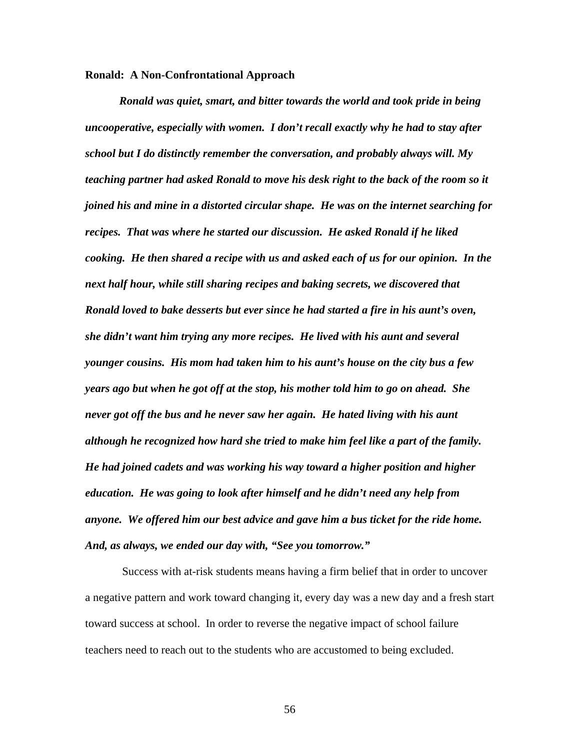**Ronald: A Non-Confrontational Approach**

***Ronald was quiet, smart, and bitter towards the world and took pride in being uncooperative, especially with women. I don't recall exactly why he had to stay after school but I do distinctly remember the conversation, and probably always will. My teaching partner had asked Ronald to move his desk right to the back of the room so it joined his and mine in a distorted circular shape. He was on the internet searching for recipes. That was where he started our discussion. He asked Ronald if he liked cooking. He then shared a recipe with us and asked each of us for our opinion. In the next half hour, while still sharing recipes and baking secrets, we discovered that Ronald loved to bake desserts but ever since he had started a fire in his aunt's oven, she didn't want him trying any more recipes. He lived with his aunt and several younger cousins. His mom had taken him to his aunt's house on the city bus a few years ago but when he got off at the stop, his mother told him to go on ahead. She never got off the bus and he never saw her again. He hated living with his aunt although he recognized how hard she tried to make him feel like a part of the family. He had joined cadets and was working his way toward a higher position and higher education. He was going to look after himself and he didn't need any help from anyone. We offered him our best advice and gave him a bus ticket for the ride home. And, as always, we ended our day with, "See you tomorrow."***

Success with at-risk students means having a firm belief that in order to uncover a negative pattern and work toward changing it, every day was a new day and a fresh start toward success at school. In order to reverse the negative impact of school failure teachers need to reach out to the students who are accustomed to being excluded.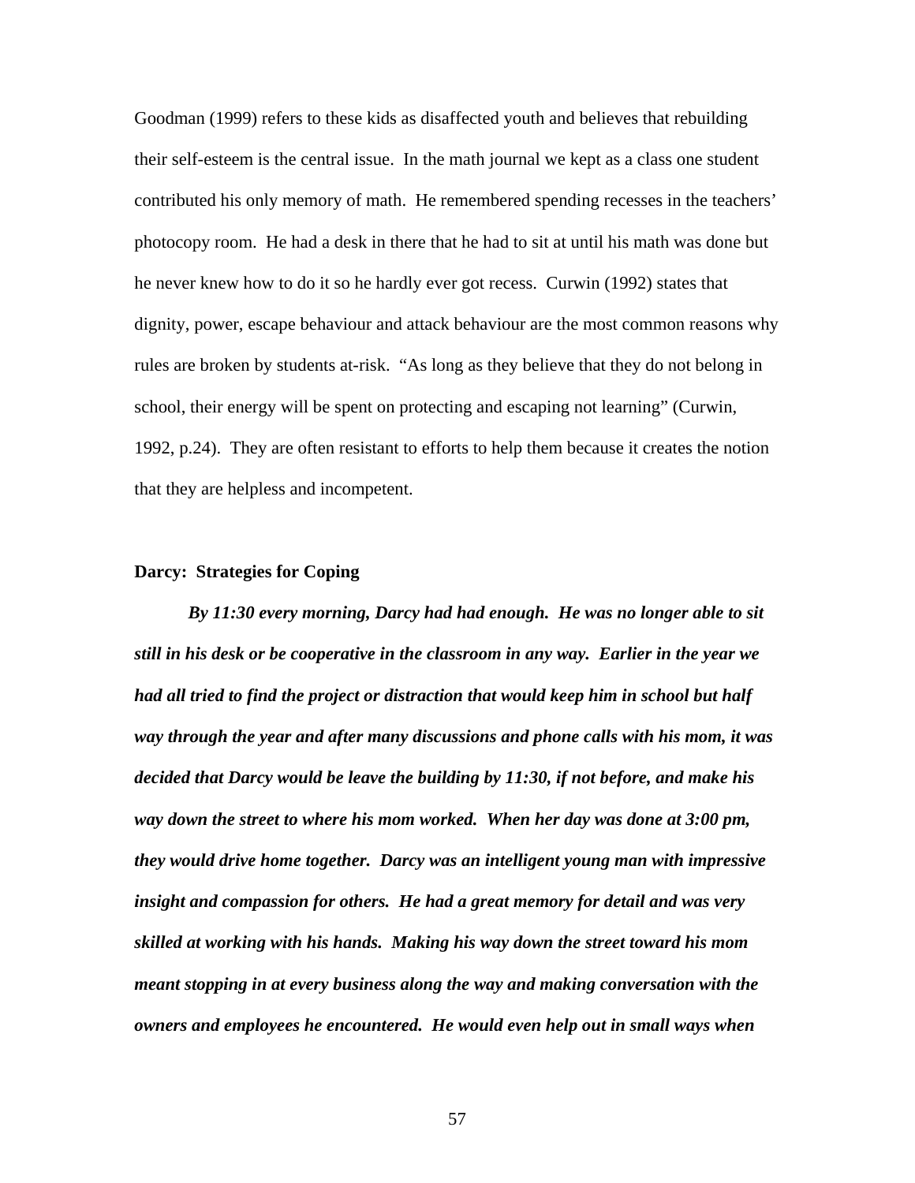Goodman (1999) refers to these kids as disaffected youth and believes that rebuilding their self-esteem is the central issue. In the math journal we kept as a class one student contributed his only memory of math. He remembered spending recesses in the teachers' photocopy room. He had a desk in there that he had to sit at until his math was done but he never knew how to do it so he hardly ever got recess. Curwin (1992) states that dignity, power, escape behaviour and attack behaviour are the most common reasons why rules are broken by students at-risk. "As long as they believe that they do not belong in school, their energy will be spent on protecting and escaping not learning" (Curwin, 1992, p.24). They are often resistant to efforts to help them because it creates the notion that they are helpless and incompetent.

**Darcy: Strategies for Coping**

***By 11:30 every morning, Darcy had had enough. He was no longer able to sit still in his desk or be cooperative in the classroom in any way. Earlier in the year we had all tried to find the project or distraction that would keep him in school but half way through the year and after many discussions and phone calls with his mom, it was decided that Darcy would be leave the building by 11:30, if not before, and make his way down the street to where his mom worked. When her day was done at 3:00 pm, they would drive home together. Darcy was an intelligent young man with impressive insight and compassion for others. He had a great memory for detail and was very skilled at working with his hands. Making his way down the street toward his mom meant stopping in at every business along the way and making conversation with the owners and employees he encountered. He would even help out in small ways when***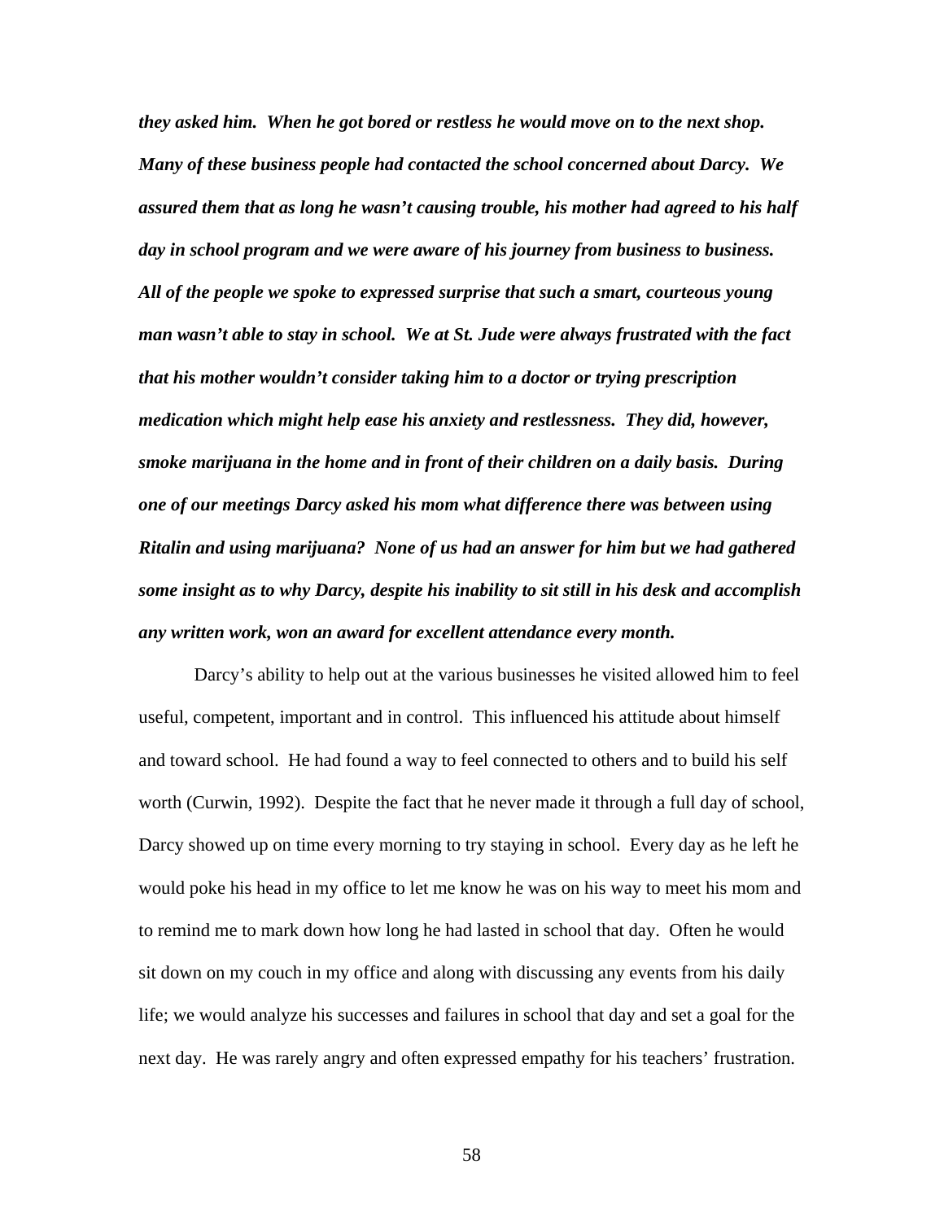***they asked him. When he got bored or restless he would move on to the next shop. Many of these business people had contacted the school concerned about Darcy. We assured them that as long he wasn't causing trouble, his mother had agreed to his half day in school program and we were aware of his journey from business to business. All of the people we spoke to expressed surprise that such a smart, courteous young man wasn't able to stay in school. We at St. Jude were always frustrated with the fact that his mother wouldn't consider taking him to a doctor or trying prescription medication which might help ease his anxiety and restlessness. They did, however, smoke marijuana in the home and in front of their children on a daily basis. During one of our meetings Darcy asked his mom what difference there was between using Ritalin and using marijuana? None of us had an answer for him but we had gathered some insight as to why Darcy, despite his inability to sit still in his desk and accomplish any written work, won an award for excellent attendance every month.***

Darcy's ability to help out at the various businesses he visited allowed him to feel useful, competent, important and in control. This influenced his attitude about himself and toward school. He had found a way to feel connected to others and to build his self worth (Curwin, 1992). Despite the fact that he never made it through a full day of school, Darcy showed up on time every morning to try staying in school. Every day as he left he would poke his head in my office to let me know he was on his way to meet his mom and to remind me to mark down how long he had lasted in school that day. Often he would sit down on my couch in my office and along with discussing any events from his daily life; we would analyze his successes and failures in school that day and set a goal for the next day. He was rarely angry and often expressed empathy for his teachers' frustration.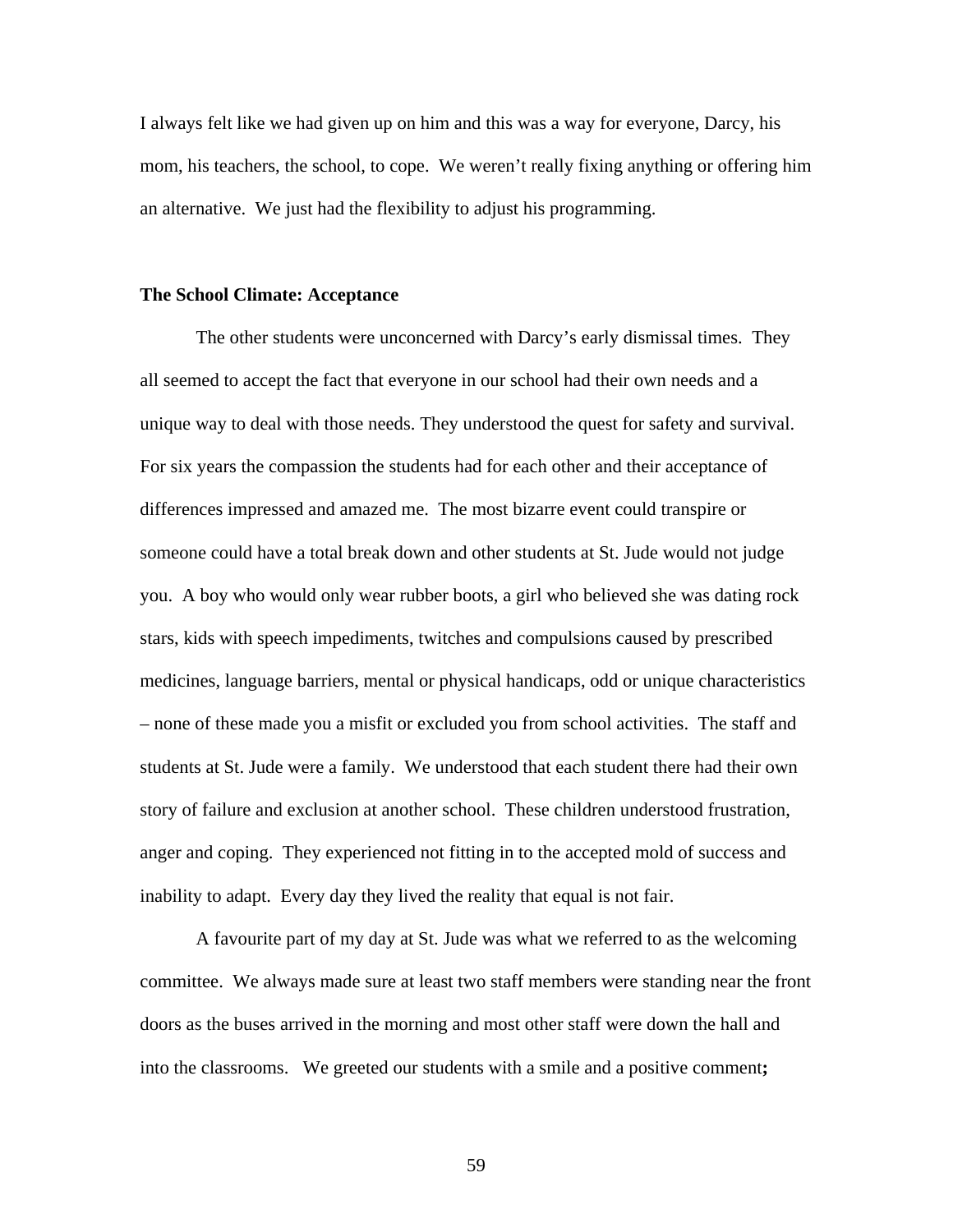I always felt like we had given up on him and this was a way for everyone, Darcy, his mom, his teachers, the school, to cope. We weren't really fixing anything or offering him an alternative. We just had the flexibility to adjust his programming.

**The School Climate: Acceptance**

The other students were unconcerned with Darcy's early dismissal times. They all seemed to accept the fact that everyone in our school had their own needs and a unique way to deal with those needs. They understood the quest for safety and survival. For six years the compassion the students had for each other and their acceptance of differences impressed and amazed me. The most bizarre event could transpire or someone could have a total break down and other students at St. Jude would not judge you. A boy who would only wear rubber boots, a girl who believed she was dating rock stars, kids with speech impediments, twitches and compulsions caused by prescribed medicines, language barriers, mental or physical handicaps, odd or unique characteristics – none of these made you a misfit or excluded you from school activities. The staff and students at St. Jude were a family. We understood that each student there had their own story of failure and exclusion at another school. These children understood frustration, anger and coping. They experienced not fitting in to the accepted mold of success and inability to adapt. Every day they lived the reality that equal is not fair.

A favourite part of my day at St. Jude was what we referred to as the welcoming committee. We always made sure at least two staff members were standing near the front doors as the buses arrived in the morning and most other staff were down the hall and into the classrooms. We greeted our students with a smile and a positive comment**;**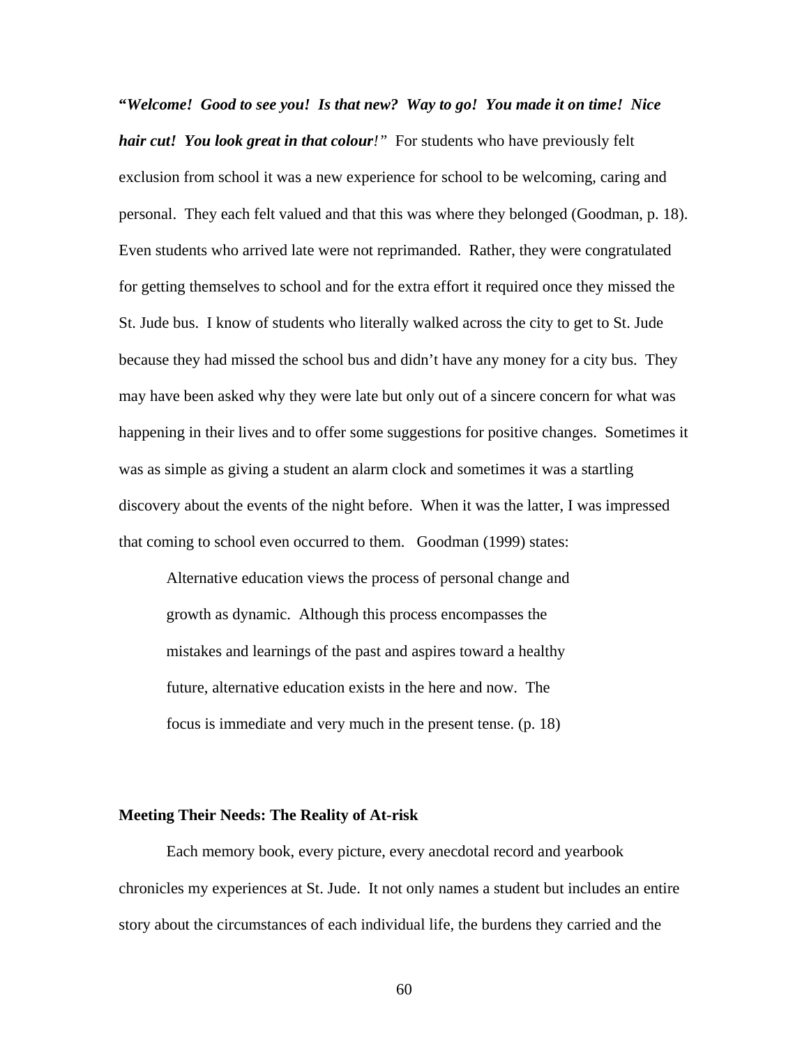**"*Welcome! Good to see you! Is that new? Way to go! You made it on time! Nice hair cut! You look great in that colour!*"** For students who have previously felt exclusion from school it was a new experience for school to be welcoming, caring and personal. They each felt valued and that this was where they belonged (Goodman, p. 18). Even students who arrived late were not reprimanded. Rather, they were congratulated for getting themselves to school and for the extra effort it required once they missed the St. Jude bus. I know of students who literally walked across the city to get to St. Jude because they had missed the school bus and didn't have any money for a city bus. They may have been asked why they were late but only out of a sincere concern for what was happening in their lives and to offer some suggestions for positive changes. Sometimes it was as simple as giving a student an alarm clock and sometimes it was a startling discovery about the events of the night before. When it was the latter, I was impressed that coming to school even occurred to them. Goodman (1999) states:

> Alternative education views the process of personal change and growth as dynamic. Although this process encompasses the mistakes and learnings of the past and aspires toward a healthy future, alternative education exists in the here and now. The focus is immediate and very much in the present tense. (p. 18)

**Meeting Their Needs: The Reality of At-risk**

Each memory book, every picture, every anecdotal record and yearbook chronicles my experiences at St. Jude. It not only names a student but includes an entire story about the circumstances of each individual life, the burdens they carried and the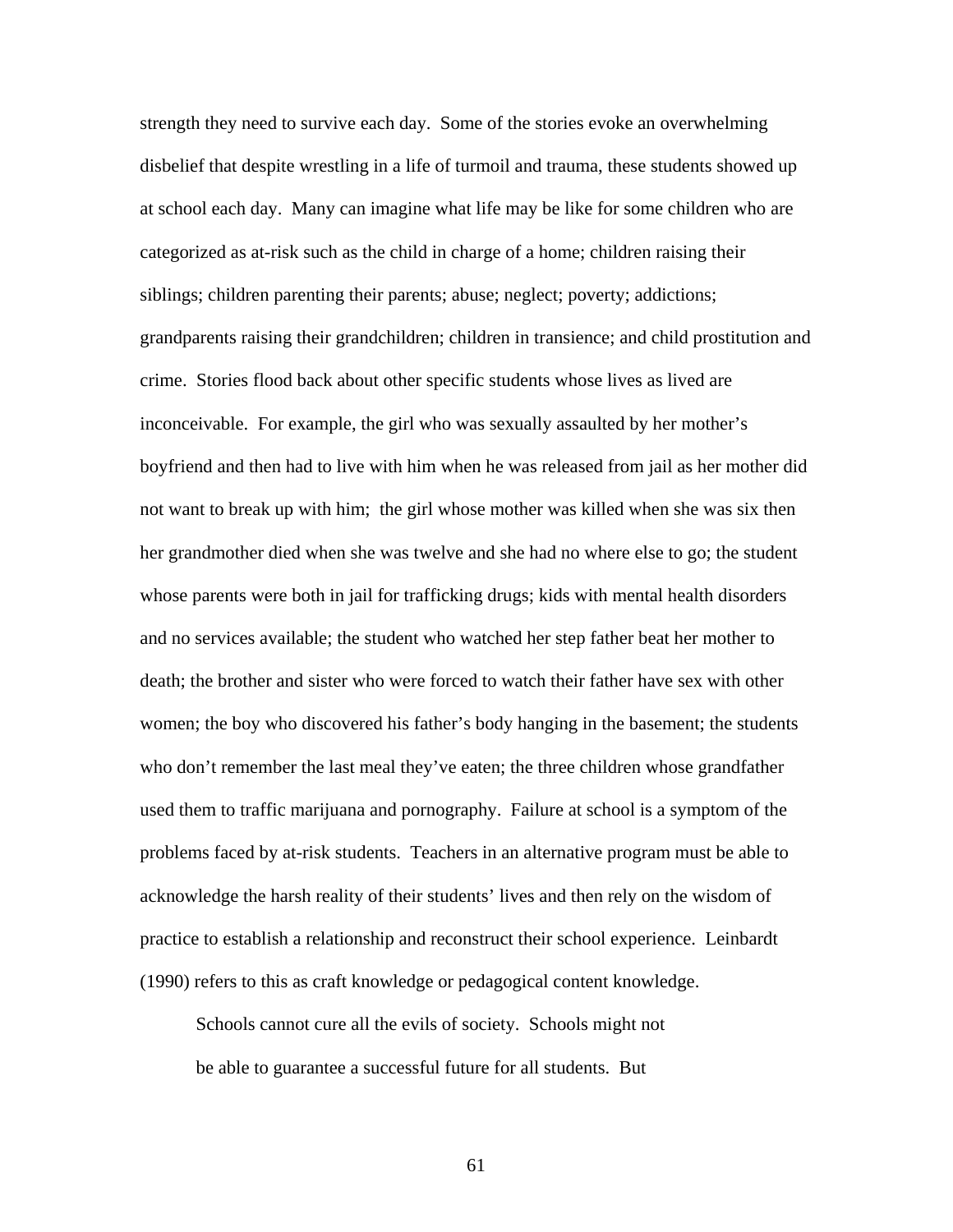strength they need to survive each day. Some of the stories evoke an overwhelming disbelief that despite wrestling in a life of turmoil and trauma, these students showed up at school each day. Many can imagine what life may be like for some children who are categorized as at-risk such as the child in charge of a home; children raising their siblings; children parenting their parents; abuse; neglect; poverty; addictions; grandparents raising their grandchildren; children in transience; and child prostitution and crime. Stories flood back about other specific students whose lives as lived are inconceivable. For example, the girl who was sexually assaulted by her mother's boyfriend and then had to live with him when he was released from jail as her mother did not want to break up with him; the girl whose mother was killed when she was six then her grandmother died when she was twelve and she had no where else to go; the student whose parents were both in jail for trafficking drugs; kids with mental health disorders and no services available; the student who watched her step father beat her mother to death; the brother and sister who were forced to watch their father have sex with other women; the boy who discovered his father's body hanging in the basement; the students who don't remember the last meal they've eaten; the three children whose grandfather used them to traffic marijuana and pornography. Failure at school is a symptom of the problems faced by at-risk students. Teachers in an alternative program must be able to acknowledge the harsh reality of their students' lives and then rely on the wisdom of practice to establish a relationship and reconstruct their school experience. Leinbardt (1990) refers to this as craft knowledge or pedagogical content knowledge.

> Schools cannot cure all the evils of society. Schools might not be able to guarantee a successful future for all students. But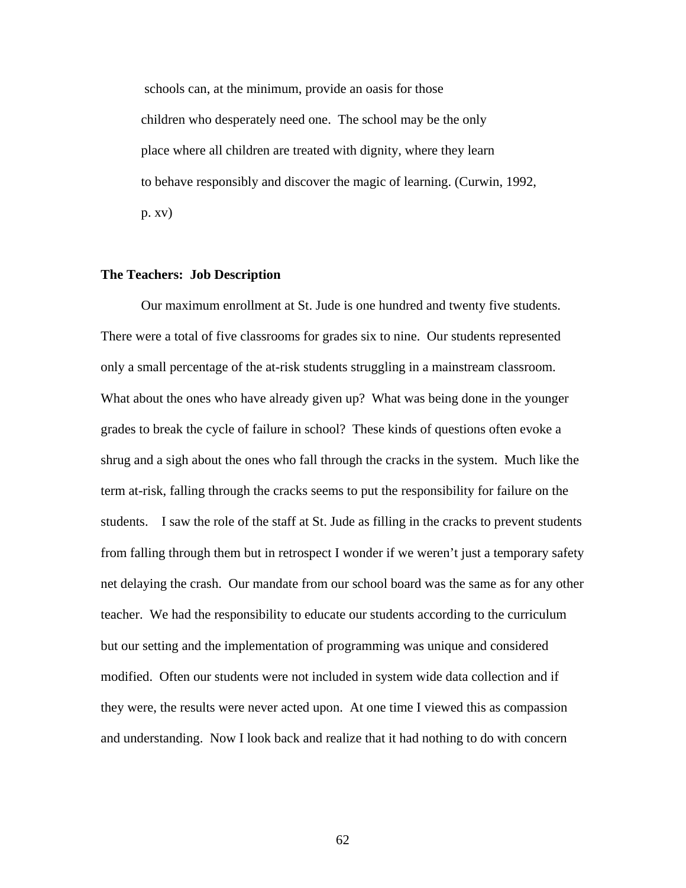> schools can, at the minimum, provide an oasis for those children who desperately need one. The school may be the only place where all children are treated with dignity, where they learn to behave responsibly and discover the magic of learning. (Curwin, 1992, p. xv)

**The Teachers: Job Description**

Our maximum enrollment at St. Jude is one hundred and twenty five students. There were a total of five classrooms for grades six to nine. Our students represented only a small percentage of the at-risk students struggling in a mainstream classroom. What about the ones who have already given up? What was being done in the younger grades to break the cycle of failure in school? These kinds of questions often evoke a shrug and a sigh about the ones who fall through the cracks in the system. Much like the term at-risk, falling through the cracks seems to put the responsibility for failure on the students. I saw the role of the staff at St. Jude as filling in the cracks to prevent students from falling through them but in retrospect I wonder if we weren't just a temporary safety net delaying the crash. Our mandate from our school board was the same as for any other teacher. We had the responsibility to educate our students according to the curriculum but our setting and the implementation of programming was unique and considered modified. Often our students were not included in system wide data collection and if they were, the results were never acted upon. At one time I viewed this as compassion and understanding. Now I look back and realize that it had nothing to do with concern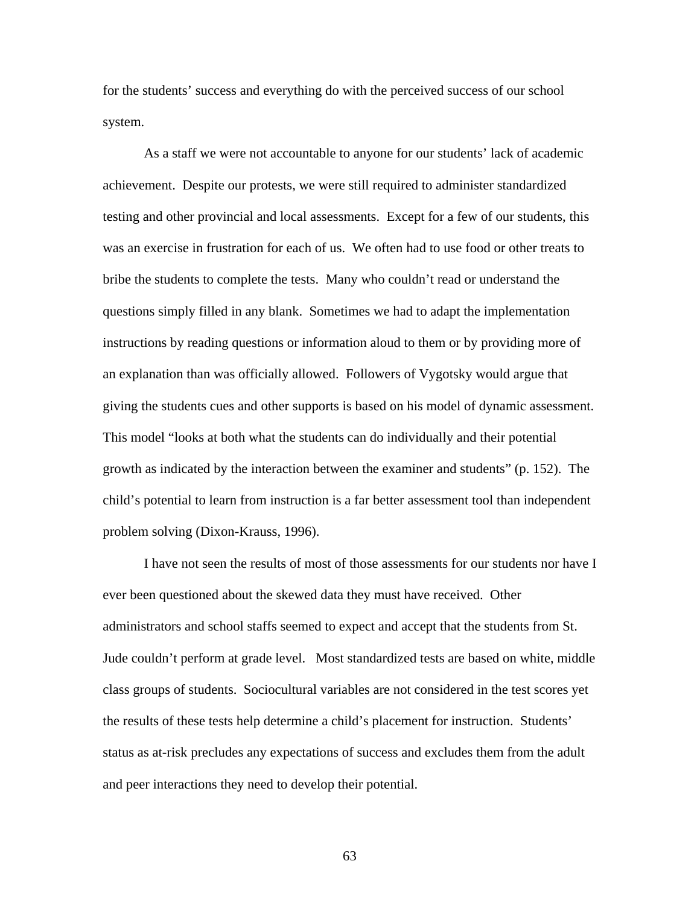for the students' success and everything do with the perceived success of our school system.

As a staff we were not accountable to anyone for our students' lack of academic achievement. Despite our protests, we were still required to administer standardized testing and other provincial and local assessments. Except for a few of our students, this was an exercise in frustration for each of us. We often had to use food or other treats to bribe the students to complete the tests. Many who couldn't read or understand the questions simply filled in any blank. Sometimes we had to adapt the implementation instructions by reading questions or information aloud to them or by providing more of an explanation than was officially allowed. Followers of Vygotsky would argue that giving the students cues and other supports is based on his model of dynamic assessment. This model "looks at both what the students can do individually and their potential growth as indicated by the interaction between the examiner and students" (p. 152). The child's potential to learn from instruction is a far better assessment tool than independent problem solving (Dixon-Krauss, 1996).

I have not seen the results of most of those assessments for our students nor have I ever been questioned about the skewed data they must have received. Other administrators and school staffs seemed to expect and accept that the students from St. Jude couldn't perform at grade level. Most standardized tests are based on white, middle class groups of students. Sociocultural variables are not considered in the test scores yet the results of these tests help determine a child's placement for instruction. Students' status as at-risk precludes any expectations of success and excludes them from the adult and peer interactions they need to develop their potential.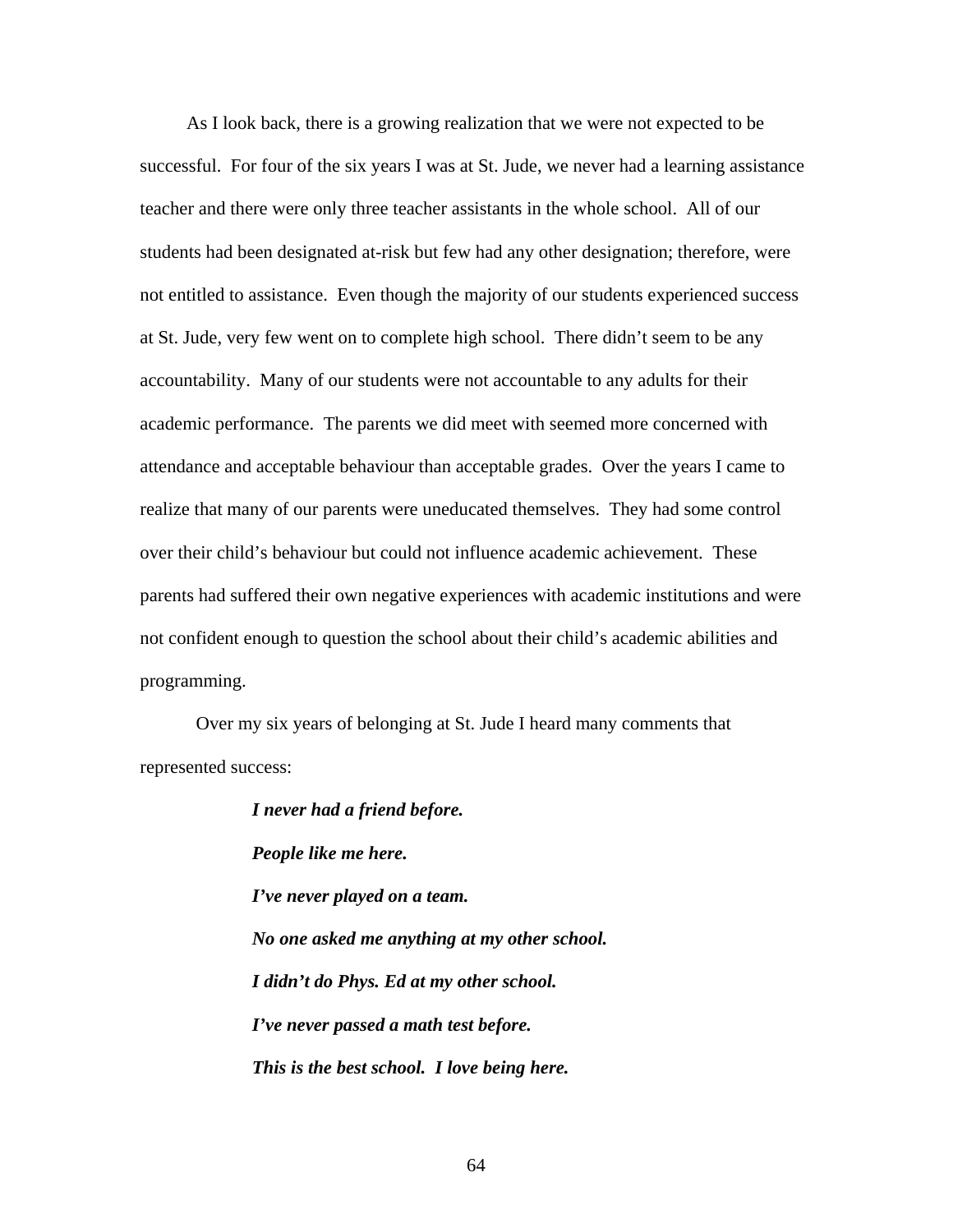As I look back, there is a growing realization that we were not expected to be successful. For four of the six years I was at St. Jude, we never had a learning assistance teacher and there were only three teacher assistants in the whole school. All of our students had been designated at-risk but few had any other designation; therefore, were not entitled to assistance. Even though the majority of our students experienced success at St. Jude, very few went on to complete high school. There didn't seem to be any accountability. Many of our students were not accountable to any adults for their academic performance. The parents we did meet with seemed more concerned with attendance and acceptable behaviour than acceptable grades. Over the years I came to realize that many of our parents were uneducated themselves. They had some control over their child's behaviour but could not influence academic achievement. These parents had suffered their own negative experiences with academic institutions and were not confident enough to question the school about their child's academic abilities and programming.

Over my six years of belonging at St. Jude I heard many comments that represented success:

> ***I never had a friend before.***
>
> ***People like me here.***
>
> ***I've never played on a team.***
>
> ***No one asked me anything at my other school.***
>
> ***I didn't do Phys. Ed at my other school.***
>
> ***I've never passed a math test before.***
>
> ***This is the best school. I love being here.***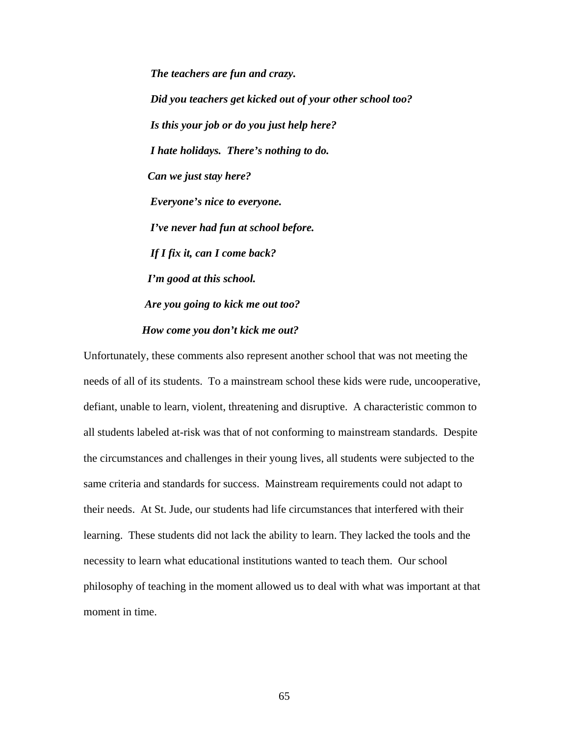***The teachers are fun and crazy.***

***Did you teachers get kicked out of your other school too?***

***Is this your job or do you just help here?***

***I hate holidays. There's nothing to do.***

***Can we just stay here?***

***Everyone's nice to everyone.***

***I've never had fun at school before.***

***If I fix it, can I come back?***

***I'm good at this school.***

***Are you going to kick me out too?***

***How come you don't kick me out?***

Unfortunately, these comments also represent another school that was not meeting the needs of all of its students. To a mainstream school these kids were rude, uncooperative, defiant, unable to learn, violent, threatening and disruptive. A characteristic common to all students labeled at-risk was that of not conforming to mainstream standards. Despite the circumstances and challenges in their young lives, all students were subjected to the same criteria and standards for success. Mainstream requirements could not adapt to their needs. At St. Jude, our students had life circumstances that interfered with their learning. These students did not lack the ability to learn. They lacked the tools and the necessity to learn what educational institutions wanted to teach them. Our school philosophy of teaching in the moment allowed us to deal with what was important at that moment in time.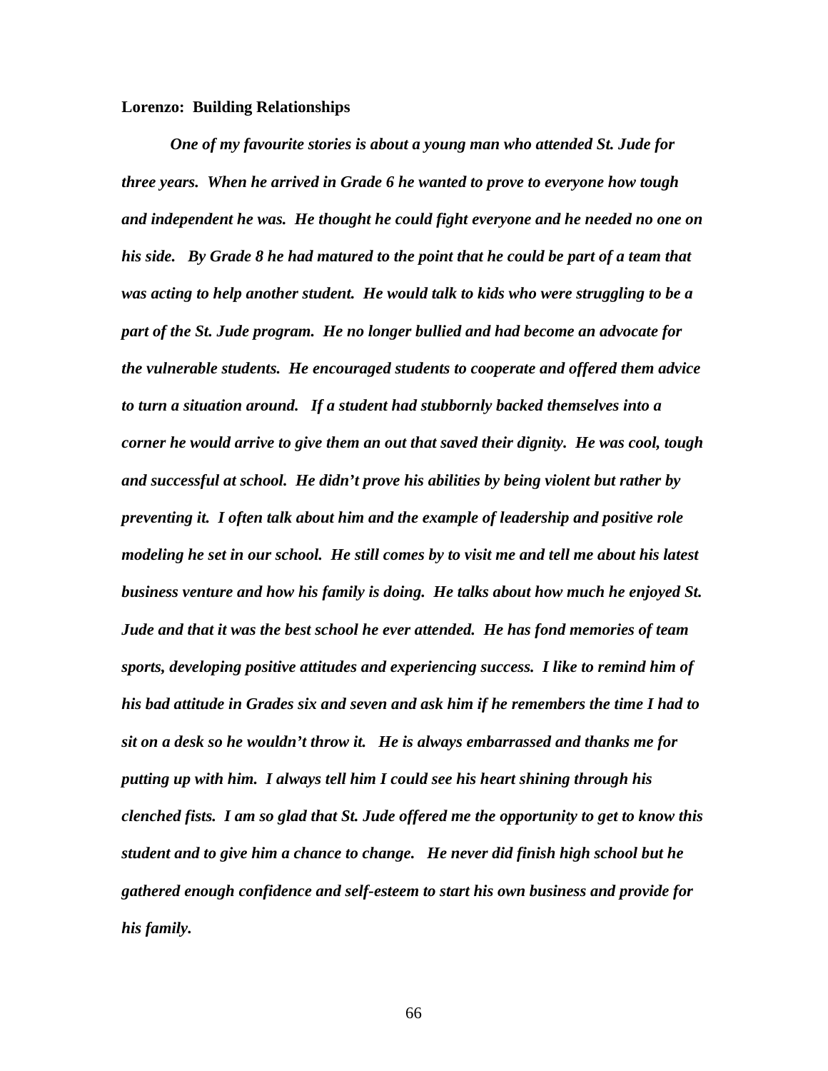**Lorenzo: Building Relationships**

***One of my favourite stories is about a young man who attended St. Jude for three years. When he arrived in Grade 6 he wanted to prove to everyone how tough and independent he was. He thought he could fight everyone and he needed no one on his side. By Grade 8 he had matured to the point that he could be part of a team that was acting to help another student. He would talk to kids who were struggling to be a part of the St. Jude program. He no longer bullied and had become an advocate for the vulnerable students. He encouraged students to cooperate and offered them advice to turn a situation around. If a student had stubbornly backed themselves into a corner he would arrive to give them an out that saved their dignity. He was cool, tough and successful at school. He didn't prove his abilities by being violent but rather by preventing it. I often talk about him and the example of leadership and positive role modeling he set in our school. He still comes by to visit me and tell me about his latest business venture and how his family is doing. He talks about how much he enjoyed St. Jude and that it was the best school he ever attended. He has fond memories of team sports, developing positive attitudes and experiencing success. I like to remind him of his bad attitude in Grades six and seven and ask him if he remembers the time I had to sit on a desk so he wouldn't throw it. He is always embarrassed and thanks me for putting up with him. I always tell him I could see his heart shining through his clenched fists. I am so glad that St. Jude offered me the opportunity to get to know this student and to give him a chance to change. He never did finish high school but he gathered enough confidence and self-esteem to start his own business and provide for his family.***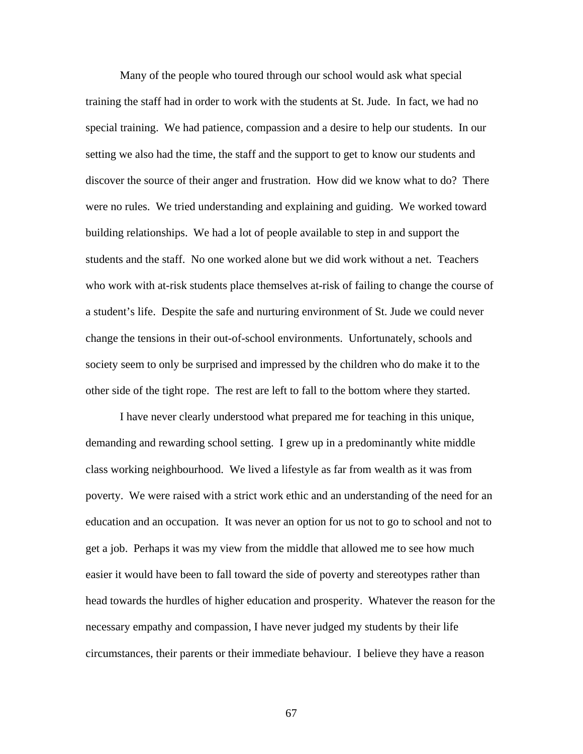Many of the people who toured through our school would ask what special training the staff had in order to work with the students at St. Jude. In fact, we had no special training. We had patience, compassion and a desire to help our students. In our setting we also had the time, the staff and the support to get to know our students and discover the source of their anger and frustration. How did we know what to do? There were no rules. We tried understanding and explaining and guiding. We worked toward building relationships. We had a lot of people available to step in and support the students and the staff. No one worked alone but we did work without a net. Teachers who work with at-risk students place themselves at-risk of failing to change the course of a student's life. Despite the safe and nurturing environment of St. Jude we could never change the tensions in their out-of-school environments. Unfortunately, schools and society seem to only be surprised and impressed by the children who do make it to the other side of the tight rope. The rest are left to fall to the bottom where they started.

I have never clearly understood what prepared me for teaching in this unique, demanding and rewarding school setting. I grew up in a predominantly white middle class working neighbourhood. We lived a lifestyle as far from wealth as it was from poverty. We were raised with a strict work ethic and an understanding of the need for an education and an occupation. It was never an option for us not to go to school and not to get a job. Perhaps it was my view from the middle that allowed me to see how much easier it would have been to fall toward the side of poverty and stereotypes rather than head towards the hurdles of higher education and prosperity. Whatever the reason for the necessary empathy and compassion, I have never judged my students by their life circumstances, their parents or their immediate behaviour. I believe they have a reason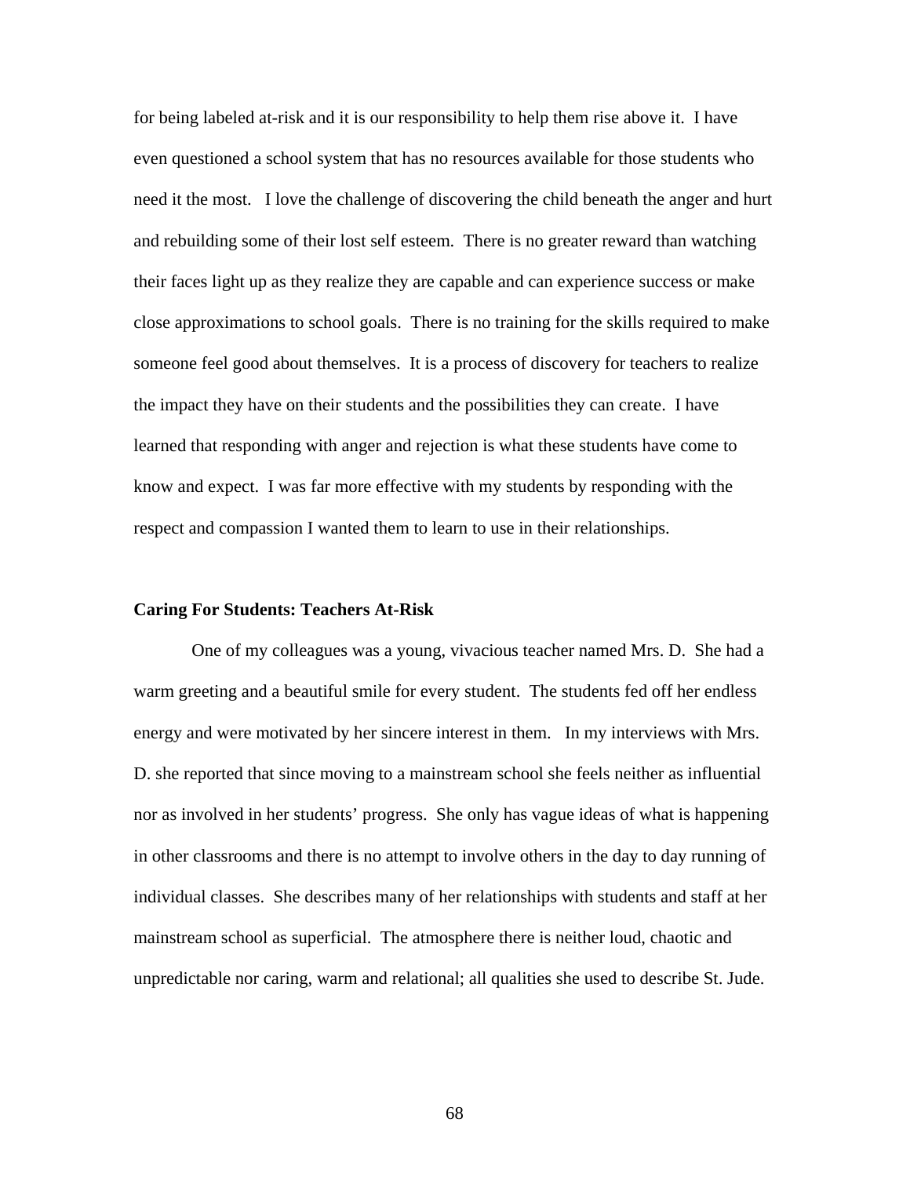for being labeled at-risk and it is our responsibility to help them rise above it. I have even questioned a school system that has no resources available for those students who need it the most. I love the challenge of discovering the child beneath the anger and hurt and rebuilding some of their lost self esteem. There is no greater reward than watching their faces light up as they realize they are capable and can experience success or make close approximations to school goals. There is no training for the skills required to make someone feel good about themselves. It is a process of discovery for teachers to realize the impact they have on their students and the possibilities they can create. I have learned that responding with anger and rejection is what these students have come to know and expect. I was far more effective with my students by responding with the respect and compassion I wanted them to learn to use in their relationships.

### Caring For Students: Teachers At-Risk

One of my colleagues was a young, vivacious teacher named Mrs. D. She had a warm greeting and a beautiful smile for every student. The students fed off her endless energy and were motivated by her sincere interest in them. In my interviews with Mrs. D. she reported that since moving to a mainstream school she feels neither as influential nor as involved in her students' progress. She only has vague ideas of what is happening in other classrooms and there is no attempt to involve others in the day to day running of individual classes. She describes many of her relationships with students and staff at her mainstream school as superficial. The atmosphere there is neither loud, chaotic and unpredictable nor caring, warm and relational; all qualities she used to describe St. Jude.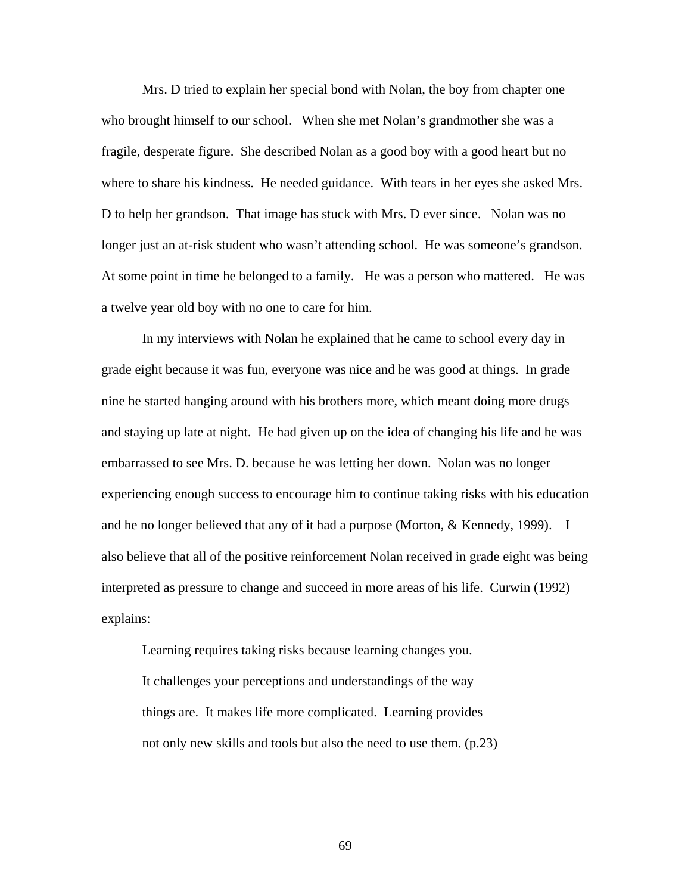Mrs. D tried to explain her special bond with Nolan, the boy from chapter one who brought himself to our school. When she met Nolan's grandmother she was a fragile, desperate figure. She described Nolan as a good boy with a good heart but no where to share his kindness. He needed guidance. With tears in her eyes she asked Mrs. D to help her grandson. That image has stuck with Mrs. D ever since. Nolan was no longer just an at-risk student who wasn't attending school. He was someone's grandson. At some point in time he belonged to a family. He was a person who mattered. He was a twelve year old boy with no one to care for him.

In my interviews with Nolan he explained that he came to school every day in grade eight because it was fun, everyone was nice and he was good at things. In grade nine he started hanging around with his brothers more, which meant doing more drugs and staying up late at night. He had given up on the idea of changing his life and he was embarrassed to see Mrs. D. because he was letting her down. Nolan was no longer experiencing enough success to encourage him to continue taking risks with his education and he no longer believed that any of it had a purpose (Morton, & Kennedy, 1999). I also believe that all of the positive reinforcement Nolan received in grade eight was being interpreted as pressure to change and succeed in more areas of his life. Curwin (1992) explains:

> Learning requires taking risks because learning changes you. It challenges your perceptions and understandings of the way things are. It makes life more complicated. Learning provides not only new skills and tools but also the need to use them. (p.23)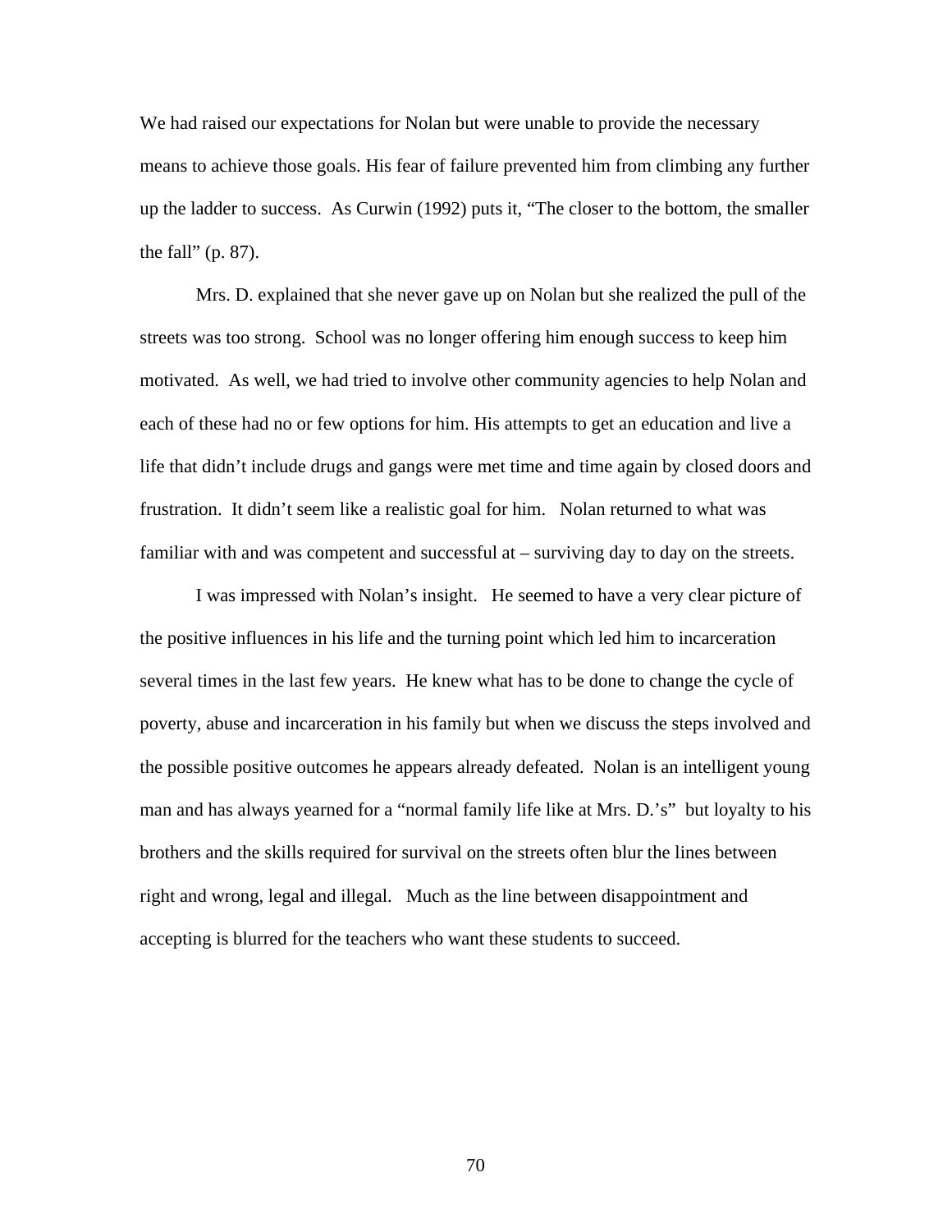We had raised our expectations for Nolan but were unable to provide the necessary means to achieve those goals. His fear of failure prevented him from climbing any further up the ladder to success. As Curwin (1992) puts it, "The closer to the bottom, the smaller the fall" (p. 87).

Mrs. D. explained that she never gave up on Nolan but she realized the pull of the streets was too strong. School was no longer offering him enough success to keep him motivated. As well, we had tried to involve other community agencies to help Nolan and each of these had no or few options for him. His attempts to get an education and live a life that didn't include drugs and gangs were met time and time again by closed doors and frustration. It didn't seem like a realistic goal for him. Nolan returned to what was familiar with and was competent and successful at – surviving day to day on the streets.

I was impressed with Nolan's insight. He seemed to have a very clear picture of the positive influences in his life and the turning point which led him to incarceration several times in the last few years. He knew what has to be done to change the cycle of poverty, abuse and incarceration in his family but when we discuss the steps involved and the possible positive outcomes he appears already defeated. Nolan is an intelligent young man and has always yearned for a "normal family life like at Mrs. D.'s" but loyalty to his brothers and the skills required for survival on the streets often blur the lines between right and wrong, legal and illegal. Much as the line between disappointment and accepting is blurred for the teachers who want these students to succeed.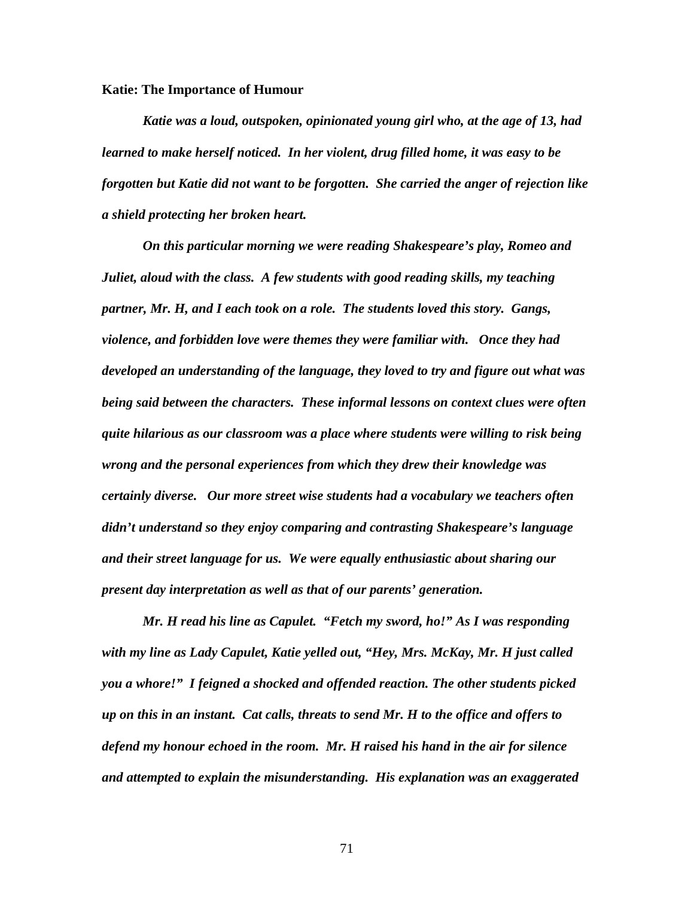**Katie: The Importance of Humour**

***Katie was a loud, outspoken, opinionated young girl who, at the age of 13, had learned to make herself noticed. In her violent, drug filled home, it was easy to be forgotten but Katie did not want to be forgotten. She carried the anger of rejection like a shield protecting her broken heart.***

***On this particular morning we were reading Shakespeare's play, Romeo and Juliet, aloud with the class. A few students with good reading skills, my teaching partner, Mr. H, and I each took on a role. The students loved this story. Gangs, violence, and forbidden love were themes they were familiar with. Once they had developed an understanding of the language, they loved to try and figure out what was being said between the characters. These informal lessons on context clues were often quite hilarious as our classroom was a place where students were willing to risk being wrong and the personal experiences from which they drew their knowledge was certainly diverse. Our more street wise students had a vocabulary we teachers often didn't understand so they enjoy comparing and contrasting Shakespeare's language and their street language for us. We were equally enthusiastic about sharing our present day interpretation as well as that of our parents' generation.***

***Mr. H read his line as Capulet. "Fetch my sword, ho!" As I was responding with my line as Lady Capulet, Katie yelled out, "Hey, Mrs. McKay, Mr. H just called you a whore!" I feigned a shocked and offended reaction. The other students picked up on this in an instant. Cat calls, threats to send Mr. H to the office and offers to defend my honour echoed in the room. Mr. H raised his hand in the air for silence and attempted to explain the misunderstanding. His explanation was an exaggerated***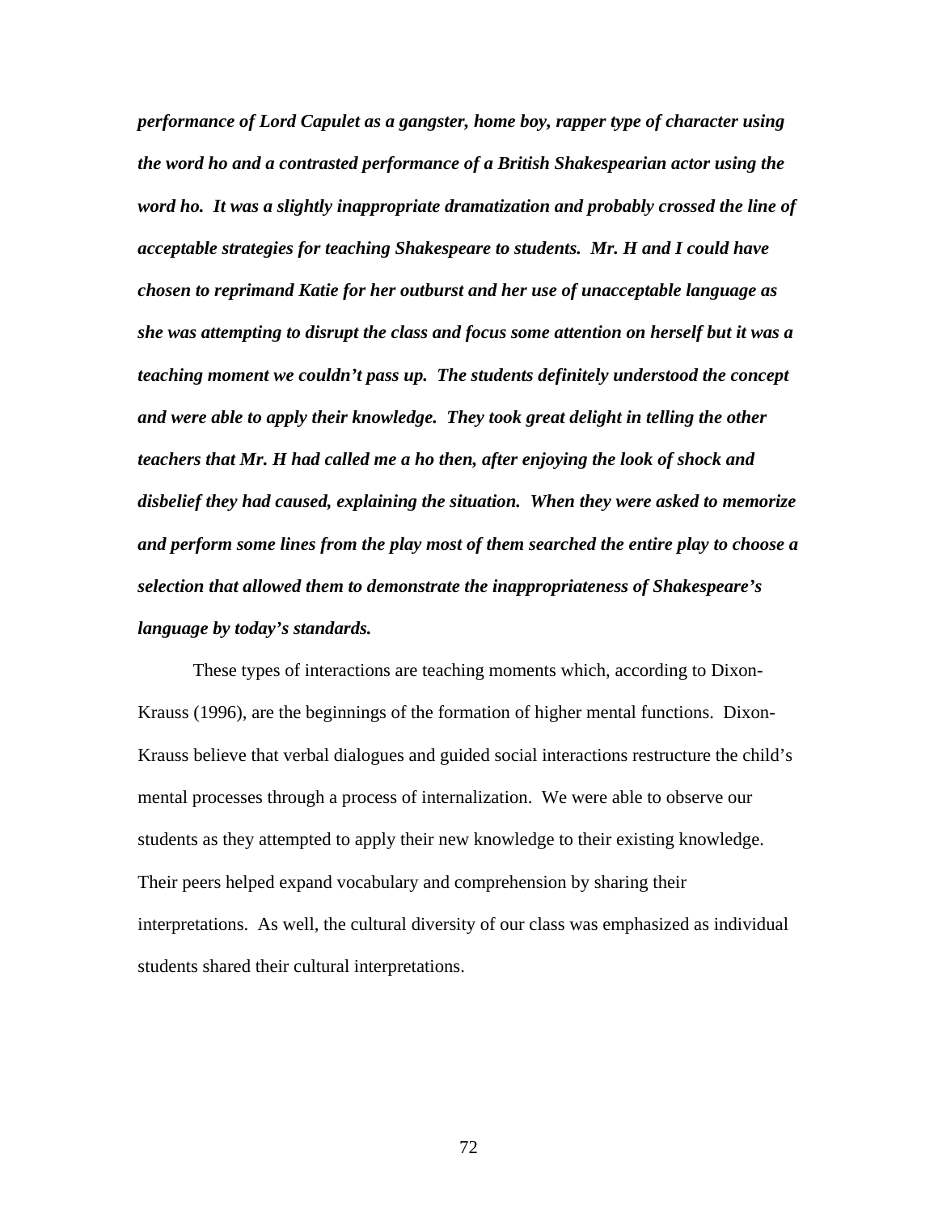***performance of Lord Capulet as a gangster, home boy, rapper type of character using the word ho and a contrasted performance of a British Shakespearian actor using the word ho. It was a slightly inappropriate dramatization and probably crossed the line of acceptable strategies for teaching Shakespeare to students. Mr. H and I could have chosen to reprimand Katie for her outburst and her use of unacceptable language as she was attempting to disrupt the class and focus some attention on herself but it was a teaching moment we couldn't pass up. The students definitely understood the concept and were able to apply their knowledge. They took great delight in telling the other teachers that Mr. H had called me a ho then, after enjoying the look of shock and disbelief they had caused, explaining the situation. When they were asked to memorize and perform some lines from the play most of them searched the entire play to choose a selection that allowed them to demonstrate the inappropriateness of Shakespeare's language by today's standards.***

These types of interactions are teaching moments which, according to Dixon-Krauss (1996), are the beginnings of the formation of higher mental functions. Dixon-Krauss believe that verbal dialogues and guided social interactions restructure the child's mental processes through a process of internalization. We were able to observe our students as they attempted to apply their new knowledge to their existing knowledge. Their peers helped expand vocabulary and comprehension by sharing their interpretations. As well, the cultural diversity of our class was emphasized as individual students shared their cultural interpretations.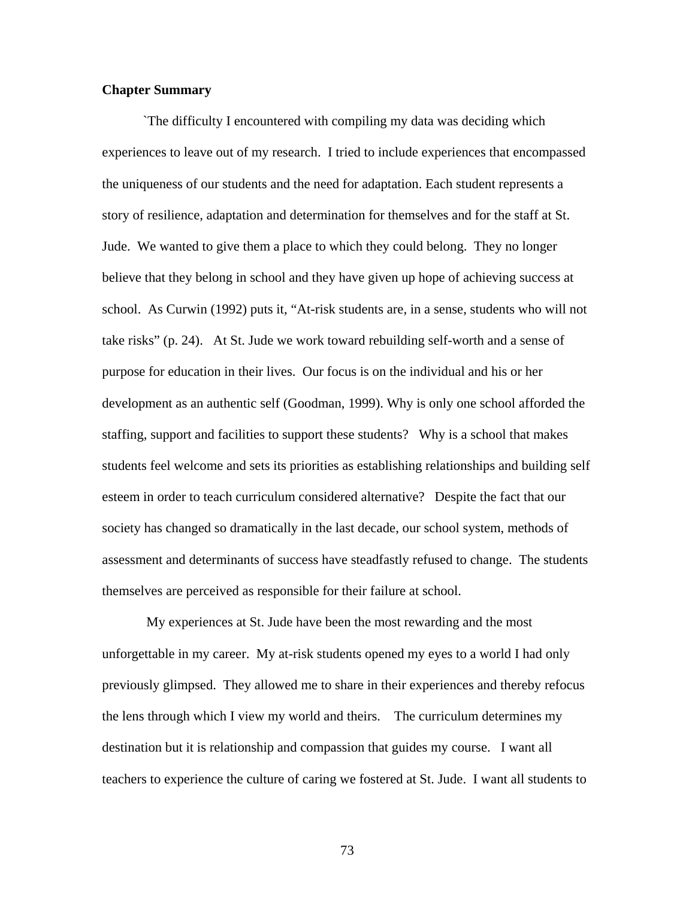**Chapter Summary**

`The difficulty I encountered with compiling my data was deciding which experiences to leave out of my research. I tried to include experiences that encompassed the uniqueness of our students and the need for adaptation. Each student represents a story of resilience, adaptation and determination for themselves and for the staff at St. Jude. We wanted to give them a place to which they could belong. They no longer believe that they belong in school and they have given up hope of achieving success at school. As Curwin (1992) puts it, "At-risk students are, in a sense, students who will not take risks" (p. 24). At St. Jude we work toward rebuilding self-worth and a sense of purpose for education in their lives. Our focus is on the individual and his or her development as an authentic self (Goodman, 1999). Why is only one school afforded the staffing, support and facilities to support these students? Why is a school that makes students feel welcome and sets its priorities as establishing relationships and building self esteem in order to teach curriculum considered alternative? Despite the fact that our society has changed so dramatically in the last decade, our school system, methods of assessment and determinants of success have steadfastly refused to change. The students themselves are perceived as responsible for their failure at school.

My experiences at St. Jude have been the most rewarding and the most unforgettable in my career. My at-risk students opened my eyes to a world I had only previously glimpsed. They allowed me to share in their experiences and thereby refocus the lens through which I view my world and theirs. The curriculum determines my destination but it is relationship and compassion that guides my course. I want all teachers to experience the culture of caring we fostered at St. Jude. I want all students to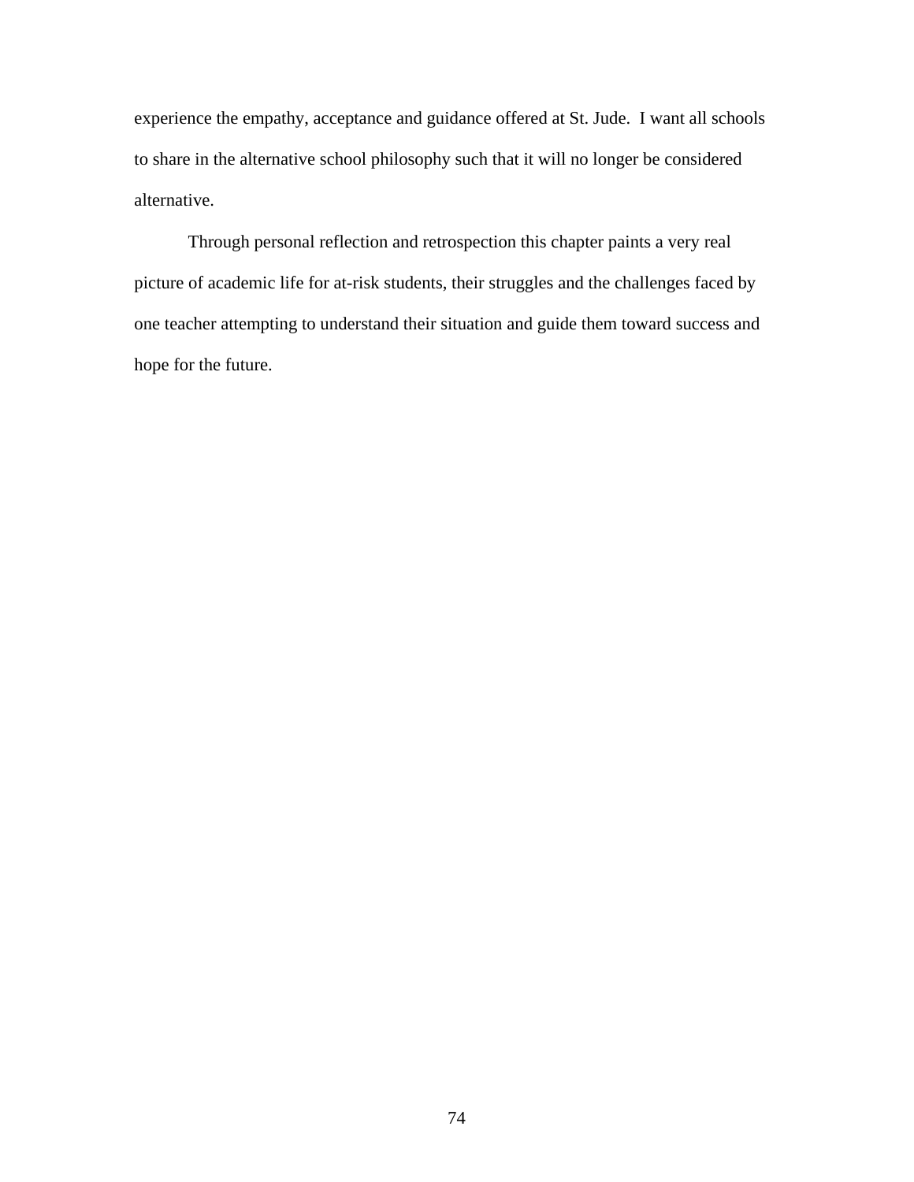experience the empathy, acceptance and guidance offered at St. Jude. I want all schools to share in the alternative school philosophy such that it will no longer be considered alternative.

Through personal reflection and retrospection this chapter paints a very real picture of academic life for at-risk students, their struggles and the challenges faced by one teacher attempting to understand their situation and guide them toward success and hope for the future.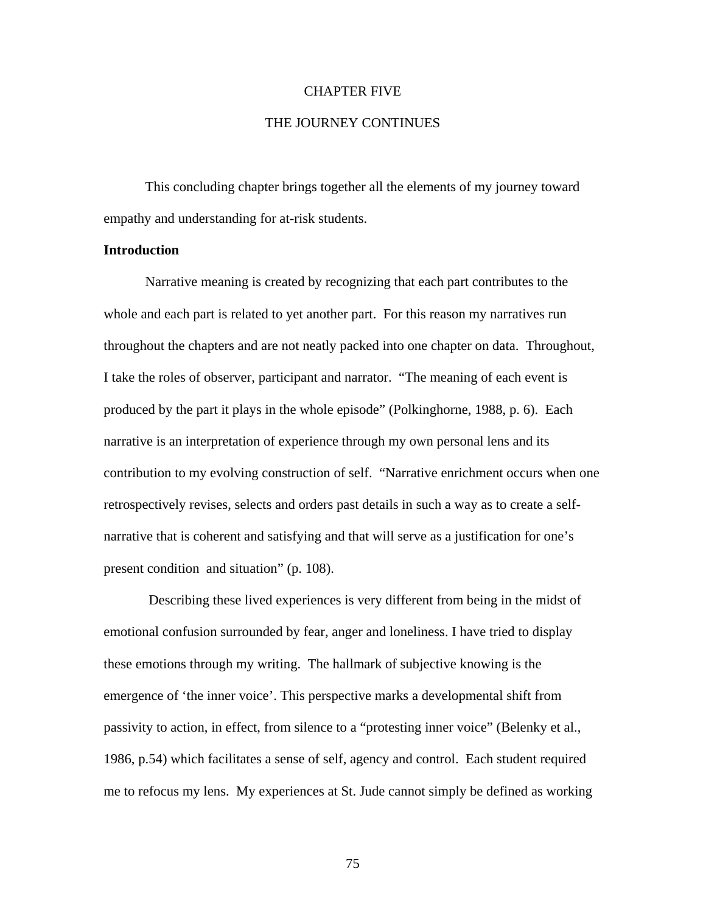# CHAPTER FIVE

# THE JOURNEY CONTINUES

This concluding chapter brings together all the elements of my journey toward empathy and understanding for at-risk students.

**Introduction**

Narrative meaning is created by recognizing that each part contributes to the whole and each part is related to yet another part. For this reason my narratives run throughout the chapters and are not neatly packed into one chapter on data. Throughout, I take the roles of observer, participant and narrator. "The meaning of each event is produced by the part it plays in the whole episode" (Polkinghorne, 1988, p. 6). Each narrative is an interpretation of experience through my own personal lens and its contribution to my evolving construction of self. "Narrative enrichment occurs when one retrospectively revises, selects and orders past details in such a way as to create a self-narrative that is coherent and satisfying and that will serve as a justification for one's present condition and situation" (p. 108).

Describing these lived experiences is very different from being in the midst of emotional confusion surrounded by fear, anger and loneliness. I have tried to display these emotions through my writing. The hallmark of subjective knowing is the emergence of 'the inner voice'. This perspective marks a developmental shift from passivity to action, in effect, from silence to a "protesting inner voice" (Belenky et al., 1986, p.54) which facilitates a sense of self, agency and control. Each student required me to refocus my lens. My experiences at St. Jude cannot simply be defined as working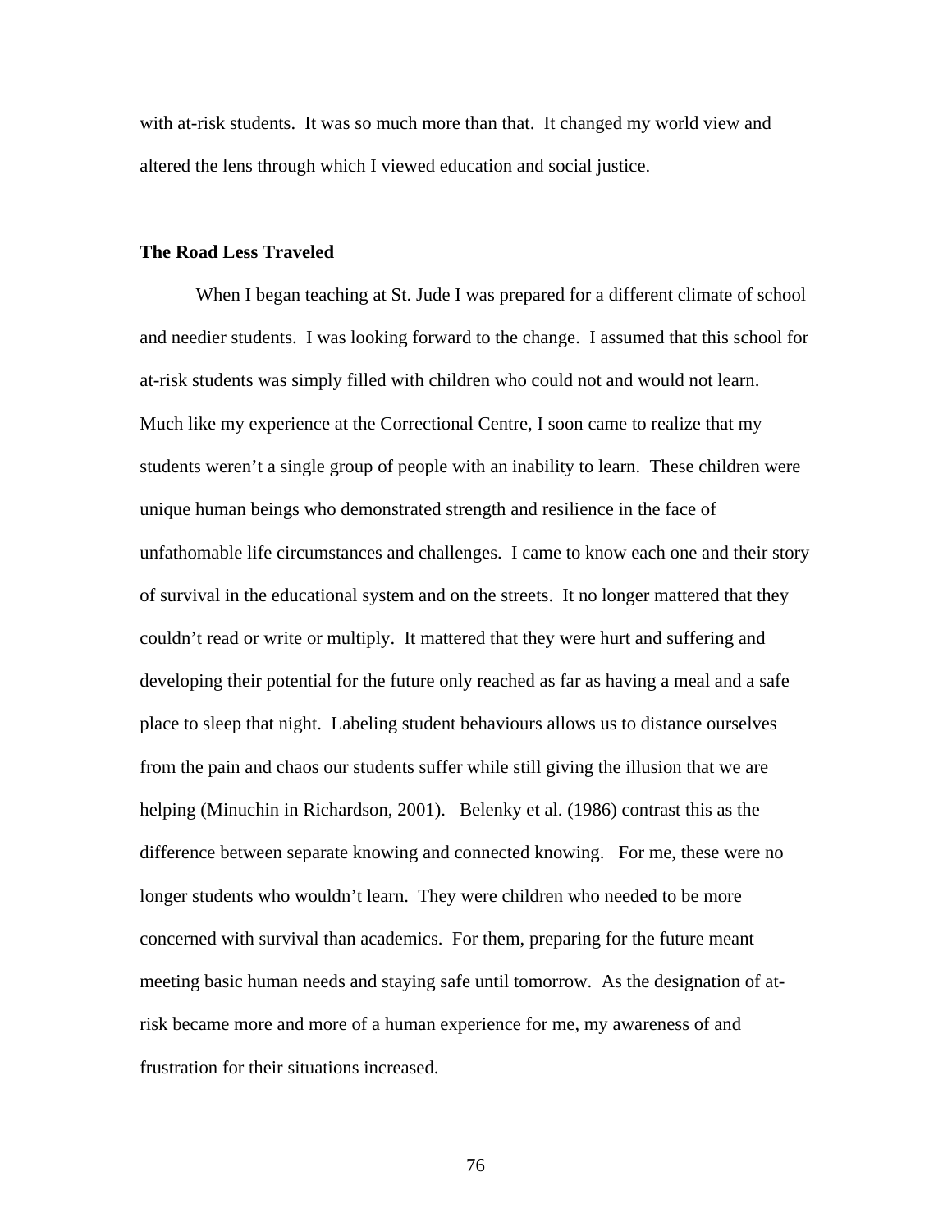with at-risk students. It was so much more than that. It changed my world view and altered the lens through which I viewed education and social justice.

**The Road Less Traveled**

When I began teaching at St. Jude I was prepared for a different climate of school and needier students. I was looking forward to the change. I assumed that this school for at-risk students was simply filled with children who could not and would not learn. Much like my experience at the Correctional Centre, I soon came to realize that my students weren't a single group of people with an inability to learn. These children were unique human beings who demonstrated strength and resilience in the face of unfathomable life circumstances and challenges. I came to know each one and their story of survival in the educational system and on the streets. It no longer mattered that they couldn't read or write or multiply. It mattered that they were hurt and suffering and developing their potential for the future only reached as far as having a meal and a safe place to sleep that night. Labeling student behaviours allows us to distance ourselves from the pain and chaos our students suffer while still giving the illusion that we are helping (Minuchin in Richardson, 2001). Belenky et al. (1986) contrast this as the difference between separate knowing and connected knowing. For me, these were no longer students who wouldn't learn. They were children who needed to be more concerned with survival than academics. For them, preparing for the future meant meeting basic human needs and staying safe until tomorrow. As the designation of at-risk became more and more of a human experience for me, my awareness of and frustration for their situations increased.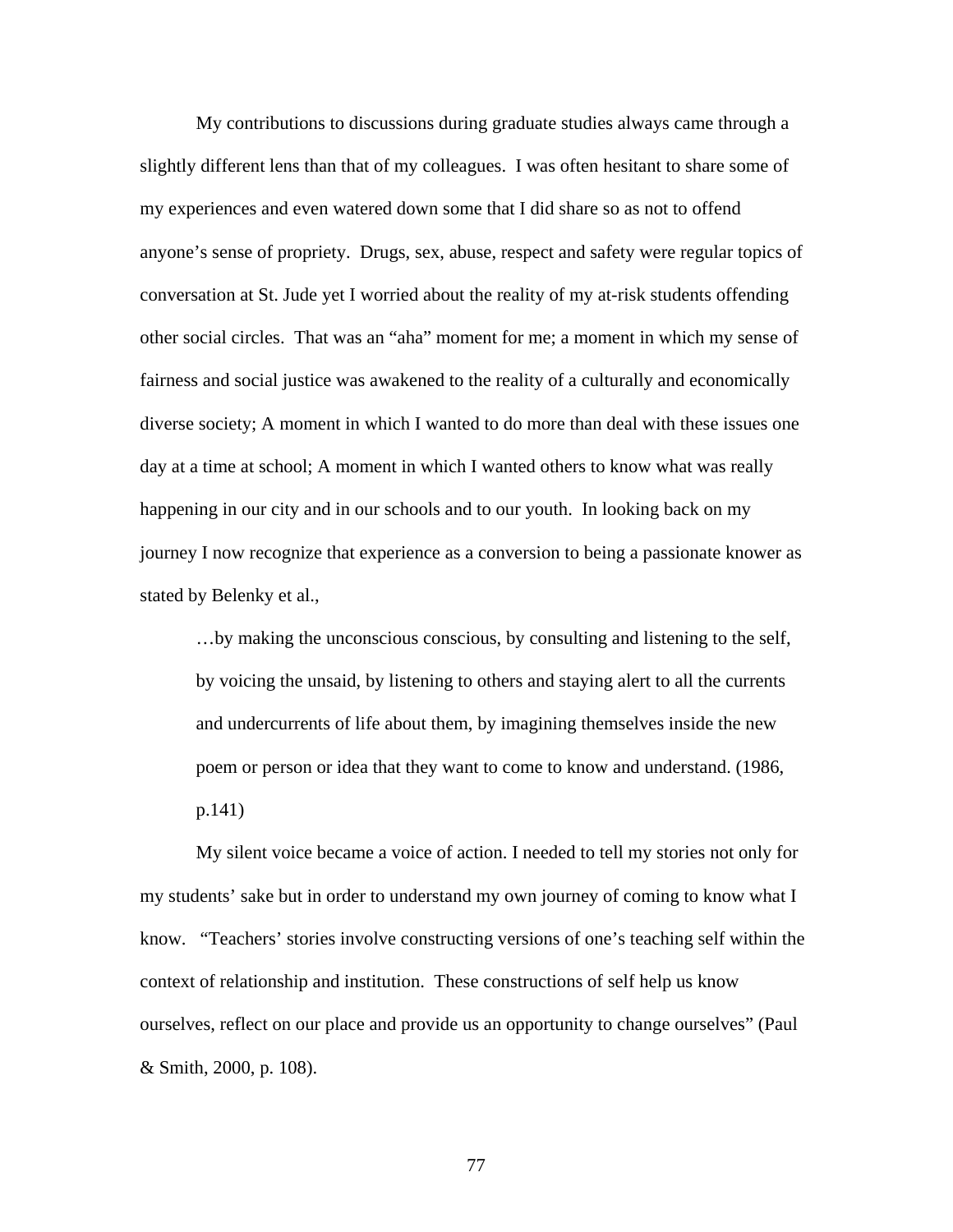My contributions to discussions during graduate studies always came through a slightly different lens than that of my colleagues. I was often hesitant to share some of my experiences and even watered down some that I did share so as not to offend anyone's sense of propriety. Drugs, sex, abuse, respect and safety were regular topics of conversation at St. Jude yet I worried about the reality of my at-risk students offending other social circles. That was an "aha" moment for me; a moment in which my sense of fairness and social justice was awakened to the reality of a culturally and economically diverse society; A moment in which I wanted to do more than deal with these issues one day at a time at school; A moment in which I wanted others to know what was really happening in our city and in our schools and to our youth. In looking back on my journey I now recognize that experience as a conversion to being a passionate knower as stated by Belenky et al.,

> …by making the unconscious conscious, by consulting and listening to the self, by voicing the unsaid, by listening to others and staying alert to all the currents and undercurrents of life about them, by imagining themselves inside the new poem or person or idea that they want to come to know and understand. (1986, p.141)

My silent voice became a voice of action. I needed to tell my stories not only for my students' sake but in order to understand my own journey of coming to know what I know. "Teachers' stories involve constructing versions of one's teaching self within the context of relationship and institution. These constructions of self help us know ourselves, reflect on our place and provide us an opportunity to change ourselves" (Paul & Smith, 2000, p. 108).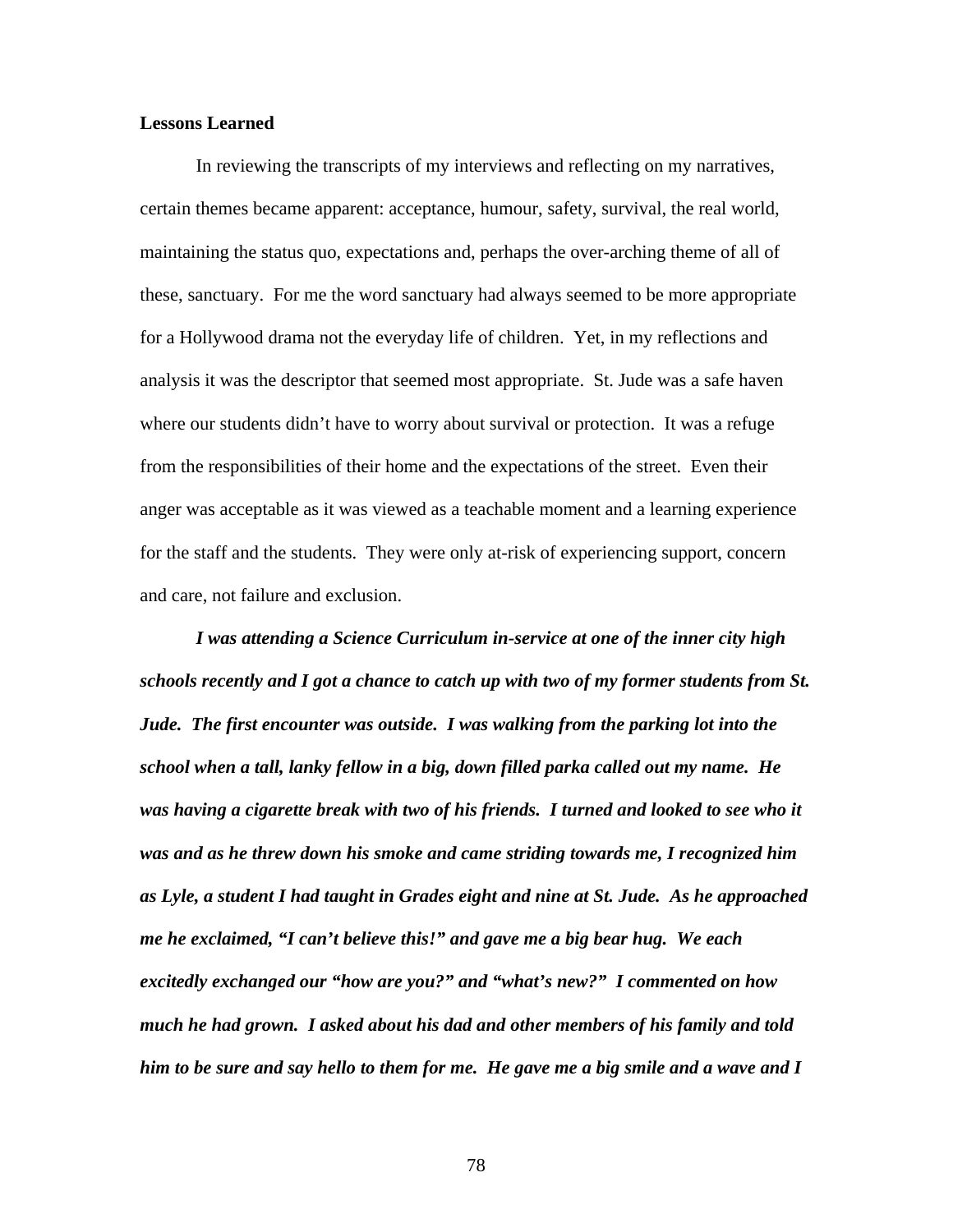**Lessons Learned**

In reviewing the transcripts of my interviews and reflecting on my narratives, certain themes became apparent: acceptance, humour, safety, survival, the real world, maintaining the status quo, expectations and, perhaps the over-arching theme of all of these, sanctuary. For me the word sanctuary had always seemed to be more appropriate for a Hollywood drama not the everyday life of children. Yet, in my reflections and analysis it was the descriptor that seemed most appropriate. St. Jude was a safe haven where our students didn't have to worry about survival or protection. It was a refuge from the responsibilities of their home and the expectations of the street. Even their anger was acceptable as it was viewed as a teachable moment and a learning experience for the staff and the students. They were only at-risk of experiencing support, concern and care, not failure and exclusion.

***I was attending a Science Curriculum in-service at one of the inner city high schools recently and I got a chance to catch up with two of my former students from St. Jude. The first encounter was outside. I was walking from the parking lot into the school when a tall, lanky fellow in a big, down filled parka called out my name. He was having a cigarette break with two of his friends. I turned and looked to see who it was and as he threw down his smoke and came striding towards me, I recognized him as Lyle, a student I had taught in Grades eight and nine at St. Jude. As he approached me he exclaimed, "I can't believe this!" and gave me a big bear hug. We each excitedly exchanged our "how are you?" and "what's new?" I commented on how much he had grown. I asked about his dad and other members of his family and told him to be sure and say hello to them for me. He gave me a big smile and a wave and I***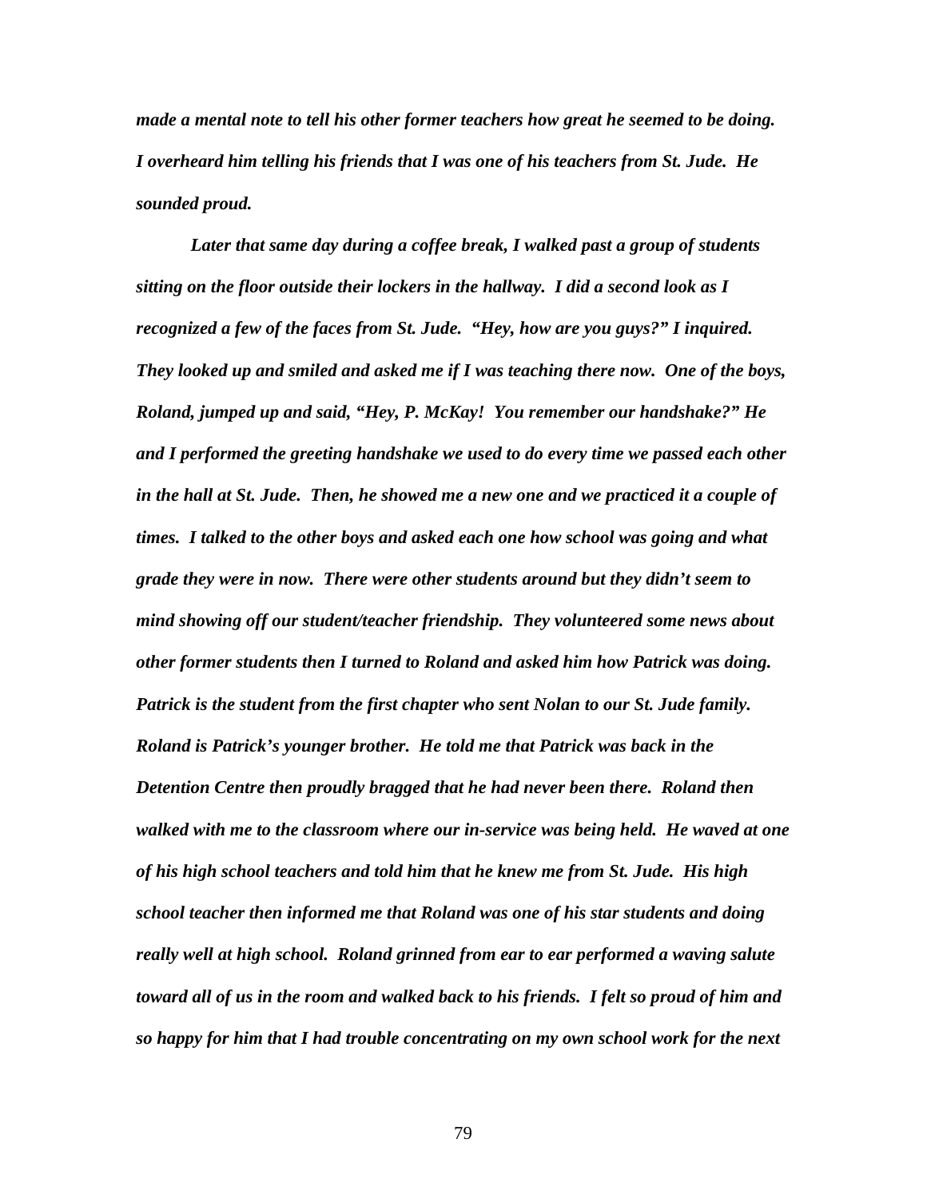*made a mental note to tell his other former teachers how great he seemed to be doing. I overheard him telling his friends that I was one of his teachers from St. Jude. He sounded proud.*

*Later that same day during a coffee break, I walked past a group of students sitting on the floor outside their lockers in the hallway. I did a second look as I recognized a few of the faces from St. Jude. "Hey, how are you guys?" I inquired. They looked up and smiled and asked me if I was teaching there now. One of the boys, Roland, jumped up and said, "Hey, P. McKay! You remember our handshake?" He and I performed the greeting handshake we used to do every time we passed each other in the hall at St. Jude. Then, he showed me a new one and we practiced it a couple of times. I talked to the other boys and asked each one how school was going and what grade they were in now. There were other students around but they didn't seem to mind showing off our student/teacher friendship. They volunteered some news about other former students then I turned to Roland and asked him how Patrick was doing. Patrick is the student from the first chapter who sent Nolan to our St. Jude family. Roland is Patrick's younger brother. He told me that Patrick was back in the Detention Centre then proudly bragged that he had never been there. Roland then walked with me to the classroom where our in-service was being held. He waved at one of his high school teachers and told him that he knew me from St. Jude. His high school teacher then informed me that Roland was one of his star students and doing really well at high school. Roland grinned from ear to ear performed a waving salute toward all of us in the room and walked back to his friends. I felt so proud of him and so happy for him that I had trouble concentrating on my own school work for the next*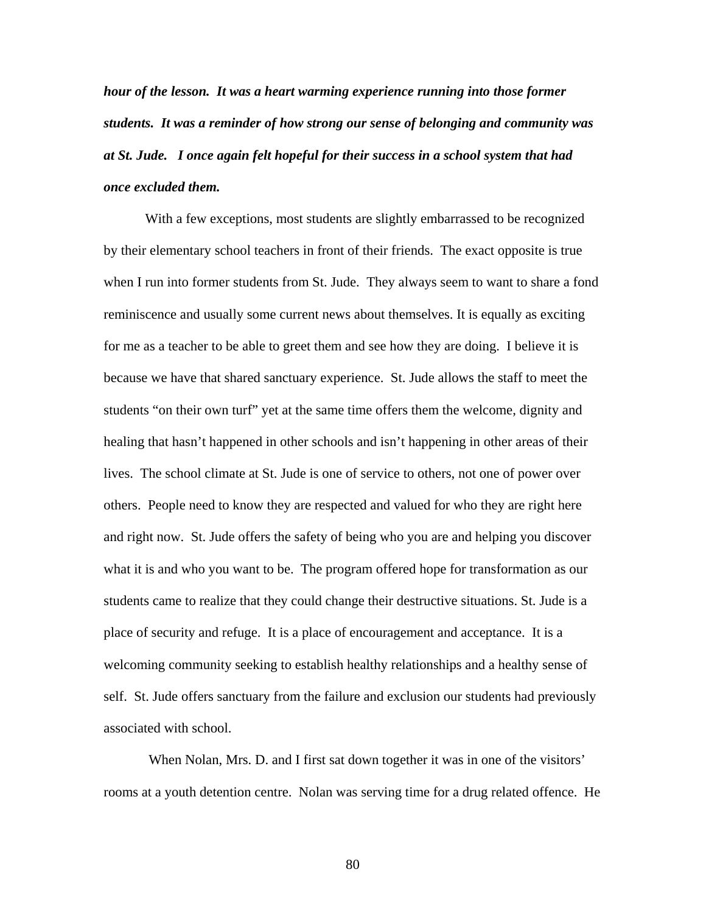***hour of the lesson. It was a heart warming experience running into those former students. It was a reminder of how strong our sense of belonging and community was at St. Jude. I once again felt hopeful for their success in a school system that had once excluded them.***

With a few exceptions, most students are slightly embarrassed to be recognized by their elementary school teachers in front of their friends. The exact opposite is true when I run into former students from St. Jude. They always seem to want to share a fond reminiscence and usually some current news about themselves. It is equally as exciting for me as a teacher to be able to greet them and see how they are doing. I believe it is because we have that shared sanctuary experience. St. Jude allows the staff to meet the students "on their own turf" yet at the same time offers them the welcome, dignity and healing that hasn't happened in other schools and isn't happening in other areas of their lives. The school climate at St. Jude is one of service to others, not one of power over others. People need to know they are respected and valued for who they are right here and right now. St. Jude offers the safety of being who you are and helping you discover what it is and who you want to be. The program offered hope for transformation as our students came to realize that they could change their destructive situations. St. Jude is a place of security and refuge. It is a place of encouragement and acceptance. It is a welcoming community seeking to establish healthy relationships and a healthy sense of self. St. Jude offers sanctuary from the failure and exclusion our students had previously associated with school.

When Nolan, Mrs. D. and I first sat down together it was in one of the visitors' rooms at a youth detention centre. Nolan was serving time for a drug related offence. He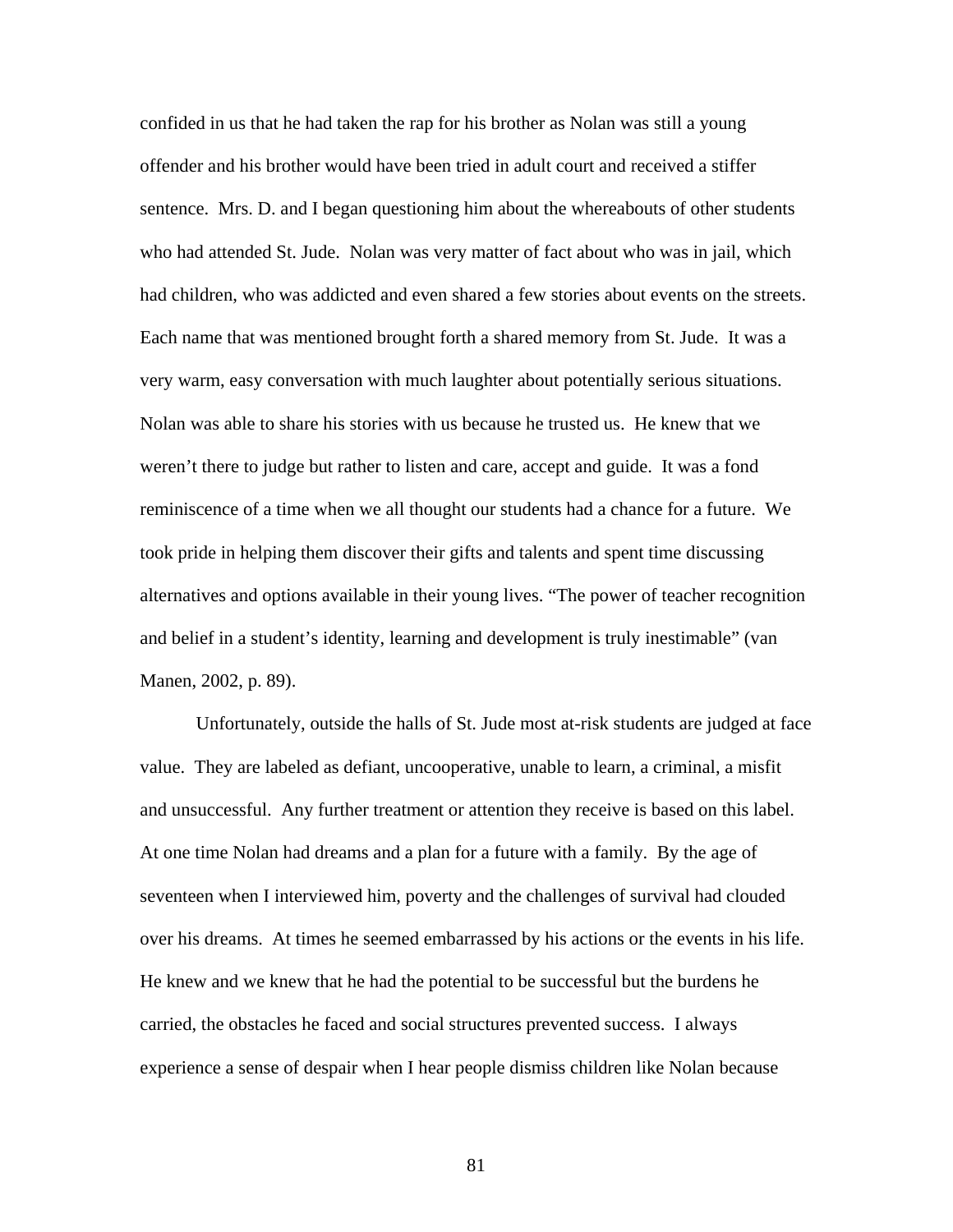confided in us that he had taken the rap for his brother as Nolan was still a young offender and his brother would have been tried in adult court and received a stiffer sentence. Mrs. D. and I began questioning him about the whereabouts of other students who had attended St. Jude. Nolan was very matter of fact about who was in jail, which had children, who was addicted and even shared a few stories about events on the streets. Each name that was mentioned brought forth a shared memory from St. Jude. It was a very warm, easy conversation with much laughter about potentially serious situations. Nolan was able to share his stories with us because he trusted us. He knew that we weren't there to judge but rather to listen and care, accept and guide. It was a fond reminiscence of a time when we all thought our students had a chance for a future. We took pride in helping them discover their gifts and talents and spent time discussing alternatives and options available in their young lives. "The power of teacher recognition and belief in a student's identity, learning and development is truly inestimable" (van Manen, 2002, p. 89).

Unfortunately, outside the halls of St. Jude most at-risk students are judged at face value. They are labeled as defiant, uncooperative, unable to learn, a criminal, a misfit and unsuccessful. Any further treatment or attention they receive is based on this label. At one time Nolan had dreams and a plan for a future with a family. By the age of seventeen when I interviewed him, poverty and the challenges of survival had clouded over his dreams. At times he seemed embarrassed by his actions or the events in his life. He knew and we knew that he had the potential to be successful but the burdens he carried, the obstacles he faced and social structures prevented success. I always experience a sense of despair when I hear people dismiss children like Nolan because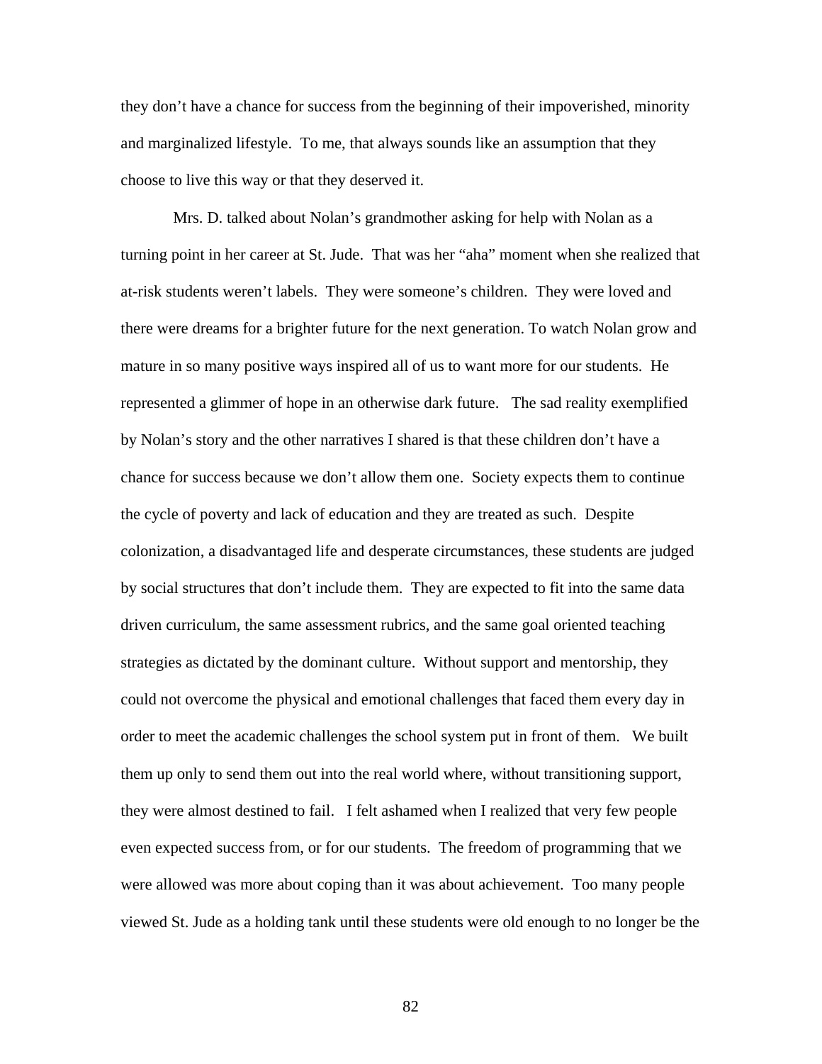they don't have a chance for success from the beginning of their impoverished, minority and marginalized lifestyle. To me, that always sounds like an assumption that they choose to live this way or that they deserved it.

Mrs. D. talked about Nolan's grandmother asking for help with Nolan as a turning point in her career at St. Jude. That was her "aha" moment when she realized that at-risk students weren't labels. They were someone's children. They were loved and there were dreams for a brighter future for the next generation. To watch Nolan grow and mature in so many positive ways inspired all of us to want more for our students. He represented a glimmer of hope in an otherwise dark future. The sad reality exemplified by Nolan's story and the other narratives I shared is that these children don't have a chance for success because we don't allow them one. Society expects them to continue the cycle of poverty and lack of education and they are treated as such. Despite colonization, a disadvantaged life and desperate circumstances, these students are judged by social structures that don't include them. They are expected to fit into the same data driven curriculum, the same assessment rubrics, and the same goal oriented teaching strategies as dictated by the dominant culture. Without support and mentorship, they could not overcome the physical and emotional challenges that faced them every day in order to meet the academic challenges the school system put in front of them. We built them up only to send them out into the real world where, without transitioning support, they were almost destined to fail. I felt ashamed when I realized that very few people even expected success from, or for our students. The freedom of programming that we were allowed was more about coping than it was about achievement. Too many people viewed St. Jude as a holding tank until these students were old enough to no longer be the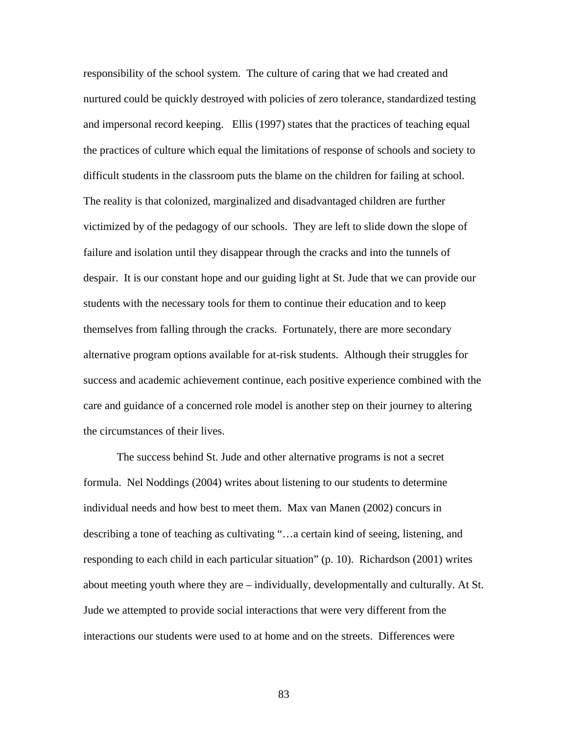responsibility of the school system. The culture of caring that we had created and nurtured could be quickly destroyed with policies of zero tolerance, standardized testing and impersonal record keeping. Ellis (1997) states that the practices of teaching equal the practices of culture which equal the limitations of response of schools and society to difficult students in the classroom puts the blame on the children for failing at school. The reality is that colonized, marginalized and disadvantaged children are further victimized by of the pedagogy of our schools. They are left to slide down the slope of failure and isolation until they disappear through the cracks and into the tunnels of despair. It is our constant hope and our guiding light at St. Jude that we can provide our students with the necessary tools for them to continue their education and to keep themselves from falling through the cracks. Fortunately, there are more secondary alternative program options available for at-risk students. Although their struggles for success and academic achievement continue, each positive experience combined with the care and guidance of a concerned role model is another step on their journey to altering the circumstances of their lives.

The success behind St. Jude and other alternative programs is not a secret formula. Nel Noddings (2004) writes about listening to our students to determine individual needs and how best to meet them. Max van Manen (2002) concurs in describing a tone of teaching as cultivating "…a certain kind of seeing, listening, and responding to each child in each particular situation" (p. 10). Richardson (2001) writes about meeting youth where they are – individually, developmentally and culturally. At St. Jude we attempted to provide social interactions that were very different from the interactions our students were used to at home and on the streets. Differences were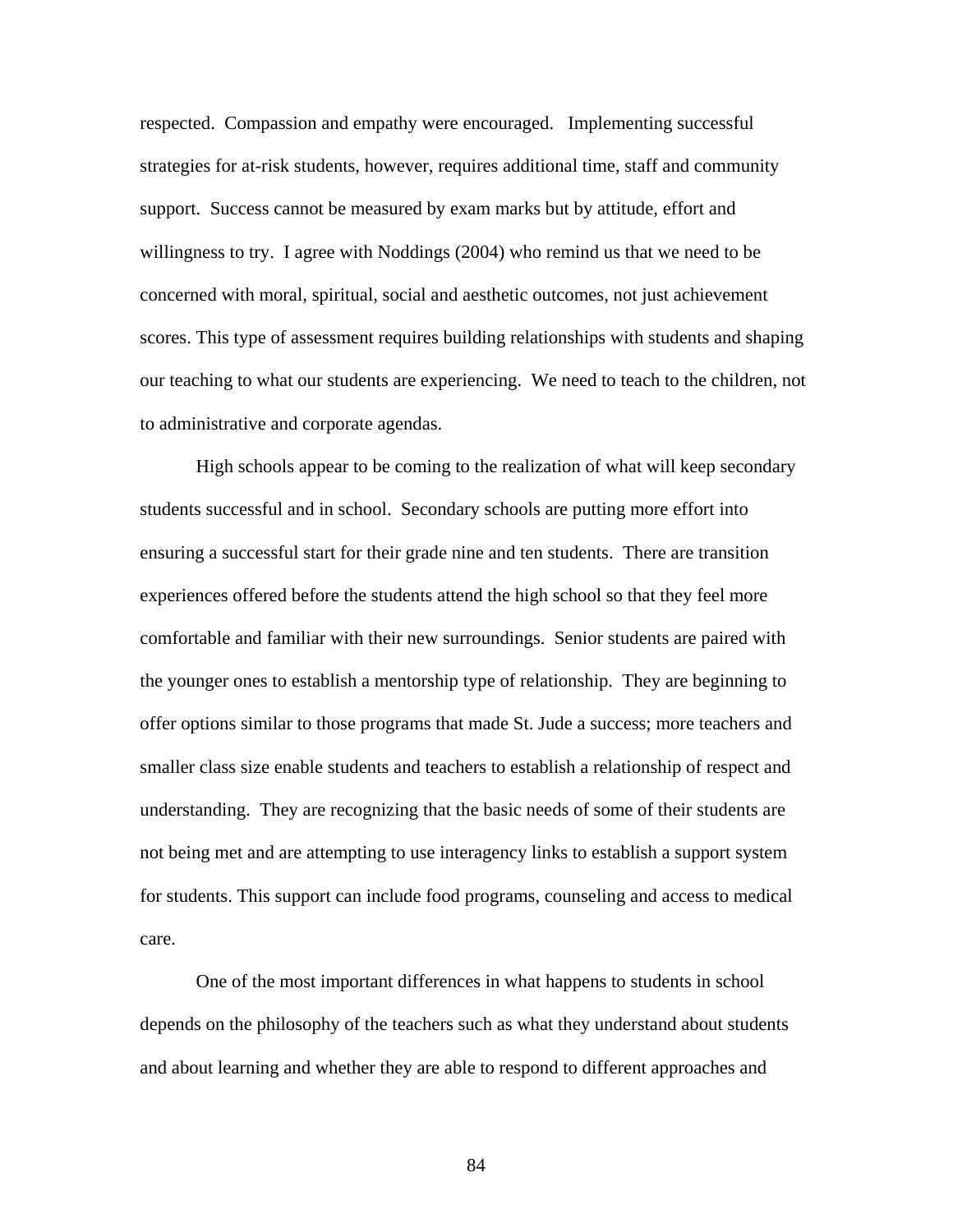respected. Compassion and empathy were encouraged. Implementing successful strategies for at-risk students, however, requires additional time, staff and community support. Success cannot be measured by exam marks but by attitude, effort and willingness to try. I agree with Noddings (2004) who remind us that we need to be concerned with moral, spiritual, social and aesthetic outcomes, not just achievement scores. This type of assessment requires building relationships with students and shaping our teaching to what our students are experiencing. We need to teach to the children, not to administrative and corporate agendas.

High schools appear to be coming to the realization of what will keep secondary students successful and in school. Secondary schools are putting more effort into ensuring a successful start for their grade nine and ten students. There are transition experiences offered before the students attend the high school so that they feel more comfortable and familiar with their new surroundings. Senior students are paired with the younger ones to establish a mentorship type of relationship. They are beginning to offer options similar to those programs that made St. Jude a success; more teachers and smaller class size enable students and teachers to establish a relationship of respect and understanding. They are recognizing that the basic needs of some of their students are not being met and are attempting to use interagency links to establish a support system for students. This support can include food programs, counseling and access to medical care.

One of the most important differences in what happens to students in school depends on the philosophy of the teachers such as what they understand about students and about learning and whether they are able to respond to different approaches and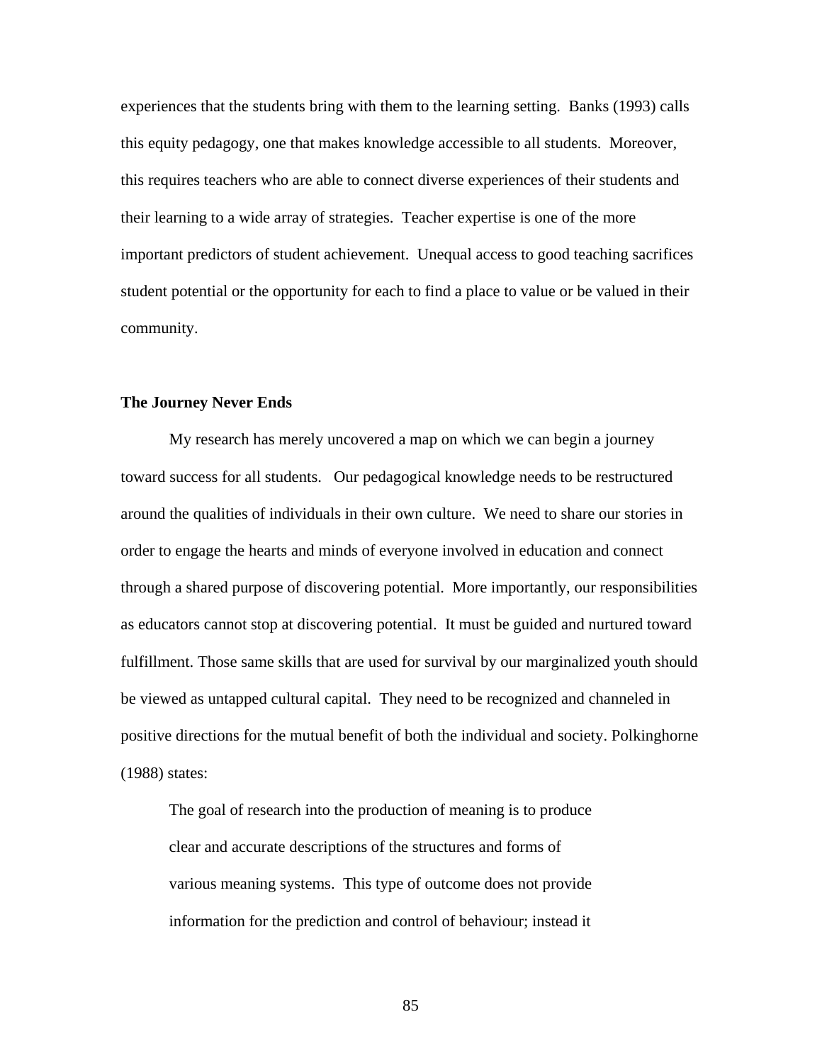experiences that the students bring with them to the learning setting. Banks (1993) calls this equity pedagogy, one that makes knowledge accessible to all students. Moreover, this requires teachers who are able to connect diverse experiences of their students and their learning to a wide array of strategies. Teacher expertise is one of the more important predictors of student achievement. Unequal access to good teaching sacrifices student potential or the opportunity for each to find a place to value or be valued in their community.

**The Journey Never Ends**

My research has merely uncovered a map on which we can begin a journey toward success for all students. Our pedagogical knowledge needs to be restructured around the qualities of individuals in their own culture. We need to share our stories in order to engage the hearts and minds of everyone involved in education and connect through a shared purpose of discovering potential. More importantly, our responsibilities as educators cannot stop at discovering potential. It must be guided and nurtured toward fulfillment. Those same skills that are used for survival by our marginalized youth should be viewed as untapped cultural capital. They need to be recognized and channeled in positive directions for the mutual benefit of both the individual and society. Polkinghorne (1988) states:

> The goal of research into the production of meaning is to produce clear and accurate descriptions of the structures and forms of various meaning systems. This type of outcome does not provide information for the prediction and control of behaviour; instead it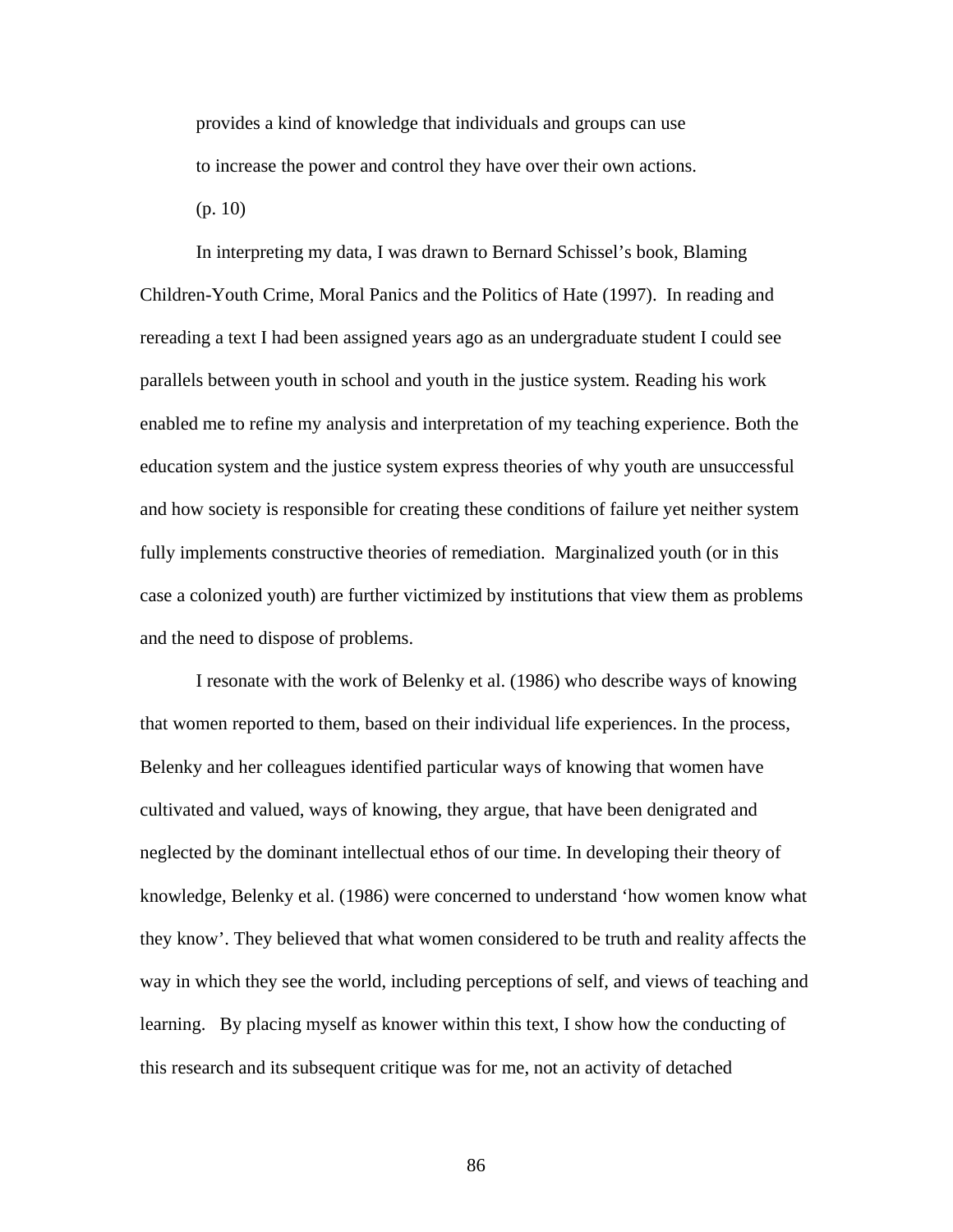> provides a kind of knowledge that individuals and groups can use to increase the power and control they have over their own actions. (p. 10)

In interpreting my data, I was drawn to Bernard Schissel's book, Blaming Children-Youth Crime, Moral Panics and the Politics of Hate (1997). In reading and rereading a text I had been assigned years ago as an undergraduate student I could see parallels between youth in school and youth in the justice system. Reading his work enabled me to refine my analysis and interpretation of my teaching experience. Both the education system and the justice system express theories of why youth are unsuccessful and how society is responsible for creating these conditions of failure yet neither system fully implements constructive theories of remediation. Marginalized youth (or in this case a colonized youth) are further victimized by institutions that view them as problems and the need to dispose of problems.

I resonate with the work of Belenky et al. (1986) who describe ways of knowing that women reported to them, based on their individual life experiences. In the process, Belenky and her colleagues identified particular ways of knowing that women have cultivated and valued, ways of knowing, they argue, that have been denigrated and neglected by the dominant intellectual ethos of our time. In developing their theory of knowledge, Belenky et al. (1986) were concerned to understand 'how women know what they know'. They believed that what women considered to be truth and reality affects the way in which they see the world, including perceptions of self, and views of teaching and learning. By placing myself as knower within this text, I show how the conducting of this research and its subsequent critique was for me, not an activity of detached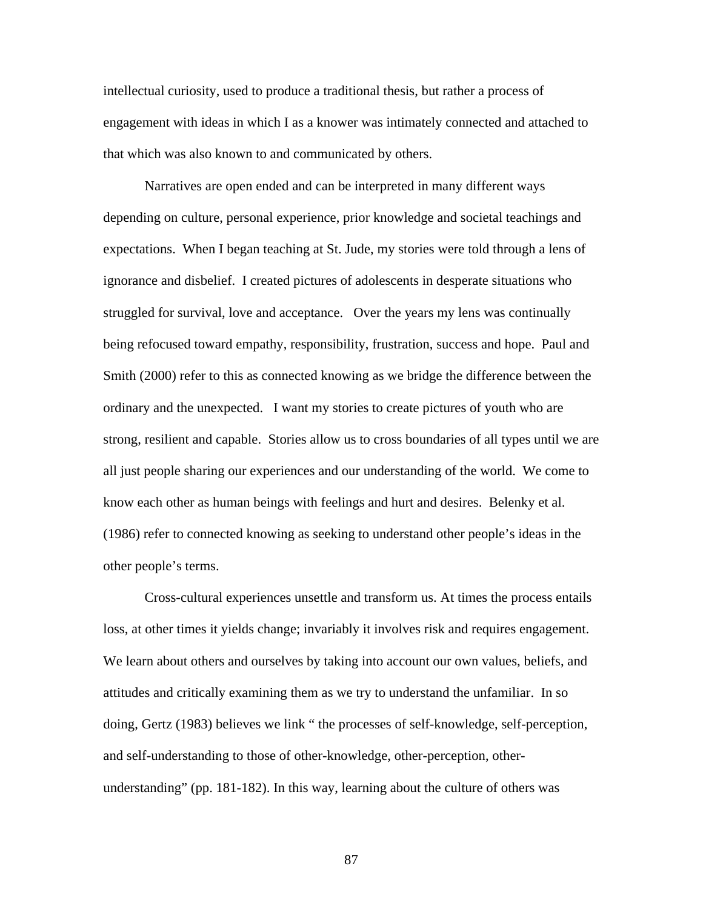intellectual curiosity, used to produce a traditional thesis, but rather a process of engagement with ideas in which I as a knower was intimately connected and attached to that which was also known to and communicated by others.

Narratives are open ended and can be interpreted in many different ways depending on culture, personal experience, prior knowledge and societal teachings and expectations. When I began teaching at St. Jude, my stories were told through a lens of ignorance and disbelief. I created pictures of adolescents in desperate situations who struggled for survival, love and acceptance. Over the years my lens was continually being refocused toward empathy, responsibility, frustration, success and hope. Paul and Smith (2000) refer to this as connected knowing as we bridge the difference between the ordinary and the unexpected. I want my stories to create pictures of youth who are strong, resilient and capable. Stories allow us to cross boundaries of all types until we are all just people sharing our experiences and our understanding of the world. We come to know each other as human beings with feelings and hurt and desires. Belenky et al. (1986) refer to connected knowing as seeking to understand other people's ideas in the other people's terms.

Cross-cultural experiences unsettle and transform us. At times the process entails loss, at other times it yields change; invariably it involves risk and requires engagement. We learn about others and ourselves by taking into account our own values, beliefs, and attitudes and critically examining them as we try to understand the unfamiliar. In so doing, Gertz (1983) believes we link " the processes of self-knowledge, self-perception, and self-understanding to those of other-knowledge, other-perception, other-understanding" (pp. 181-182). In this way, learning about the culture of others was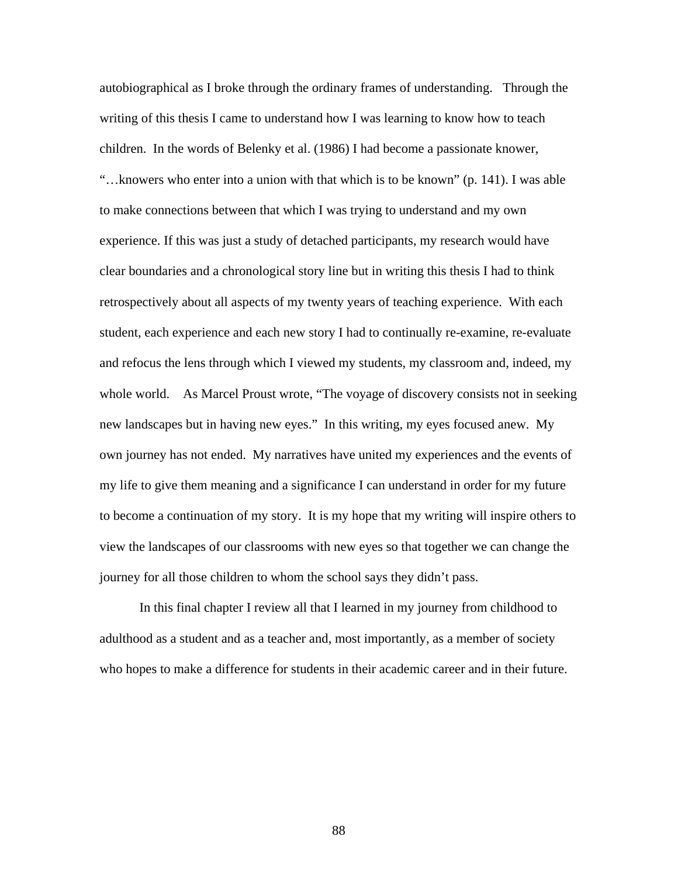autobiographical as I broke through the ordinary frames of understanding. Through the writing of this thesis I came to understand how I was learning to know how to teach children. In the words of Belenky et al. (1986) I had become a passionate knower, "…knowers who enter into a union with that which is to be known" (p. 141). I was able to make connections between that which I was trying to understand and my own experience. If this was just a study of detached participants, my research would have clear boundaries and a chronological story line but in writing this thesis I had to think retrospectively about all aspects of my twenty years of teaching experience. With each student, each experience and each new story I had to continually re-examine, re-evaluate and refocus the lens through which I viewed my students, my classroom and, indeed, my whole world. As Marcel Proust wrote, "The voyage of discovery consists not in seeking new landscapes but in having new eyes." In this writing, my eyes focused anew. My own journey has not ended. My narratives have united my experiences and the events of my life to give them meaning and a significance I can understand in order for my future to become a continuation of my story. It is my hope that my writing will inspire others to view the landscapes of our classrooms with new eyes so that together we can change the journey for all those children to whom the school says they didn't pass.

In this final chapter I review all that I learned in my journey from childhood to adulthood as a student and as a teacher and, most importantly, as a member of society who hopes to make a difference for students in their academic career and in their future.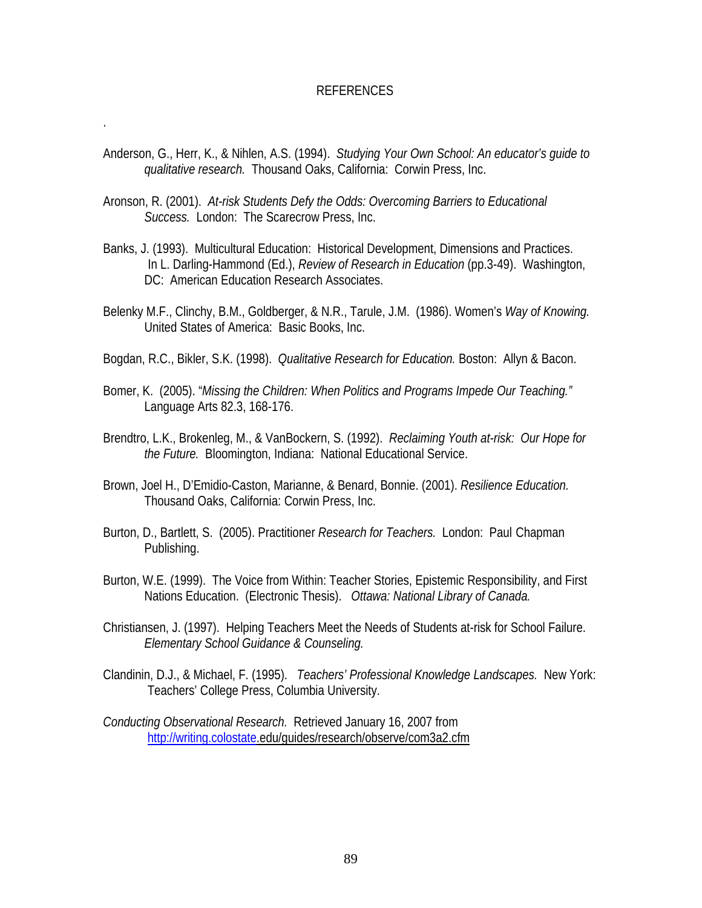# REFERENCES

.

Anderson, G., Herr, K., & Nihlen, A.S. (1994). *Studying Your Own School: An educator's guide to qualitative research.* Thousand Oaks, California: Corwin Press, Inc.

Aronson, R. (2001). *At-risk Students Defy the Odds: Overcoming Barriers to Educational Success.* London: The Scarecrow Press, Inc.

Banks, J. (1993). Multicultural Education: Historical Development, Dimensions and Practices. In L. Darling-Hammond (Ed.), *Review of Research in Education* (pp.3-49). Washington, DC: American Education Research Associates.

Belenky M.F., Clinchy, B.M., Goldberger, & N.R., Tarule, J.M. (1986). Women's *Way of Knowing.* United States of America: Basic Books, Inc.

Bogdan, R.C., Bikler, S.K. (1998). *Qualitative Research for Education.* Boston: Allyn & Bacon.

Bomer, K. (2005). "*Missing the Children: When Politics and Programs Impede Our Teaching."* Language Arts 82.3, 168-176.

Brendtro, L.K., Brokenleg, M., & VanBockern, S. (1992). *Reclaiming Youth at-risk: Our Hope for the Future.* Bloomington, Indiana: National Educational Service.

Brown, Joel H., D'Emidio-Caston, Marianne, & Benard, Bonnie. (2001). *Resilience Education.* Thousand Oaks, California: Corwin Press, Inc.

Burton, D., Bartlett, S. (2005). Practitioner *Research for Teachers.* London: Paul Chapman Publishing.

Burton, W.E. (1999). The Voice from Within: Teacher Stories, Epistemic Responsibility, and First Nations Education. (Electronic Thesis). *Ottawa: National Library of Canada.*

Christiansen, J. (1997). Helping Teachers Meet the Needs of Students at-risk for School Failure. *Elementary School Guidance & Counseling.*

Clandinin, D.J., & Michael, F. (1995). *Teachers' Professional Knowledge Landscapes.* New York: Teachers' College Press, Columbia University.

*Conducting Observational Research.* Retrieved January 16, 2007 from http://writing.colostate.edu/guides/research/observe/com3a2.cfm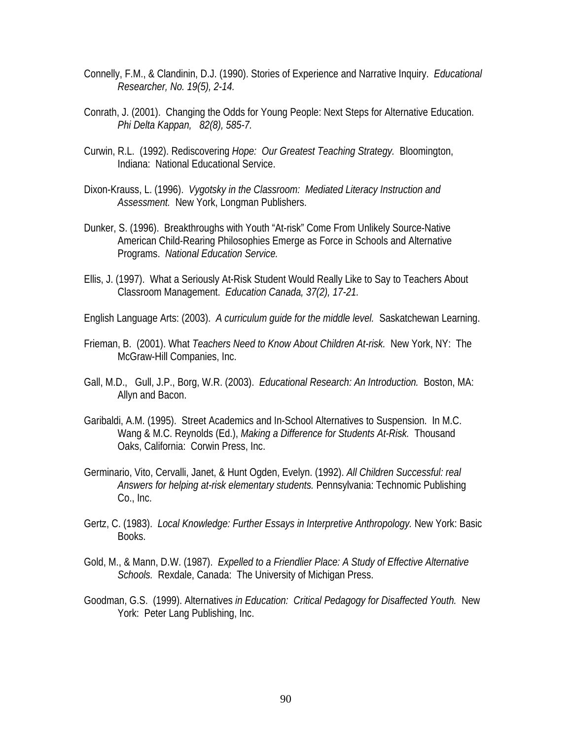Connelly, F.M., & Clandinin, D.J. (1990). Stories of Experience and Narrative Inquiry. *Educational Researcher, No. 19(5), 2-14.*

Conrath, J. (2001). Changing the Odds for Young People: Next Steps for Alternative Education. *Phi Delta Kappan, 82(8), 585-7.*

Curwin, R.L. (1992). Rediscovering *Hope: Our Greatest Teaching Strategy.* Bloomington, Indiana: National Educational Service.

Dixon-Krauss, L. (1996). *Vygotsky in the Classroom: Mediated Literacy Instruction and Assessment.* New York, Longman Publishers.

Dunker, S. (1996). Breakthroughs with Youth "At-risk" Come From Unlikely Source-Native American Child-Rearing Philosophies Emerge as Force in Schools and Alternative Programs. *National Education Service.*

Ellis, J. (1997). What a Seriously At-Risk Student Would Really Like to Say to Teachers About Classroom Management. *Education Canada, 37(2), 17-21.*

English Language Arts: (2003). *A curriculum guide for the middle level.* Saskatchewan Learning.

Frieman, B. (2001). What *Teachers Need to Know About Children At-risk.* New York, NY: The McGraw-Hill Companies, Inc.

Gall, M.D., Gull, J.P., Borg, W.R. (2003). *Educational Research: An Introduction.* Boston, MA: Allyn and Bacon.

Garibaldi, A.M. (1995). Street Academics and In-School Alternatives to Suspension. In M.C. Wang & M.C. Reynolds (Ed.), *Making a Difference for Students At-Risk.* Thousand Oaks, California: Corwin Press, Inc.

Germinario, Vito, Cervalli, Janet, & Hunt Ogden, Evelyn. (1992). *All Children Successful: real Answers for helping at-risk elementary students.* Pennsylvania: Technomic Publishing Co., Inc.

Gertz, C. (1983). *Local Knowledge: Further Essays in Interpretive Anthropology.* New York: Basic Books.

Gold, M., & Mann, D.W. (1987). *Expelled to a Friendlier Place: A Study of Effective Alternative Schools.* Rexdale, Canada: The University of Michigan Press.

Goodman, G.S. (1999). Alternatives *in Education: Critical Pedagogy for Disaffected Youth.* New York: Peter Lang Publishing, Inc.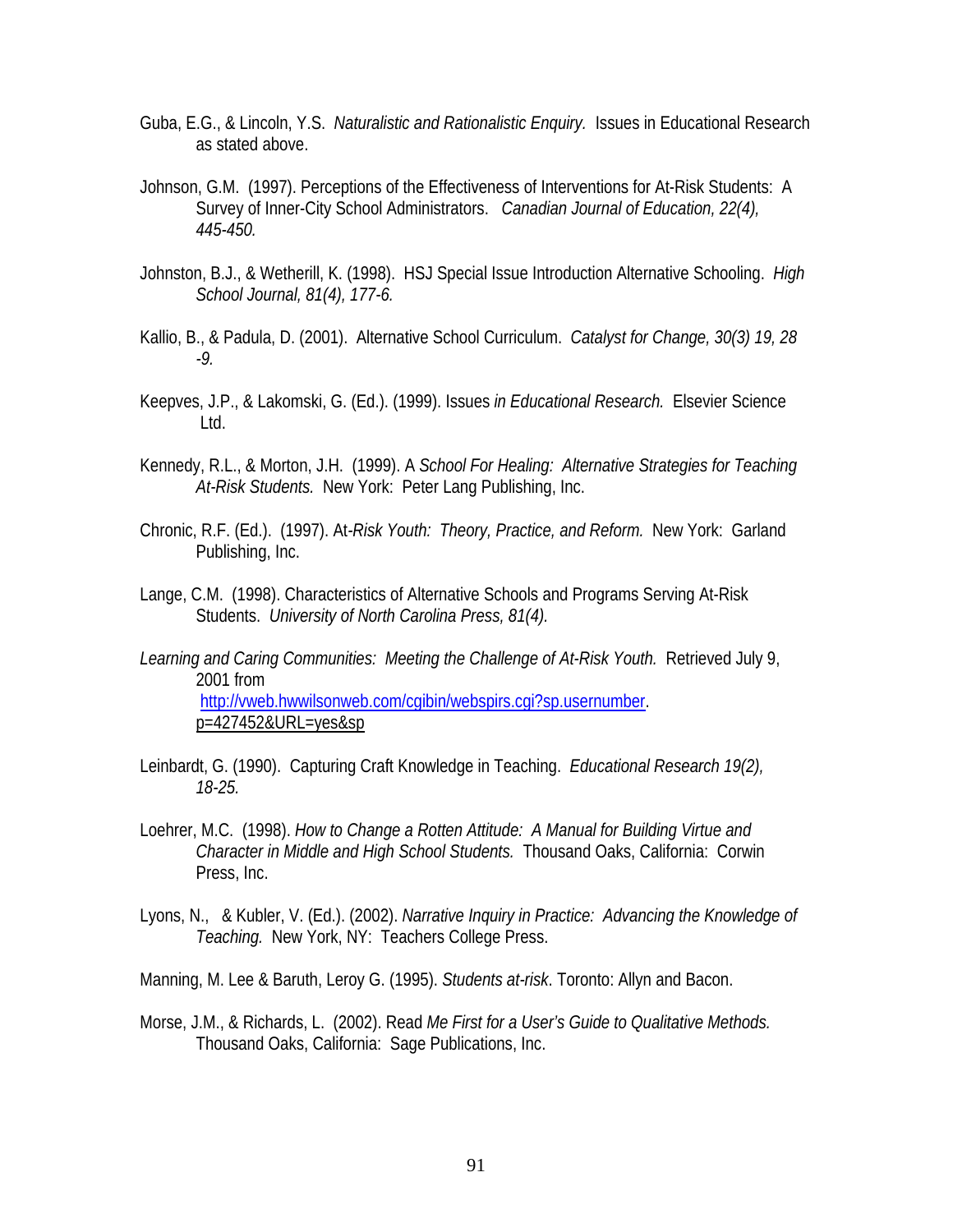Guba, E.G., & Lincoln, Y.S. *Naturalistic and Rationalistic Enquiry.* Issues in Educational Research as stated above.

Johnson, G.M. (1997). Perceptions of the Effectiveness of Interventions for At-Risk Students: A Survey of Inner-City School Administrators. *Canadian Journal of Education, 22(4), 445-450.*

Johnston, B.J., & Wetherill, K. (1998). HSJ Special Issue Introduction Alternative Schooling. *High School Journal, 81(4), 177-6.*

Kallio, B., & Padula, D. (2001). Alternative School Curriculum. *Catalyst for Change, 30(3) 19, 28 -9.*

Keepves, J.P., & Lakomski, G. (Ed.). (1999). Issues *in Educational Research.* Elsevier Science Ltd.

Kennedy, R.L., & Morton, J.H. (1999). A *School For Healing: Alternative Strategies for Teaching At-Risk Students.* New York: Peter Lang Publishing, Inc.

Chronic, R.F. (Ed.). (1997). At-*Risk Youth: Theory, Practice, and Reform.* New York: Garland Publishing, Inc.

Lange, C.M. (1998). Characteristics of Alternative Schools and Programs Serving At-Risk Students. *University of North Carolina Press, 81(4).*

*Learning and Caring Communities: Meeting the Challenge of At-Risk Youth.* Retrieved July 9, 2001 from [http://vweb.hwwilsonweb.com/cgibin/webspirs.cgi?sp.usernumber](http://vweb.hwwilsonweb.com/cgibin/webspirs.cgi?sp.usernumber). p=427452&URL=yes&sp

Leinbardt, G. (1990). Capturing Craft Knowledge in Teaching. *Educational Research 19(2), 18-25.*

Loehrer, M.C. (1998). *How to Change a Rotten Attitude: A Manual for Building Virtue and Character in Middle and High School Students.* Thousand Oaks, California: Corwin Press, Inc.

Lyons, N., & Kubler, V. (Ed.). (2002). *Narrative Inquiry in Practice: Advancing the Knowledge of Teaching.* New York, NY: Teachers College Press.

Manning, M. Lee & Baruth, Leroy G. (1995). *Students at-risk*. Toronto: Allyn and Bacon.

Morse, J.M., & Richards, L. (2002). Read *Me First for a User's Guide to Qualitative Methods.* Thousand Oaks, California: Sage Publications, Inc.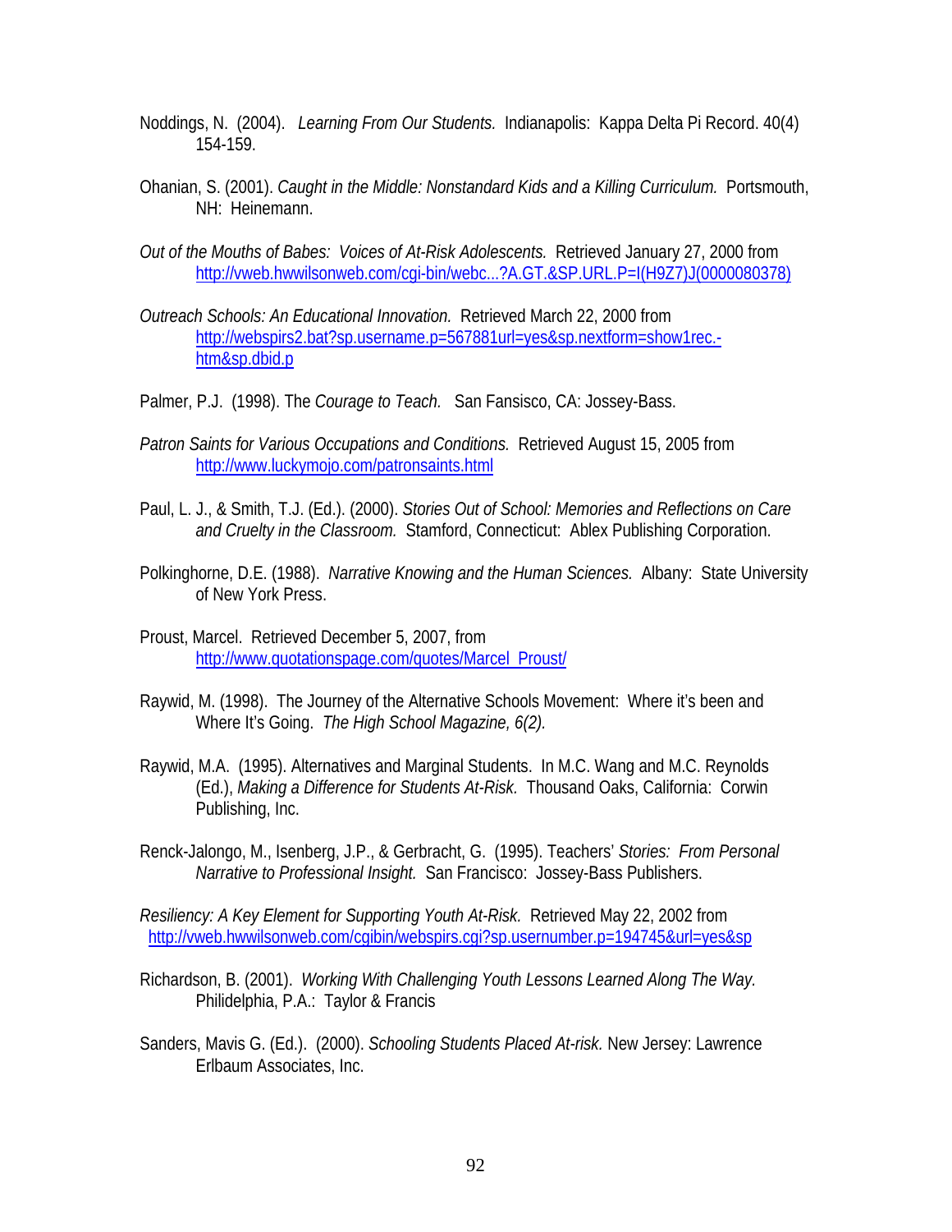Noddings, N. (2004). *Learning From Our Students.* Indianapolis: Kappa Delta Pi Record. 40(4) 154-159.

Ohanian, S. (2001). *Caught in the Middle: Nonstandard Kids and a Killing Curriculum.* Portsmouth, NH: Heinemann.

*Out of the Mouths of Babes: Voices of At-Risk Adolescents.* Retrieved January 27, 2000 from http://vweb.hwwilsonweb.com/cgi-bin/webc...?A.GT.&SP.URL.P=I(H9Z7)J(0000080378)

*Outreach Schools: An Educational Innovation.* Retrieved March 22, 2000 from http://webspirs2.bat?sp.username.p=567881url=yes&sp.nextform=show1rec.-htm&sp.dbid.p

Palmer, P.J. (1998). The *Courage to Teach.* San Fansisco, CA: Jossey-Bass.

*Patron Saints for Various Occupations and Conditions.* Retrieved August 15, 2005 from http://www.luckymojo.com/patronsaints.html

Paul, L. J., & Smith, T.J. (Ed.). (2000). *Stories Out of School: Memories and Reflections on Care and Cruelty in the Classroom.* Stamford, Connecticut: Ablex Publishing Corporation.

Polkinghorne, D.E. (1988). *Narrative Knowing and the Human Sciences.* Albany: State University of New York Press.

Proust, Marcel. Retrieved December 5, 2007, from http://www.quotationspage.com/quotes/Marcel_Proust/

Raywid, M. (1998). The Journey of the Alternative Schools Movement: Where it's been and Where It's Going. *The High School Magazine, 6(2).*

Raywid, M.A. (1995). Alternatives and Marginal Students. In M.C. Wang and M.C. Reynolds (Ed.), *Making a Difference for Students At-Risk.* Thousand Oaks, California: Corwin Publishing, Inc.

Renck-Jalongo, M., Isenberg, J.P., & Gerbracht, G. (1995). Teachers' *Stories: From Personal Narrative to Professional Insight.* San Francisco: Jossey-Bass Publishers.

*Resiliency: A Key Element for Supporting Youth At-Risk.* Retrieved May 22, 2002 from http://vweb.hwwilsonweb.com/cgibin/webspirs.cgi?sp.usernumber.p=194745&url=yes&sp

Richardson, B. (2001). *Working With Challenging Youth Lessons Learned Along The Way.* Philidelphia, P.A.: Taylor & Francis

Sanders, Mavis G. (Ed.). (2000). *Schooling Students Placed At-risk.* New Jersey: Lawrence Erlbaum Associates, Inc.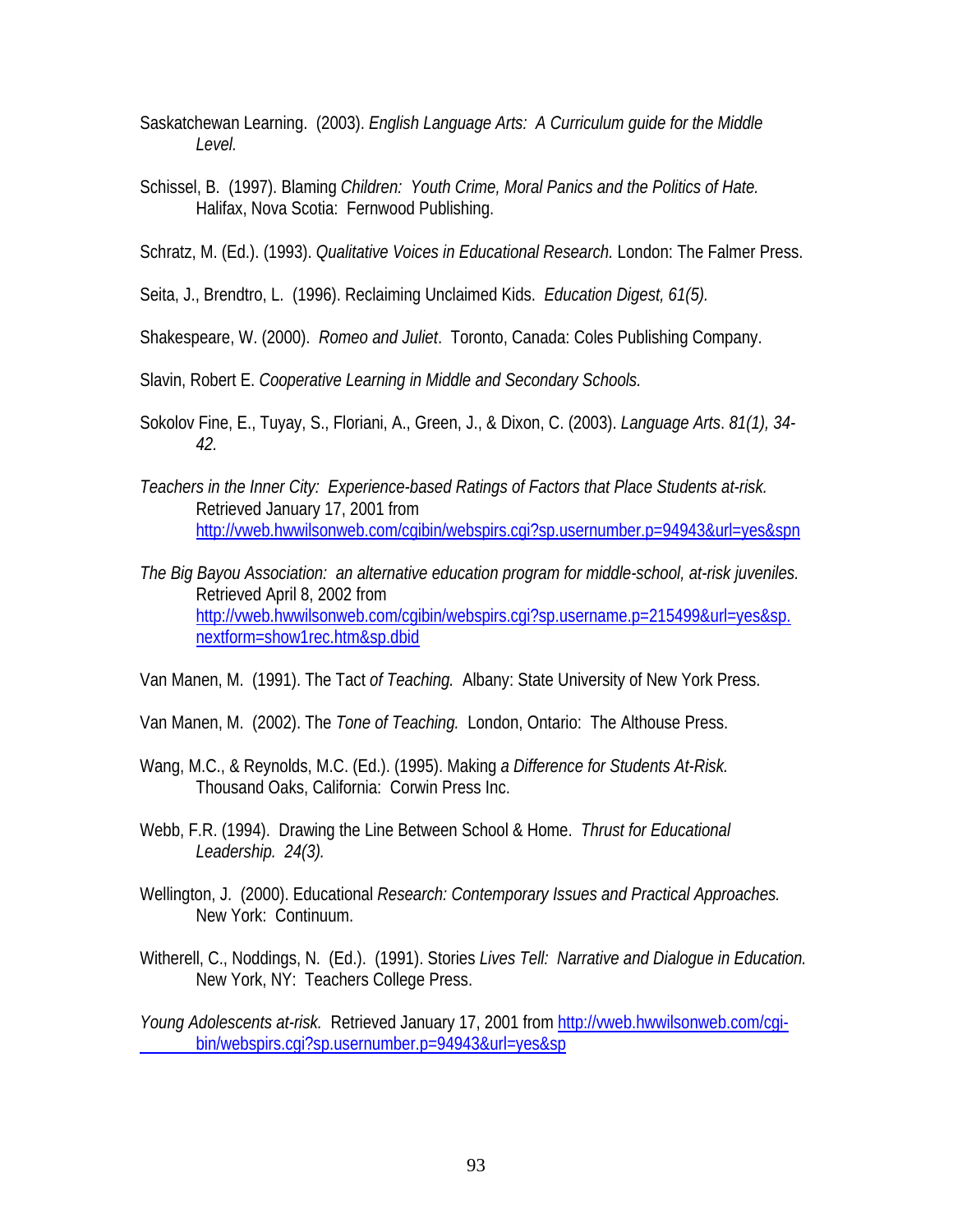Saskatchewan Learning. (2003). *English Language Arts: A Curriculum guide for the Middle Level.*

Schissel, B. (1997). Blaming *Children: Youth Crime, Moral Panics and the Politics of Hate.* Halifax, Nova Scotia: Fernwood Publishing.

Schratz, M. (Ed.). (1993). *Qualitative Voices in Educational Research.* London: The Falmer Press.

Seita, J., Brendtro, L. (1996). Reclaiming Unclaimed Kids. *Education Digest, 61(5).*

Shakespeare, W. (2000). *Romeo and Juliet*. Toronto, Canada: Coles Publishing Company.

Slavin, Robert E. *Cooperative Learning in Middle and Secondary Schools.*

Sokolov Fine, E., Tuyay, S., Floriani, A., Green, J., & Dixon, C. (2003). *Language Arts*. *81(1), 34-42.*

*Teachers in the Inner City: Experience-based Ratings of Factors that Place Students at-risk.* Retrieved January 17, 2001 from http://vweb.hwwilsonweb.com/cgibin/webspirs.cgi?sp.usernumber.p=94943&url=yes&spn

*The Big Bayou Association: an alternative education program for middle-school, at-risk juveniles.* Retrieved April 8, 2002 from http://vweb.hwwilsonweb.com/cgibin/webspirs.cgi?sp.username.p=215499&url=yes&sp.nextform=show1rec.htm&sp.dbid

Van Manen, M. (1991). The Tact *of Teaching.* Albany: State University of New York Press.

Van Manen, M. (2002). The *Tone of Teaching.* London, Ontario: The Althouse Press.

Wang, M.C., & Reynolds, M.C. (Ed.). (1995). Making *a Difference for Students At-Risk.* Thousand Oaks, California: Corwin Press Inc.

Webb, F.R. (1994). Drawing the Line Between School & Home. *Thrust for Educational Leadership. 24(3).*

Wellington, J. (2000). Educational *Research: Contemporary Issues and Practical Approaches.* New York: Continuum.

Witherell, C., Noddings, N. (Ed.). (1991). Stories *Lives Tell: Narrative and Dialogue in Education.* New York, NY: Teachers College Press.

*Young Adolescents at-risk.* Retrieved January 17, 2001 from http://vweb.hwwilsonweb.com/cgi-bin/webspirs.cgi?sp.usernumber.p=94943&url=yes&sp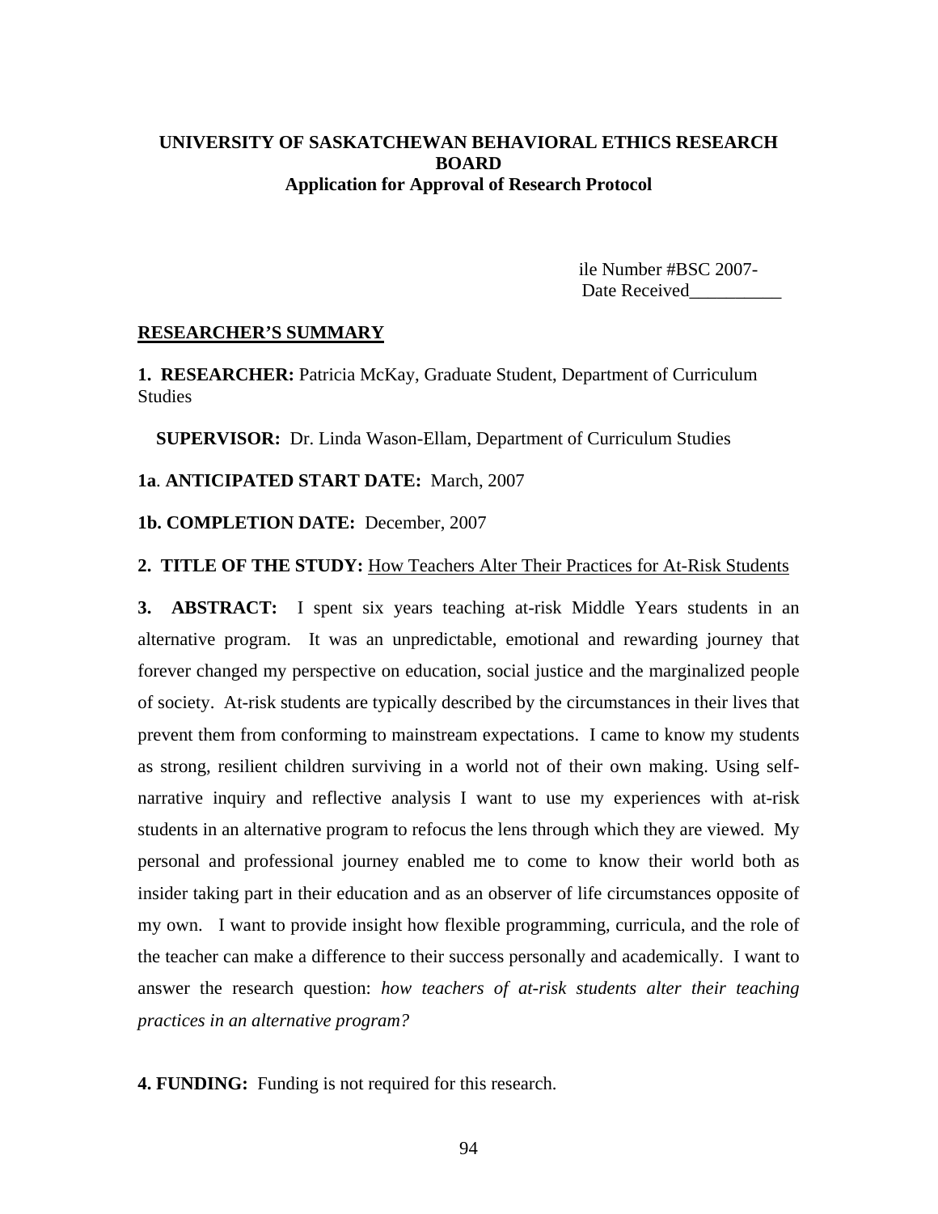**UNIVERSITY OF SASKATCHEWAN BEHAVIORAL ETHICS RESEARCH BOARD**
**Application for Approval of Research Protocol**

ile Number #BSC 2007-
Date Received__________

**RESEARCHER'S SUMMARY**

**1. RESEARCHER:** Patricia McKay, Graduate Student, Department of Curriculum Studies

**SUPERVISOR:** Dr. Linda Wason-Ellam, Department of Curriculum Studies

**1a**. **ANTICIPATED START DATE:** March, 2007

**1b. COMPLETION DATE:** December, 2007

**2. TITLE OF THE STUDY:** How Teachers Alter Their Practices for At-Risk Students

**3. ABSTRACT:** I spent six years teaching at-risk Middle Years students in an alternative program. It was an unpredictable, emotional and rewarding journey that forever changed my perspective on education, social justice and the marginalized people of society. At-risk students are typically described by the circumstances in their lives that prevent them from conforming to mainstream expectations. I came to know my students as strong, resilient children surviving in a world not of their own making. Using self-narrative inquiry and reflective analysis I want to use my experiences with at-risk students in an alternative program to refocus the lens through which they are viewed. My personal and professional journey enabled me to come to know their world both as insider taking part in their education and as an observer of life circumstances opposite of my own. I want to provide insight how flexible programming, curricula, and the role of the teacher can make a difference to their success personally and academically. I want to answer the research question: *how teachers of at-risk students alter their teaching practices in an alternative program?*

**4. FUNDING:** Funding is not required for this research.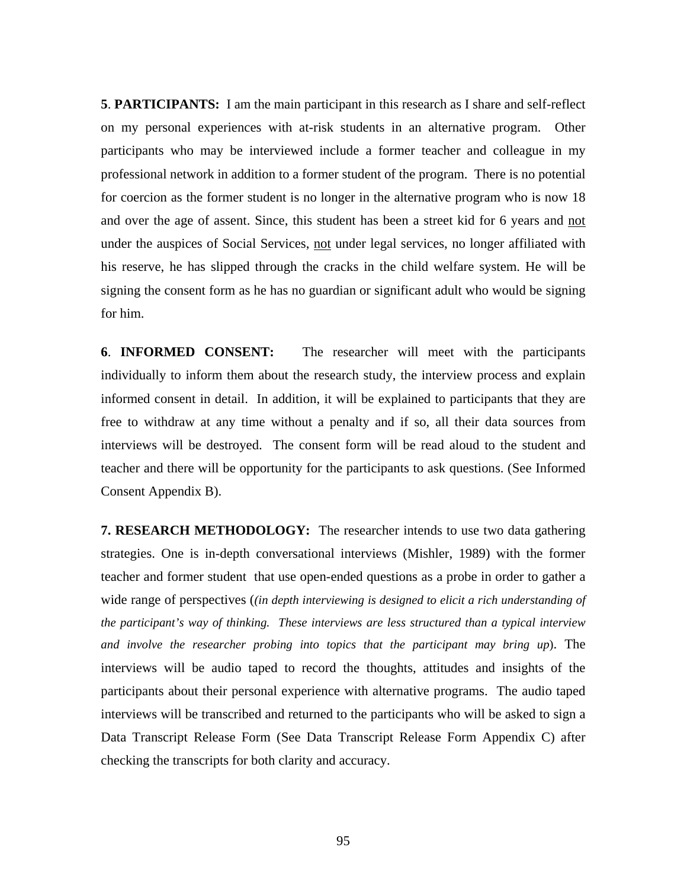**5**. **PARTICIPANTS:** I am the main participant in this research as I share and self-reflect on my personal experiences with at-risk students in an alternative program. Other participants who may be interviewed include a former teacher and colleague in my professional network in addition to a former student of the program. There is no potential for coercion as the former student is no longer in the alternative program who is now 18 and over the age of assent. Since, this student has been a street kid for 6 years and <u>not</u> under the auspices of Social Services, <u>not</u> under legal services, no longer affiliated with his reserve, he has slipped through the cracks in the child welfare system. He will be signing the consent form as he has no guardian or significant adult who would be signing for him.

**6**. **INFORMED CONSENT:** The researcher will meet with the participants individually to inform them about the research study, the interview process and explain informed consent in detail. In addition, it will be explained to participants that they are free to withdraw at any time without a penalty and if so, all their data sources from interviews will be destroyed. The consent form will be read aloud to the student and teacher and there will be opportunity for the participants to ask questions. (See Informed Consent Appendix B).

**7. RESEARCH METHODOLOGY:** The researcher intends to use two data gathering strategies. One is in-depth conversational interviews (Mishler, 1989) with the former teacher and former student that use open-ended questions as a probe in order to gather a wide range of perspectives (*(in depth interviewing is designed to elicit a rich understanding of the participant's way of thinking. These interviews are less structured than a typical interview and involve the researcher probing into topics that the participant may bring up*). The interviews will be audio taped to record the thoughts, attitudes and insights of the participants about their personal experience with alternative programs. The audio taped interviews will be transcribed and returned to the participants who will be asked to sign a Data Transcript Release Form (See Data Transcript Release Form Appendix C) after checking the transcripts for both clarity and accuracy.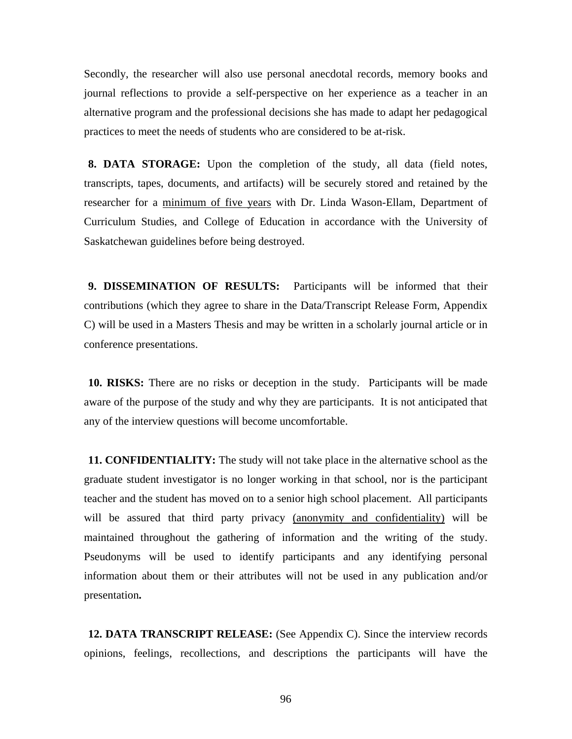Secondly, the researcher will also use personal anecdotal records, memory books and journal reflections to provide a self-perspective on her experience as a teacher in an alternative program and the professional decisions she has made to adapt her pedagogical practices to meet the needs of students who are considered to be at-risk.

**8. DATA STORAGE:** Upon the completion of the study, all data (field notes, transcripts, tapes, documents, and artifacts) will be securely stored and retained by the researcher for a <u>minimum of five years</u> with Dr. Linda Wason-Ellam, Department of Curriculum Studies, and College of Education in accordance with the University of Saskatchewan guidelines before being destroyed.

**9. DISSEMINATION OF RESULTS:** Participants will be informed that their contributions (which they agree to share in the Data/Transcript Release Form, Appendix C) will be used in a Masters Thesis and may be written in a scholarly journal article or in conference presentations.

**10. RISKS:** There are no risks or deception in the study. Participants will be made aware of the purpose of the study and why they are participants. It is not anticipated that any of the interview questions will become uncomfortable.

**11. CONFIDENTIALITY:** The study will not take place in the alternative school as the graduate student investigator is no longer working in that school, nor is the participant teacher and the student has moved on to a senior high school placement. All participants will be assured that third party privacy <u>(anonymity and confidentiality)</u> will be maintained throughout the gathering of information and the writing of the study. Pseudonyms will be used to identify participants and any identifying personal information about them or their attributes will not be used in any publication and/or presentation**.**

**12. DATA TRANSCRIPT RELEASE:** (See Appendix C). Since the interview records opinions, feelings, recollections, and descriptions the participants will have the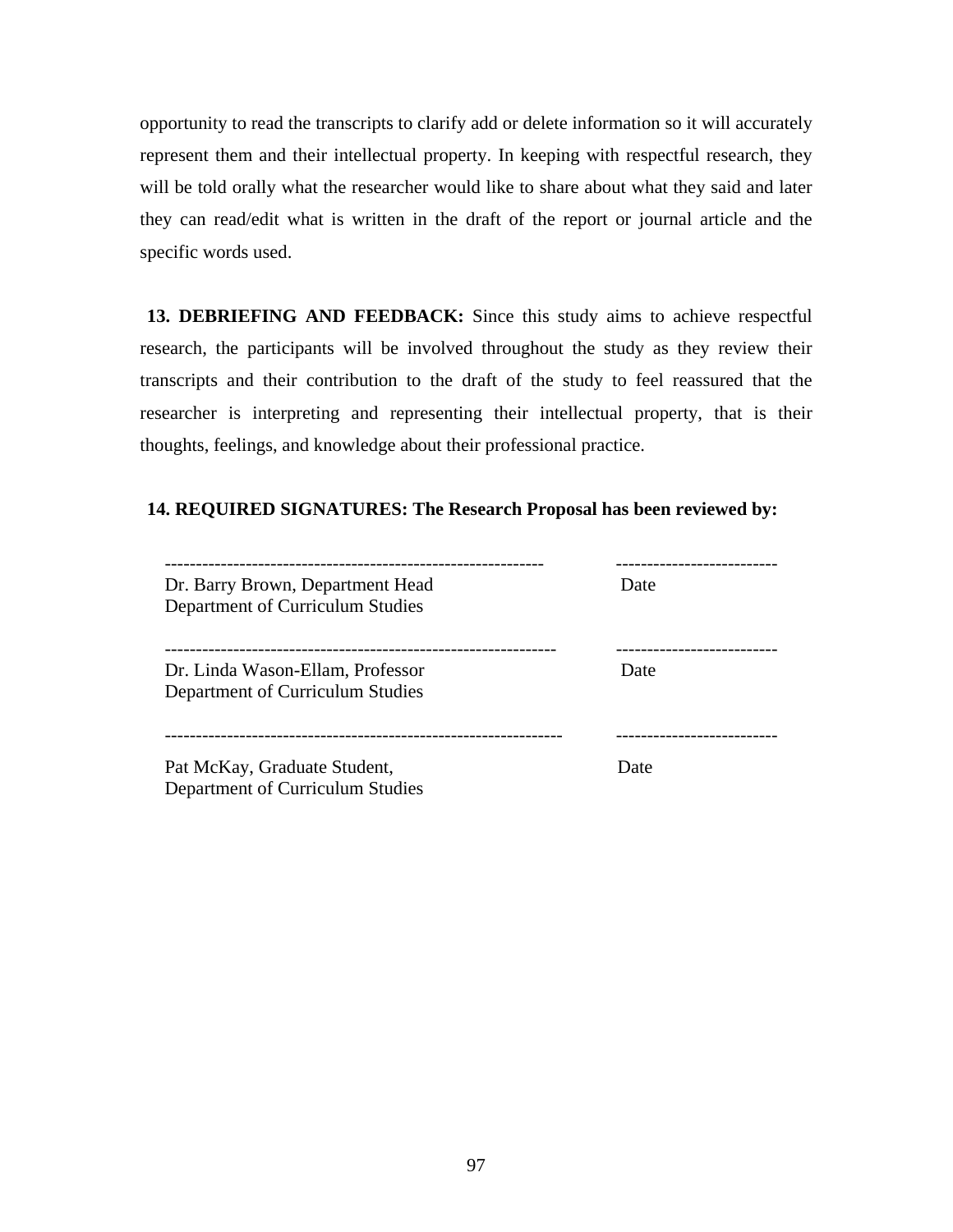opportunity to read the transcripts to clarify add or delete information so it will accurately represent them and their intellectual property. In keeping with respectful research, they will be told orally what the researcher would like to share about what they said and later they can read/edit what is written in the draft of the report or journal article and the specific words used.

**13. DEBRIEFING AND FEEDBACK:** Since this study aims to achieve respectful research, the participants will be involved throughout the study as they review their transcripts and their contribution to the draft of the study to feel reassured that the researcher is interpreting and representing their intellectual property, that is their thoughts, feelings, and knowledge about their professional practice.

**14. REQUIRED SIGNATURES: The Research Proposal has been reviewed by:**

------------------------------------------------------------ &nbsp;&nbsp;&nbsp;&nbsp;&nbsp;&nbsp;&nbsp;&nbsp;&nbsp;&nbsp; -------------------------
Dr. Barry Brown, Department Head &nbsp;&nbsp;&nbsp;&nbsp;&nbsp;&nbsp;&nbsp;&nbsp;&nbsp;&nbsp; Date
Department of Curriculum Studies

------------------------------------------------------------ &nbsp;&nbsp;&nbsp;&nbsp;&nbsp;&nbsp;&nbsp;&nbsp;&nbsp;&nbsp; -------------------------
Dr. Linda Wason-Ellam, Professor &nbsp;&nbsp;&nbsp;&nbsp;&nbsp;&nbsp;&nbsp;&nbsp;&nbsp;&nbsp; Date
Department of Curriculum Studies

------------------------------------------------------------ &nbsp;&nbsp;&nbsp;&nbsp;&nbsp;&nbsp;&nbsp;&nbsp;&nbsp;&nbsp; -------------------------
Pat McKay, Graduate Student, &nbsp;&nbsp;&nbsp;&nbsp;&nbsp;&nbsp;&nbsp;&nbsp;&nbsp;&nbsp; Date
Department of Curriculum Studies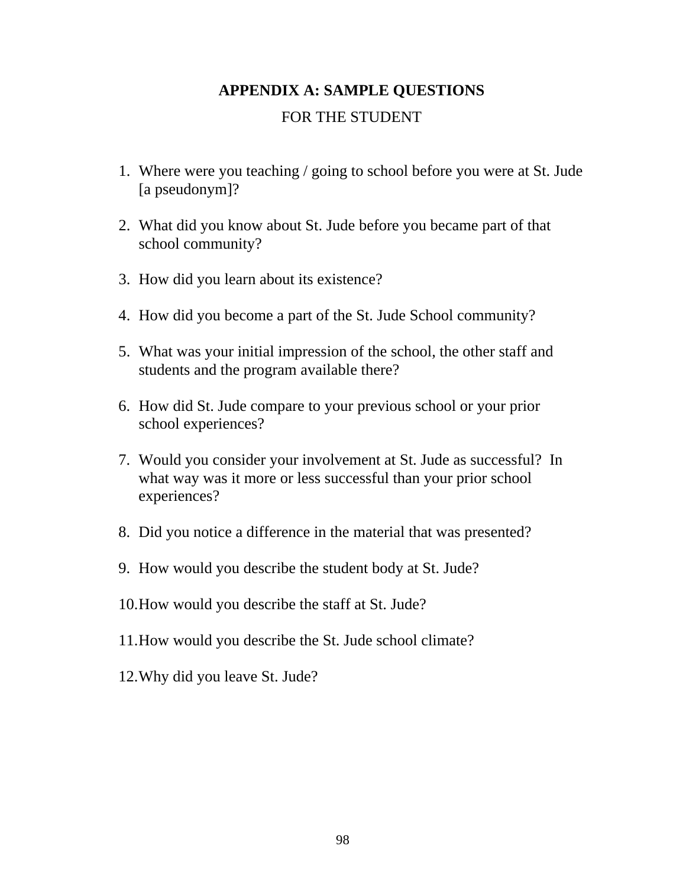# APPENDIX A: SAMPLE QUESTIONS

FOR THE STUDENT

1. Where were you teaching / going to school before you were at St. Jude [a pseudonym]?

2. What did you know about St. Jude before you became part of that school community?

3. How did you learn about its existence?

4. How did you become a part of the St. Jude School community?

5. What was your initial impression of the school, the other staff and students and the program available there?

6. How did St. Jude compare to your previous school or your prior school experiences?

7. Would you consider your involvement at St. Jude as successful? In what way was it more or less successful than your prior school experiences?

8. Did you notice a difference in the material that was presented?

9. How would you describe the student body at St. Jude?

10. How would you describe the staff at St. Jude?

11. How would you describe the St. Jude school climate?

12. Why did you leave St. Jude?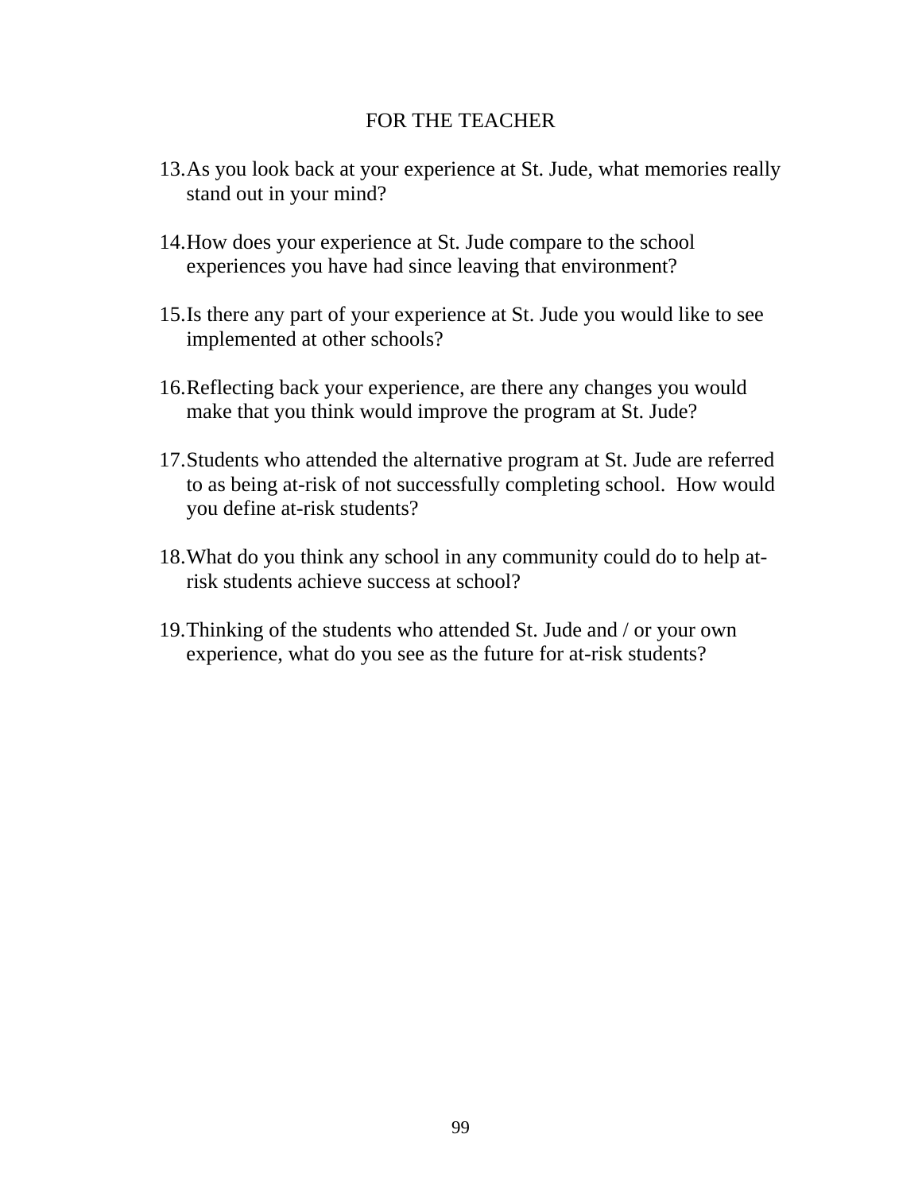## FOR THE TEACHER

13. As you look back at your experience at St. Jude, what memories really stand out in your mind?

14. How does your experience at St. Jude compare to the school experiences you have had since leaving that environment?

15. Is there any part of your experience at St. Jude you would like to see implemented at other schools?

16. Reflecting back your experience, are there any changes you would make that you think would improve the program at St. Jude?

17. Students who attended the alternative program at St. Jude are referred to as being at-risk of not successfully completing school. How would you define at-risk students?

18. What do you think any school in any community could do to help at-risk students achieve success at school?

19. Thinking of the students who attended St. Jude and / or your own experience, what do you see as the future for at-risk students?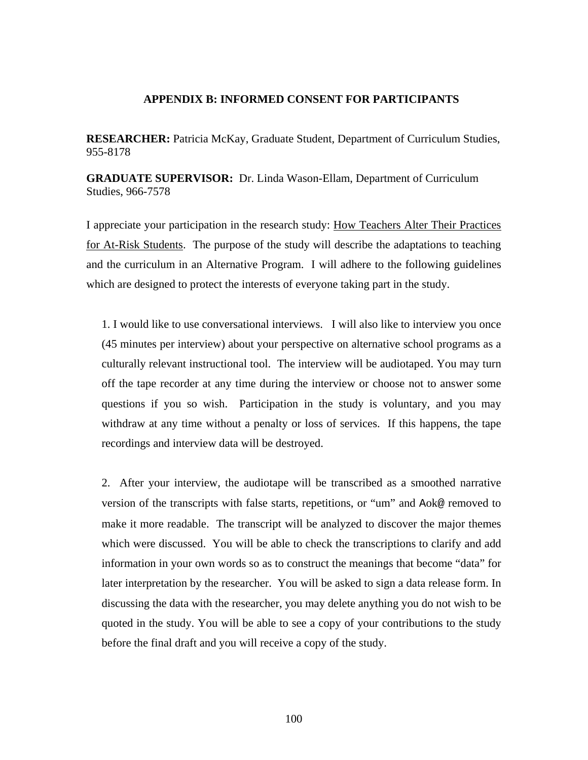## APPENDIX B: INFORMED CONSENT FOR PARTICIPANTS

**RESEARCHER:** Patricia McKay, Graduate Student, Department of Curriculum Studies, 955-8178

**GRADUATE SUPERVISOR:** Dr. Linda Wason-Ellam, Department of Curriculum Studies, 966-7578

I appreciate your participation in the research study: How Teachers Alter Their Practices for At-Risk Students. The purpose of the study will describe the adaptations to teaching and the curriculum in an Alternative Program. I will adhere to the following guidelines which are designed to protect the interests of everyone taking part in the study.

1. I would like to use conversational interviews. I will also like to interview you once (45 minutes per interview) about your perspective on alternative school programs as a culturally relevant instructional tool. The interview will be audiotaped. You may turn off the tape recorder at any time during the interview or choose not to answer some questions if you so wish. Participation in the study is voluntary, and you may withdraw at any time without a penalty or loss of services. If this happens, the tape recordings and interview data will be destroyed.

2. After your interview, the audiotape will be transcribed as a smoothed narrative version of the transcripts with false starts, repetitions, or "um" and Aok@ removed to make it more readable. The transcript will be analyzed to discover the major themes which were discussed. You will be able to check the transcriptions to clarify and add information in your own words so as to construct the meanings that become "data" for later interpretation by the researcher. You will be asked to sign a data release form. In discussing the data with the researcher, you may delete anything you do not wish to be quoted in the study. You will be able to see a copy of your contributions to the study before the final draft and you will receive a copy of the study.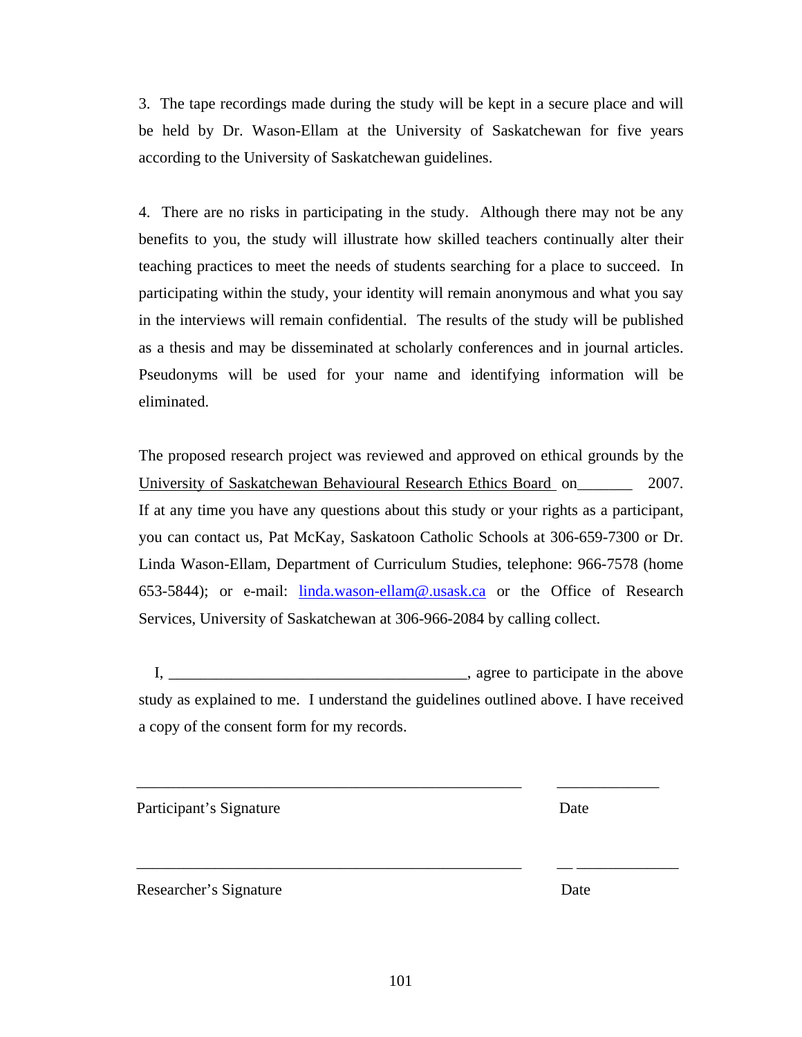3. The tape recordings made during the study will be kept in a secure place and will be held by Dr. Wason-Ellam at the University of Saskatchewan for five years according to the University of Saskatchewan guidelines.

4. There are no risks in participating in the study. Although there may not be any benefits to you, the study will illustrate how skilled teachers continually alter their teaching practices to meet the needs of students searching for a place to succeed. In participating within the study, your identity will remain anonymous and what you say in the interviews will remain confidential. The results of the study will be published as a thesis and may be disseminated at scholarly conferences and in journal articles. Pseudonyms will be used for your name and identifying information will be eliminated.

The proposed research project was reviewed and approved on ethical grounds by the University of Saskatchewan Behavioural Research Ethics Board on_______ 2007. If at any time you have any questions about this study or your rights as a participant, you can contact us, Pat McKay, Saskatoon Catholic Schools at 306-659-7300 or Dr. Linda Wason-Ellam, Department of Curriculum Studies, telephone: 966-7578 (home 653-5844); or e-mail: linda.wason-ellam@.usask.ca or the Office of Research Services, University of Saskatchewan at 306-966-2084 by calling collect.

I, ______________________________________, agree to participate in the above study as explained to me. I understand the guidelines outlined above. I have received a copy of the consent form for my records.

_________________________________________________ _____________

Participant's Signature Date

_________________________________________________ __ _____________

Researcher's Signature Date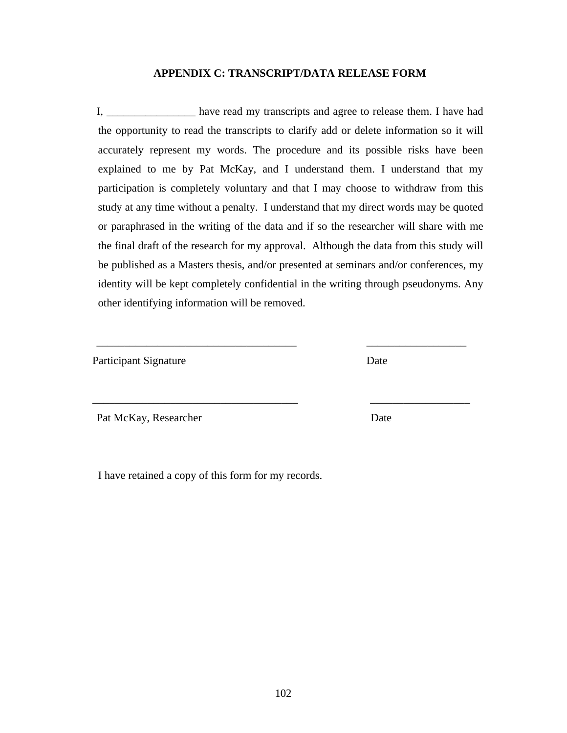## APPENDIX C: TRANSCRIPT/DATA RELEASE FORM

I, ________________ have read my transcripts and agree to release them. I have had the opportunity to read the transcripts to clarify add or delete information so it will accurately represent my words. The procedure and its possible risks have been explained to me by Pat McKay, and I understand them. I understand that my participation is completely voluntary and that I may choose to withdrew from this study at any time without a penalty. I understand that my direct words may be quoted or paraphrased in the writing of the data and if so the researcher will share with me the final draft of the research for my approval. Although the data from this study will be published as a Masters thesis, and/or presented at seminars and/or conferences, my identity will be kept completely confidential in the writing through pseudonyms. Any other identifying information will be removed.

____________________________________ ________________

Participant Signature Date

____________________________________ ________________

Pat McKay, Researcher Date

I have retained a copy of this form for my records.